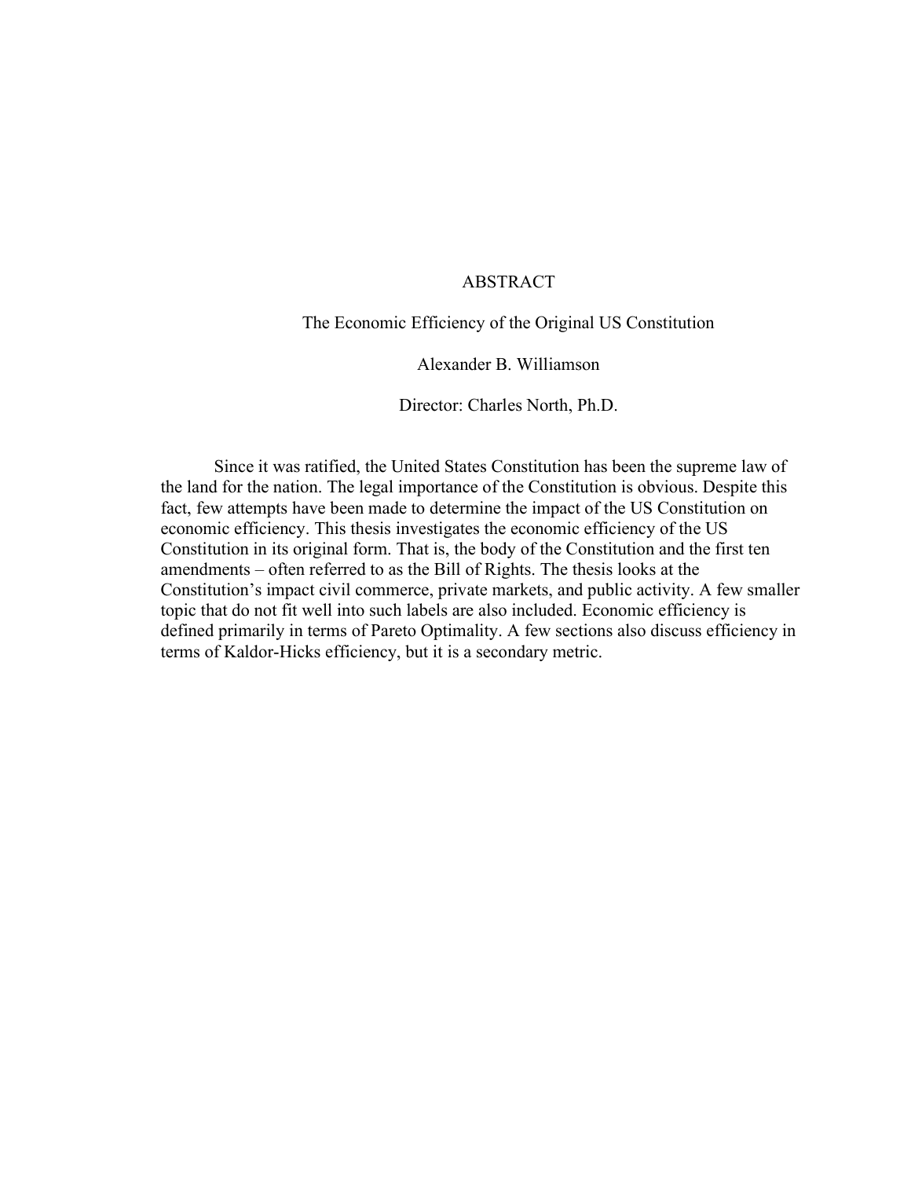# ABSTRACT

The Economic Efficiency of the Original US Constitution

Alexander B. Williamson

Director: Charles North, Ph.D.

Since it was ratified, the United States Constitution has been the supreme law of the land for the nation. The legal importance of the Constitution is obvious. Despite this fact, few attempts have been made to determine the impact of the US Constitution on economic efficiency. This thesis investigates the economic efficiency of the US Constitution in its original form. That is, the body of the Constitution and the first ten amendments – often referred to as the Bill of Rights. The thesis looks at the Constitution's impact civil commerce, private markets, and public activity. A few smaller topic that do not fit well into such labels are also included. Economic efficiency is defined primarily in terms of Pareto Optimality. A few sections also discuss efficiency in terms of Kaldor-Hicks efficiency, but it is a secondary metric.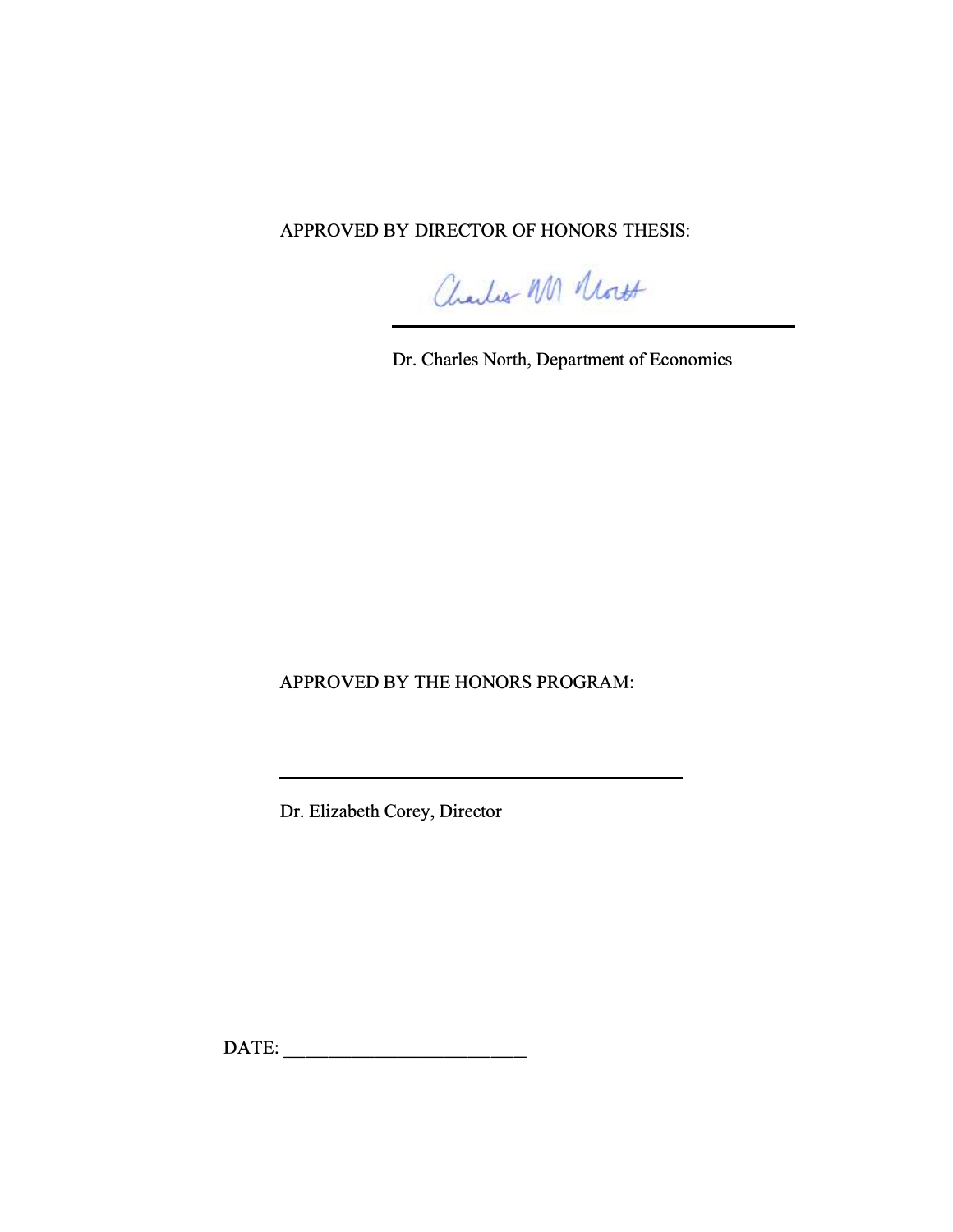APPROVED BY DIRECTOR OF HONORS THESIS:

Charles M North

______________________________________

Dr. Charles North, Department of Economics

APPROVED BY THE HONORS PROGRAM:

______________________________________

Dr. Elizabeth Corey, Director

DATE: ________________________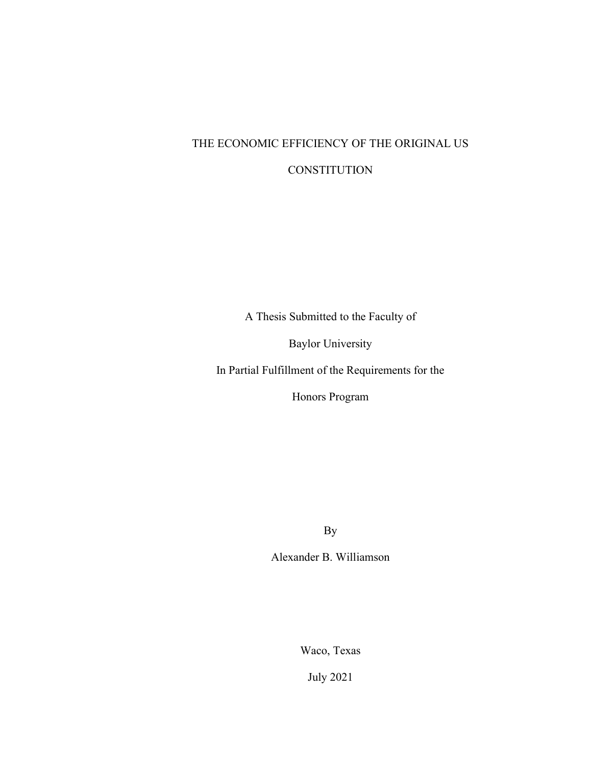# THE ECONOMIC EFFICIENCY OF THE ORIGINAL US CONSTITUTION

A Thesis Submitted to the Faculty of

Baylor University

In Partial Fulfillment of the Requirements for the

Honors Program

By

Alexander B. Williamson

Waco, Texas

July 2021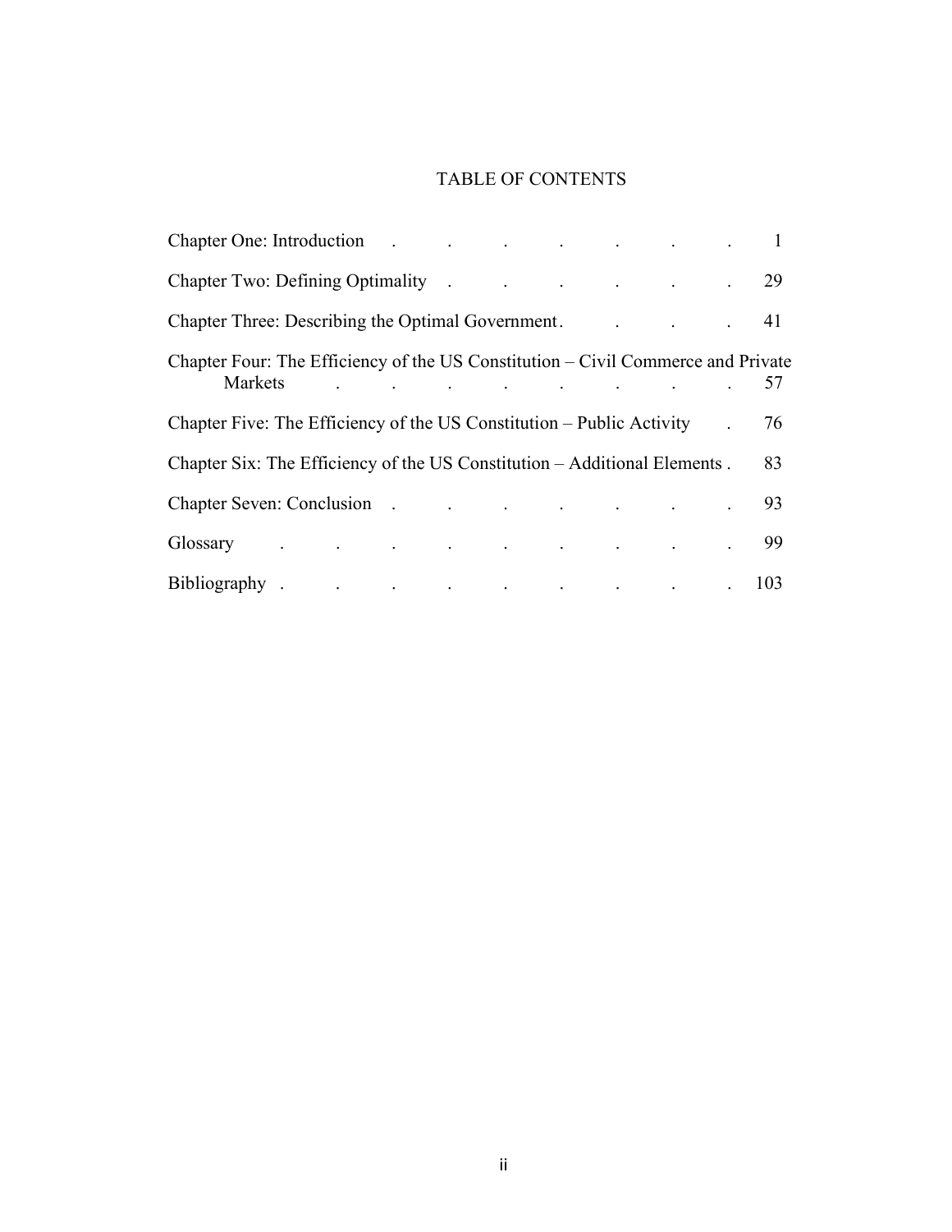# TABLE OF CONTENTS

| | |
|---|---|
| Chapter One: Introduction | 1 |
| Chapter Two: Defining Optimality | 29 |
| Chapter Three: Describing the Optimal Government | 41 |
| Chapter Four: The Efficiency of the US Constitution – Civil Commerce and Private Markets | 57 |
| Chapter Five: The Efficiency of the US Constitution – Public Activity | 76 |
| Chapter Six: The Efficiency of the US Constitution – Additional Elements | 83 |
| Chapter Seven: Conclusion | 93 |
| Glossary | 99 |
| Bibliography | 103 |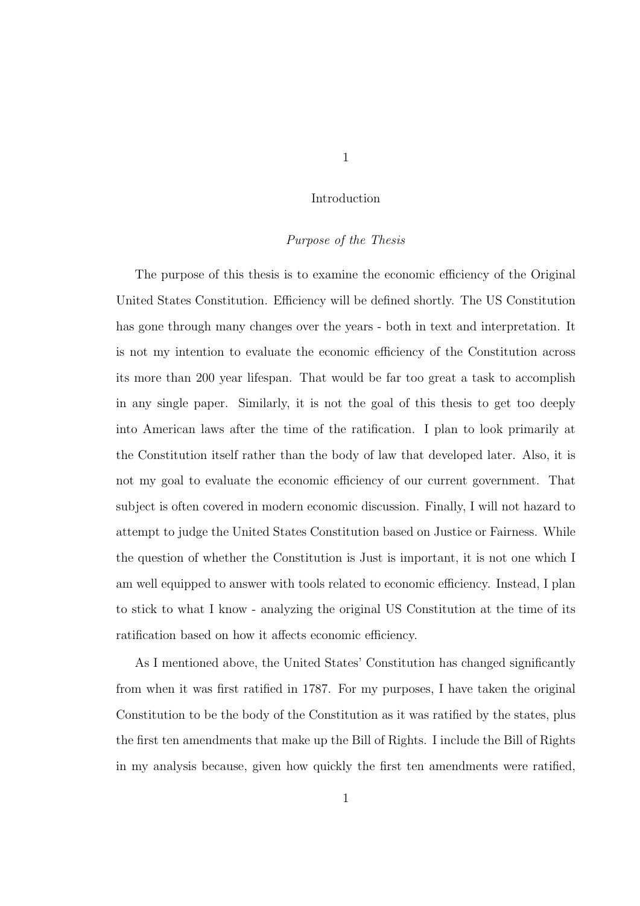# 1

## Introduction

### *Purpose of the Thesis*

The purpose of this thesis is to examine the economic efficiency of the Original United States Constitution. Efficiency will be defined shortly. The US Constitution has gone through many changes over the years - both in text and interpretation. It is not my intention to evaluate the economic efficiency of the Constitution across its more than 200 year lifespan. That would be far too great a task to accomplish in any single paper. Similarly, it is not the goal of this thesis to get too deeply into American laws after the time of the ratification. I plan to look primarily at the Constitution itself rather than the body of law that developed later. Also, it is not my goal to evaluate the economic efficiency of our current government. That subject is often covered in modern economic discussion. Finally, I will not hazard to attempt to judge the United States Constitution based on Justice or Fairness. While the question of whether the Constitution is Just is important, it is not one which I am well equipped to answer with tools related to economic efficiency. Instead, I plan to stick to what I know - analyzing the original US Constitution at the time of its ratification based on how it affects economic efficiency.

As I mentioned above, the United States' Constitution has changed significantly from when it was first ratified in 1787. For my purposes, I have taken the original Constitution to be the body of the Constitution as it was ratified by the states, plus the first ten amendments that make up the Bill of Rights. I include the Bill of Rights in my analysis because, given how quickly the first ten amendments were ratified,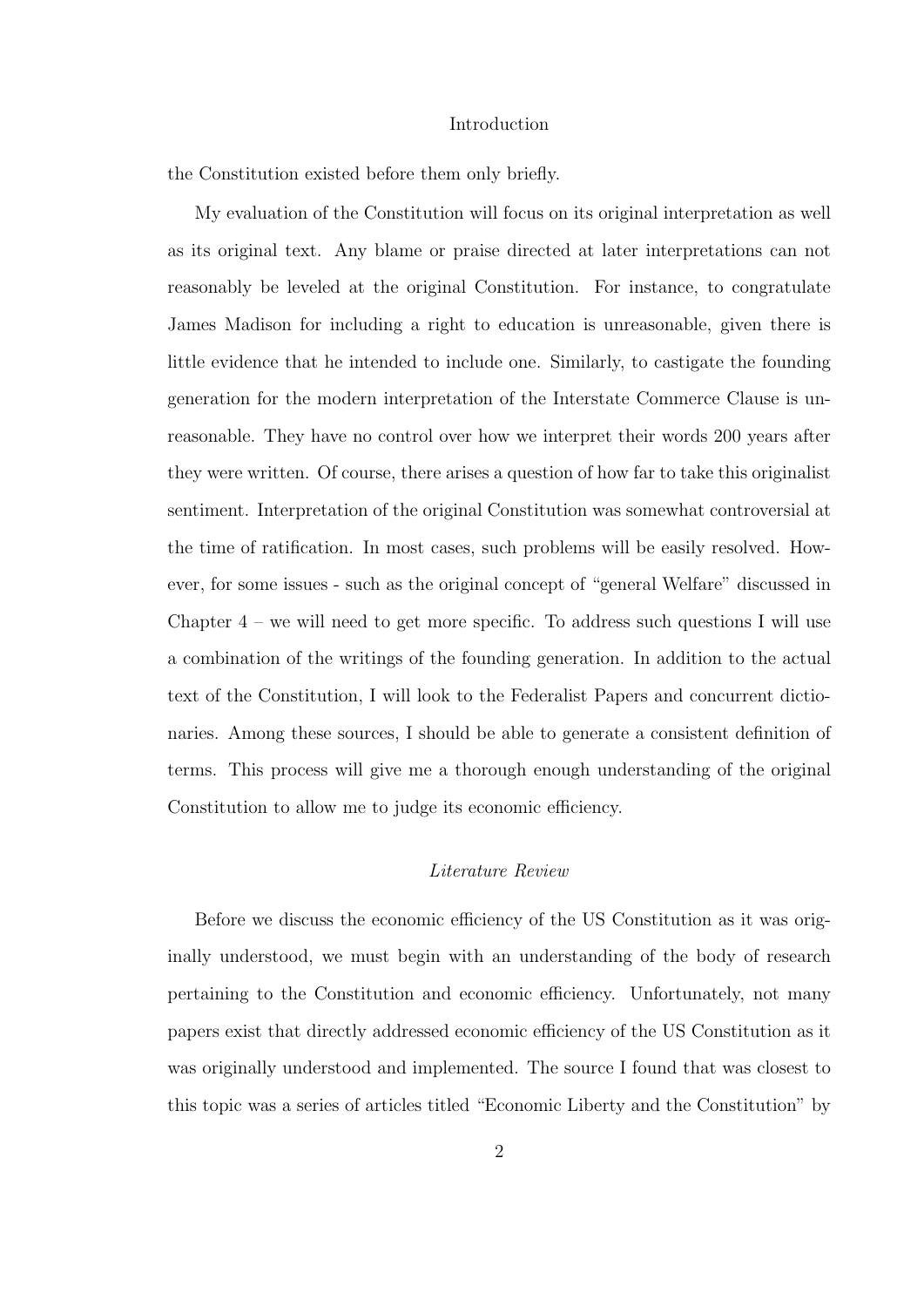the Constitution existed before them only briefly.

My evaluation of the Constitution will focus on its original interpretation as well as its original text. Any blame or praise directed at later interpretations can not reasonably be leveled at the original Constitution. For instance, to congratulate James Madison for including a right to education is unreasonable, given there is little evidence that he intended to include one. Similarly, to castigate the founding generation for the modern interpretation of the Interstate Commerce Clause is unreasonable. They have no control over how we interpret their words 200 years after they were written. Of course, there arises a question of how far to take this originalist sentiment. Interpretation of the original Constitution was somewhat controversial at the time of ratification. In most cases, such problems will be easily resolved. However, for some issues - such as the original concept of "general Welfare" discussed in Chapter 4 – we will need to get more specific. To address such questions I will use a combination of the writings of the founding generation. In addition to the actual text of the Constitution, I will look to the Federalist Papers and concurrent dictionaries. Among these sources, I should be able to generate a consistent definition of terms. This process will give me a thorough enough understanding of the original Constitution to allow me to judge its economic efficiency.

### *Literature Review*

Before we discuss the economic efficiency of the US Constitution as it was originally understood, we must begin with an understanding of the body of research pertaining to the Constitution and economic efficiency. Unfortunately, not many papers exist that directly addressed economic efficiency of the US Constitution as it was originally understood and implemented. The source I found that was closest to this topic was a series of articles titled "Economic Liberty and the Constitution" by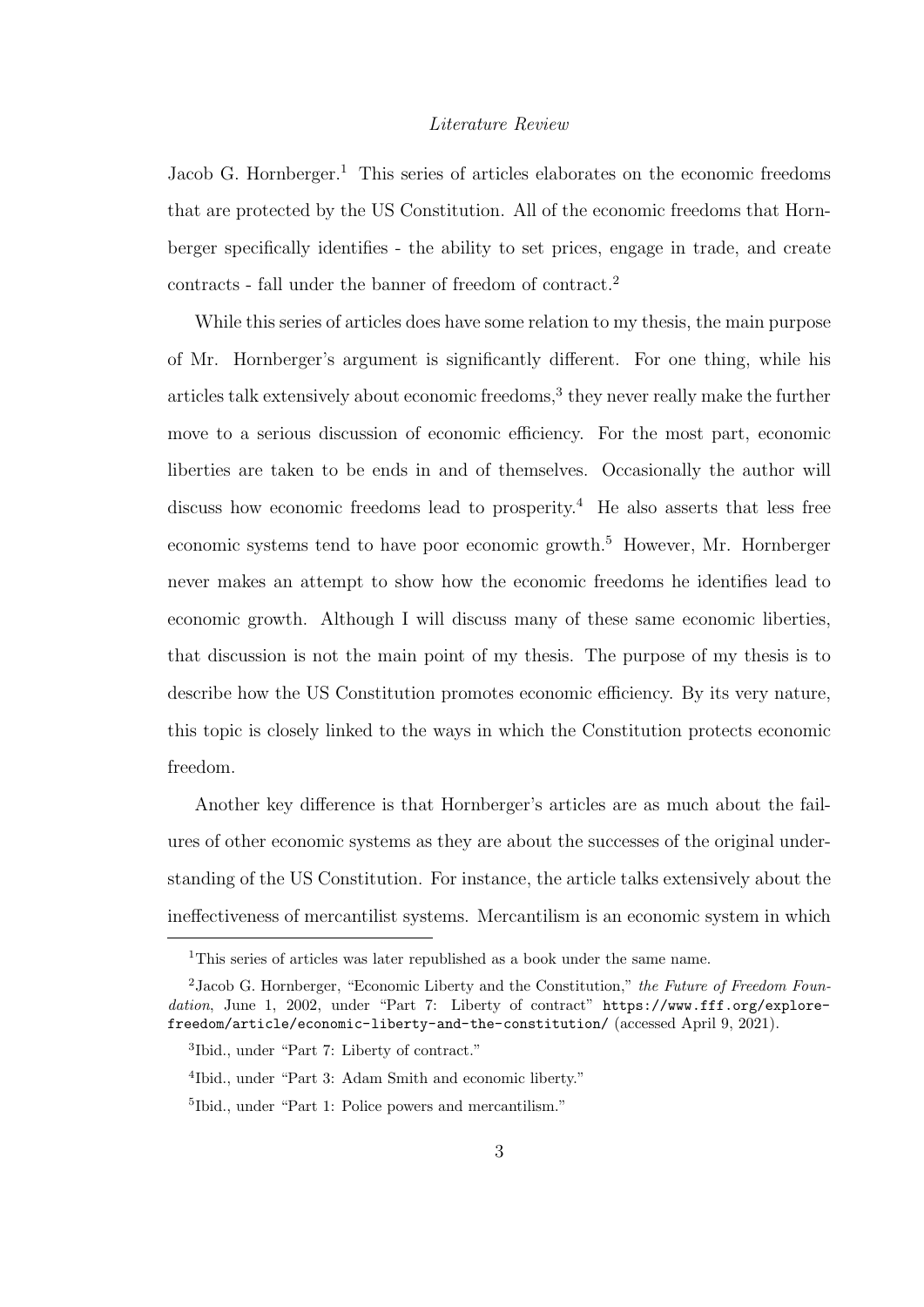Jacob G. Hornberger.[1] This series of articles elaborates on the economic freedoms that are protected by the US Constitution. All of the economic freedoms that Hornberger specifically identifies - the ability to set prices, engage in trade, and create contracts - fall under the banner of freedom of contract.[2]

While this series of articles does have some relation to my thesis, the main purpose of Mr. Hornberger's argument is significantly different. For one thing, while his articles talk extensively about economic freedoms,[3] they never really make the further move to a serious discussion of economic efficiency. For the most part, economic liberties are taken to be ends in and of themselves. Occasionally the author will discuss how economic freedoms lead to prosperity.[4] He also asserts that less free economic systems tend to have poor economic growth.[5] However, Mr. Hornberger never makes an attempt to show how the economic freedoms he identifies lead to economic growth. Although I will discuss many of these same economic liberties, that discussion is not the main point of my thesis. The purpose of my thesis is to describe how the US Constitution promotes economic efficiency. By its very nature, this topic is closely linked to the ways in which the Constitution protects economic freedom.

Another key difference is that Hornberger's articles are as much about the failures of other economic systems as they are about the successes of the original understanding of the US Constitution. For instance, the article talks extensively about the ineffectiveness of mercantilist systems. Mercantilism is an economic system in which

---

[1] This series of articles was later republished as a book under the same name.

[2] Jacob G. Hornberger, "Economic Liberty and the Constitution," *the Future of Freedom Foundation*, June 1, 2002, under "Part 7: Liberty of contract" `https://www.fff.org/explore-freedom/article/economic-liberty-and-the-constitution/` (accessed April 9, 2021).

[3] Ibid., under "Part 7: Liberty of contract."

[4] Ibid., under "Part 3: Adam Smith and economic liberty."

[5] Ibid., under "Part 1: Police powers and mercantilism."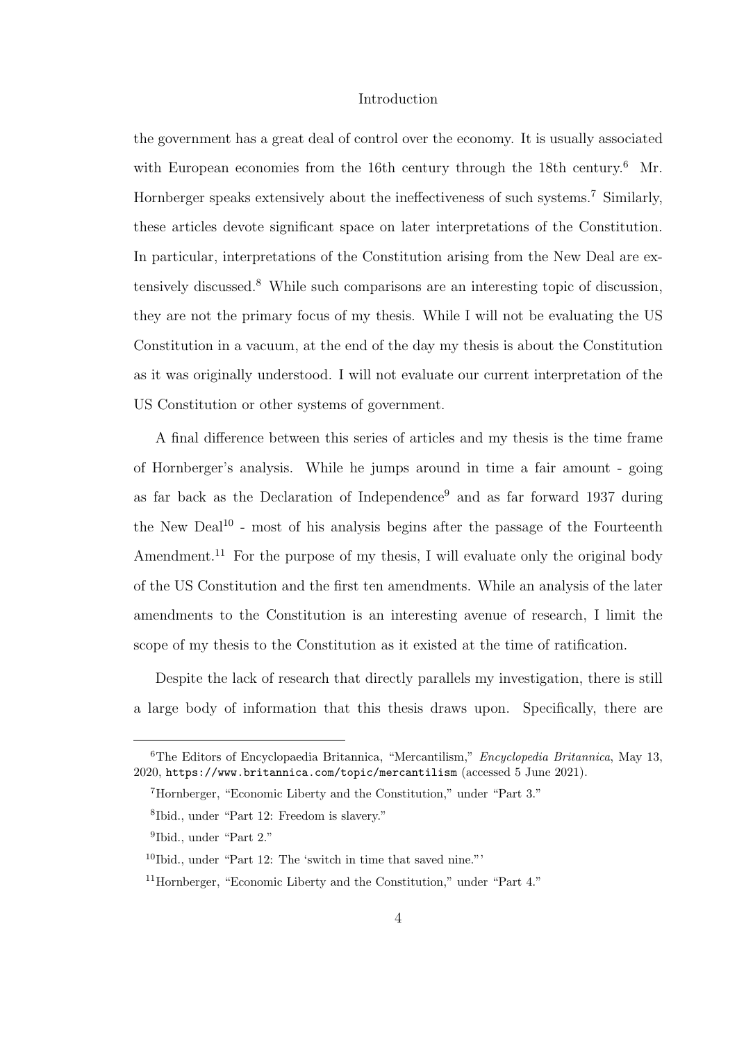the government has a great deal of control over the economy. It is usually associated with European economies from the 16th century through the 18th century.[6] Mr. Hornberger speaks extensively about the ineffectiveness of such systems.[7] Similarly, these articles devote significant space on later interpretations of the Constitution. In particular, interpretations of the Constitution arising from the New Deal are extensively discussed.[8] While such comparisons are an interesting topic of discussion, they are not the primary focus of my thesis. While I will not be evaluating the US Constitution in a vacuum, at the end of the day my thesis is about the Constitution as it was originally understood. I will not evaluate our current interpretation of the US Constitution or other systems of government.

A final difference between this series of articles and my thesis is the time frame of Hornberger's analysis. While he jumps around in time a fair amount - going as far back as the Declaration of Independence[9] and as far forward 1937 during the New Deal[10] - most of his analysis begins after the passage of the Fourteenth Amendment.[11] For the purpose of my thesis, I will evaluate only the original body of the US Constitution and the first ten amendments. While an analysis of the later amendments to the Constitution is an interesting avenue of research, I limit the scope of my thesis to the Constitution as it existed at the time of ratification.

Despite the lack of research that directly parallels my investigation, there is still a large body of information that this thesis draws upon. Specifically, there are

---

[6] The Editors of Encyclopaedia Britannica, "Mercantilism," *Encyclopedia Britannica*, May 13, 2020, https://www.britannica.com/topic/mercantilism (accessed 5 June 2021).

[7] Hornberger, "Economic Liberty and the Constitution," under "Part 3."

[8] Ibid., under "Part 12: Freedom is slavery."

[9] Ibid., under "Part 2."

[10] Ibid., under "Part 12: The 'switch in time that saved nine."'

[11] Hornberger, "Economic Liberty and the Constitution," under "Part 4."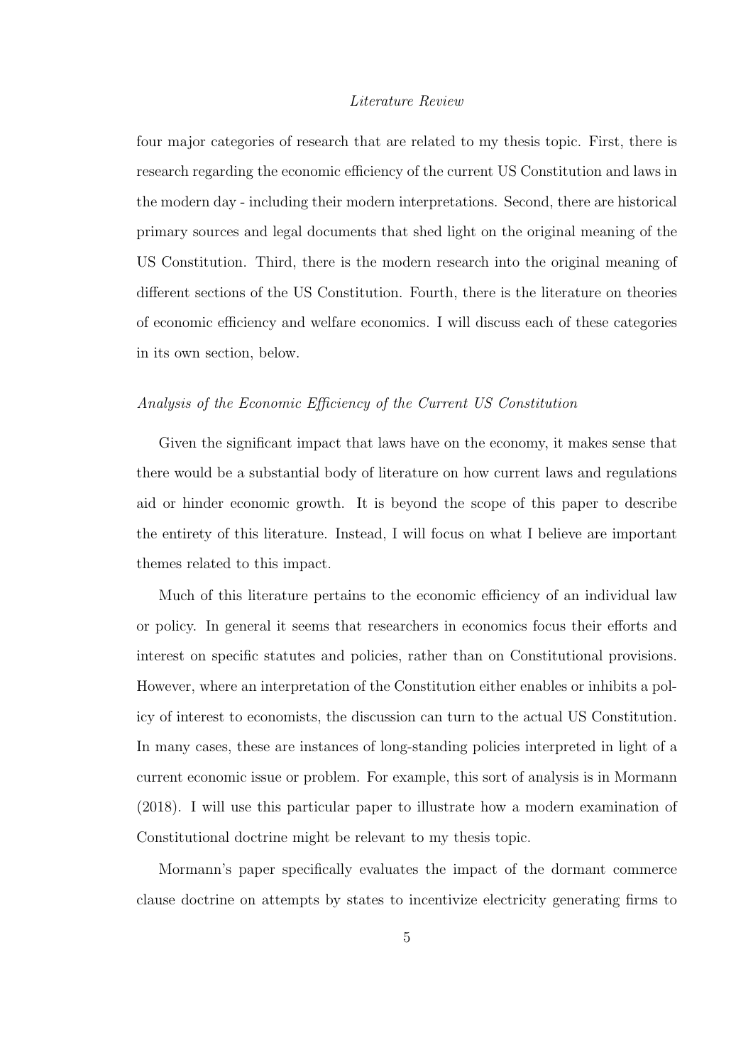four major categories of research that are related to my thesis topic. First, there is research regarding the economic efficiency of the current US Constitution and laws in the modern day - including their modern interpretations. Second, there are historical primary sources and legal documents that shed light on the original meaning of the US Constitution. Third, there is the modern research into the original meaning of different sections of the US Constitution. Fourth, there is the literature on theories of economic efficiency and welfare economics. I will discuss each of these categories in its own section, below.

*Analysis of the Economic Efficiency of the Current US Constitution*

Given the significant impact that laws have on the economy, it makes sense that there would be a substantial body of literature on how current laws and regulations aid or hinder economic growth. It is beyond the scope of this paper to describe the entirety of this literature. Instead, I will focus on what I believe are important themes related to this impact.

Much of this literature pertains to the economic efficiency of an individual law or policy. In general it seems that researchers in economics focus their efforts and interest on specific statutes and policies, rather than on Constitutional provisions. However, where an interpretation of the Constitution either enables or inhibits a policy of interest to economists, the discussion can turn to the actual US Constitution. In many cases, these are instances of long-standing policies interpreted in light of a current economic issue or problem. For example, this sort of analysis is in Mormann (2018). I will use this particular paper to illustrate how a modern examination of Constitutional doctrine might be relevant to my thesis topic.

Mormann's paper specifically evaluates the impact of the dormant commerce clause doctrine on attempts by states to incentivize electricity generating firms to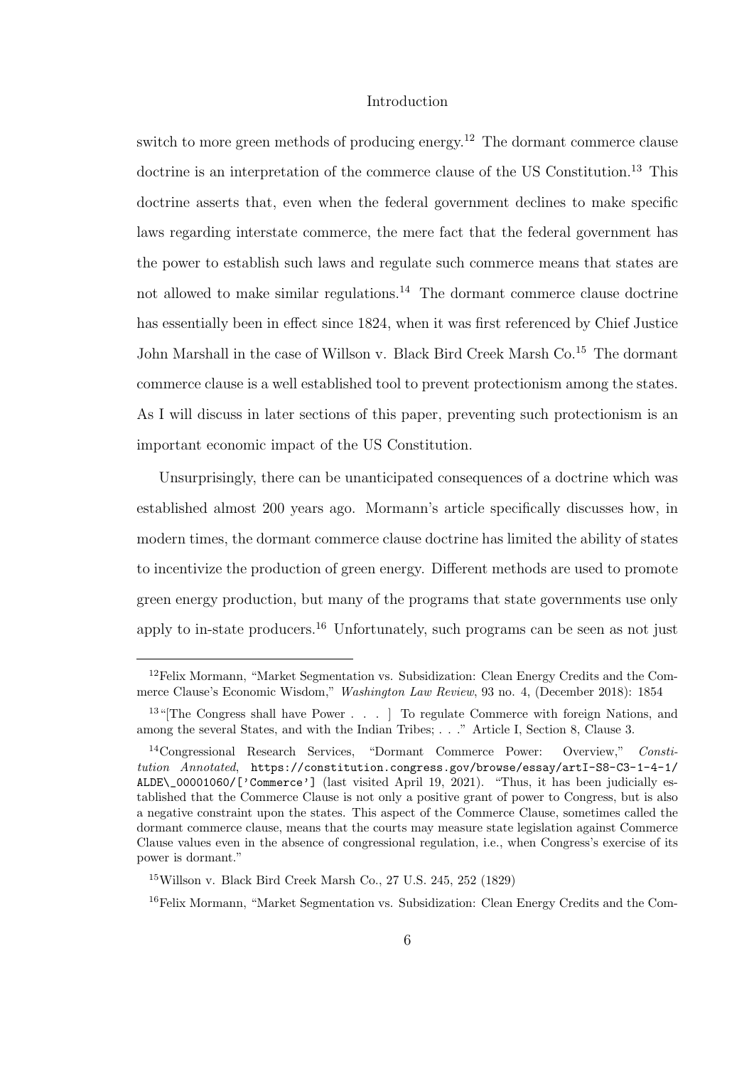switch to more green methods of producing energy.[12] The dormant commerce clause doctrine is an interpretation of the commerce clause of the US Constitution.[13] This doctrine asserts that, even when the federal government declines to make specific laws regarding interstate commerce, the mere fact that the federal government has the power to establish such laws and regulate such commerce means that states are not allowed to make similar regulations.[14] The dormant commerce clause doctrine has essentially been in effect since 1824, when it was first referenced by Chief Justice John Marshall in the case of Willson v. Black Bird Creek Marsh Co.[15] The dormant commerce clause is a well established tool to prevent protectionism among the states. As I will discuss in later sections of this paper, preventing such protectionism is an important economic impact of the US Constitution.

Unsurprisingly, there can be unanticipated consequences of a doctrine which was established almost 200 years ago. Mormann's article specifically discusses how, in modern times, the dormant commerce clause doctrine has limited the ability of states to incentivize the production of green energy. Different methods are used to promote green energy production, but many of the programs that state governments use only apply to in-state producers.[16] Unfortunately, such programs can be seen as not just

---

[12] Felix Mormann, "Market Segmentation vs. Subsidization: Clean Energy Credits and the Commerce Clause's Economic Wisdom," *Washington Law Review*, 93 no. 4, (December 2018): 1854

[13] "[The Congress shall have Power . . . ] To regulate Commerce with foreign Nations, and among the several States, and with the Indian Tribes; . . ." Article I, Section 8, Clause 3.

[14] Congressional Research Services, "Dormant Commerce Power: Overview," *Constitution Annotated*, `https://constitution.congress.gov/browse/essay/artI-S8-C3-1-4-1/ALDE\_00001060/['Commerce']` (last visited April 19, 2021). "Thus, it has been judicially established that the Commerce Clause is not only a positive grant of power to Congress, but is also a negative constraint upon the states. This aspect of the Commerce Clause, sometimes called the dormant commerce clause, means that the courts may measure state legislation against Commerce Clause values even in the absence of congressional regulation, i.e., when Congress's exercise of its power is dormant."

[15] Willson v. Black Bird Creek Marsh Co., 27 U.S. 245, 252 (1829)

[16] Felix Mormann, "Market Segmentation vs. Subsidization: Clean Energy Credits and the Com-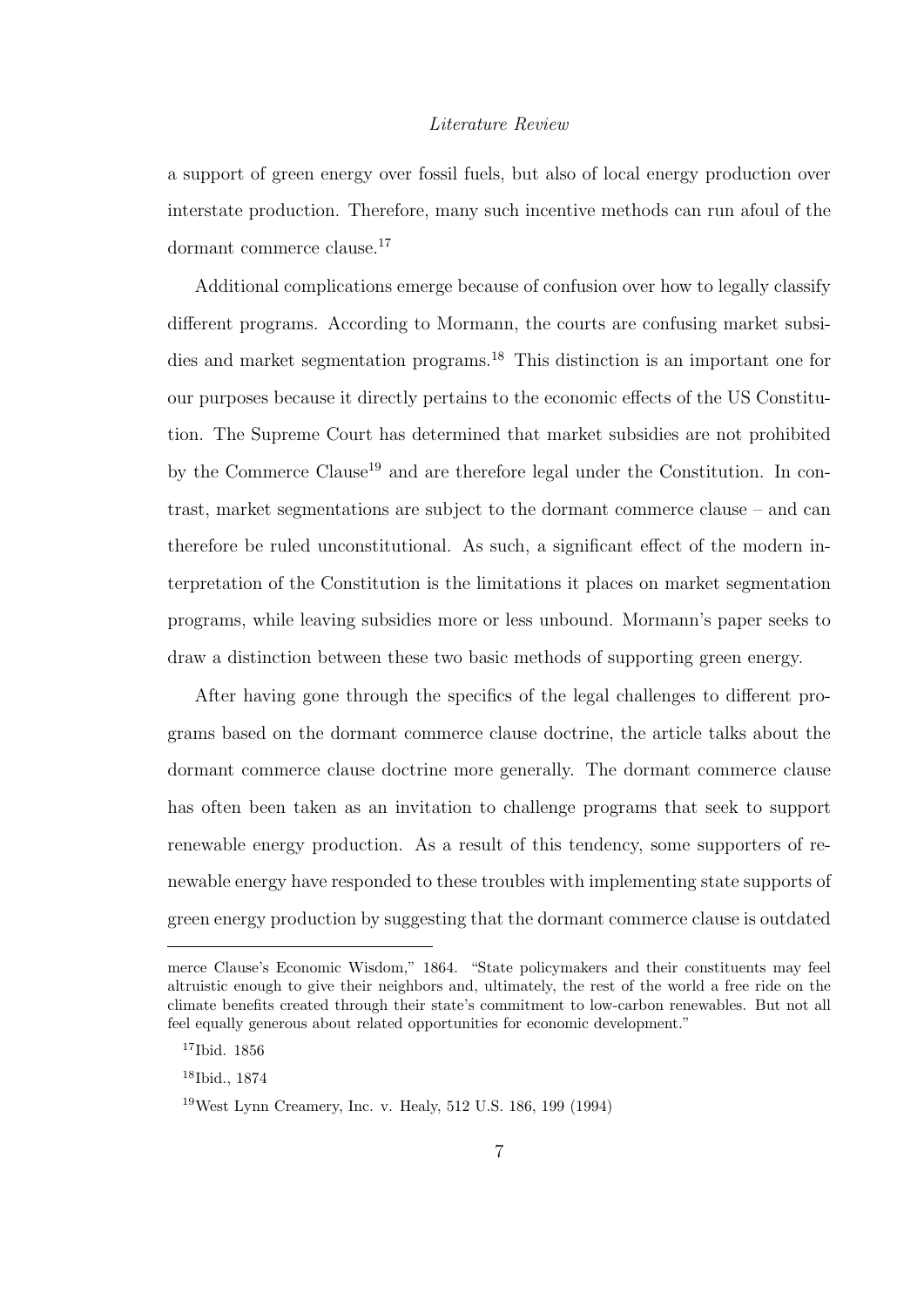a support of green energy over fossil fuels, but also of local energy production over interstate production. Therefore, many such incentive methods can run afoul of the dormant commerce clause.[17]

Additional complications emerge because of confusion over how to legally classify different programs. According to Mormann, the courts are confusing market subsidies and market segmentation programs.[18] This distinction is an important one for our purposes because it directly pertains to the economic effects of the US Constitution. The Supreme Court has determined that market subsidies are not prohibited by the Commerce Clause[19] and are therefore legal under the Constitution. In contrast, market segmentations are subject to the dormant commerce clause – and can therefore be ruled unconstitutional. As such, a significant effect of the modern interpretation of the Constitution is the limitations it places on market segmentation programs, while leaving subsidies more or less unbound. Mormann's paper seeks to draw a distinction between these two basic methods of supporting green energy.

After having gone through the specifics of the legal challenges to different programs based on the dormant commerce clause doctrine, the article talks about the dormant commerce clause doctrine more generally. The dormant commerce clause has often been taken as an invitation to challenge programs that seek to support renewable energy production. As a result of this tendency, some supporters of renewable energy have responded to these troubles with implementing state supports of green energy production by suggesting that the dormant commerce clause is outdated

---

merce Clause's Economic Wisdom," 1864. "State policymakers and their constituents may feel altruistic enough to give their neighbors and, ultimately, the rest of the world a free ride on the climate benefits created through their state's commitment to low-carbon renewables. But not all feel equally generous about related opportunities for economic development."

[17] Ibid. 1856

[18] Ibid., 1874

[19] West Lynn Creamery, Inc. v. Healy, 512 U.S. 186, 199 (1994)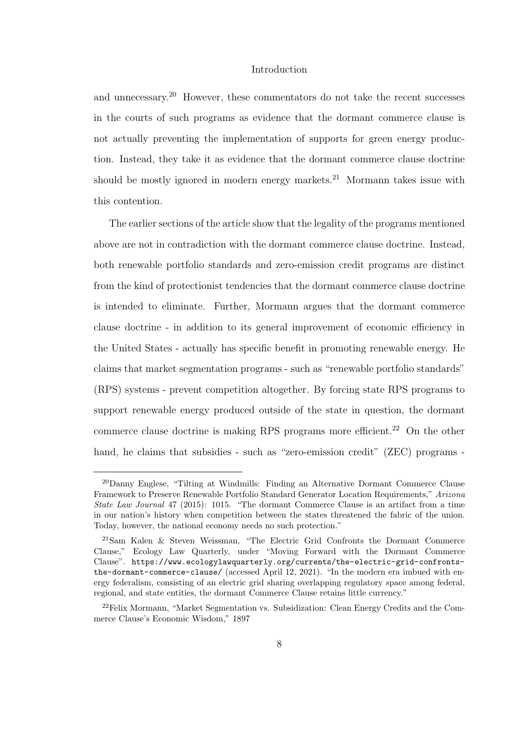and unnecessary.[20] However, these commentators do not take the recent successes in the courts of such programs as evidence that the dormant commerce clause is not actually preventing the implementation of supports for green energy production. Instead, they take it as evidence that the dormant commerce clause doctrine should be mostly ignored in modern energy markets.[21] Mormann takes issue with this contention.

The earlier sections of the article show that the legality of the programs mentioned above are not in contradiction with the dormant commerce clause doctrine. Instead, both renewable portfolio standards and zero-emission credit programs are distinct from the kind of protectionist tendencies that the dormant commerce clause doctrine is intended to eliminate. Further, Mormann argues that the dormant commerce clause doctrine - in addition to its general improvement of economic efficiency in the United States - actually has specific benefit in promoting renewable energy. He claims that market segmentation programs - such as "renewable portfolio standards" (RPS) systems - prevent competition altogether. By forcing state RPS programs to support renewable energy produced outside of the state in question, the dormant commerce clause doctrine is making RPS programs more efficient.[22] On the other hand, he claims that subsidies - such as "zero-emission credit" (ZEC) programs -

---

[20] Danny Englese, "Tilting at Windmills: Finding an Alternative Dormant Commerce Clause Framework to Preserve Renewable Portfolio Standard Generator Location Requirements," *Arizona State Law Journal* 47 (2015): 1015. "The dormant Commerce Clause is an artifact from a time in our nation's history when competition between the states threatened the fabric of the union. Today, however, the national economy needs no such protection."

[21] Sam Kalen & Steven Weissman, "The Electric Grid Confronts the Dormant Commerce Clause," Ecology Law Quarterly, under "Moving Forward with the Dormant Commerce Clause". `https://www.ecologylawquarterly.org/currents/the-electric-grid-confronts-the-dormant-commerce-clause/` (accessed April 12, 2021). "In the modern era imbued with energy federalism, consisting of an electric grid sharing overlapping regulatory space among federal, regional, and state entities, the dormant Commerce Clause retains little currency."

[22] Felix Mormann, "Market Segmentation vs. Subsidization: Clean Energy Credits and the Commerce Clause's Economic Wisdom," 1897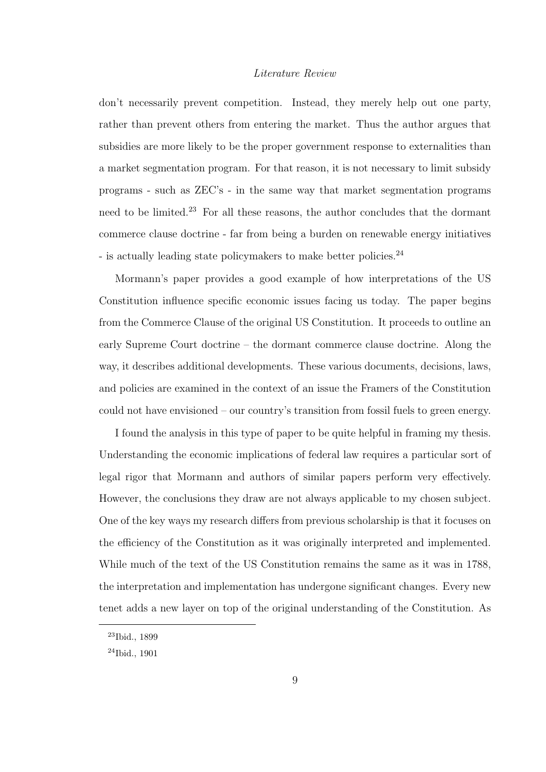don't necessarily prevent competition. Instead, they merely help out one party, rather than prevent others from entering the market. Thus the author argues that subsidies are more likely to be the proper government response to externalities than a market segmentation program. For that reason, it is not necessary to limit subsidy programs - such as ZEC's - in the same way that market segmentation programs need to be limited.[23] For all these reasons, the author concludes that the dormant commerce clause doctrine - far from being a burden on renewable energy initiatives - is actually leading state policymakers to make better policies.[24]

Mormann's paper provides a good example of how interpretations of the US Constitution influence specific economic issues facing us today. The paper begins from the Commerce Clause of the original US Constitution. It proceeds to outline an early Supreme Court doctrine – the dormant commerce clause doctrine. Along the way, it describes additional developments. These various documents, decisions, laws, and policies are examined in the context of an issue the Framers of the Constitution could not have envisioned – our country's transition from fossil fuels to green energy.

I found the analysis in this type of paper to be quite helpful in framing my thesis. Understanding the economic implications of federal law requires a particular sort of legal rigor that Mormann and authors of similar papers perform very effectively. However, the conclusions they draw are not always applicable to my chosen subject. One of the key ways my research differs from previous scholarship is that it focuses on the efficiency of the Constitution as it was originally interpreted and implemented. While much of the text of the US Constitution remains the same as it was in 1788, the interpretation and implementation has undergone significant changes. Every new tenet adds a new layer on top of the original understanding of the Constitution. As

[23] Ibid., 1899

[24] Ibid., 1901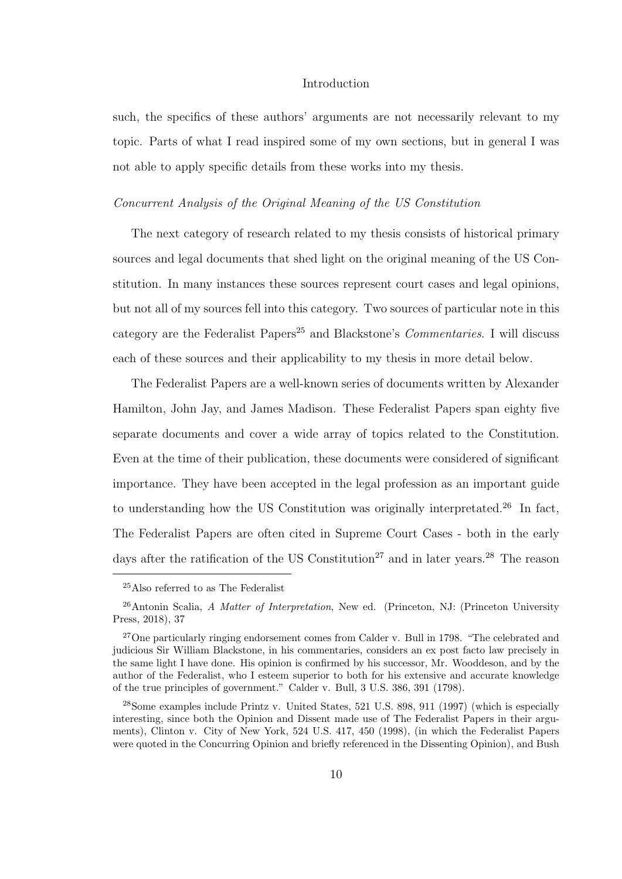such, the specifics of these authors' arguments are not necessarily relevant to my topic. Parts of what I read inspired some of my own sections, but in general I was not able to apply specific details from these works into my thesis.

*Concurrent Analysis of the Original Meaning of the US Constitution*

The next category of research related to my thesis consists of historical primary sources and legal documents that shed light on the original meaning of the US Constitution. In many instances these sources represent court cases and legal opinions, but not all of my sources fell into this category. Two sources of particular note in this category are the Federalist Papers[25] and Blackstone's *Commentaries*. I will discuss each of these sources and their applicability to my thesis in more detail below.

The Federalist Papers are a well-known series of documents written by Alexander Hamilton, John Jay, and James Madison. These Federalist Papers span eighty five separate documents and cover a wide array of topics related to the Constitution. Even at the time of their publication, these documents were considered of significant importance. They have been accepted in the legal profession as an important guide to understanding how the US Constitution was originally interpretated.[26] In fact, The Federalist Papers are often cited in Supreme Court Cases - both in the early days after the ratification of the US Constitution[27] and in later years.[28] The reason

---

[25] Also referred to as The Federalist

[26] Antonin Scalia, *A Matter of Interpretation*, New ed. (Princeton, NJ: (Princeton University Press, 2018), 37

[27] One particularly ringing endorsement comes from Calder v. Bull in 1798. "The celebrated and judicious Sir William Blackstone, in his commentaries, considers an ex post facto law precisely in the same light I have done. His opinion is confirmed by his successor, Mr. Wooddeson, and by the author of the Federalist, who I esteem superior to both for his extensive and accurate knowledge of the true principles of government." Calder v. Bull, 3 U.S. 386, 391 (1798).

[28] Some examples include Printz v. United States, 521 U.S. 898, 911 (1997) (which is especially interesting, since both the Opinion and Dissent made use of The Federalist Papers in their arguments), Clinton v. City of New York, 524 U.S. 417, 450 (1998), (in which the Federalist Papers were quoted in the Concurring Opinion and briefly referenced in the Dissenting Opinion), and Bush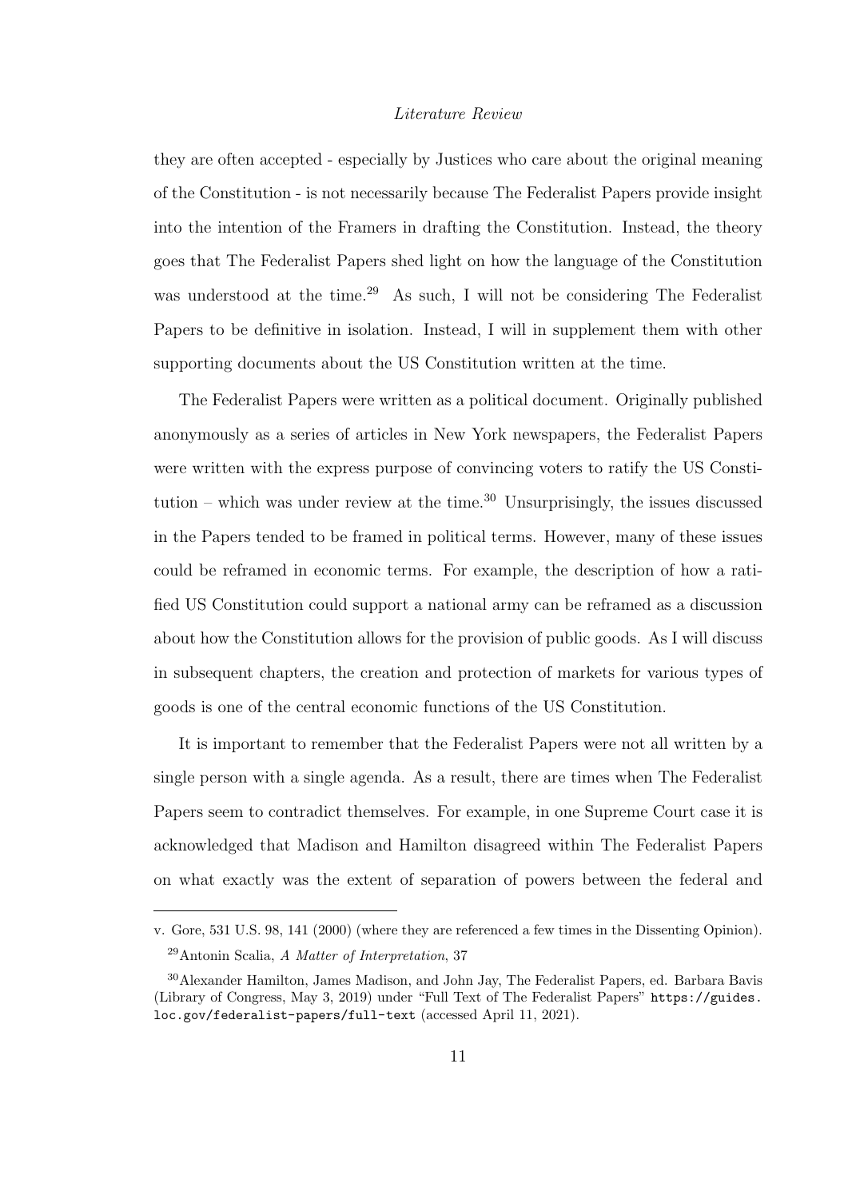they are often accepted - especially by Justices who care about the original meaning of the Constitution - is not necessarily because The Federalist Papers provide insight into the intention of the Framers in drafting the Constitution. Instead, the theory goes that The Federalist Papers shed light on how the language of the Constitution was understood at the time.[29] As such, I will not be considering The Federalist Papers to be definitive in isolation. Instead, I will in supplement them with other supporting documents about the US Constitution written at the time.

The Federalist Papers were written as a political document. Originally published anonymously as a series of articles in New York newspapers, the Federalist Papers were written with the express purpose of convincing voters to ratify the US Constitution – which was under review at the time.[30] Unsurprisingly, the issues discussed in the Papers tended to be framed in political terms. However, many of these issues could be reframed in economic terms. For example, the description of how a ratified US Constitution could support a national army can be reframed as a discussion about how the Constitution allows for the provision of public goods. As I will discuss in subsequent chapters, the creation and protection of markets for various types of goods is one of the central economic functions of the US Constitution.

It is important to remember that the Federalist Papers were not all written by a single person with a single agenda. As a result, there are times when The Federalist Papers seem to contradict themselves. For example, in one Supreme Court case it is acknowledged that Madison and Hamilton disagreed within The Federalist Papers on what exactly was the extent of separation of powers between the federal and

---

v. Gore, 531 U.S. 98, 141 (2000) (where they are referenced a few times in the Dissenting Opinion).

[29] Antonin Scalia, *A Matter of Interpretation*, 37

[30] Alexander Hamilton, James Madison, and John Jay, The Federalist Papers, ed. Barbara Bavis (Library of Congress, May 3, 2019) under "Full Text of The Federalist Papers" `https://guides.loc.gov/federalist-papers/full-text` (accessed April 11, 2021).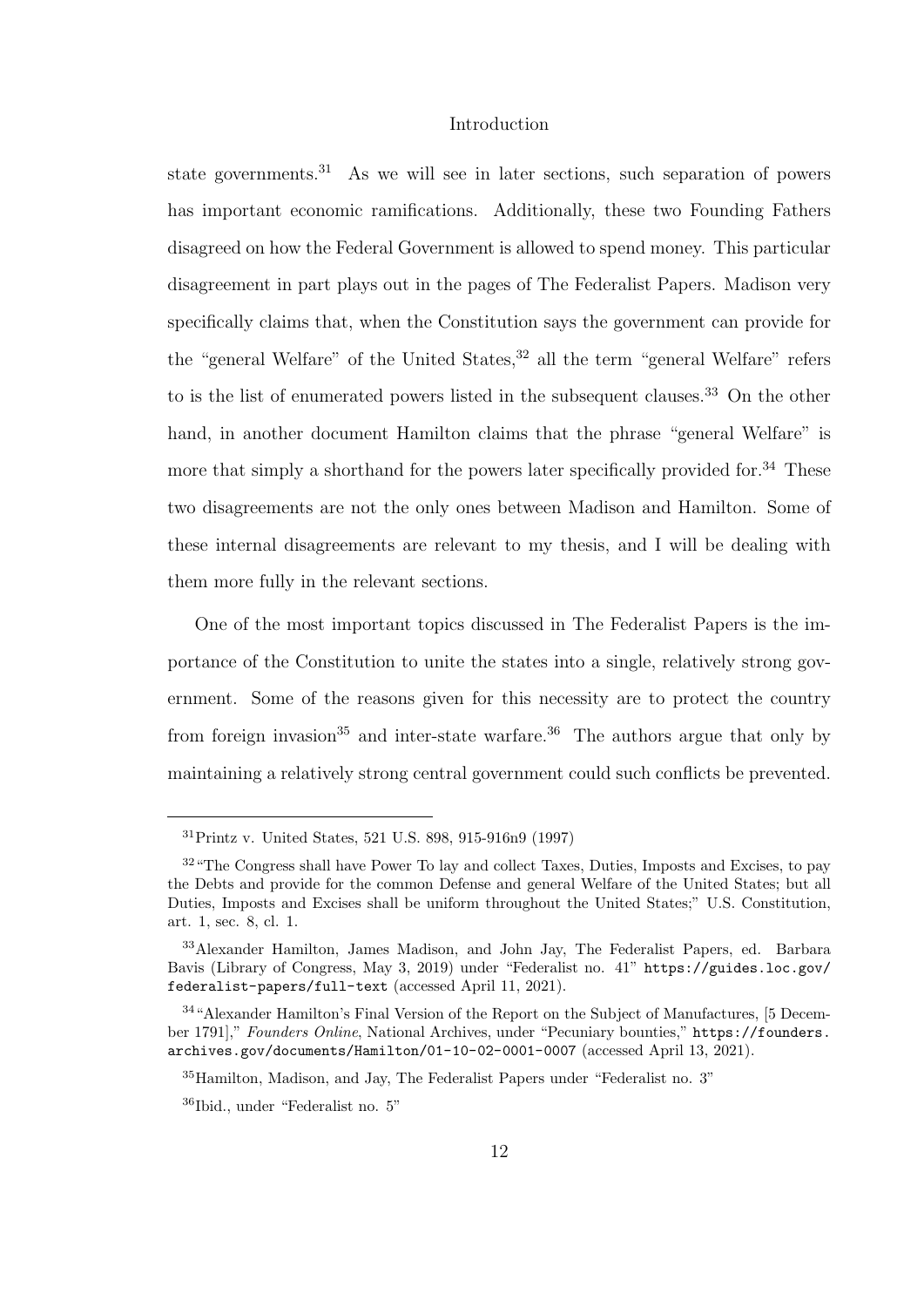state governments.[31] As we will see in later sections, such separation of powers has important economic ramifications. Additionally, these two Founding Fathers disagreed on how the Federal Government is allowed to spend money. This particular disagreement in part plays out in the pages of The Federalist Papers. Madison very specifically claims that, when the Constitution says the government can provide for the "general Welfare" of the United States,[32] all the term "general Welfare" refers to is the list of enumerated powers listed in the subsequent clauses.[33] On the other hand, in another document Hamilton claims that the phrase "general Welfare" is more that simply a shorthand for the powers later specifically provided for.[34] These two disagreements are not the only ones between Madison and Hamilton. Some of these internal disagreements are relevant to my thesis, and I will be dealing with them more fully in the relevant sections.

One of the most important topics discussed in The Federalist Papers is the importance of the Constitution to unite the states into a single, relatively strong government. Some of the reasons given for this necessity are to protect the country from foreign invasion[35] and inter-state warfare.[36] The authors argue that only by maintaining a relatively strong central government could such conflicts be prevented.

---

[31] Printz v. United States, 521 U.S. 898, 915-916n9 (1997)

[32] "The Congress shall have Power To lay and collect Taxes, Duties, Imposts and Excises, to pay the Debts and provide for the common Defense and general Welfare of the United States; but all Duties, Imposts and Excises shall be uniform throughout the United States;" U.S. Constitution, art. 1, sec. 8, cl. 1.

[33] Alexander Hamilton, James Madison, and John Jay, The Federalist Papers, ed. Barbara Bavis (Library of Congress, May 3, 2019) under "Federalist no. 41" `https://guides.loc.gov/federalist-papers/full-text` (accessed April 11, 2021).

[34] "Alexander Hamilton's Final Version of the Report on the Subject of Manufactures, [5 December 1791]," *Founders Online*, National Archives, under "Pecuniary bounties," `https://founders.archives.gov/documents/Hamilton/01-10-02-0001-0007` (accessed April 13, 2021).

[35] Hamilton, Madison, and Jay, The Federalist Papers under "Federalist no. 3"

[36] Ibid., under "Federalist no. 5"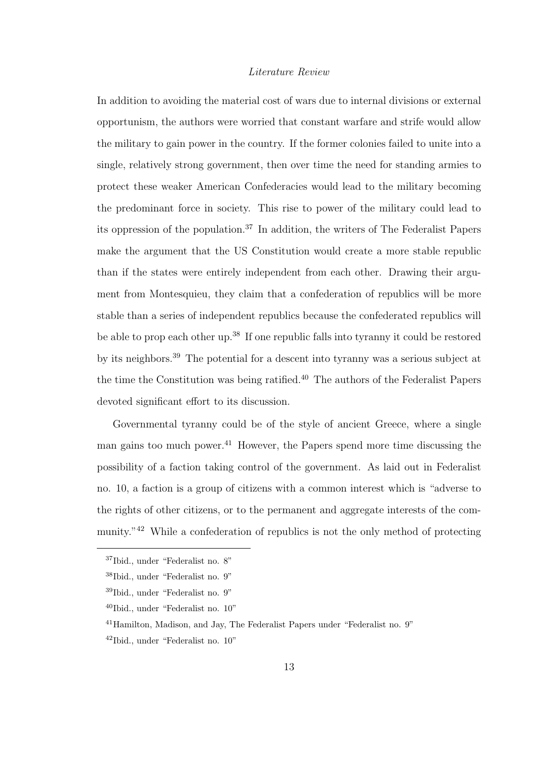In addition to avoiding the material cost of wars due to internal divisions or external opportunism, the authors were worried that constant warfare and strife would allow the military to gain power in the country. If the former colonies failed to unite into a single, relatively strong government, then over time the need for standing armies to protect these weaker American Confederacies would lead to the military becoming the predominant force in society. This rise to power of the military could lead to its oppression of the population.[37] In addition, the writers of The Federalist Papers make the argument that the US Constitution would create a more stable republic than if the states were entirely independent from each other. Drawing their argument from Montesquieu, they claim that a confederation of republics will be more stable than a series of independent republics because the confederated republics will be able to prop each other up.[38] If one republic falls into tyranny it could be restored by its neighbors.[39] The potential for a descent into tyranny was a serious subject at the time the Constitution was being ratified.[40] The authors of the Federalist Papers devoted significant effort to its discussion.

Governmental tyranny could be of the style of ancient Greece, where a single man gains too much power.[41] However, the Papers spend more time discussing the possibility of a faction taking control of the government. As laid out in Federalist no. 10, a faction is a group of citizens with a common interest which is "adverse to the rights of other citizens, or to the permanent and aggregate interests of the community."[42] While a confederation of republics is not the only method of protecting

---

[37] Ibid., under "Federalist no. 8"

[38] Ibid., under "Federalist no. 9"

[39] Ibid., under "Federalist no. 9"

[40] Ibid., under "Federalist no. 10"

[41] Hamilton, Madison, and Jay, The Federalist Papers under "Federalist no. 9"

[42] Ibid., under "Federalist no. 10"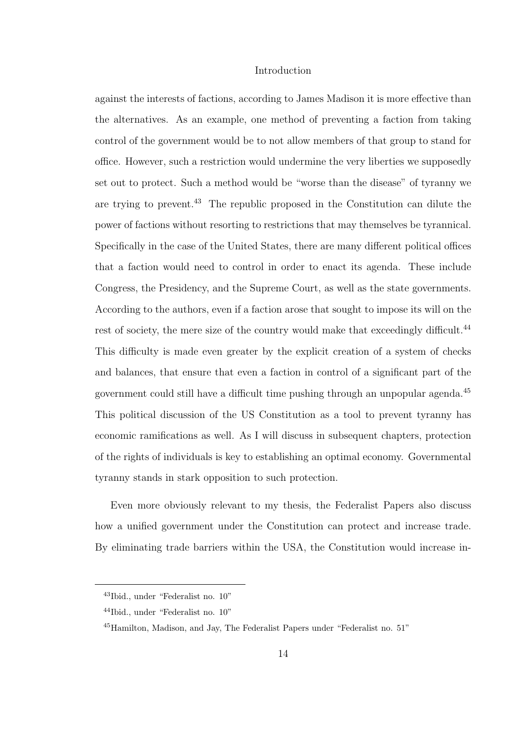against the interests of factions, according to James Madison it is more effective than the alternatives. As an example, one method of preventing a faction from taking control of the government would be to not allow members of that group to stand for office. However, such a restriction would undermine the very liberties we supposedly set out to protect. Such a method would be "worse than the disease" of tyranny we are trying to prevent.[43] The republic proposed in the Constitution can dilute the power of factions without resorting to restrictions that may themselves be tyrannical. Specifically in the case of the United States, there are many different political offices that a faction would need to control in order to enact its agenda. These include Congress, the Presidency, and the Supreme Court, as well as the state governments. According to the authors, even if a faction arose that sought to impose its will on the rest of society, the mere size of the country would make that exceedingly difficult.[44] This difficulty is made even greater by the explicit creation of a system of checks and balances, that ensure that even a faction in control of a significant part of the government could still have a difficult time pushing through an unpopular agenda.[45] This political discussion of the US Constitution as a tool to prevent tyranny has economic ramifications as well. As I will discuss in subsequent chapters, protection of the rights of individuals is key to establishing an optimal economy. Governmental tyranny stands in stark opposition to such protection.

Even more obviously relevant to my thesis, the Federalist Papers also discuss how a unified government under the Constitution can protect and increase trade. By eliminating trade barriers within the USA, the Constitution would increase in-

---

[43] Ibid., under "Federalist no. 10"

[44] Ibid., under "Federalist no. 10"

[45] Hamilton, Madison, and Jay, The Federalist Papers under "Federalist no. 51"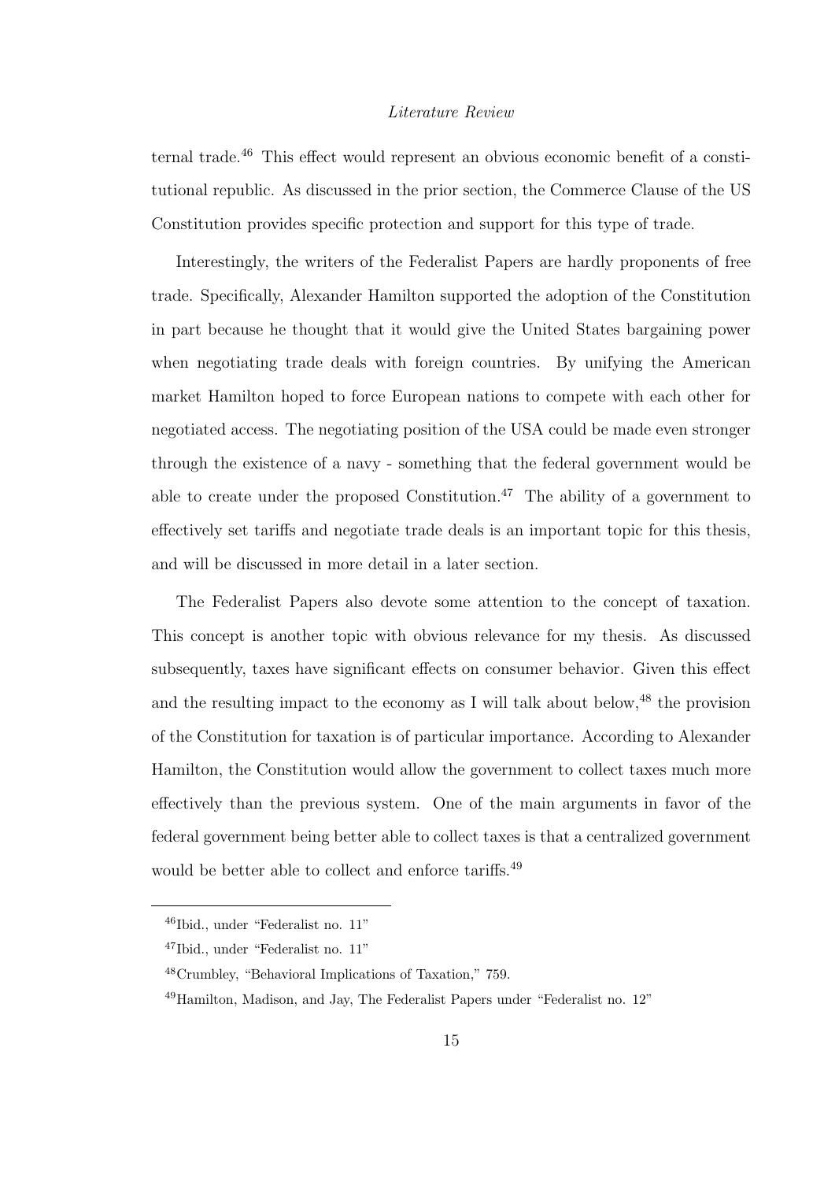ternal trade.[46] This effect would represent an obvious economic benefit of a constitutional republic. As discussed in the prior section, the Commerce Clause of the US Constitution provides specific protection and support for this type of trade.

Interestingly, the writers of the Federalist Papers are hardly proponents of free trade. Specifically, Alexander Hamilton supported the adoption of the Constitution in part because he thought that it would give the United States bargaining power when negotiating trade deals with foreign countries. By unifying the American market Hamilton hoped to force European nations to compete with each other for negotiated access. The negotiating position of the USA could be made even stronger through the existence of a navy - something that the federal government would be able to create under the proposed Constitution.[47] The ability of a government to effectively set tariffs and negotiate trade deals is an important topic for this thesis, and will be discussed in more detail in a later section.

The Federalist Papers also devote some attention to the concept of taxation. This concept is another topic with obvious relevance for my thesis. As discussed subsequently, taxes have significant effects on consumer behavior. Given this effect and the resulting impact to the economy as I will talk about below,[48] the provision of the Constitution for taxation is of particular importance. According to Alexander Hamilton, the Constitution would allow the government to collect taxes much more effectively than the previous system. One of the main arguments in favor of the federal government being better able to collect taxes is that a centralized government would be better able to collect and enforce tariffs.[49]

---

[46] Ibid., under "Federalist no. 11"

[47] Ibid., under "Federalist no. 11"

[48] Crumbley, "Behavioral Implications of Taxation," 759.

[49] Hamilton, Madison, and Jay, The Federalist Papers under "Federalist no. 12"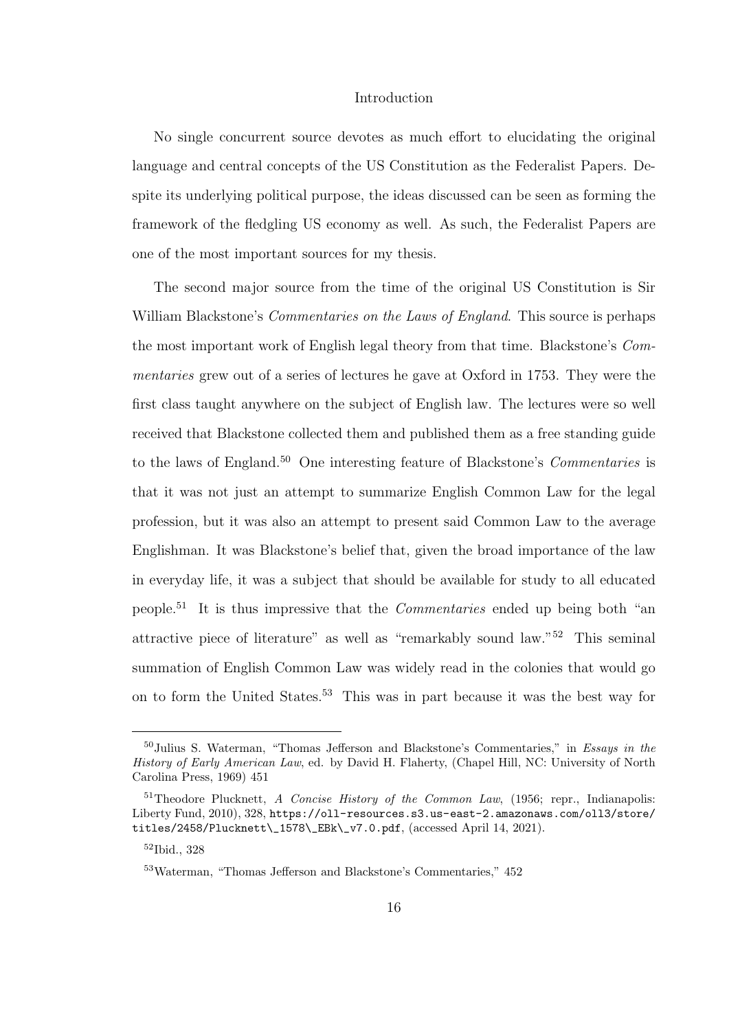Introduction

No single concurrent source devotes as much effort to elucidating the original language and central concepts of the US Constitution as the Federalist Papers. Despite its underlying political purpose, the ideas discussed can be seen as forming the framework of the fledgling US economy as well. As such, the Federalist Papers are one of the most important sources for my thesis.

The second major source from the time of the original US Constitution is Sir William Blackstone's *Commentaries on the Laws of England*. This source is perhaps the most important work of English legal theory from that time. Blackstone's *Commentaries* grew out of a series of lectures he gave at Oxford in 1753. They were the first class taught anywhere on the subject of English law. The lectures were so well received that Blackstone collected them and published them as a free standing guide to the laws of England.[50] One interesting feature of Blackstone's *Commentaries* is that it was not just an attempt to summarize English Common Law for the legal profession, but it was also an attempt to present said Common Law to the average Englishman. It was Blackstone's belief that, given the broad importance of the law in everyday life, it was a subject that should be available for study to all educated people.[51] It is thus impressive that the *Commentaries* ended up being both "an attractive piece of literature" as well as "remarkably sound law."[52] This seminal summation of English Common Law was widely read in the colonies that would go on to form the United States.[53] This was in part because it was the best way for

---

[50] Julius S. Waterman, "Thomas Jefferson and Blackstone's Commentaries," in *Essays in the History of Early American Law*, ed. by David H. Flaherty, (Chapel Hill, NC: University of North Carolina Press, 1969) 451

[51] Theodore Plucknett, *A Concise History of the Common Law*, (1956; repr., Indianapolis: Liberty Fund, 2010), 328, https://oll-resources.s3.us-east-2.amazonaws.com/oll3/store/titles/2458/Plucknett\_1578\_EBk\_v7.0.pdf, (accessed April 14, 2021).

[52] Ibid., 328

[53] Waterman, "Thomas Jefferson and Blackstone's Commentaries," 452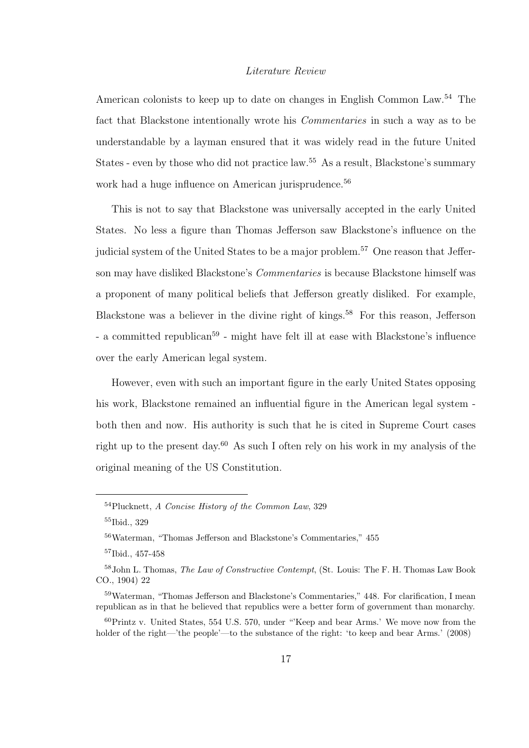American colonists to keep up to date on changes in English Common Law.[54] The fact that Blackstone intentionally wrote his *Commentaries* in such a way as to be understandable by a layman ensured that it was widely read in the future United States - even by those who did not practice law.[55] As a result, Blackstone's summary work had a huge influence on American jurisprudence.[56]

This is not to say that Blackstone was universally accepted in the early United States. No less a figure than Thomas Jefferson saw Blackstone's influence on the judicial system of the United States to be a major problem.[57] One reason that Jefferson may have disliked Blackstone's *Commentaries* is because Blackstone himself was a proponent of many political beliefs that Jefferson greatly disliked. For example, Blackstone was a believer in the divine right of kings.[58] For this reason, Jefferson - a committed republican[59] - might have felt ill at ease with Blackstone's influence over the early American legal system.

However, even with such an important figure in the early United States opposing his work, Blackstone remained an influential figure in the American legal system - both then and now. His authority is such that he is cited in Supreme Court cases right up to the present day.[60] As such I often rely on his work in my analysis of the original meaning of the US Constitution.

---

[54] Plucknett, *A Concise History of the Common Law*, 329

[55] Ibid., 329

[56] Waterman, "Thomas Jefferson and Blackstone's Commentaries," 455

[57] Ibid., 457-458

[58] John L. Thomas, *The Law of Constructive Contempt*, (St. Louis: The F. H. Thomas Law Book CO., 1904) 22

[59] Waterman, "Thomas Jefferson and Blackstone's Commentaries," 448. For clarification, I mean republican as in that he believed that republics were a better form of government than monarchy.

[60] Printz v. United States, 554 U.S. 570, under "'Keep and bear Arms.' We move now from the holder of the right—'the people'—to the substance of the right: 'to keep and bear Arms.' (2008)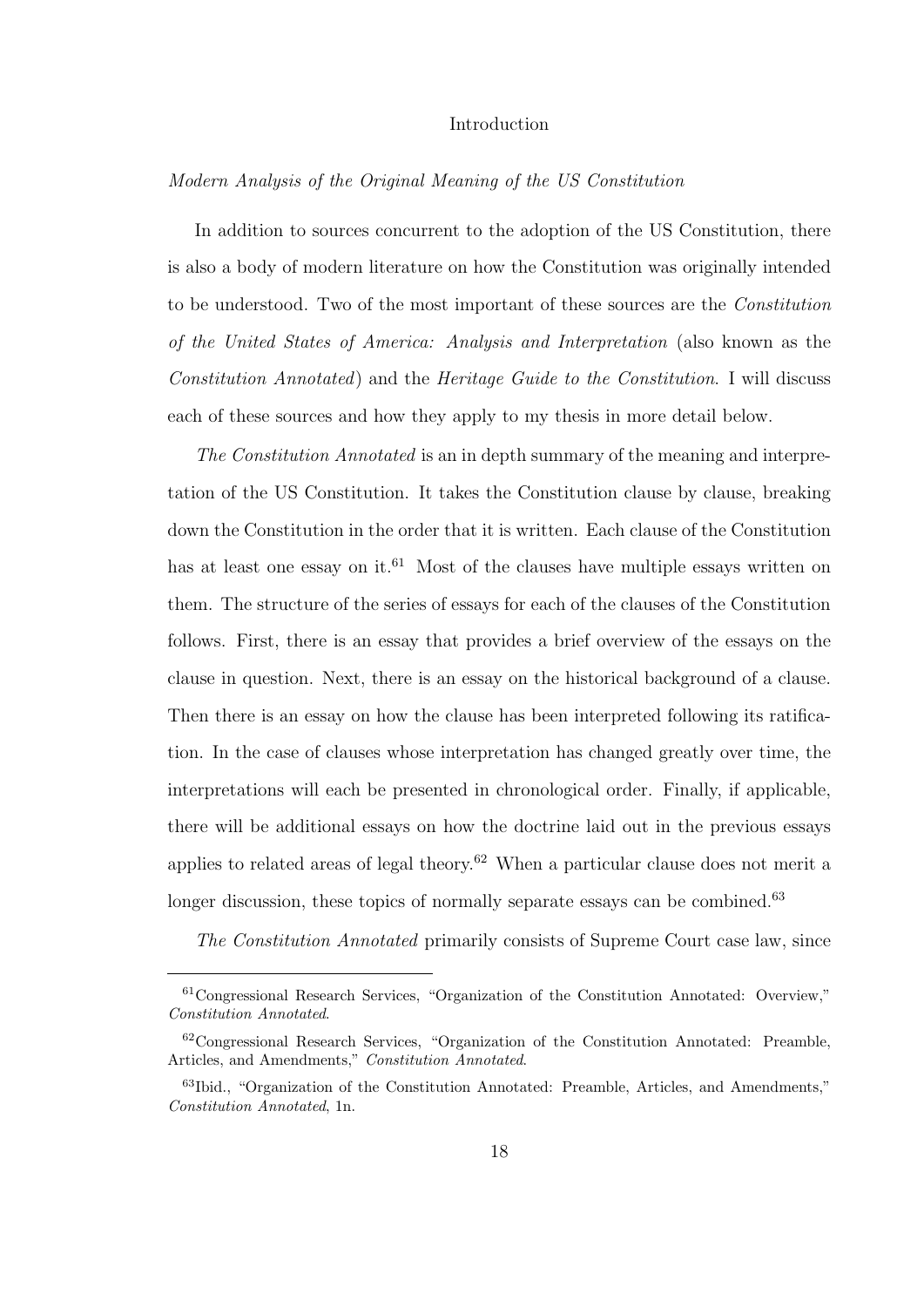## Introduction

*Modern Analysis of the Original Meaning of the US Constitution*

In addition to sources concurrent to the adoption of the US Constitution, there is also a body of modern literature on how the Constitution was originally intended to be understood. Two of the most important of these sources are the *Constitution of the United States of America: Analysis and Interpretation* (also known as the *Constitution Annotated*) and the *Heritage Guide to the Constitution*. I will discuss each of these sources and how they apply to my thesis in more detail below.

*The Constitution Annotated* is an in depth summary of the meaning and interpretation of the US Constitution. It takes the Constitution clause by clause, breaking down the Constitution in the order that it is written. Each clause of the Constitution has at least one essay on it.[61] Most of the clauses have multiple essays written on them. The structure of the series of essays for each of the clauses of the Constitution follows. First, there is an essay that provides a brief overview of the essays on the clause in question. Next, there is an essay on the historical background of a clause. Then there is an essay on how the clause has been interpreted following its ratification. In the case of clauses whose interpretation has changed greatly over time, the interpretations will each be presented in chronological order. Finally, if applicable, there will be additional essays on how the doctrine laid out in the previous essays applies to related areas of legal theory.[62] When a particular clause does not merit a longer discussion, these topics of normally separate essays can be combined.[63]

*The Constitution Annotated* primarily consists of Supreme Court case law, since

---

[61] Congressional Research Services, "Organization of the Constitution Annotated: Overview," *Constitution Annotated*.

[62] Congressional Research Services, "Organization of the Constitution Annotated: Preamble, Articles, and Amendments," *Constitution Annotated*.

[63] Ibid., "Organization of the Constitution Annotated: Preamble, Articles, and Amendments," *Constitution Annotated*, 1n.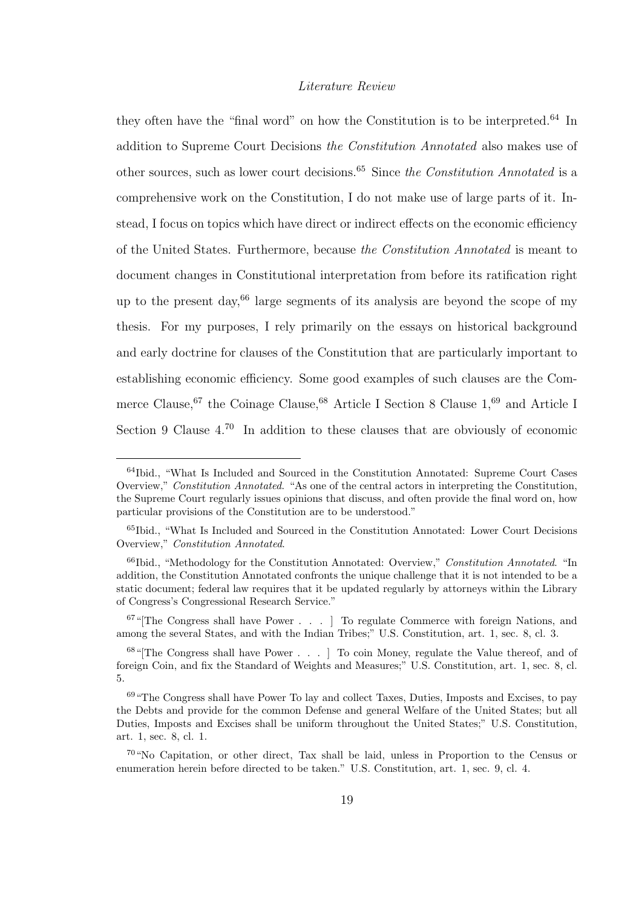they often have the "final word" on how the Constitution is to be interpreted.[64] In addition to Supreme Court Decisions *the Constitution Annotated* also makes use of other sources, such as lower court decisions.[65] Since *the Constitution Annotated* is a comprehensive work on the Constitution, I do not make use of large parts of it. Instead, I focus on topics which have direct or indirect effects on the economic efficiency of the United States. Furthermore, because *the Constitution Annotated* is meant to document changes in Constitutional interpretation from before its ratification right up to the present day,[66] large segments of its analysis are beyond the scope of my thesis. For my purposes, I rely primarily on the essays on historical background and early doctrine for clauses of the Constitution that are particularly important to establishing economic efficiency. Some good examples of such clauses are the Commerce Clause,[67] the Coinage Clause,[68] Article I Section 8 Clause 1,[69] and Article I Section 9 Clause 4.[70] In addition to these clauses that are obviously of economic

---

[64] Ibid., "What Is Included and Sourced in the Constitution Annotated: Supreme Court Cases Overview," *Constitution Annotated*. "As one of the central actors in interpreting the Constitution, the Supreme Court regularly issues opinions that discuss, and often provide the final word on, how particular provisions of the Constitution are to be understood."

[65] Ibid., "What Is Included and Sourced in the Constitution Annotated: Lower Court Decisions Overview," *Constitution Annotated*.

[66] Ibid., "Methodology for the Constitution Annotated: Overview," *Constitution Annotated*. "In addition, the Constitution Annotated confronts the unique challenge that it is not intended to be a static document; federal law requires that it be updated regularly by attorneys within the Library of Congress's Congressional Research Service."

[67] "[The Congress shall have Power . . . ] To regulate Commerce with foreign Nations, and among the several States, and with the Indian Tribes;" U.S. Constitution, art. 1, sec. 8, cl. 3.

[68] "[The Congress shall have Power . . . ] To coin Money, regulate the Value thereof, and of foreign Coin, and fix the Standard of Weights and Measures;" U.S. Constitution, art. 1, sec. 8, cl. 5.

[69] "The Congress shall have Power To lay and collect Taxes, Duties, Imposts and Excises, to pay the Debts and provide for the common Defense and general Welfare of the United States; but all Duties, Imposts and Excises shall be uniform throughout the United States;" U.S. Constitution, art. 1, sec. 8, cl. 1.

[70] "No Capitation, or other direct, Tax shall be laid, unless in Proportion to the Census or enumeration herein before directed to be taken." U.S. Constitution, art. 1, sec. 9, cl. 4.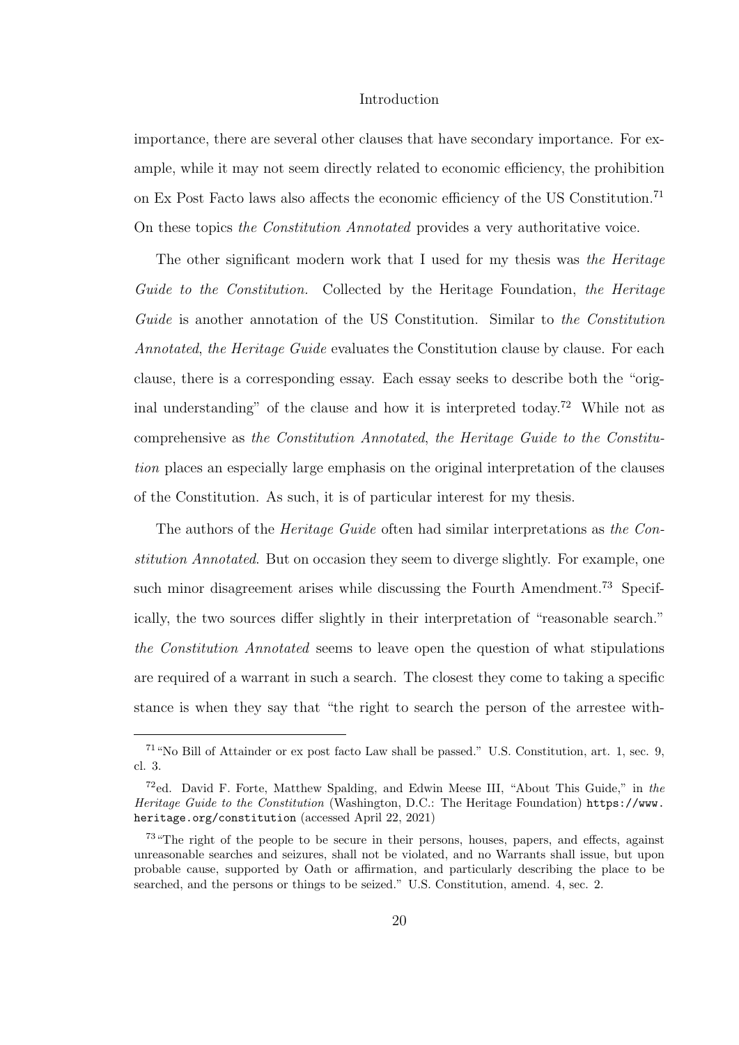importance, there are several other clauses that have secondary importance. For example, while it may not seem directly related to economic efficiency, the prohibition on Ex Post Facto laws also affects the economic efficiency of the US Constitution.[71] On these topics *the Constitution Annotated* provides a very authoritative voice.

The other significant modern work that I used for my thesis was *the Heritage Guide to the Constitution.* Collected by the Heritage Foundation, *the Heritage Guide* is another annotation of the US Constitution. Similar to *the Constitution Annotated*, *the Heritage Guide* evaluates the Constitution clause by clause. For each clause, there is a corresponding essay. Each essay seeks to describe both the "original understanding" of the clause and how it is interpreted today.[72] While not as comprehensive as *the Constitution Annotated*, *the Heritage Guide to the Constitution* places an especially large emphasis on the original interpretation of the clauses of the Constitution. As such, it is of particular interest for my thesis.

The authors of the *Heritage Guide* often had similar interpretations as *the Constitution Annotated*. But on occasion they seem to diverge slightly. For example, one such minor disagreement arises while discussing the Fourth Amendment.[73] Specifically, the two sources differ slightly in their interpretation of "reasonable search." *the Constitution Annotated* seems to leave open the question of what stipulations are required of a warrant in such a search. The closest they come to taking a specific stance is when they say that "the right to search the person of the arrestee with-

---

[71] "No Bill of Attainder or ex post facto Law shall be passed." U.S. Constitution, art. 1, sec. 9, cl. 3.

[72] ed. David F. Forte, Matthew Spalding, and Edwin Meese III, "About This Guide," in *the Heritage Guide to the Constitution* (Washington, D.C.: The Heritage Foundation) `https://www.heritage.org/constitution` (accessed April 22, 2021)

[73] "The right of the people to be secure in their persons, houses, papers, and effects, against unreasonable searches and seizures, shall not be violated, and no Warrants shall issue, but upon probable cause, supported by Oath or affirmation, and particularly describing the place to be searched, and the persons or things to be seized." U.S. Constitution, amend. 4, sec. 2.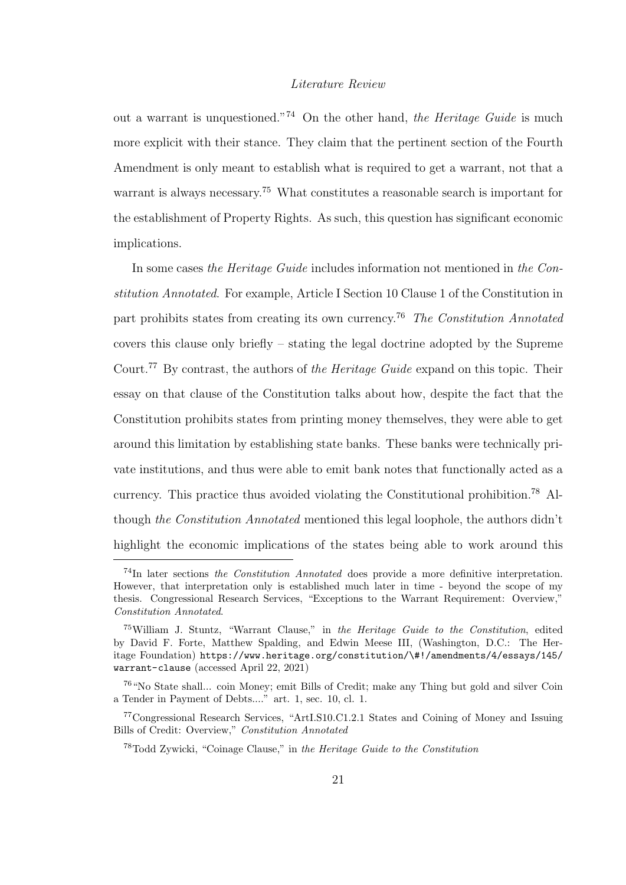out a warrant is unquestioned."[74] On the other hand, *the Heritage Guide* is much more explicit with their stance. They claim that the pertinent section of the Fourth Amendment is only meant to establish what is required to get a warrant, not that a warrant is always necessary.[75] What constitutes a reasonable search is important for the establishment of Property Rights. As such, this question has significant economic implications.

In some cases *the Heritage Guide* includes information not mentioned in *the Constitution Annotated*. For example, Article I Section 10 Clause 1 of the Constitution in part prohibits states from creating its own currency.[76] *The Constitution Annotated* covers this clause only briefly – stating the legal doctrine adopted by the Supreme Court.[77] By contrast, the authors of *the Heritage Guide* expand on this topic. Their essay on that clause of the Constitution talks about how, despite the fact that the Constitution prohibits states from printing money themselves, they were able to get around this limitation by establishing state banks. These banks were technically private institutions, and thus were able to emit bank notes that functionally acted as a currency. This practice thus avoided violating the Constitutional prohibition.[78] Although *the Constitution Annotated* mentioned this legal loophole, the authors didn't highlight the economic implications of the states being able to work around this

---

[74] In later sections *the Constitution Annotated* does provide a more definitive interpretation. However, that interpretation only is established much later in time - beyond the scope of my thesis. Congressional Research Services, "Exceptions to the Warrant Requirement: Overview," *Constitution Annotated*.

[75] William J. Stuntz, "Warrant Clause," in *the Heritage Guide to the Constitution*, edited by David F. Forte, Matthew Spalding, and Edwin Meese III, (Washington, D.C.: The Heritage Foundation) `https://www.heritage.org/constitution/\#!/amendments/4/essays/145/warrant-clause` (accessed April 22, 2021)

[76] "No State shall... coin Money; emit Bills of Credit; make any Thing but gold and silver Coin a Tender in Payment of Debts...." art. 1, sec. 10, cl. 1.

[77] Congressional Research Services, "ArtI.S10.C1.2.1 States and Coining of Money and Issuing Bills of Credit: Overview," *Constitution Annotated*

[78] Todd Zywicki, "Coinage Clause," in *the Heritage Guide to the Constitution*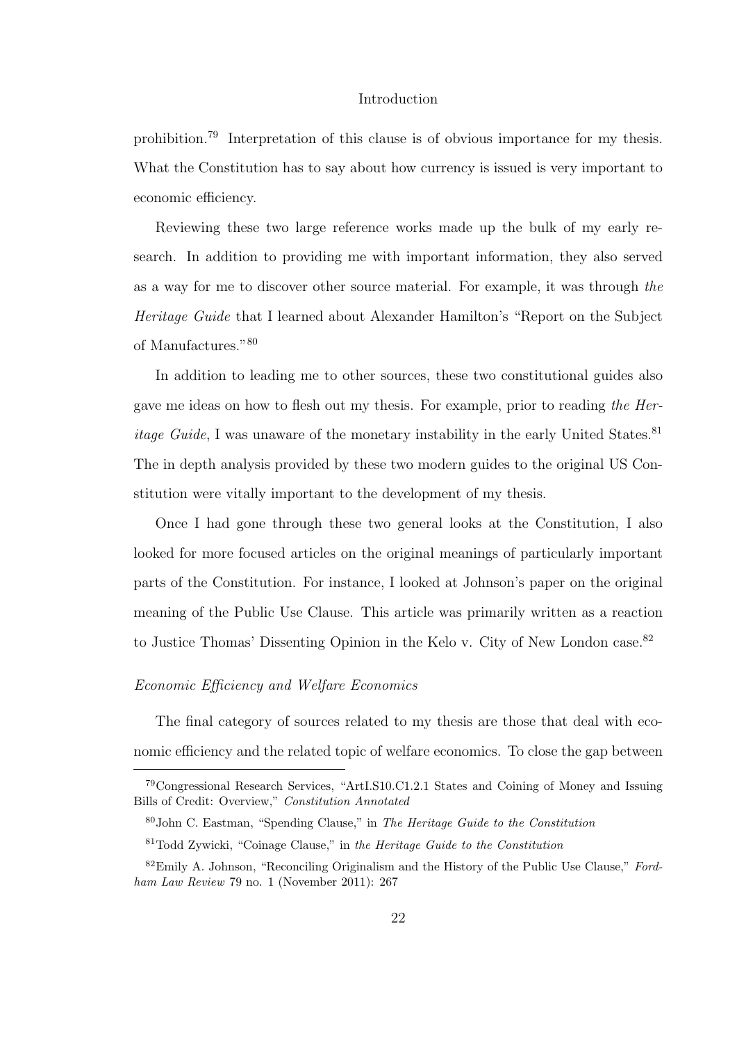prohibition.[79] Interpretation of this clause is of obvious importance for my thesis. What the Constitution has to say about how currency is issued is very important to economic efficiency.

Reviewing these two large reference works made up the bulk of my early research. In addition to providing me with important information, they also served as a way for me to discover other source material. For example, it was through *the Heritage Guide* that I learned about Alexander Hamilton's "Report on the Subject of Manufactures."[80]

In addition to leading me to other sources, these two constitutional guides also gave me ideas on how to flesh out my thesis. For example, prior to reading *the Heritage Guide*, I was unaware of the monetary instability in the early United States.[81] The in depth analysis provided by these two modern guides to the original US Constitution were vitally important to the development of my thesis.

Once I had gone through these two general looks at the Constitution, I also looked for more focused articles on the original meanings of particularly important parts of the Constitution. For instance, I looked at Johnson's paper on the original meaning of the Public Use Clause. This article was primarily written as a reaction to Justice Thomas' Dissenting Opinion in the Kelo v. City of New London case.[82]

### *Economic Efficiency and Welfare Economics*

The final category of sources related to my thesis are those that deal with economic efficiency and the related topic of welfare economics. To close the gap between

---

[79] Congressional Research Services, "ArtI.S10.C1.2.1 States and Coining of Money and Issuing Bills of Credit: Overview," *Constitution Annotated*

[80] John C. Eastman, "Spending Clause," in *The Heritage Guide to the Constitution*

[81] Todd Zywicki, "Coinage Clause," in *the Heritage Guide to the Constitution*

[82] Emily A. Johnson, "Reconciling Originalism and the History of the Public Use Clause," *Fordham Law Review* 79 no. 1 (November 2011): 267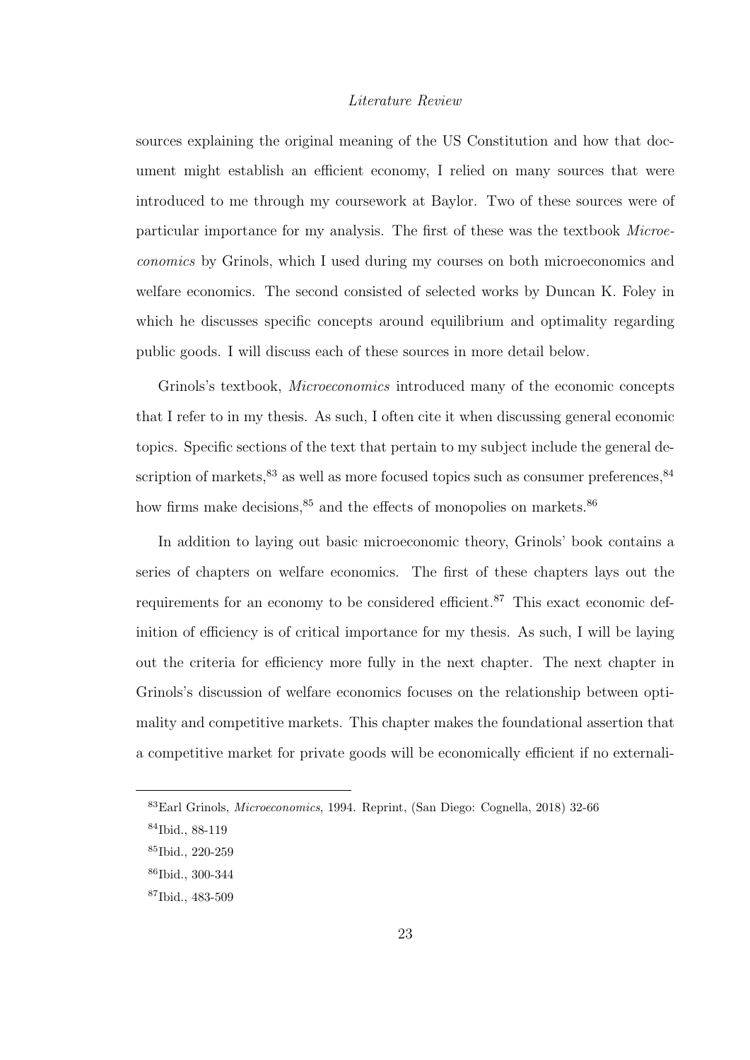sources explaining the original meaning of the US Constitution and how that document might establish an efficient economy, I relied on many sources that were introduced to me through my coursework at Baylor. Two of these sources were of particular importance for my analysis. The first of these was the textbook *Microeconomics* by Grinols, which I used during my courses on both microeconomics and welfare economics. The second consisted of selected works by Duncan K. Foley in which he discusses specific concepts around equilibrium and optimality regarding public goods. I will discuss each of these sources in more detail below.

Grinols's textbook, *Microeconomics* introduced many of the economic concepts that I refer to in my thesis. As such, I often cite it when discussing general economic topics. Specific sections of the text that pertain to my subject include the general description of markets,[83] as well as more focused topics such as consumer preferences,[84] how firms make decisions,[85] and the effects of monopolies on markets.[86]

In addition to laying out basic microeconomic theory, Grinols' book contains a series of chapters on welfare economics. The first of these chapters lays out the requirements for an economy to be considered efficient.[87] This exact economic definition of efficiency is of critical importance for my thesis. As such, I will be laying out the criteria for efficiency more fully in the next chapter. The next chapter in Grinols's discussion of welfare economics focuses on the relationship between optimality and competitive markets. This chapter makes the foundational assertion that a competitive market for private goods will be economically efficient if no externali-

[83] Earl Grinols, *Microeconomics*, 1994. Reprint, (San Diego: Cognella, 2018) 32-66

[84] Ibid., 88-119

[85] Ibid., 220-259

[86] Ibid., 300-344

[87] Ibid., 483-509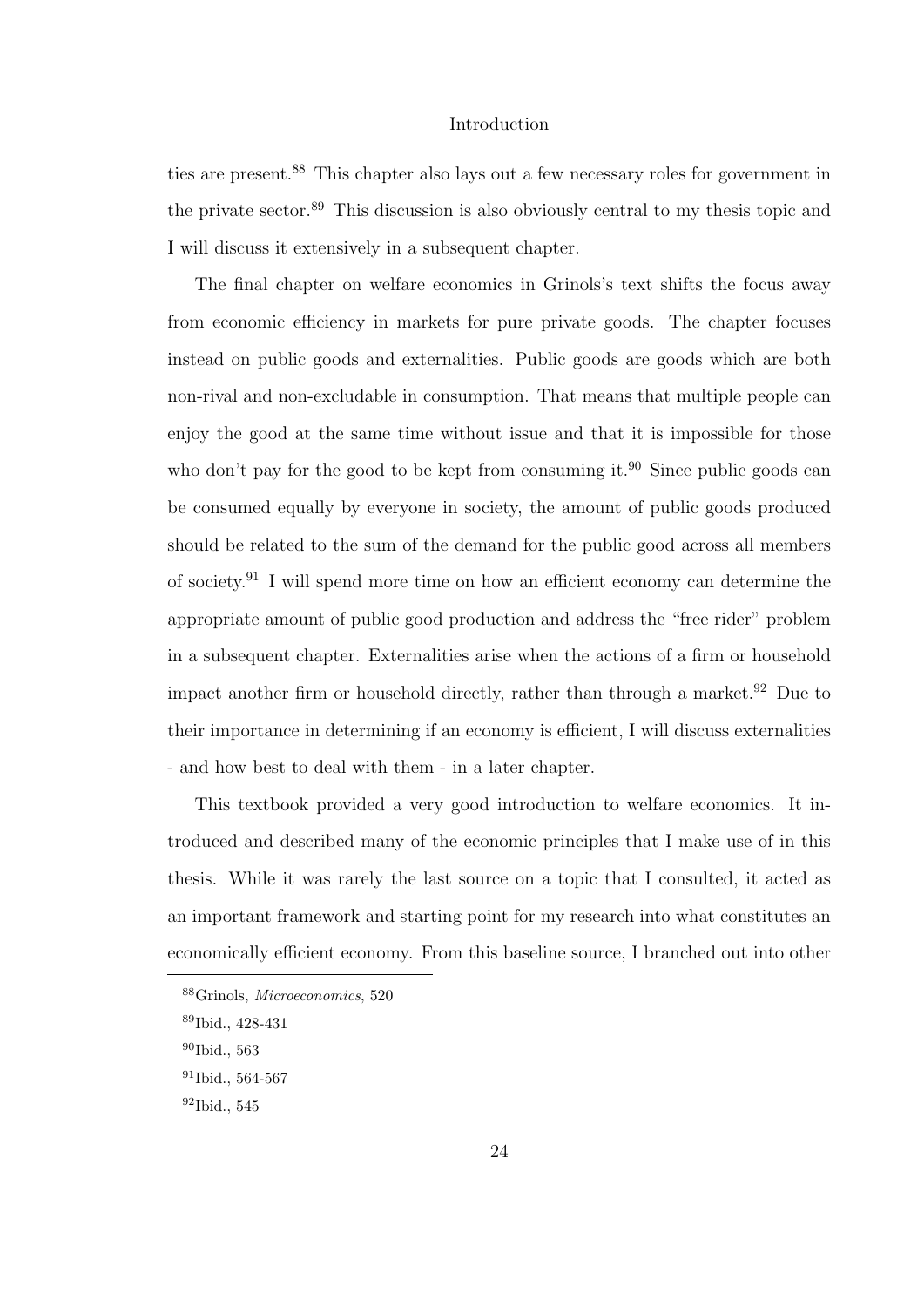ties are present.[88] This chapter also lays out a few necessary roles for government in the private sector.[89] This discussion is also obviously central to my thesis topic and I will discuss it extensively in a subsequent chapter.

The final chapter on welfare economics in Grinols's text shifts the focus away from economic efficiency in markets for pure private goods. The chapter focuses instead on public goods and externalities. Public goods are goods which are both non-rival and non-excludable in consumption. That means that multiple people can enjoy the good at the same time without issue and that it is impossible for those who don't pay for the good to be kept from consuming it.[90] Since public goods can be consumed equally by everyone in society, the amount of public goods produced should be related to the sum of the demand for the public good across all members of society.[91] I will spend more time on how an efficient economy can determine the appropriate amount of public good production and address the "free rider" problem in a subsequent chapter. Externalities arise when the actions of a firm or household impact another firm or household directly, rather than through a market.[92] Due to their importance in determining if an economy is efficient, I will discuss externalities - and how best to deal with them - in a later chapter.

This textbook provided a very good introduction to welfare economics. It introduced and described many of the economic principles that I make use of in this thesis. While it was rarely the last source on a topic that I consulted, it acted as an important framework and starting point for my research into what constitutes an economically efficient economy. From this baseline source, I branched out into other

---

[88] Grinols, *Microeconomics*, 520

[89] Ibid., 428-431

[90] Ibid., 563

[91] Ibid., 564-567

[92] Ibid., 545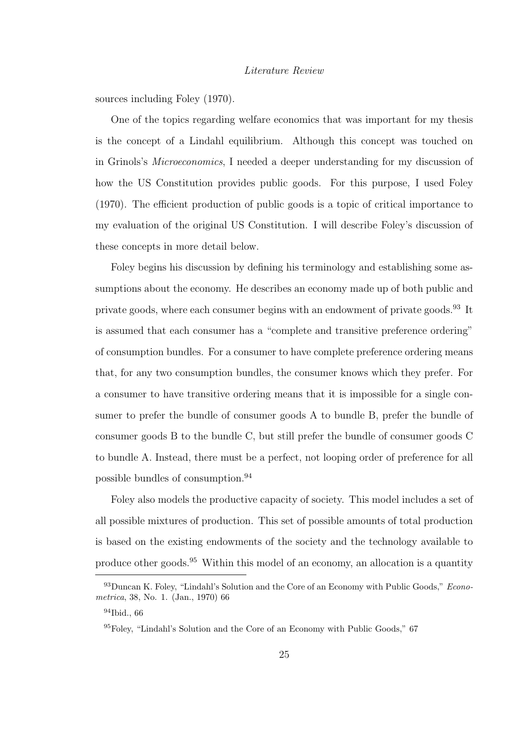sources including Foley (1970).

One of the topics regarding welfare economics that was important for my thesis is the concept of a Lindahl equilibrium. Although this concept was touched on in Grinols's *Microeconomics*, I needed a deeper understanding for my discussion of how the US Constitution provides public goods. For this purpose, I used Foley (1970). The efficient production of public goods is a topic of critical importance to my evaluation of the original US Constitution. I will describe Foley's discussion of these concepts in more detail below.

Foley begins his discussion by defining his terminology and establishing some assumptions about the economy. He describes an economy made up of both public and private goods, where each consumer begins with an endowment of private goods.[93] It is assumed that each consumer has a "complete and transitive preference ordering" of consumption bundles. For a consumer to have complete preference ordering means that, for any two consumption bundles, the consumer knows which they prefer. For a consumer to have transitive ordering means that it is impossible for a single consumer to prefer the bundle of consumer goods A to bundle B, prefer the bundle of consumer goods B to the bundle C, but still prefer the bundle of consumer goods C to bundle A. Instead, there must be a perfect, not looping order of preference for all possible bundles of consumption.[94]

Foley also models the productive capacity of society. This model includes a set of all possible mixtures of production. This set of possible amounts of total production is based on the existing endowments of the society and the technology available to produce other goods.[95] Within this model of an economy, an allocation is a quantity

---

[93] Duncan K. Foley, "Lindahl's Solution and the Core of an Economy with Public Goods," *Econometrica*, 38, No. 1. (Jan., 1970) 66

[94] Ibid., 66

[95] Foley, "Lindahl's Solution and the Core of an Economy with Public Goods," 67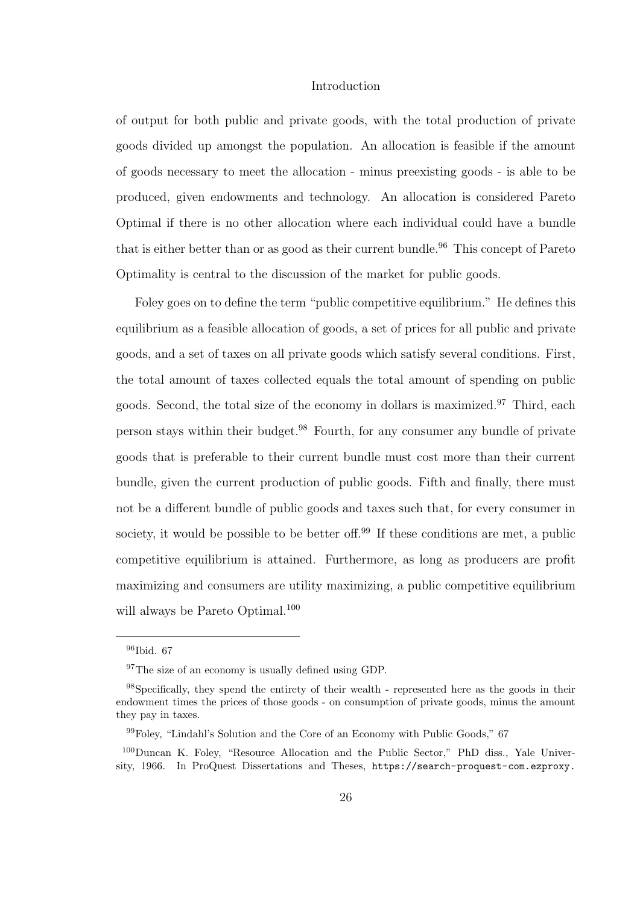of output for both public and private goods, with the total production of private goods divided up amongst the population. An allocation is feasible if the amount of goods necessary to meet the allocation - minus preexisting goods - is able to be produced, given endowments and technology. An allocation is considered Pareto Optimal if there is no other allocation where each individual could have a bundle that is either better than or as good as their current bundle.[96] This concept of Pareto Optimality is central to the discussion of the market for public goods.

Foley goes on to define the term "public competitive equilibrium." He defines this equilibrium as a feasible allocation of goods, a set of prices for all public and private goods, and a set of taxes on all private goods which satisfy several conditions. First, the total amount of taxes collected equals the total amount of spending on public goods. Second, the total size of the economy in dollars is maximized.[97] Third, each person stays within their budget.[98] Fourth, for any consumer any bundle of private goods that is preferable to their current bundle must cost more than their current bundle, given the current production of public goods. Fifth and finally, there must not be a different bundle of public goods and taxes such that, for every consumer in society, it would be possible to be better off.[99] If these conditions are met, a public competitive equilibrium is attained. Furthermore, as long as producers are profit maximizing and consumers are utility maximizing, a public competitive equilibrium will always be Pareto Optimal.[100]

---

[96] Ibid. 67

[97] The size of an economy is usually defined using GDP.

[98] Specifically, they spend the entirety of their wealth - represented here as the goods in their endowment times the prices of those goods - on consumption of private goods, minus the amount they pay in taxes.

[99] Foley, "Lindahl's Solution and the Core of an Economy with Public Goods," 67

[100] Duncan K. Foley, "Resource Allocation and the Public Sector," PhD diss., Yale University, 1966. In ProQuest Dissertations and Theses, `https://search-proquest-com.ezproxy.`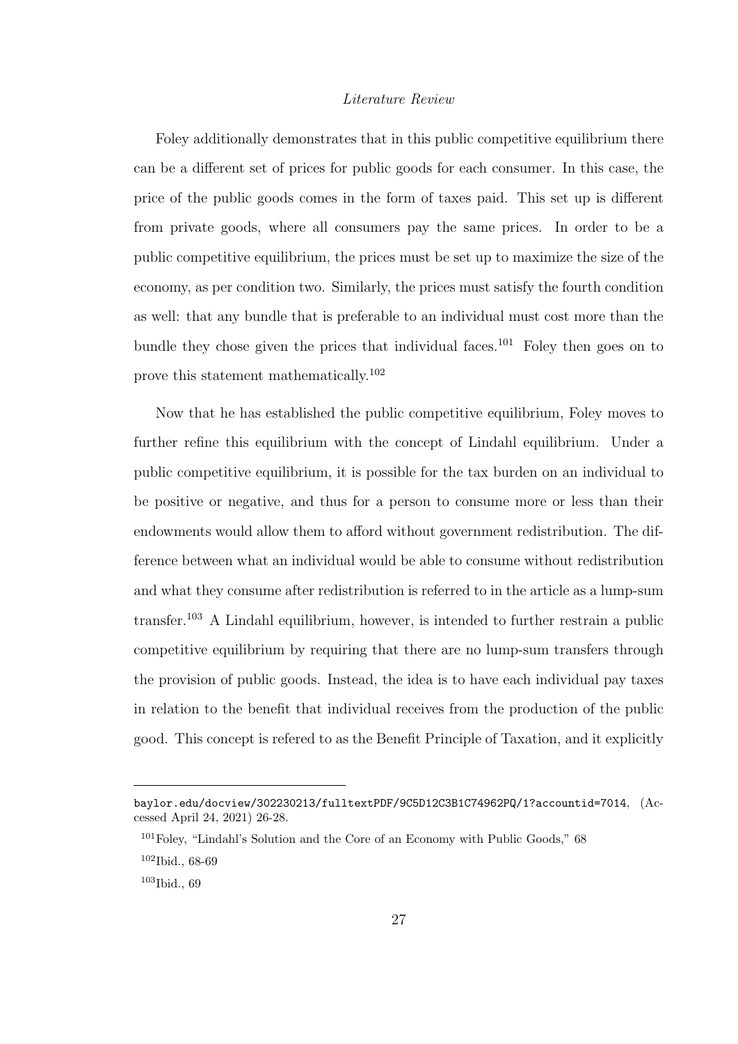Foley additionally demonstrates that in this public competitive equilibrium there can be a different set of prices for public goods for each consumer. In this case, the price of the public goods comes in the form of taxes paid. This set up is different from private goods, where all consumers pay the same prices. In order to be a public competitive equilibrium, the prices must be set up to maximize the size of the economy, as per condition two. Similarly, the prices must satisfy the fourth condition as well: that any bundle that is preferable to an individual must cost more than the bundle they chose given the prices that individual faces.[101] Foley then goes on to prove this statement mathematically.[102]

Now that he has established the public competitive equilibrium, Foley moves to further refine this equilibrium with the concept of Lindahl equilibrium. Under a public competitive equilibrium, it is possible for the tax burden on an individual to be positive or negative, and thus for a person to consume more or less than their endowments would allow them to afford without government redistribution. The difference between what an individual would be able to consume without redistribution and what they consume after redistribution is referred to in the article as a lump-sum transfer.[103] A Lindahl equilibrium, however, is intended to further restrain a public competitive equilibrium by requiring that there are no lump-sum transfers through the provision of public goods. Instead, the idea is to have each individual pay taxes in relation to the benefit that individual receives from the production of the public good. This concept is refered to as the Benefit Principle of Taxation, and it explicitly

---

baylor.edu/docview/302230213/fulltextPDF/9C5D12C3B1C74962PQ/1?accountid=7014, (Accessed April 24, 2021) 26-28.

[101] Foley, "Lindahl's Solution and the Core of an Economy with Public Goods," 68

[102] Ibid., 68-69

[103] Ibid., 69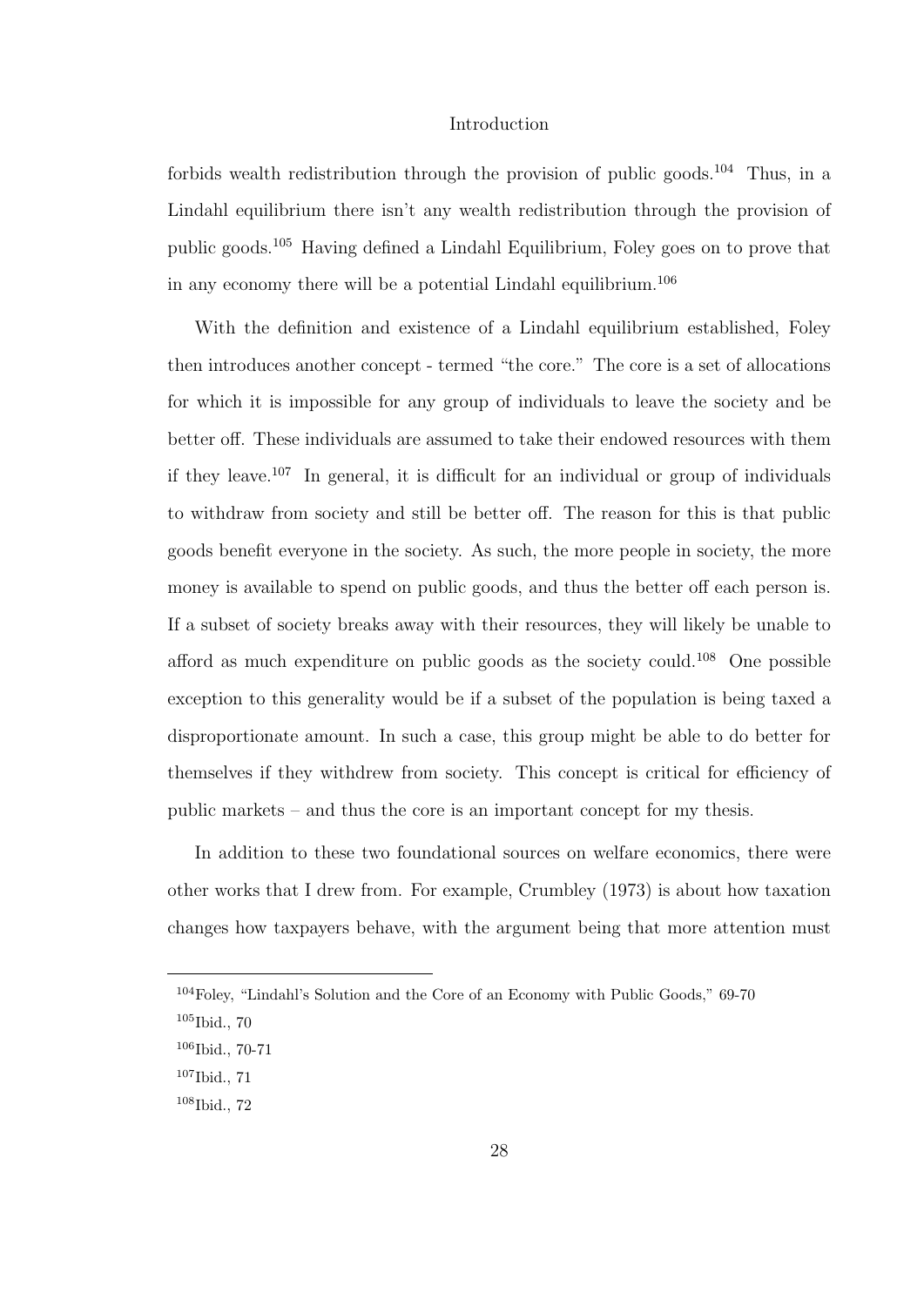forbids wealth redistribution through the provision of public goods.[104] Thus, in a Lindahl equilibrium there isn't any wealth redistribution through the provision of public goods.[105] Having defined a Lindahl Equilibrium, Foley goes on to prove that in any economy there will be a potential Lindahl equilibrium.[106]

With the definition and existence of a Lindahl equilibrium established, Foley then introduces another concept - termed "the core." The core is a set of allocations for which it is impossible for any group of individuals to leave the society and be better off. These individuals are assumed to take their endowed resources with them if they leave.[107] In general, it is difficult for an individual or group of individuals to withdraw from society and still be better off. The reason for this is that public goods benefit everyone in the society. As such, the more people in society, the more money is available to spend on public goods, and thus the better off each person is. If a subset of society breaks away with their resources, they will likely be unable to afford as much expenditure on public goods as the society could.[108] One possible exception to this generality would be if a subset of the population is being taxed a disproportionate amount. In such a case, this group might be able to do better for themselves if they withdrew from society. This concept is critical for efficiency of public markets – and thus the core is an important concept for my thesis.

In addition to these two foundational sources on welfare economics, there were other works that I drew from. For example, Crumbley (1973) is about how taxation changes how taxpayers behave, with the argument being that more attention must

---

[104] Foley, "Lindahl's Solution and the Core of an Economy with Public Goods," 69-70

[105] Ibid., 70

[106] Ibid., 70-71

[107] Ibid., 71

[108] Ibid., 72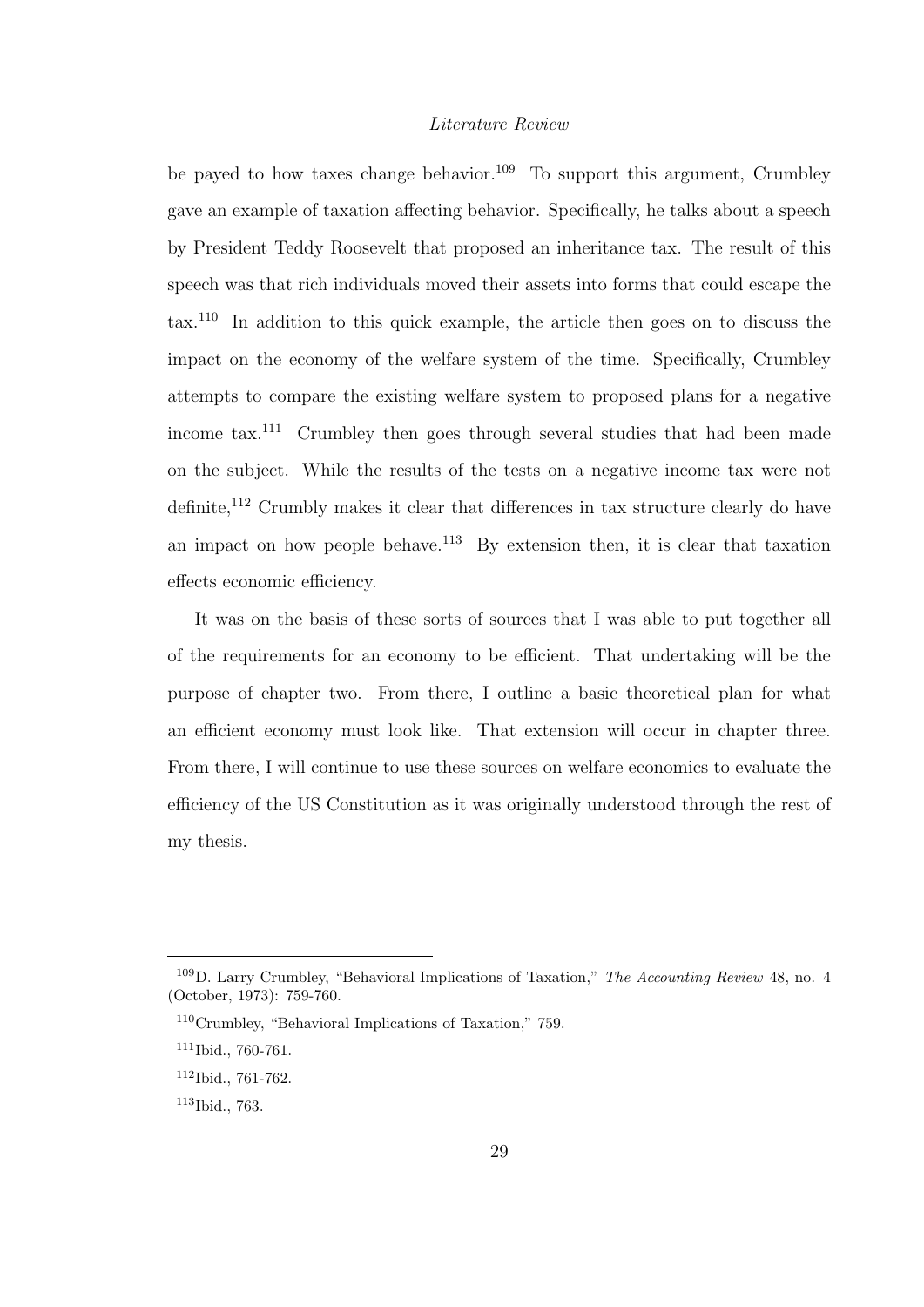be payed to how taxes change behavior.[109] To support this argument, Crumbley gave an example of taxation affecting behavior. Specifically, he talks about a speech by President Teddy Roosevelt that proposed an inheritance tax. The result of this speech was that rich individuals moved their assets into forms that could escape the tax.[110] In addition to this quick example, the article then goes on to discuss the impact on the economy of the welfare system of the time. Specifically, Crumbley attempts to compare the existing welfare system to proposed plans for a negative income tax.[111] Crumbley then goes through several studies that had been made on the subject. While the results of the tests on a negative income tax were not definite,[112] Crumbly makes it clear that differences in tax structure clearly do have an impact on how people behave.[113] By extension then, it is clear that taxation effects economic efficiency.

It was on the basis of these sorts of sources that I was able to put together all of the requirements for an economy to be efficient. That undertaking will be the purpose of chapter two. From there, I outline a basic theoretical plan for what an efficient economy must look like. That extension will occur in chapter three. From there, I will continue to use these sources on welfare economics to evaluate the efficiency of the US Constitution as it was originally understood through the rest of my thesis.

---

[109] D. Larry Crumbley, "Behavioral Implications of Taxation," *The Accounting Review* 48, no. 4 (October, 1973): 759-760.

[110] Crumbley, "Behavioral Implications of Taxation," 759.

[111] Ibid., 760-761.

[112] Ibid., 761-762.

[113] Ibid., 763.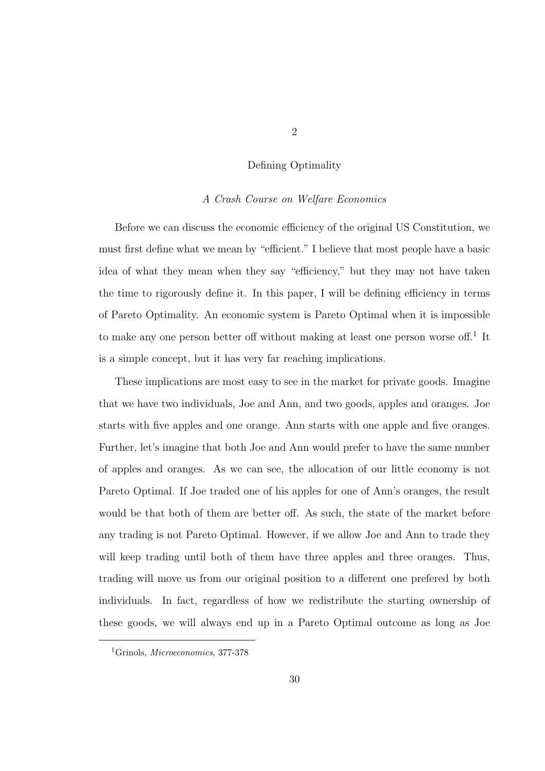# 2

## Defining Optimality

### *A Crash Course on Welfare Economics*

Before we can discuss the economic efficiency of the original US Constitution, we must first define what we mean by "efficient." I believe that most people have a basic idea of what they mean when they say "efficiency," but they may not have taken the time to rigorously define it. In this paper, I will be defining efficiency in terms of Pareto Optimality. An economic system is Pareto Optimal when it is impossible to make any one person better off without making at least one person worse off.[1] It is a simple concept, but it has very far reaching implications.

These implications are most easy to see in the market for private goods. Imagine that we have two individuals, Joe and Ann, and two goods, apples and oranges. Joe starts with five apples and one orange. Ann starts with one apple and five oranges. Further, let's imagine that both Joe and Ann would prefer to have the same number of apples and oranges. As we can see, the allocation of our little economy is not Pareto Optimal. If Joe traded one of his apples for one of Ann's oranges, the result would be that both of them are better off. As such, the state of the market before any trading is not Pareto Optimal. However, if we allow Joe and Ann to trade they will keep trading until both of them have three apples and three oranges. Thus, trading will move us from our original position to a different one prefered by both individuals. In fact, regardless of how we redistribute the starting ownership of these goods, we will always end up in a Pareto Optimal outcome as long as Joe

[1] Grinols, *Microeconomics*, 377-378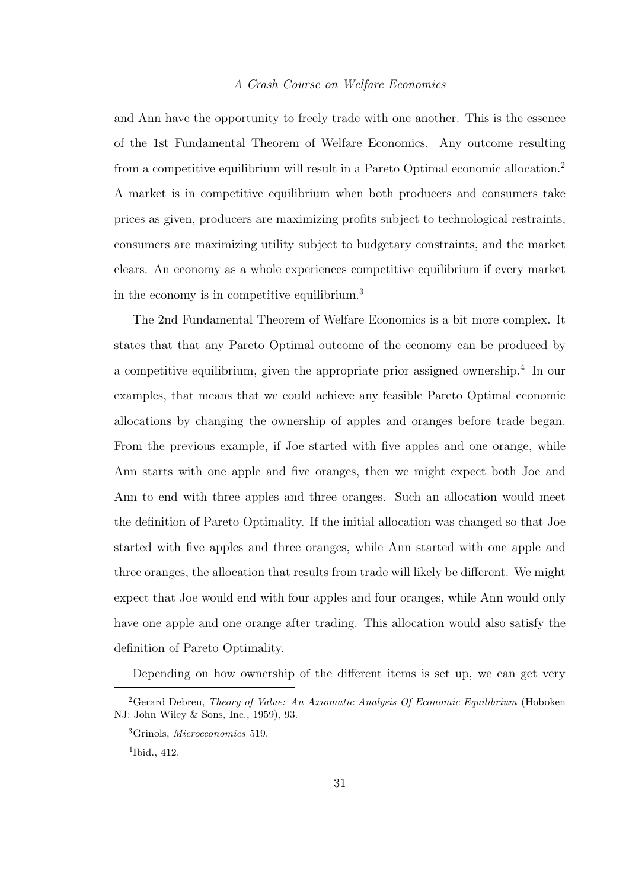and Ann have the opportunity to freely trade with one another. This is the essence of the 1st Fundamental Theorem of Welfare Economics. Any outcome resulting from a competitive equilibrium will result in a Pareto Optimal economic allocation.[2] A market is in competitive equilibrium when both producers and consumers take prices as given, producers are maximizing profits subject to technological restraints, consumers are maximizing utility subject to budgetary constraints, and the market clears. An economy as a whole experiences competitive equilibrium if every market in the economy is in competitive equilibrium.[3]

The 2nd Fundamental Theorem of Welfare Economics is a bit more complex. It states that that any Pareto Optimal outcome of the economy can be produced by a competitive equilibrium, given the appropriate prior assigned ownership.[4] In our examples, that means that we could achieve any feasible Pareto Optimal economic allocations by changing the ownership of apples and oranges before trade began. From the previous example, if Joe started with five apples and one orange, while Ann starts with one apple and five oranges, then we might expect both Joe and Ann to end with three apples and three oranges. Such an allocation would meet the definition of Pareto Optimality. If the initial allocation was changed so that Joe started with five apples and three oranges, while Ann started with one apple and three oranges, the allocation that results from trade will likely be different. We might expect that Joe would end with four apples and four oranges, while Ann would only have one apple and one orange after trading. This allocation would also satisfy the definition of Pareto Optimality.

Depending on how ownership of the different items is set up, we can get very

---

[2] Gerard Debreu, *Theory of Value: An Axiomatic Analysis Of Economic Equilibrium* (Hoboken NJ: John Wiley & Sons, Inc., 1959), 93.

[3] Grinols, *Microeconomics* 519.

[4] Ibid., 412.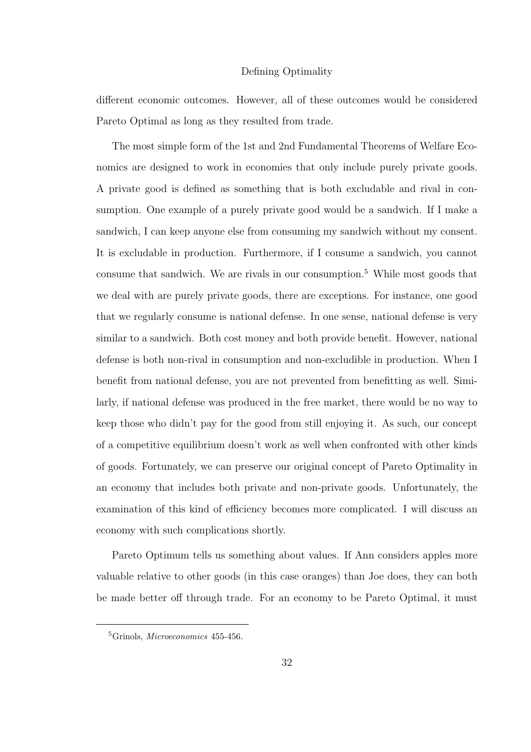different economic outcomes. However, all of these outcomes would be considered Pareto Optimal as long as they resulted from trade.

The most simple form of the 1st and 2nd Fundamental Theorems of Welfare Economics are designed to work in economies that only include purely private goods. A private good is defined as something that is both excludable and rival in consumption. One example of a purely private good would be a sandwich. If I make a sandwich, I can keep anyone else from consuming my sandwich without my consent. It is excludable in production. Furthermore, if I consume a sandwich, you cannot consume that sandwich. We are rivals in our consumption.[5] While most goods that we deal with are purely private goods, there are exceptions. For instance, one good that we regularly consume is national defense. In one sense, national defense is very similar to a sandwich. Both cost money and both provide benefit. However, national defense is both non-rival in consumption and non-excludible in production. When I benefit from national defense, you are not prevented from benefitting as well. Similarly, if national defense was produced in the free market, there would be no way to keep those who didn't pay for the good from still enjoying it. As such, our concept of a competitive equilibrium doesn't work as well when confronted with other kinds of goods. Fortunately, we can preserve our original concept of Pareto Optimality in an economy that includes both private and non-private goods. Unfortunately, the examination of this kind of efficiency becomes more complicated. I will discuss an economy with such complications shortly.

Pareto Optimum tells us something about values. If Ann considers apples more valuable relative to other goods (in this case oranges) than Joe does, they can both be made better off through trade. For an economy to be Pareto Optimal, it must

[5] Grinols, *Microeconomics* 455-456.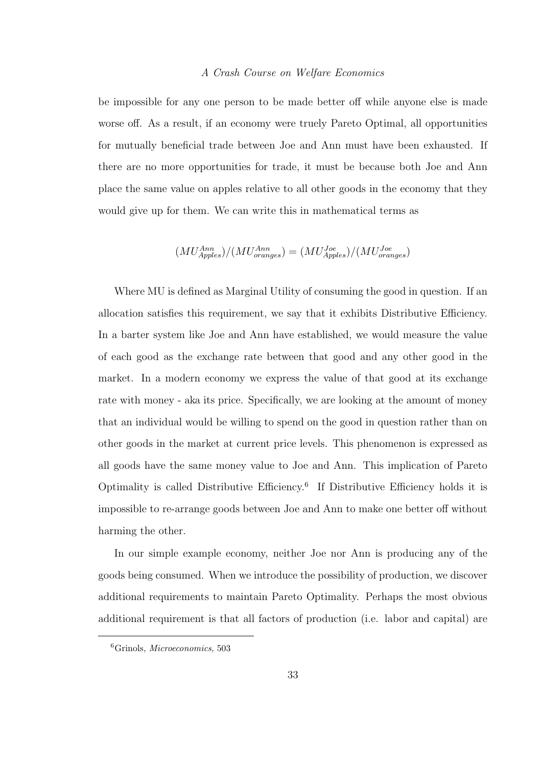be impossible for any one person to be made better off while anyone else is made worse off. As a result, if an economy were truely Pareto Optimal, all opportunities for mutually beneficial trade between Joe and Ann must have been exhausted. If there are no more opportunities for trade, it must be because both Joe and Ann place the same value on apples relative to all other goods in the economy that they would give up for them. We can write this in mathematical terms as

$$(MU^{Ann}_{Apples})/(MU^{Ann}_{oranges}) = (MU^{Joe}_{Apples})/(MU^{Joe}_{oranges})$$

Where MU is defined as Marginal Utility of consuming the good in question. If an allocation satisfies this requirement, we say that it exhibits Distributive Efficiency. In a barter system like Joe and Ann have established, we would measure the value of each good as the exchange rate between that good and any other good in the market. In a modern economy we express the value of that good at its exchange rate with money - aka its price. Specifically, we are looking at the amount of money that an individual would be willing to spend on the good in question rather than on other goods in the market at current price levels. This phenomenon is expressed as all goods have the same money value to Joe and Ann. This implication of Pareto Optimality is called Distributive Efficiency.[6] If Distributive Efficiency holds it is impossible to re-arrange goods between Joe and Ann to make one better off without harming the other.

In our simple example economy, neither Joe nor Ann is producing any of the goods being consumed. When we introduce the possibility of production, we discover additional requirements to maintain Pareto Optimality. Perhaps the most obvious additional requirement is that all factors of production (i.e. labor and capital) are

[6] Grinols, *Microeconomics*, 503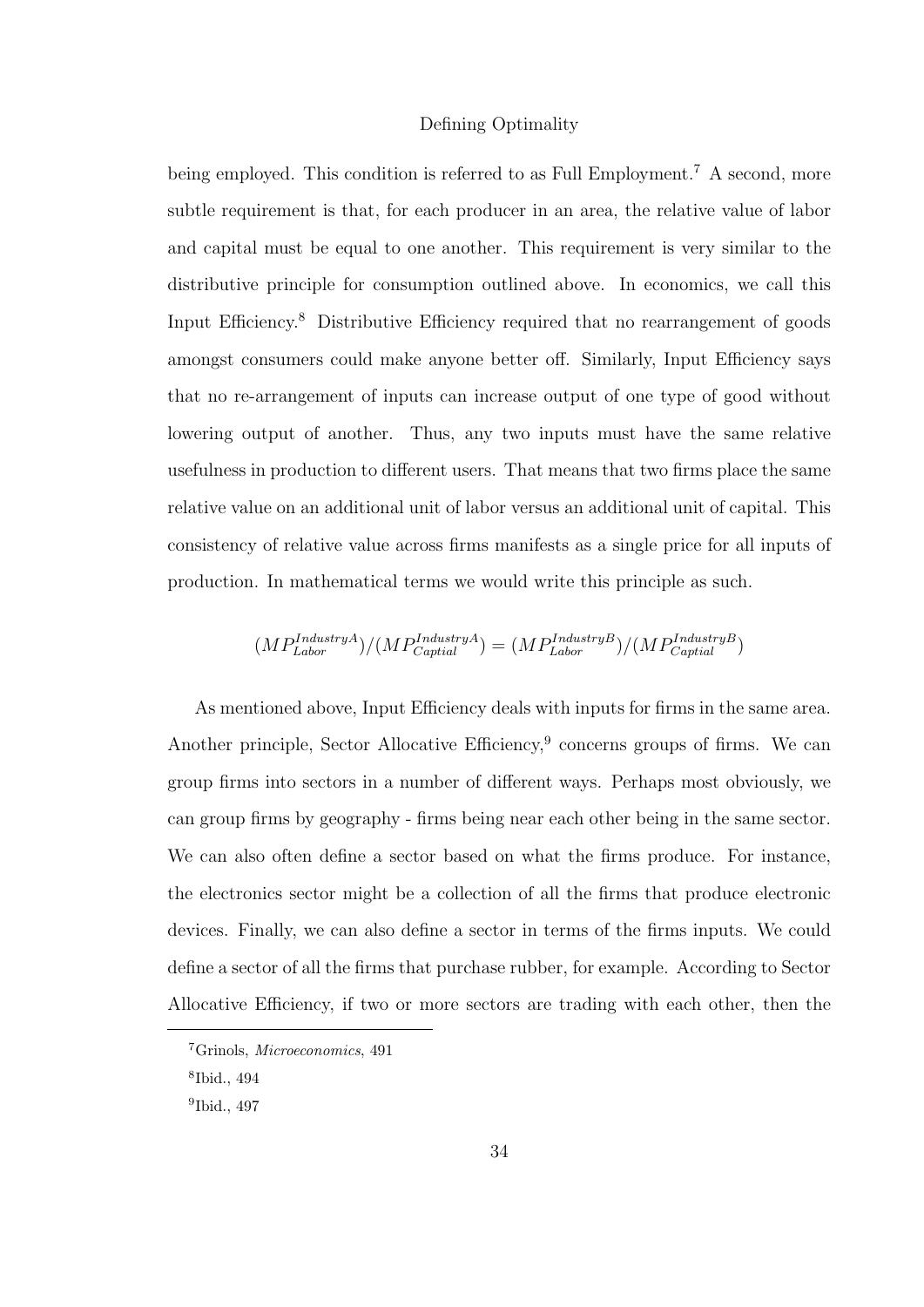being employed. This condition is referred to as Full Employment.[7] A second, more subtle requirement is that, for each producer in an area, the relative value of labor and capital must be equal to one another. This requirement is very similar to the distributive principle for consumption outlined above. In economics, we call this Input Efficiency.[8] Distributive Efficiency required that no rearrangement of goods amongst consumers could make anyone better off. Similarly, Input Efficiency says that no re-arrangement of inputs can increase output of one type of good without lowering output of another. Thus, any two inputs must have the same relative usefulness in production to different users. That means that two firms place the same relative value on an additional unit of labor versus an additional unit of capital. This consistency of relative value across firms manifests as a single price for all inputs of production. In mathematical terms we would write this principle as such.

$$(MP_{Labor}^{IndustryA})/(MP_{Captial}^{IndustryA}) = (MP_{Labor}^{IndustryB})/(MP_{Captial}^{IndustryB})$$

As mentioned above, Input Efficiency deals with inputs for firms in the same area. Another principle, Sector Allocative Efficiency,[9] concerns groups of firms. We can group firms into sectors in a number of different ways. Perhaps most obviously, we can group firms by geography - firms being near each other being in the same sector. We can also often define a sector based on what the firms produce. For instance, the electronics sector might be a collection of all the firms that produce electronic devices. Finally, we can also define a sector in terms of the firms inputs. We could define a sector of all the firms that purchase rubber, for example. According to Sector Allocative Efficiency, if two or more sectors are trading with each other, then the

[7] Grinols, *Microeconomics*, 491

[8] Ibid., 494

[9] Ibid., 497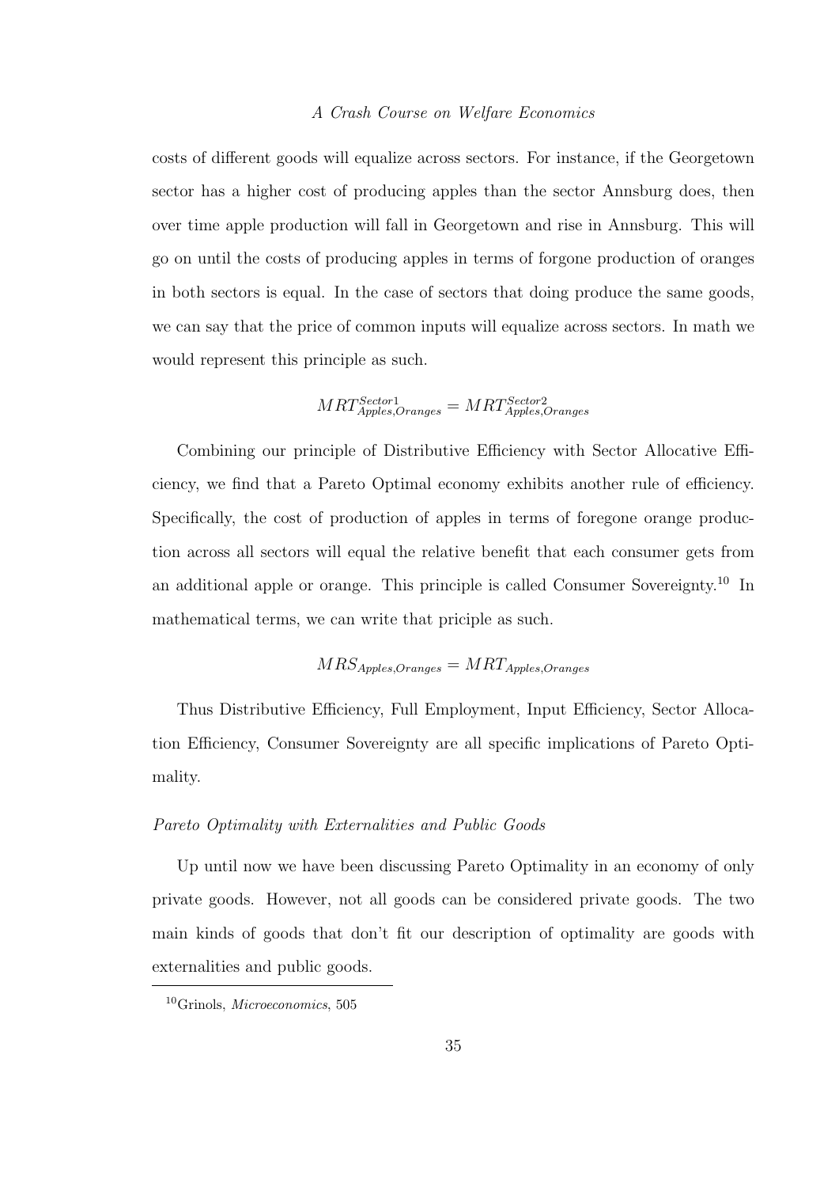costs of different goods will equalize across sectors. For instance, if the Georgetown sector has a higher cost of producing apples than the sector Annsburg does, then over time apple production will fall in Georgetown and rise in Annsburg. This will go on until the costs of producing apples in terms of forgone production of oranges in both sectors is equal. In the case of sectors that doing produce the same goods, we can say that the price of common inputs will equalize across sectors. In math we would represent this principle as such.

$$MRT^{Sector1}_{Apples,Oranges} = MRT^{Sector2}_{Apples,Oranges}$$

Combining our principle of Distributive Efficiency with Sector Allocative Efficiency, we find that a Pareto Optimal economy exhibits another rule of efficiency. Specifically, the cost of production of apples in terms of foregone orange production across all sectors will equal the relative benefit that each consumer gets from an additional apple or orange. This principle is called Consumer Sovereignty.[10] In mathematical terms, we can write that priciple as such.

$$MRS_{Apples,Oranges} = MRT_{Apples,Oranges}$$

Thus Distributive Efficiency, Full Employment, Input Efficiency, Sector Allocation Efficiency, Consumer Sovereignty are all specific implications of Pareto Optimality.

*Pareto Optimality with Externalities and Public Goods*

Up until now we have been discussing Pareto Optimality in an economy of only private goods. However, not all goods can be considered private goods. The two main kinds of goods that don't fit our description of optimality are goods with externalities and public goods.

[10] Grinols, *Microeconomics*, 505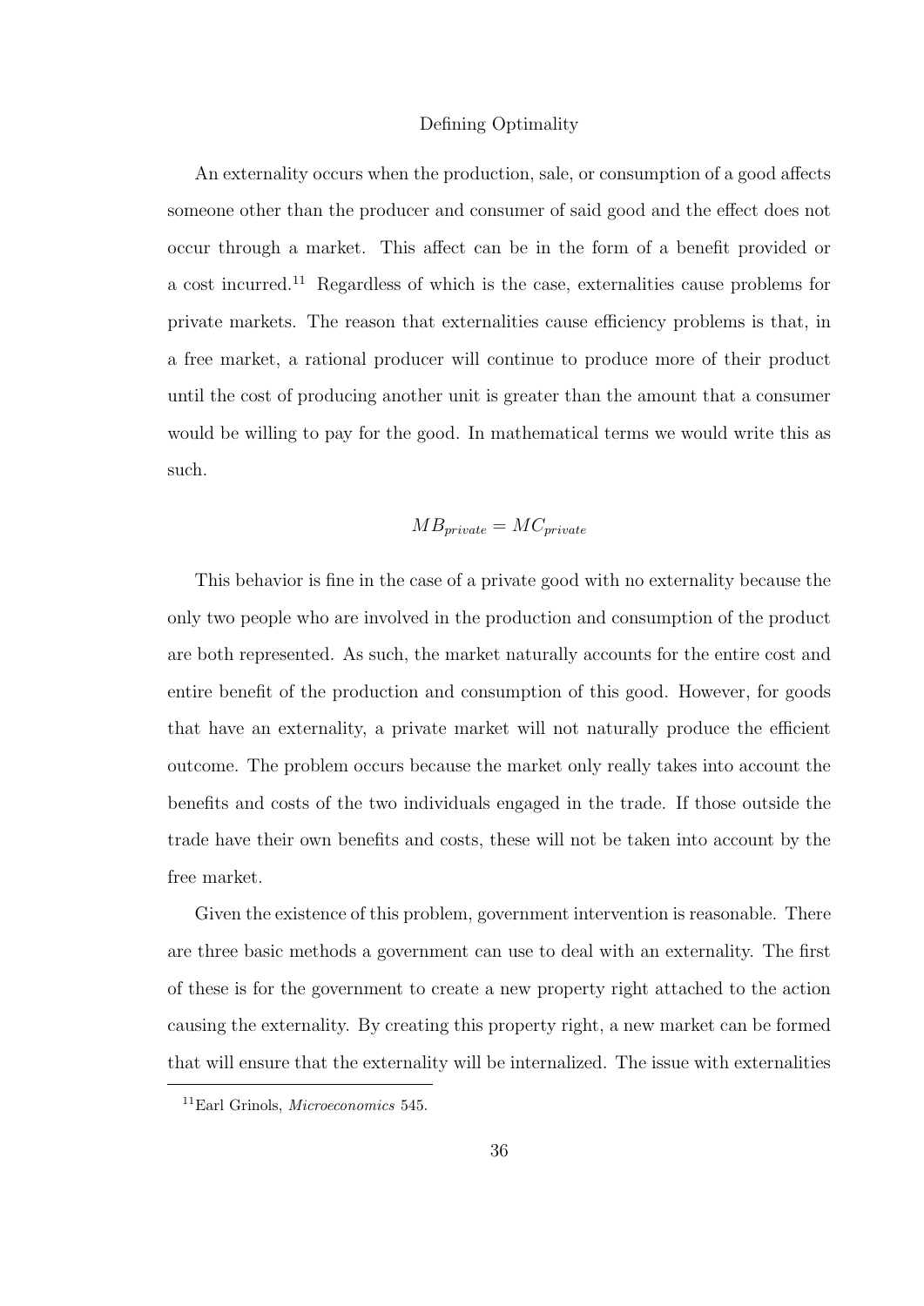## Defining Optimality

An externality occurs when the production, sale, or consumption of a good affects someone other than the producer and consumer of said good and the effect does not occur through a market. This affect can be in the form of a benefit provided or a cost incurred.[11] Regardless of which is the case, externalities cause problems for private markets. The reason that externalities cause efficiency problems is that, in a free market, a rational producer will continue to produce more of their product until the cost of producing another unit is greater than the amount that a consumer would be willing to pay for the good. In mathematical terms we would write this as such.

$$MB_{private} = MC_{private}$$

This behavior is fine in the case of a private good with no externality because the only two people who are involved in the production and consumption of the product are both represented. As such, the market naturally accounts for the entire cost and entire benefit of the production and consumption of this good. However, for goods that have an externality, a private market will not naturally produce the efficient outcome. The problem occurs because the market only really takes into account the benefits and costs of the two individuals engaged in the trade. If those outside the trade have their own benefits and costs, these will not be taken into account by the free market.

Given the existence of this problem, government intervention is reasonable. There are three basic methods a government can use to deal with an externality. The first of these is for the government to create a new property right attached to the action causing the externality. By creating this property right, a new market can be formed that will ensure that the externality will be internalized. The issue with externalities

[11] Earl Grinols, *Microeconomics* 545.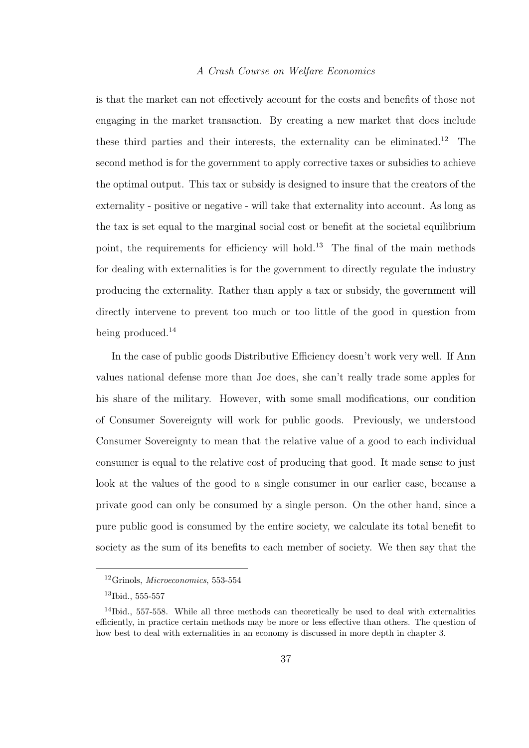is that the market can not effectively account for the costs and benefits of those not engaging in the market transaction. By creating a new market that does include these third parties and their interests, the externality can be eliminated.[12] The second method is for the government to apply corrective taxes or subsidies to achieve the optimal output. This tax or subsidy is designed to insure that the creators of the externality - positive or negative - will take that externality into account. As long as the tax is set equal to the marginal social cost or benefit at the societal equilibrium point, the requirements for efficiency will hold.[13] The final of the main methods for dealing with externalities is for the government to directly regulate the industry producing the externality. Rather than apply a tax or subsidy, the government will directly intervene to prevent too much or too little of the good in question from being produced.[14]

In the case of public goods Distributive Efficiency doesn't work very well. If Ann values national defense more than Joe does, she can't really trade some apples for his share of the military. However, with some small modifications, our condition of Consumer Sovereignty will work for public goods. Previously, we understood Consumer Sovereignty to mean that the relative value of a good to each individual consumer is equal to the relative cost of producing that good. It made sense to just look at the values of the good to a single consumer in our earlier case, because a private good can only be consumed by a single person. On the other hand, since a pure public good is consumed by the entire society, we calculate its total benefit to society as the sum of its benefits to each member of society. We then say that the

---

[12] Grinols, *Microeconomics*, 553-554

[13] Ibid., 555-557

[14] Ibid., 557-558. While all three methods can theoretically be used to deal with externalities efficiently, in practice certain methods may be more or less effective than others. The question of how best to deal with externalities in an economy is discussed in more depth in chapter 3.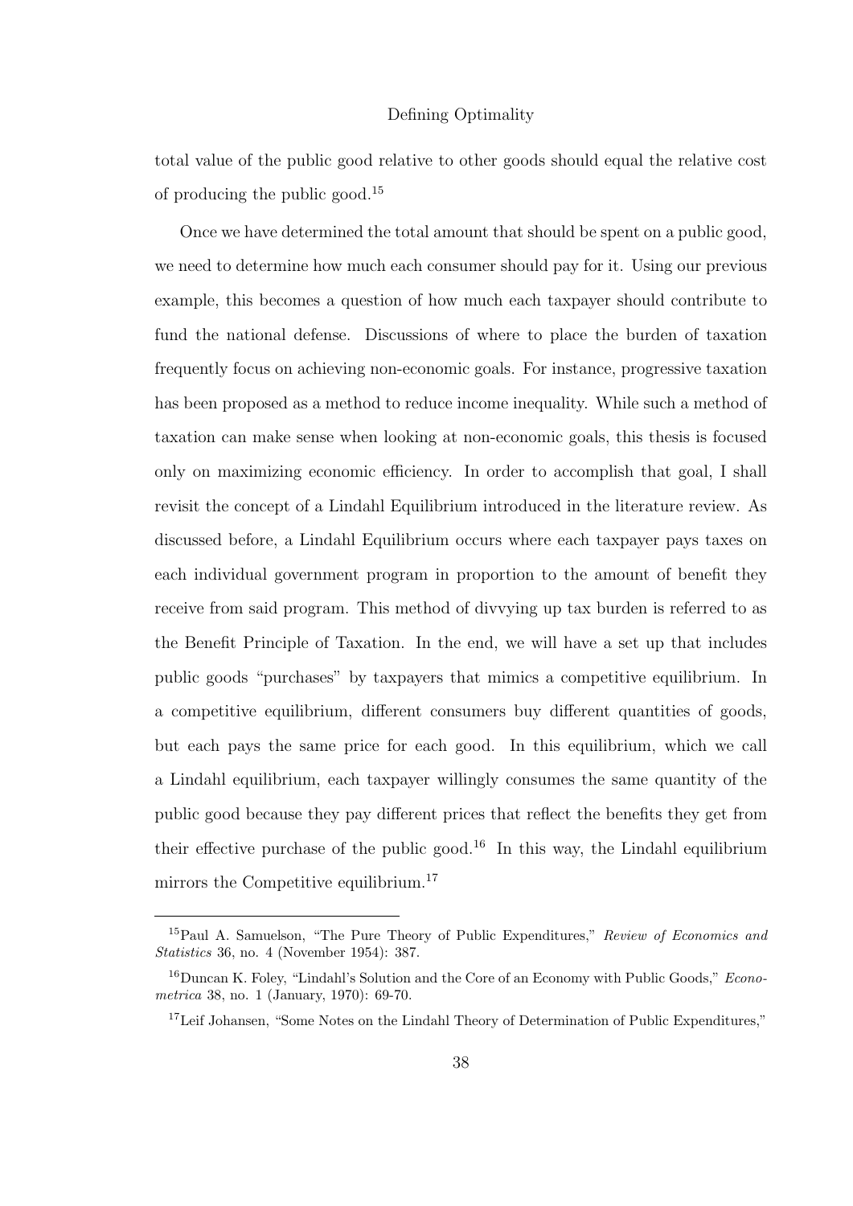total value of the public good relative to other goods should equal the relative cost of producing the public good.[15]

Once we have determined the total amount that should be spent on a public good, we need to determine how much each consumer should pay for it. Using our previous example, this becomes a question of how much each taxpayer should contribute to fund the national defense. Discussions of where to place the burden of taxation frequently focus on achieving non-economic goals. For instance, progressive taxation has been proposed as a method to reduce income inequality. While such a method of taxation can make sense when looking at non-economic goals, this thesis is focused only on maximizing economic efficiency. In order to accomplish that goal, I shall revisit the concept of a Lindahl Equilibrium introduced in the literature review. As discussed before, a Lindahl Equilibrium occurs where each taxpayer pays taxes on each individual government program in proportion to the amount of benefit they receive from said program. This method of divvying up tax burden is referred to as the Benefit Principle of Taxation. In the end, we will have a set up that includes public goods "purchases" by taxpayers that mimics a competitive equilibrium. In a competitive equilibrium, different consumers buy different quantities of goods, but each pays the same price for each good. In this equilibrium, which we call a Lindahl equilibrium, each taxpayer willingly consumes the same quantity of the public good because they pay different prices that reflect the benefits they get from their effective purchase of the public good.[16] In this way, the Lindahl equilibrium mirrors the Competitive equilibrium.[17]

---

[15] Paul A. Samuelson, "The Pure Theory of Public Expenditures," *Review of Economics and Statistics* 36, no. 4 (November 1954): 387.

[16] Duncan K. Foley, "Lindahl's Solution and the Core of an Economy with Public Goods," *Econometrica* 38, no. 1 (January, 1970): 69-70.

[17] Leif Johansen, "Some Notes on the Lindahl Theory of Determination of Public Expenditures,"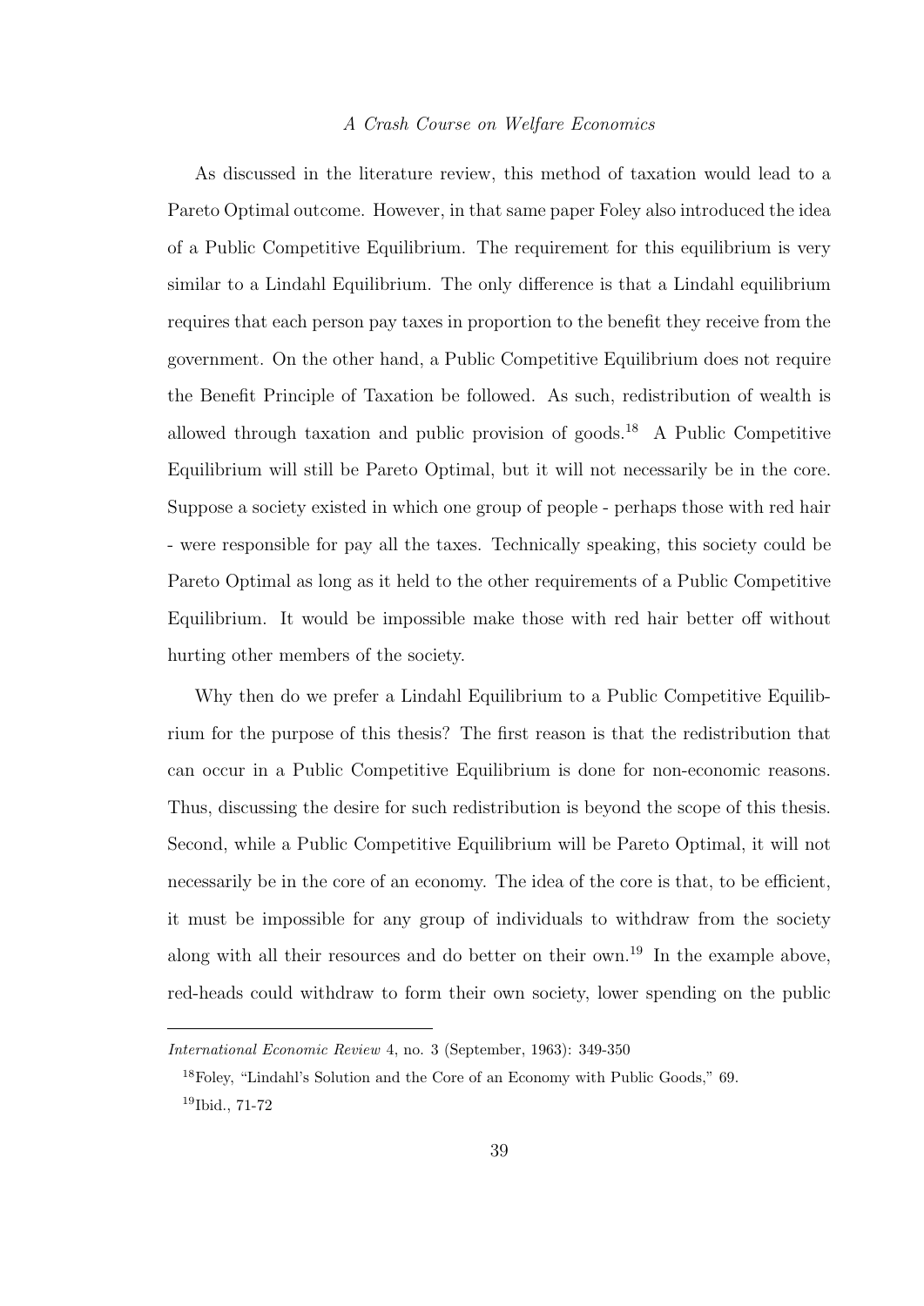As discussed in the literature review, this method of taxation would lead to a Pareto Optimal outcome. However, in that same paper Foley also introduced the idea of a Public Competitive Equilibrium. The requirement for this equilibrium is very similar to a Lindahl Equilibrium. The only difference is that a Lindahl equilibrium requires that each person pay taxes in proportion to the benefit they receive from the government. On the other hand, a Public Competitive Equilibrium does not require the Benefit Principle of Taxation be followed. As such, redistribution of wealth is allowed through taxation and public provision of goods.[18] A Public Competitive Equilibrium will still be Pareto Optimal, but it will not necessarily be in the core. Suppose a society existed in which one group of people - perhaps those with red hair - were responsible for pay all the taxes. Technically speaking, this society could be Pareto Optimal as long as it held to the other requirements of a Public Competitive Equilibrium. It would be impossible make those with red hair better off without hurting other members of the society.

Why then do we prefer a Lindahl Equilibrium to a Public Competitive Equilibrium for the purpose of this thesis? The first reason is that the redistribution that can occur in a Public Competitive Equilibrium is done for non-economic reasons. Thus, discussing the desire for such redistribution is beyond the scope of this thesis. Second, while a Public Competitive Equilibrium will be Pareto Optimal, it will not necessarily be in the core of an economy. The idea of the core is that, to be efficient, it must be impossible for any group of individuals to withdraw from the society along with all their resources and do better on their own.[19] In the example above, red-heads could withdraw to form their own society, lower spending on the public

---

*International Economic Review* 4, no. 3 (September, 1963): 349-350

[18] Foley, "Lindahl's Solution and the Core of an Economy with Public Goods," 69.

[19] Ibid., 71-72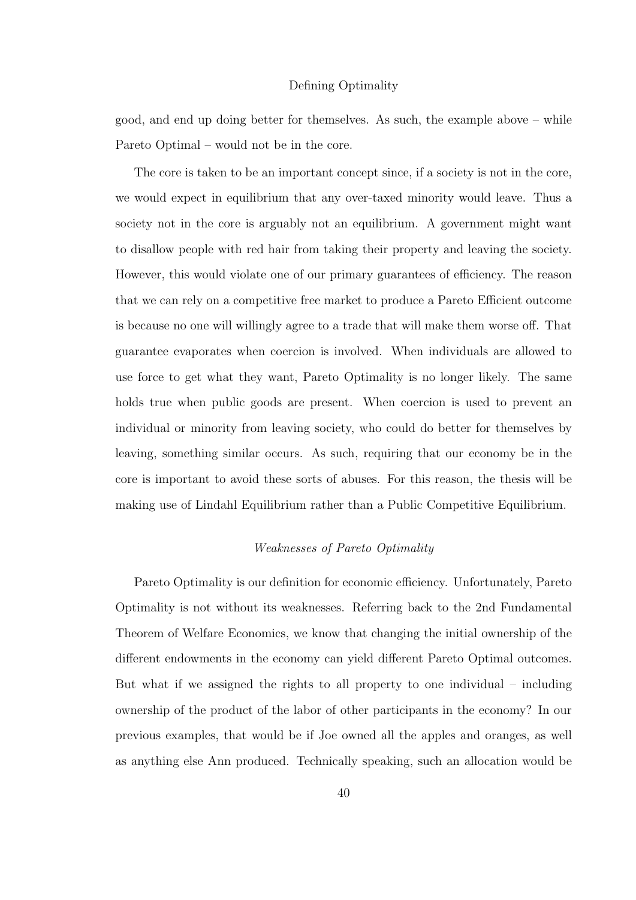good, and end up doing better for themselves. As such, the example above – while Pareto Optimal – would not be in the core.

The core is taken to be an important concept since, if a society is not in the core, we would expect in equilibrium that any over-taxed minority would leave. Thus a society not in the core is arguably not an equilibrium. A government might want to disallow people with red hair from taking their property and leaving the society. However, this would violate one of our primary guarantees of efficiency. The reason that we can rely on a competitive free market to produce a Pareto Efficient outcome is because no one will willingly agree to a trade that will make them worse off. That guarantee evaporates when coercion is involved. When individuals are allowed to use force to get what they want, Pareto Optimality is no longer likely. The same holds true when public goods are present. When coercion is used to prevent an individual or minority from leaving society, who could do better for themselves by leaving, something similar occurs. As such, requiring that our economy be in the core is important to avoid these sorts of abuses. For this reason, the thesis will be making use of Lindahl Equilibrium rather than a Public Competitive Equilibrium.

### *Weaknesses of Pareto Optimality*

Pareto Optimality is our definition for economic efficiency. Unfortunately, Pareto Optimality is not without its weaknesses. Referring back to the 2nd Fundamental Theorem of Welfare Economics, we know that changing the initial ownership of the different endowments in the economy can yield different Pareto Optimal outcomes. But what if we assigned the rights to all property to one individual – including ownership of the product of the labor of other participants in the economy? In our previous examples, that would be if Joe owned all the apples and oranges, as well as anything else Ann produced. Technically speaking, such an allocation would be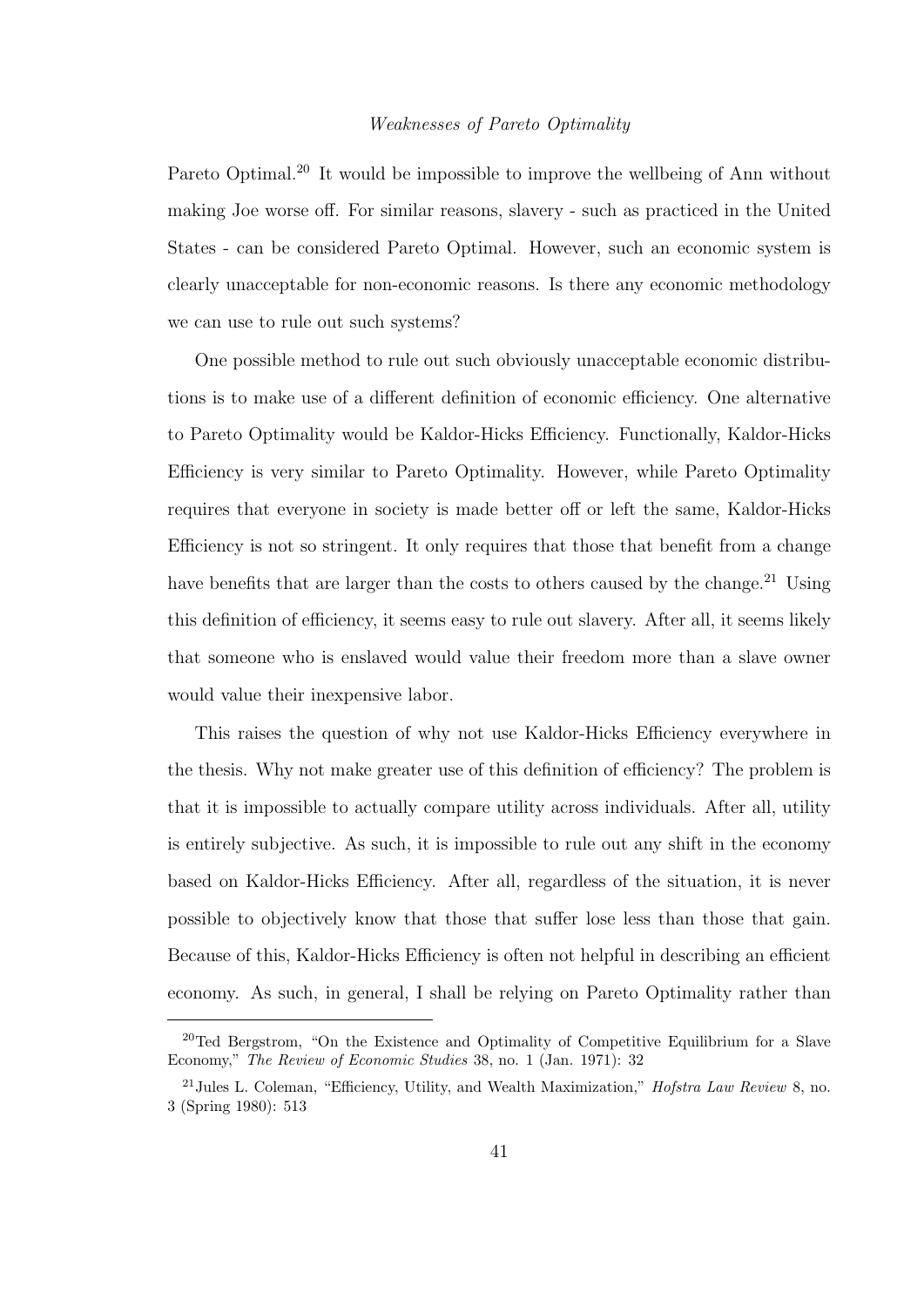Pareto Optimal.[20] It would be impossible to improve the wellbeing of Ann without making Joe worse off. For similar reasons, slavery - such as practiced in the United States - can be considered Pareto Optimal. However, such an economic system is clearly unacceptable for non-economic reasons. Is there any economic methodology we can use to rule out such systems?

One possible method to rule out such obviously unacceptable economic distributions is to make use of a different definition of economic efficiency. One alternative to Pareto Optimality would be Kaldor-Hicks Efficiency. Functionally, Kaldor-Hicks Efficiency is very similar to Pareto Optimality. However, while Pareto Optimality requires that everyone in society is made better off or left the same, Kaldor-Hicks Efficiency is not so stringent. It only requires that those that benefit from a change have benefits that are larger than the costs to others caused by the change.[21] Using this definition of efficiency, it seems easy to rule out slavery. After all, it seems likely that someone who is enslaved would value their freedom more than a slave owner would value their inexpensive labor.

This raises the question of why not use Kaldor-Hicks Efficiency everywhere in the thesis. Why not make greater use of this definition of efficiency? The problem is that it is impossible to actually compare utility across individuals. After all, utility is entirely subjective. As such, it is impossible to rule out any shift in the economy based on Kaldor-Hicks Efficiency. After all, regardless of the situation, it is never possible to objectively know that those that suffer lose less than those that gain. Because of this, Kaldor-Hicks Efficiency is often not helpful in describing an efficient economy. As such, in general, I shall be relying on Pareto Optimality rather than

[20] Ted Bergstrom, "On the Existence and Optimality of Competitive Equilibrium for a Slave Economy," *The Review of Economic Studies* 38, no. 1 (Jan. 1971): 32

[21] Jules L. Coleman, "Efficiency, Utility, and Wealth Maximization," *Hofstra Law Review* 8, no. 3 (Spring 1980): 513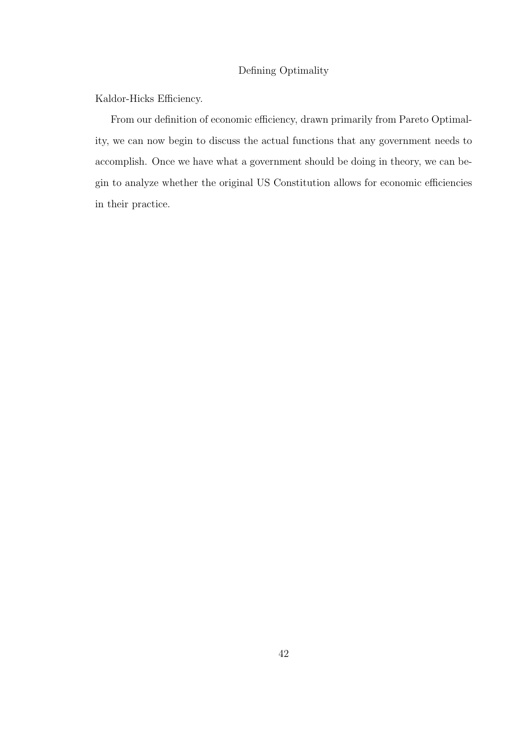Kaldor-Hicks Efficiency.

From our definition of economic efficiency, drawn primarily from Pareto Optimality, we can now begin to discuss the actual functions that any government needs to accomplish. Once we have what a government should be doing in theory, we can begin to analyze whether the original US Constitution allows for economic efficiencies in their practice.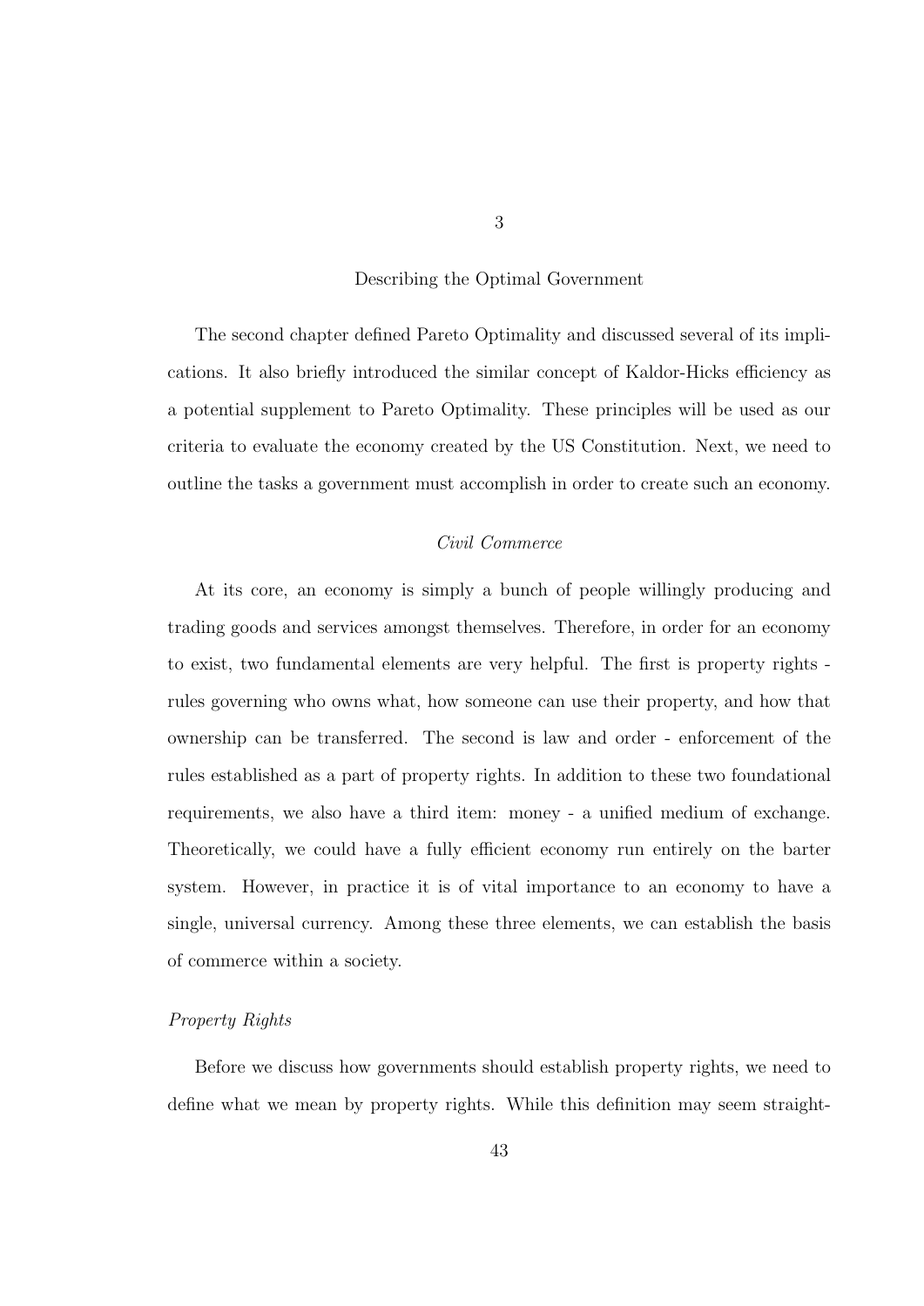# 3

# Describing the Optimal Government

The second chapter defined Pareto Optimality and discussed several of its implications. It also briefly introduced the similar concept of Kaldor-Hicks efficiency as a potential supplement to Pareto Optimality. These principles will be used as our criteria to evaluate the economy created by the US Constitution. Next, we need to outline the tasks a government must accomplish in order to create such an economy.

## *Civil Commerce*

At its core, an economy is simply a bunch of people willingly producing and trading goods and services amongst themselves. Therefore, in order for an economy to exist, two fundamental elements are very helpful. The first is property rights - rules governing who owns what, how someone can use their property, and how that ownership can be transferred. The second is law and order - enforcement of the rules established as a part of property rights. In addition to these two foundational requirements, we also have a third item: money - a unified medium of exchange. Theoretically, we could have a fully efficient economy run entirely on the barter system. However, in practice it is of vital importance to an economy to have a single, universal currency. Among these three elements, we can establish the basis of commerce within a society.

### *Property Rights*

Before we discuss how governments should establish property rights, we need to define what we mean by property rights. While this definition may seem straight-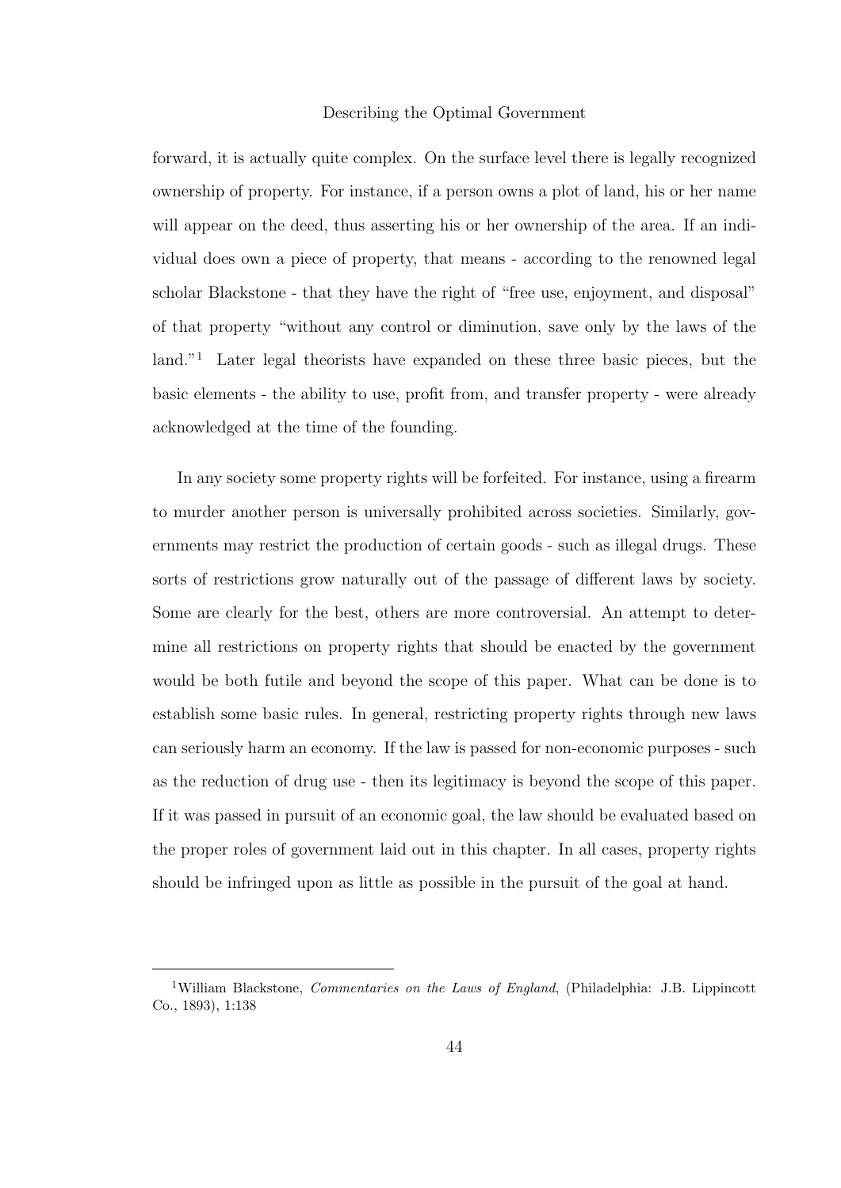forward, it is actually quite complex. On the surface level there is legally recognized ownership of property. For instance, if a person owns a plot of land, his or her name will appear on the deed, thus asserting his or her ownership of the area. If an individual does own a piece of property, that means - according to the renowned legal scholar Blackstone - that they have the right of "free use, enjoyment, and disposal" of that property "without any control or diminution, save only by the laws of the land."[1] Later legal theorists have expanded on these three basic pieces, but the basic elements - the ability to use, profit from, and transfer property - were already acknowledged at the time of the founding.

In any society some property rights will be forfeited. For instance, using a firearm to murder another person is universally prohibited across societies. Similarly, governments may restrict the production of certain goods - such as illegal drugs. These sorts of restrictions grow naturally out of the passage of different laws by society. Some are clearly for the best, others are more controversial. An attempt to determine all restrictions on property rights that should be enacted by the government would be both futile and beyond the scope of this paper. What can be done is to establish some basic rules. In general, restricting property rights through new laws can seriously harm an economy. If the law is passed for non-economic purposes - such as the reduction of drug use - then its legitimacy is beyond the scope of this paper. If it was passed in pursuit of an economic goal, the law should be evaluated based on the proper roles of government laid out in this chapter. In all cases, property rights should be infringed upon as little as possible in the pursuit of the goal at hand.

---

[1] William Blackstone, *Commentaries on the Laws of England*, (Philadelphia: J.B. Lippincott Co., 1893), 1:138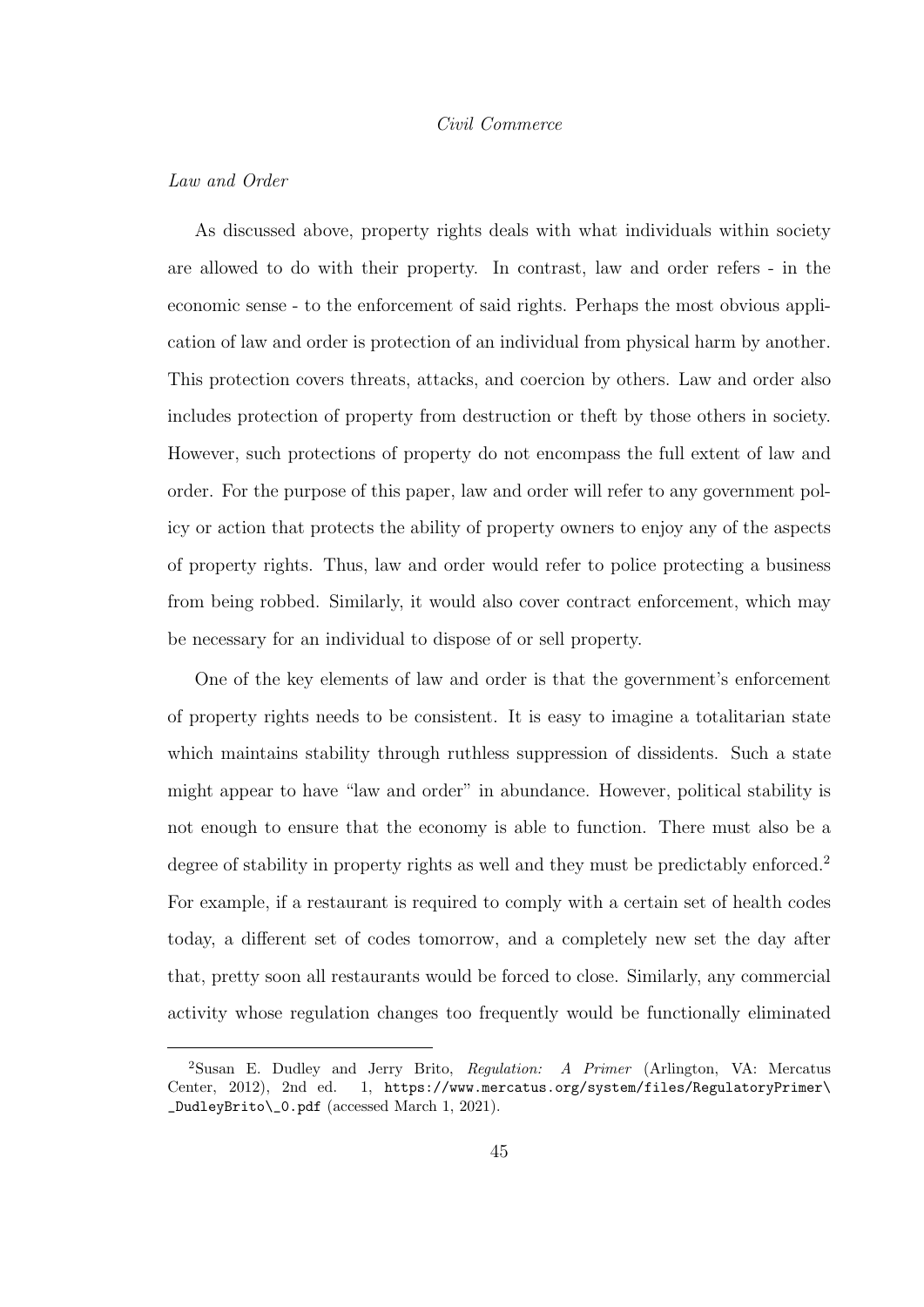*Law and Order*

As discussed above, property rights deals with what individuals within society are allowed to do with their property. In contrast, law and order refers - in the economic sense - to the enforcement of said rights. Perhaps the most obvious application of law and order is protection of an individual from physical harm by another. This protection covers threats, attacks, and coercion by others. Law and order also includes protection of property from destruction or theft by those others in society. However, such protections of property do not encompass the full extent of law and order. For the purpose of this paper, law and order will refer to any government policy or action that protects the ability of property owners to enjoy any of the aspects of property rights. Thus, law and order would refer to police protecting a business from being robbed. Similarly, it would also cover contract enforcement, which may be necessary for an individual to dispose of or sell property.

One of the key elements of law and order is that the government's enforcement of property rights needs to be consistent. It is easy to imagine a totalitarian state which maintains stability through ruthless suppression of dissidents. Such a state might appear to have "law and order" in abundance. However, political stability is not enough to ensure that the economy is able to function. There must also be a degree of stability in property rights as well and they must be predictably enforced.[2] For example, if a restaurant is required to comply with a certain set of health codes today, a different set of codes tomorrow, and a completely new set the day after that, pretty soon all restaurants would be forced to close. Similarly, any commercial activity whose regulation changes too frequently would be functionally eliminated

[2] Susan E. Dudley and Jerry Brito, *Regulation: A Primer* (Arlington, VA: Mercatus Center, 2012), 2nd ed. 1, https://www.mercatus.org/system/files/RegulatoryPrimer\_DudleyBrito\_0.pdf (accessed March 1, 2021).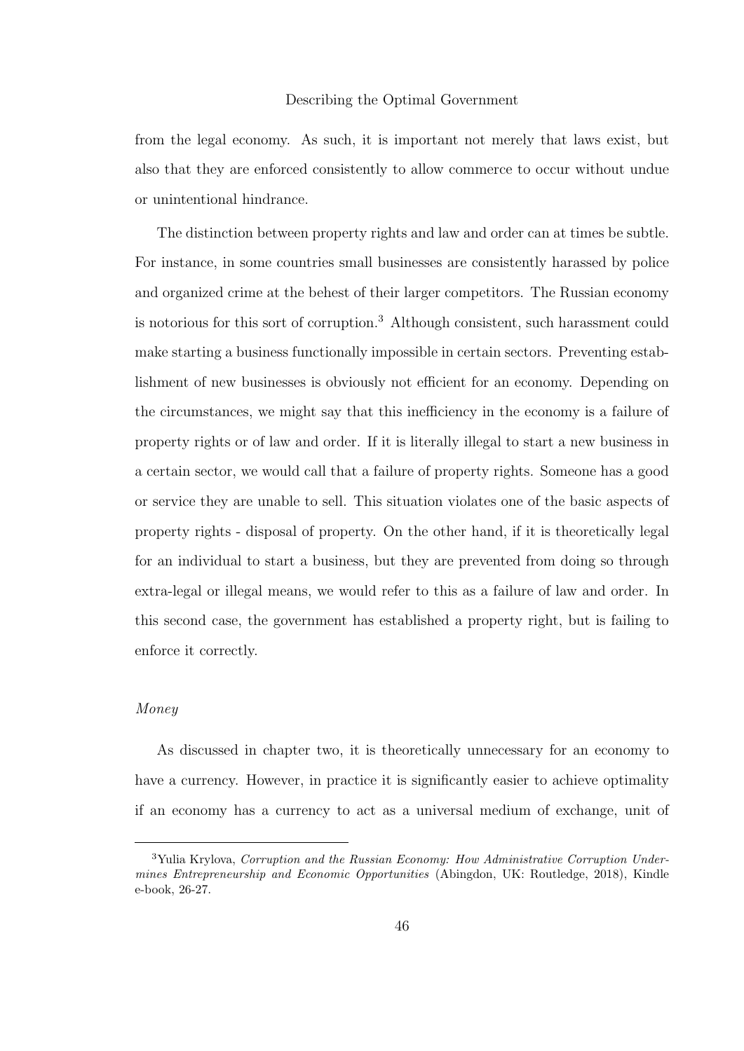from the legal economy. As such, it is important not merely that laws exist, but also that they are enforced consistently to allow commerce to occur without undue or unintentional hindrance.

The distinction between property rights and law and order can at times be subtle. For instance, in some countries small businesses are consistently harassed by police and organized crime at the behest of their larger competitors. The Russian economy is notorious for this sort of corruption.[3] Although consistent, such harassment could make starting a business functionally impossible in certain sectors. Preventing establishment of new businesses is obviously not efficient for an economy. Depending on the circumstances, we might say that this inefficiency in the economy is a failure of property rights or of law and order. If it is literally illegal to start a new business in a certain sector, we would call that a failure of property rights. Someone has a good or service they are unable to sell. This situation violates one of the basic aspects of property rights - disposal of property. On the other hand, if it is theoretically legal for an individual to start a business, but they are prevented from doing so through extra-legal or illegal means, we would refer to this as a failure of law and order. In this second case, the government has established a property right, but is failing to enforce it correctly.

*Money*

As discussed in chapter two, it is theoretically unnecessary for an economy to have a currency. However, in practice it is significantly easier to achieve optimality if an economy has a currency to act as a universal medium of exchange, unit of

[3] Yulia Krylova, *Corruption and the Russian Economy: How Administrative Corruption Undermines Entrepreneurship and Economic Opportunities* (Abingdon, UK: Routledge, 2018), Kindle e-book, 26-27.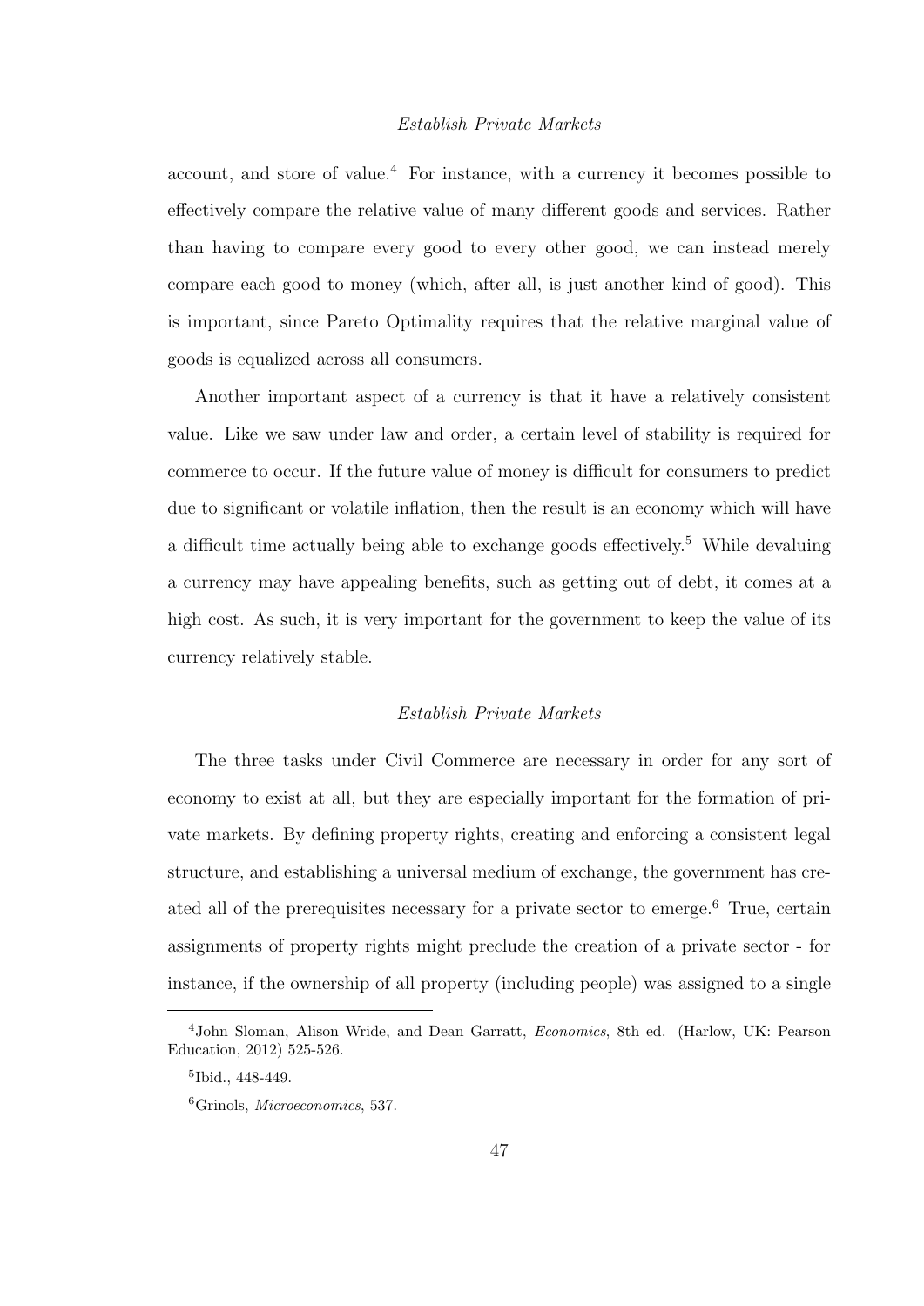account, and store of value.[4] For instance, with a currency it becomes possible to effectively compare the relative value of many different goods and services. Rather than having to compare every good to every other good, we can instead merely compare each good to money (which, after all, is just another kind of good). This is important, since Pareto Optimality requires that the relative marginal value of goods is equalized across all consumers.

Another important aspect of a currency is that it have a relatively consistent value. Like we saw under law and order, a certain level of stability is required for commerce to occur. If the future value of money is difficult for consumers to predict due to significant or volatile inflation, then the result is an economy which will have a difficult time actually being able to exchange goods effectively.[5] While devaluing a currency may have appealing benefits, such as getting out of debt, it comes at a high cost. As such, it is very important for the government to keep the value of its currency relatively stable.

### *Establish Private Markets*

The three tasks under Civil Commerce are necessary in order for any sort of economy to exist at all, but they are especially important for the formation of private markets. By defining property rights, creating and enforcing a consistent legal structure, and establishing a universal medium of exchange, the government has created all of the prerequisites necessary for a private sector to emerge.[6] True, certain assignments of property rights might preclude the creation of a private sector - for instance, if the ownership of all property (including people) was assigned to a single

---

[4] John Sloman, Alison Wride, and Dean Garratt, *Economics*, 8th ed. (Harlow, UK: Pearson Education, 2012) 525-526.

[5] Ibid., 448-449.

[6] Grinols, *Microeconomics*, 537.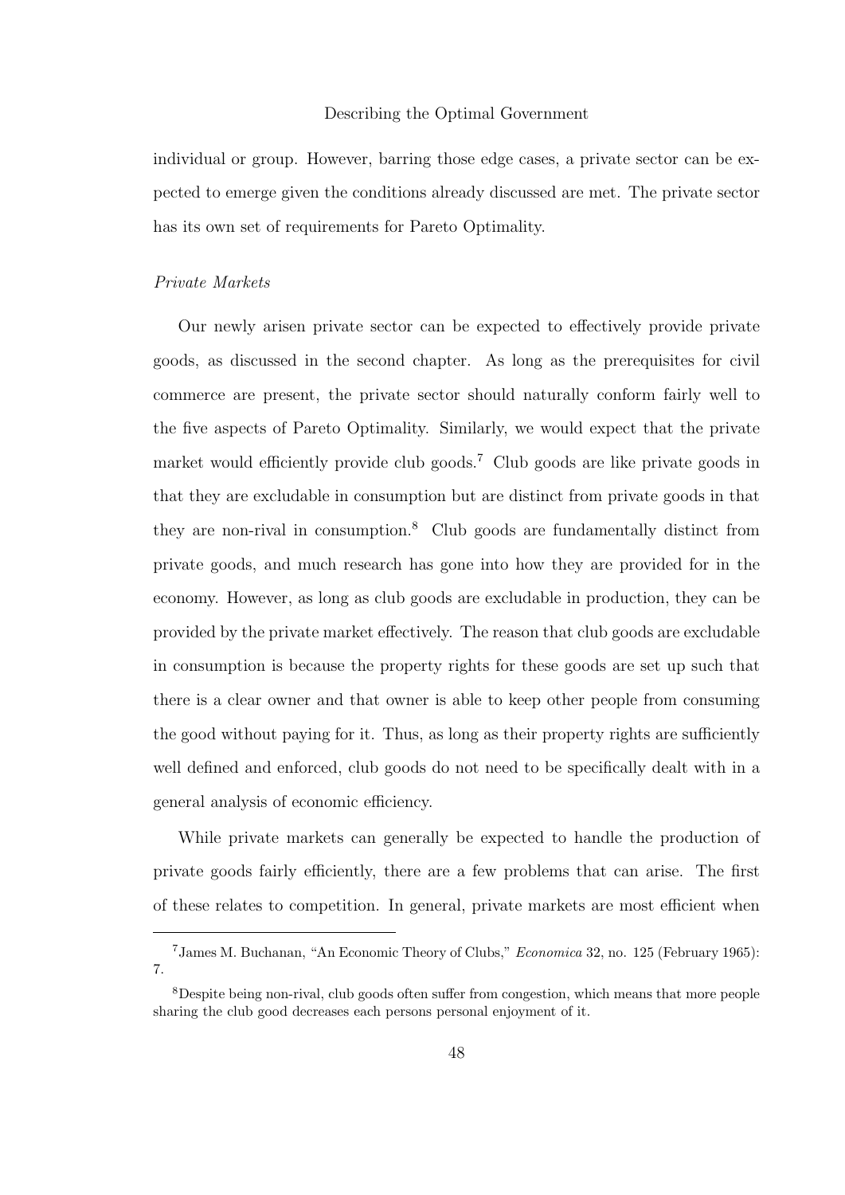individual or group. However, barring those edge cases, a private sector can be expected to emerge given the conditions already discussed are met. The private sector has its own set of requirements for Pareto Optimality.

*Private Markets*

Our newly arisen private sector can be expected to effectively provide private goods, as discussed in the second chapter. As long as the prerequisites for civil commerce are present, the private sector should naturally conform fairly well to the five aspects of Pareto Optimality. Similarly, we would expect that the private market would efficiently provide club goods.[7] Club goods are like private goods in that they are excludable in consumption but are distinct from private goods in that they are non-rival in consumption.[8] Club goods are fundamentally distinct from private goods, and much research has gone into how they are provided for in the economy. However, as long as club goods are excludable in production, they can be provided by the private market effectively. The reason that club goods are excludable in consumption is because the property rights for these goods are set up such that there is a clear owner and that owner is able to keep other people from consuming the good without paying for it. Thus, as long as their property rights are sufficiently well defined and enforced, club goods do not need to be specifically dealt with in a general analysis of economic efficiency.

While private markets can generally be expected to handle the production of private goods fairly efficiently, there are a few problems that can arise. The first of these relates to competition. In general, private markets are most efficient when

[7] James M. Buchanan, "An Economic Theory of Clubs," *Economica* 32, no. 125 (February 1965): 7.

[8] Despite being non-rival, club goods often suffer from congestion, which means that more people sharing the club good decreases each persons personal enjoyment of it.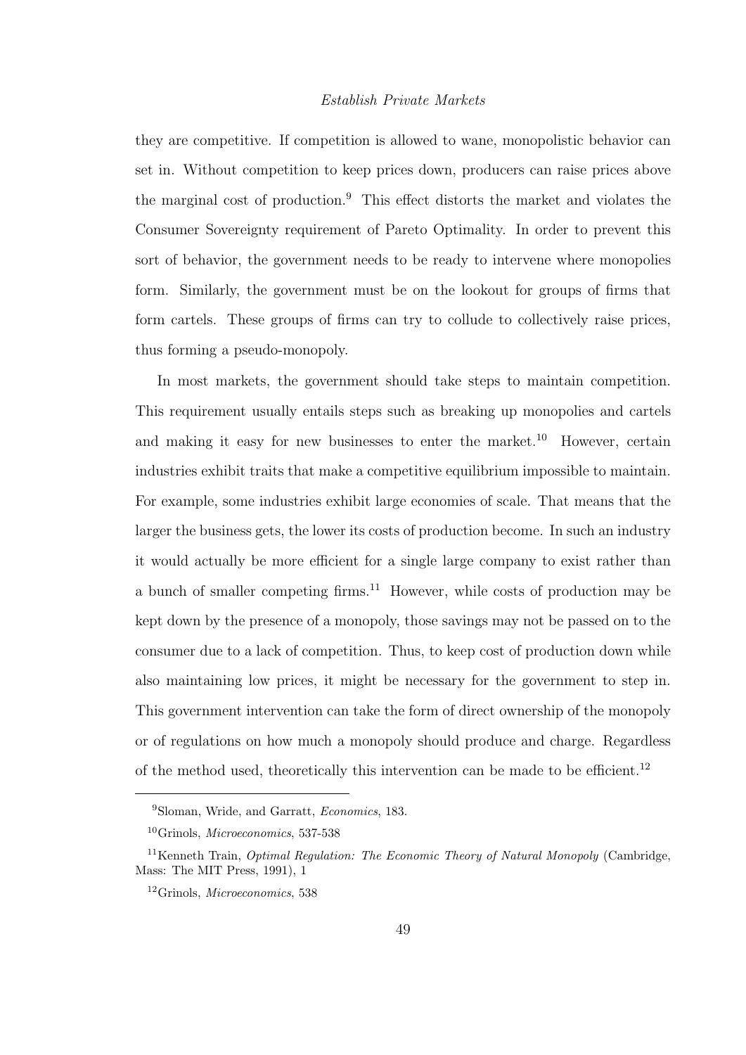they are competitive. If competition is allowed to wane, monopolistic behavior can set in. Without competition to keep prices down, producers can raise prices above the marginal cost of production.[9] This effect distorts the market and violates the Consumer Sovereignty requirement of Pareto Optimality. In order to prevent this sort of behavior, the government needs to be ready to intervene where monopolies form. Similarly, the government must be on the lookout for groups of firms that form cartels. These groups of firms can try to collude to collectively raise prices, thus forming a pseudo-monopoly.

In most markets, the government should take steps to maintain competition. This requirement usually entails steps such as breaking up monopolies and cartels and making it easy for new businesses to enter the market.[10] However, certain industries exhibit traits that make a competitive equilibrium impossible to maintain. For example, some industries exhibit large economies of scale. That means that the larger the business gets, the lower its costs of production become. In such an industry it would actually be more efficient for a single large company to exist rather than a bunch of smaller competing firms.[11] However, while costs of production may be kept down by the presence of a monopoly, those savings may not be passed on to the consumer due to a lack of competition. Thus, to keep cost of production down while also maintaining low prices, it might be necessary for the government to step in. This government intervention can take the form of direct ownership of the monopoly or of regulations on how much a monopoly should produce and charge. Regardless of the method used, theoretically this intervention can be made to be efficient.[12]

---

[9] Sloman, Wride, and Garratt, *Economics*, 183.

[10] Grinols, *Microeconomics*, 537-538

[11] Kenneth Train, *Optimal Regulation: The Economic Theory of Natural Monopoly* (Cambridge, Mass: The MIT Press, 1991), 1

[12] Grinols, *Microeconomics*, 538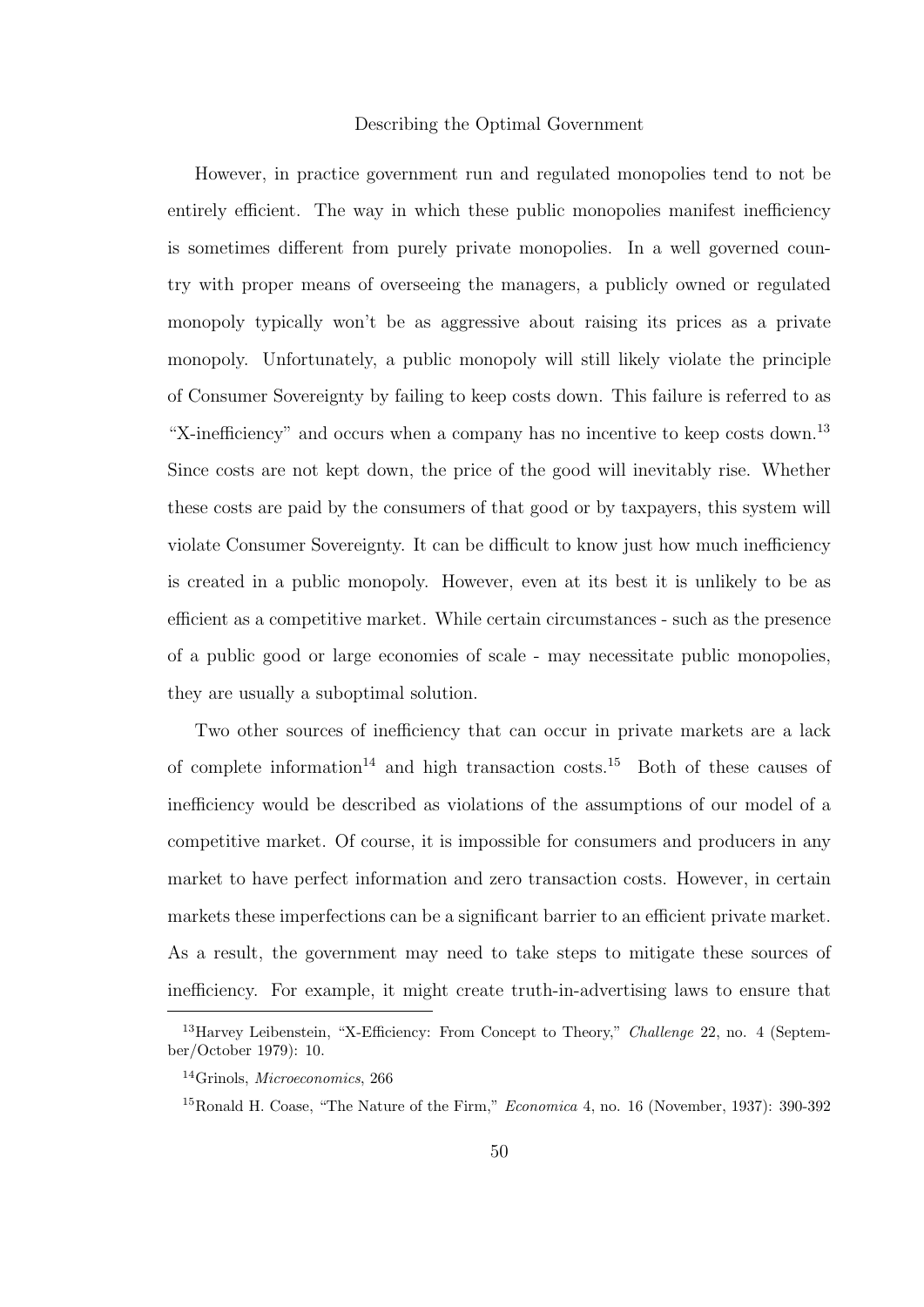However, in practice government run and regulated monopolies tend to not be entirely efficient. The way in which these public monopolies manifest inefficiency is sometimes different from purely private monopolies. In a well governed country with proper means of overseeing the managers, a publicly owned or regulated monopoly typically won't be as aggressive about raising its prices as a private monopoly. Unfortunately, a public monopoly will still likely violate the principle of Consumer Sovereignty by failing to keep costs down. This failure is referred to as "X-inefficiency" and occurs when a company has no incentive to keep costs down.[13] Since costs are not kept down, the price of the good will inevitably rise. Whether these costs are paid by the consumers of that good or by taxpayers, this system will violate Consumer Sovereignty. It can be difficult to know just how much inefficiency is created in a public monopoly. However, even at its best it is unlikely to be as efficient as a competitive market. While certain circumstances - such as the presence of a public good or large economies of scale - may necessitate public monopolies, they are usually a suboptimal solution.

Two other sources of inefficiency that can occur in private markets are a lack of complete information[14] and high transaction costs.[15] Both of these causes of inefficiency would be described as violations of the assumptions of our model of a competitive market. Of course, it is impossible for consumers and producers in any market to have perfect information and zero transaction costs. However, in certain markets these imperfections can be a significant barrier to an efficient private market. As a result, the government may need to take steps to mitigate these sources of inefficiency. For example, it might create truth-in-advertising laws to ensure that

---

[13] Harvey Leibenstein, "X-Efficiency: From Concept to Theory," *Challenge* 22, no. 4 (September/October 1979): 10.

[14] Grinols, *Microeconomics*, 266

[15] Ronald H. Coase, "The Nature of the Firm," *Economica* 4, no. 16 (November, 1937): 390-392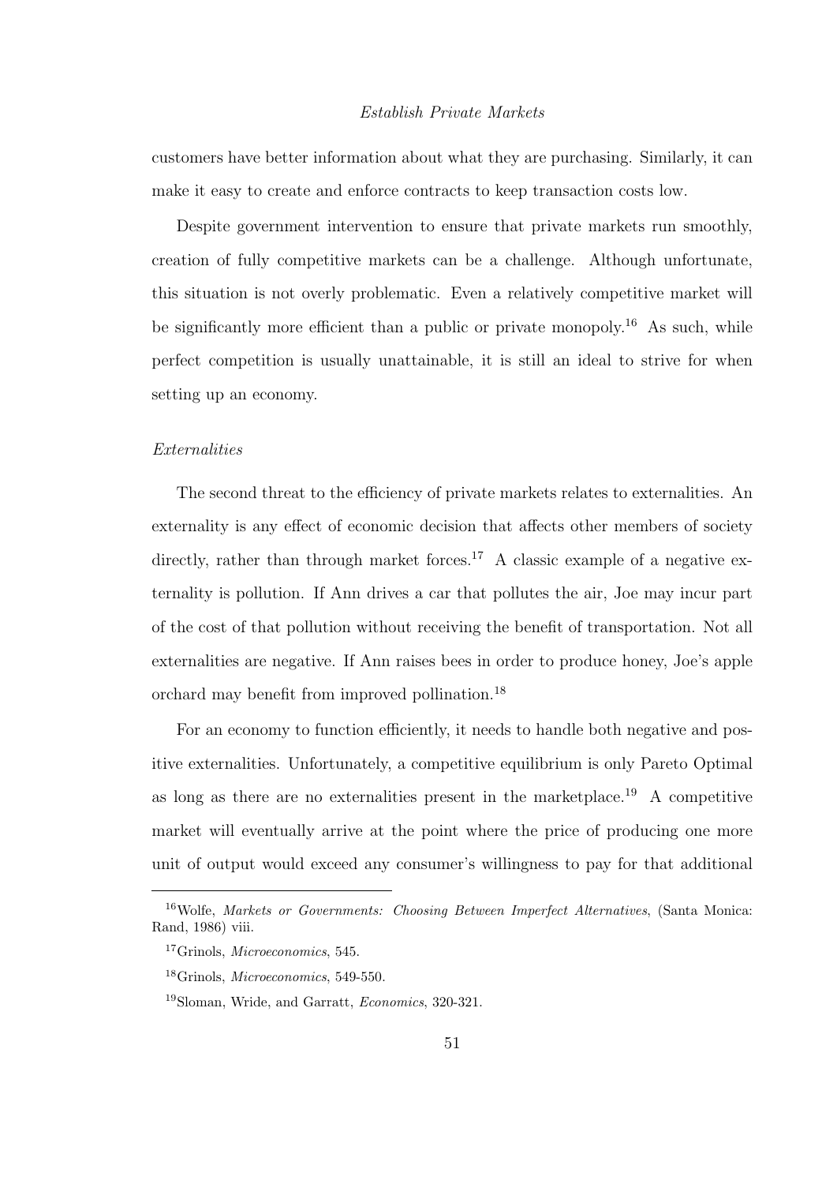customers have better information about what they are purchasing. Similarly, it can make it easy to create and enforce contracts to keep transaction costs low.

Despite government intervention to ensure that private markets run smoothly, creation of fully competitive markets can be a challenge. Although unfortunate, this situation is not overly problematic. Even a relatively competitive market will be significantly more efficient than a public or private monopoly.[16] As such, while perfect competition is usually unattainable, it is still an ideal to strive for when setting up an economy.

*Externalities*

The second threat to the efficiency of private markets relates to externalities. An externality is any effect of economic decision that affects other members of society directly, rather than through market forces.[17] A classic example of a negative externality is pollution. If Ann drives a car that pollutes the air, Joe may incur part of the cost of that pollution without receiving the benefit of transportation. Not all externalities are negative. If Ann raises bees in order to produce honey, Joe's apple orchard may benefit from improved pollination.[18]

For an economy to function efficiently, it needs to handle both negative and positive externalities. Unfortunately, a competitive equilibrium is only Pareto Optimal as long as there are no externalities present in the marketplace.[19] A competitive market will eventually arrive at the point where the price of producing one more unit of output would exceed any consumer's willingness to pay for that additional

---

[16] Wolfe, *Markets or Governments: Choosing Between Imperfect Alternatives*, (Santa Monica: Rand, 1986) viii.

[17] Grinols, *Microeconomics*, 545.

[18] Grinols, *Microeconomics*, 549-550.

[19] Sloman, Wride, and Garratt, *Economics*, 320-321.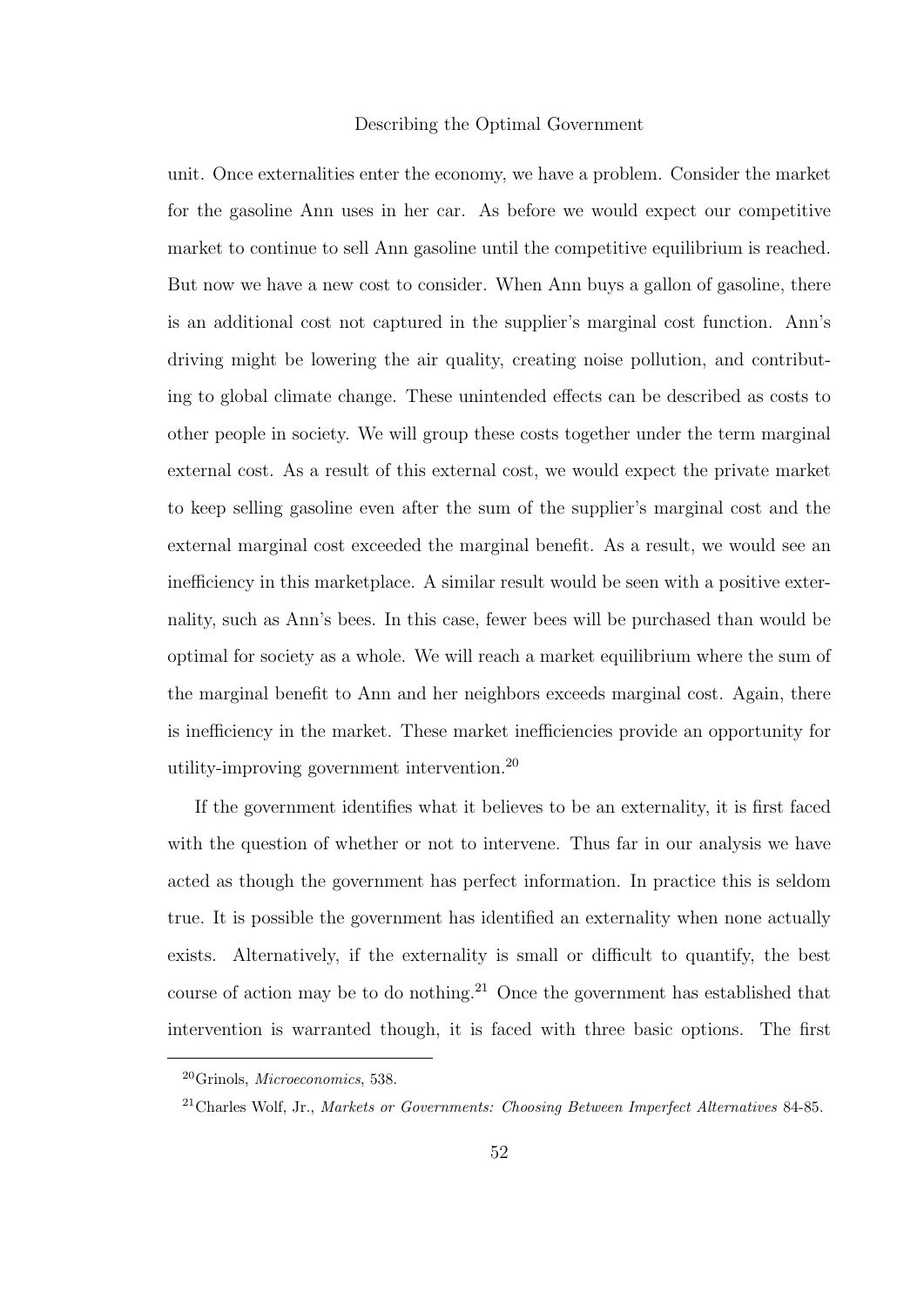unit. Once externalities enter the economy, we have a problem. Consider the market for the gasoline Ann uses in her car. As before we would expect our competitive market to continue to sell Ann gasoline until the competitive equilibrium is reached. But now we have a new cost to consider. When Ann buys a gallon of gasoline, there is an additional cost not captured in the supplier's marginal cost function. Ann's driving might be lowering the air quality, creating noise pollution, and contributing to global climate change. These unintended effects can be described as costs to other people in society. We will group these costs together under the term marginal external cost. As a result of this external cost, we would expect the private market to keep selling gasoline even after the sum of the supplier's marginal cost and the external marginal cost exceeded the marginal benefit. As a result, we would see an inefficiency in this marketplace. A similar result would be seen with a positive externality, such as Ann's bees. In this case, fewer bees will be purchased than would be optimal for society as a whole. We will reach a market equilibrium where the sum of the marginal benefit to Ann and her neighbors exceeds marginal cost. Again, there is inefficiency in the market. These market inefficiencies provide an opportunity for utility-improving government intervention.[20]

If the government identifies what it believes to be an externality, it is first faced with the question of whether or not to intervene. Thus far in our analysis we have acted as though the government has perfect information. In practice this is seldom true. It is possible the government has identified an externality when none actually exists. Alternatively, if the externality is small or difficult to quantify, the best course of action may be to do nothing.[21] Once the government has established that intervention is warranted though, it is faced with three basic options. The first

---

[20] Grinols, *Microeconomics*, 538.

[21] Charles Wolf, Jr., *Markets or Governments: Choosing Between Imperfect Alternatives* 84-85.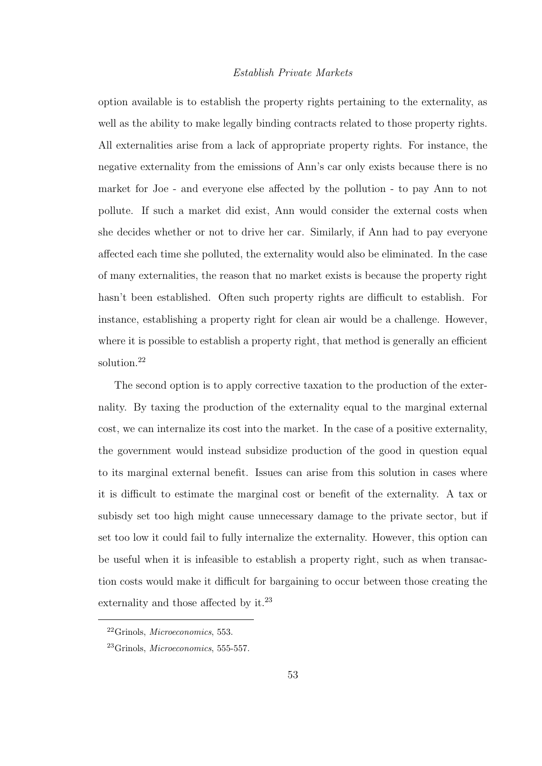option available is to establish the property rights pertaining to the externality, as well as the ability to make legally binding contracts related to those property rights. All externalities arise from a lack of appropriate property rights. For instance, the negative externality from the emissions of Ann's car only exists because there is no market for Joe - and everyone else affected by the pollution - to pay Ann to not pollute. If such a market did exist, Ann would consider the external costs when she decides whether or not to drive her car. Similarly, if Ann had to pay everyone affected each time she polluted, the externality would also be eliminated. In the case of many externalities, the reason that no market exists is because the property right hasn't been established. Often such property rights are difficult to establish. For instance, establishing a property right for clean air would be a challenge. However, where it is possible to establish a property right, that method is generally an efficient solution.[22]

The second option is to apply corrective taxation to the production of the externality. By taxing the production of the externality equal to the marginal external cost, we can internalize its cost into the market. In the case of a positive externality, the government would instead subsidize production of the good in question equal to its marginal external benefit. Issues can arise from this solution in cases where it is difficult to estimate the marginal cost or benefit of the externality. A tax or subisdy set too high might cause unnecessary damage to the private sector, but if set too low it could fail to fully internalize the externality. However, this option can be useful when it is infeasible to establish a property right, such as when transaction costs would make it difficult for bargaining to occur between those creating the externality and those affected by it.[23]

---

[22] Grinols, *Microeconomics*, 553.

[23] Grinols, *Microeconomics*, 555-557.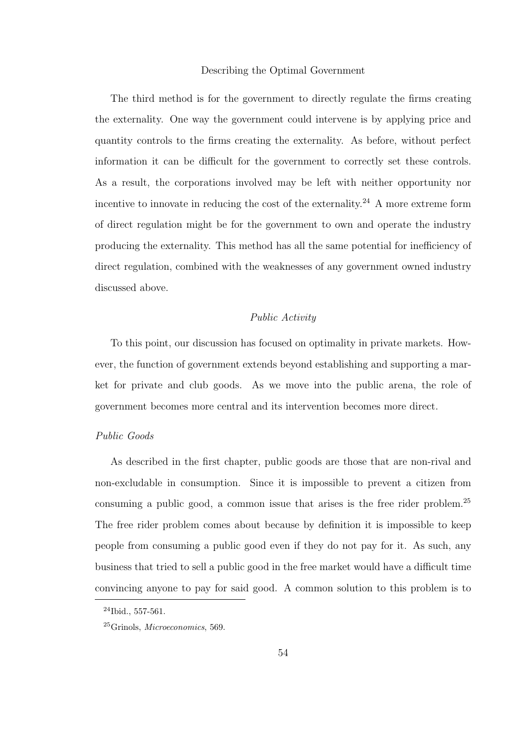The third method is for the government to directly regulate the firms creating the externality. One way the government could intervene is by applying price and quantity controls to the firms creating the externality. As before, without perfect information it can be difficult for the government to correctly set these controls. As a result, the corporations involved may be left with neither opportunity nor incentive to innovate in reducing the cost of the externality.[24] A more extreme form of direct regulation might be for the government to own and operate the industry producing the externality. This method has all the same potential for inefficiency of direct regulation, combined with the weaknesses of any government owned industry discussed above.

### *Public Activity*

To this point, our discussion has focused on optimality in private markets. However, the function of government extends beyond establishing and supporting a market for private and club goods. As we move into the public arena, the role of government becomes more central and its intervention becomes more direct.

#### *Public Goods*

As described in the first chapter, public goods are those that are non-rival and non-excludable in consumption. Since it is impossible to prevent a citizen from consuming a public good, a common issue that arises is the free rider problem.[25] The free rider problem comes about because by definition it is impossible to keep people from consuming a public good even if they do not pay for it. As such, any business that tried to sell a public good in the free market would have a difficult time convincing anyone to pay for said good. A common solution to this problem is to

---

[24] Ibid., 557-561.

[25] Grinols, *Microeconomics*, 569.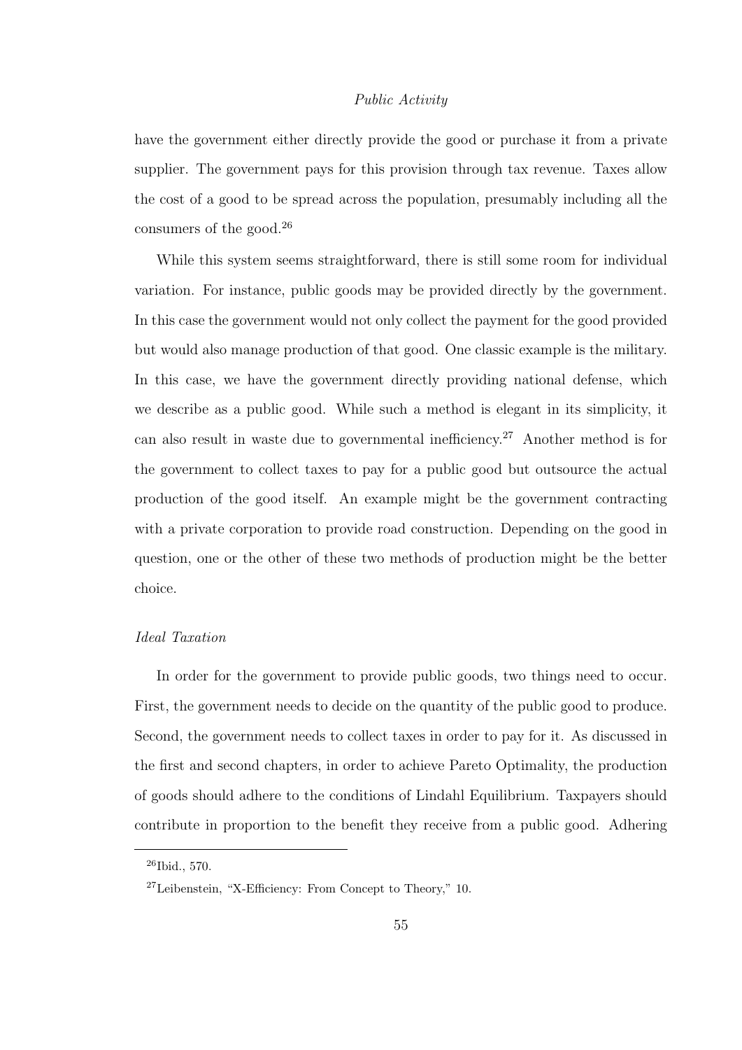have the government either directly provide the good or purchase it from a private supplier. The government pays for this provision through tax revenue. Taxes allow the cost of a good to be spread across the population, presumably including all the consumers of the good.[26]

While this system seems straightforward, there is still some room for individual variation. For instance, public goods may be provided directly by the government. In this case the government would not only collect the payment for the good provided but would also manage production of that good. One classic example is the military. In this case, we have the government directly providing national defense, which we describe as a public good. While such a method is elegant in its simplicity, it can also result in waste due to governmental inefficiency.[27] Another method is for the government to collect taxes to pay for a public good but outsource the actual production of the good itself. An example might be the government contracting with a private corporation to provide road construction. Depending on the good in question, one or the other of these two methods of production might be the better choice.

### *Ideal Taxation*

In order for the government to provide public goods, two things need to occur. First, the government needs to decide on the quantity of the public good to produce. Second, the government needs to collect taxes in order to pay for it. As discussed in the first and second chapters, in order to achieve Pareto Optimality, the production of goods should adhere to the conditions of Lindahl Equilibrium. Taxpayers should contribute in proportion to the benefit they receive from a public good. Adhering

---

[26] Ibid., 570.

[27] Leibenstein, "X-Efficiency: From Concept to Theory," 10.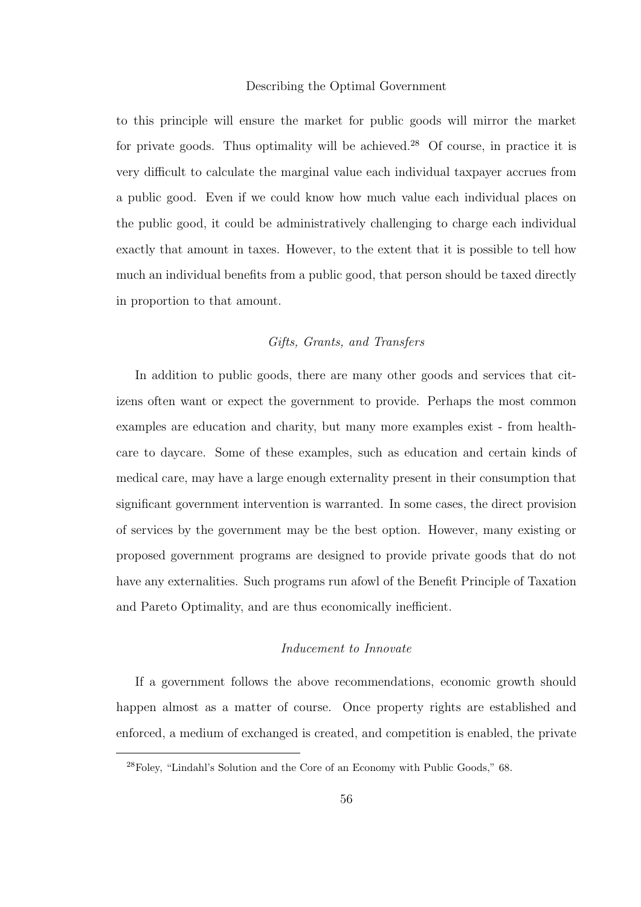to this principle will ensure the market for public goods will mirror the market for private goods. Thus optimality will be achieved.[28] Of course, in practice it is very difficult to calculate the marginal value each individual taxpayer accrues from a public good. Even if we could know how much value each individual places on the public good, it could be administratively challenging to charge each individual exactly that amount in taxes. However, to the extent that it is possible to tell how much an individual benefits from a public good, that person should be taxed directly in proportion to that amount.

*Gifts, Grants, and Transfers*

In addition to public goods, there are many other goods and services that citizens often want or expect the government to provide. Perhaps the most common examples are education and charity, but many more examples exist - from healthcare to daycare. Some of these examples, such as education and certain kinds of medical care, may have a large enough externality present in their consumption that significant government intervention is warranted. In some cases, the direct provision of services by the government may be the best option. However, many existing or proposed government programs are designed to provide private goods that do not have any externalities. Such programs run afowl of the Benefit Principle of Taxation and Pareto Optimality, and are thus economically inefficient.

*Inducement to Innovate*

If a government follows the above recommendations, economic growth should happen almost as a matter of course. Once property rights are established and enforced, a medium of exchanged is created, and competition is enabled, the private

---

[28] Foley, "Lindahl's Solution and the Core of an Economy with Public Goods," 68.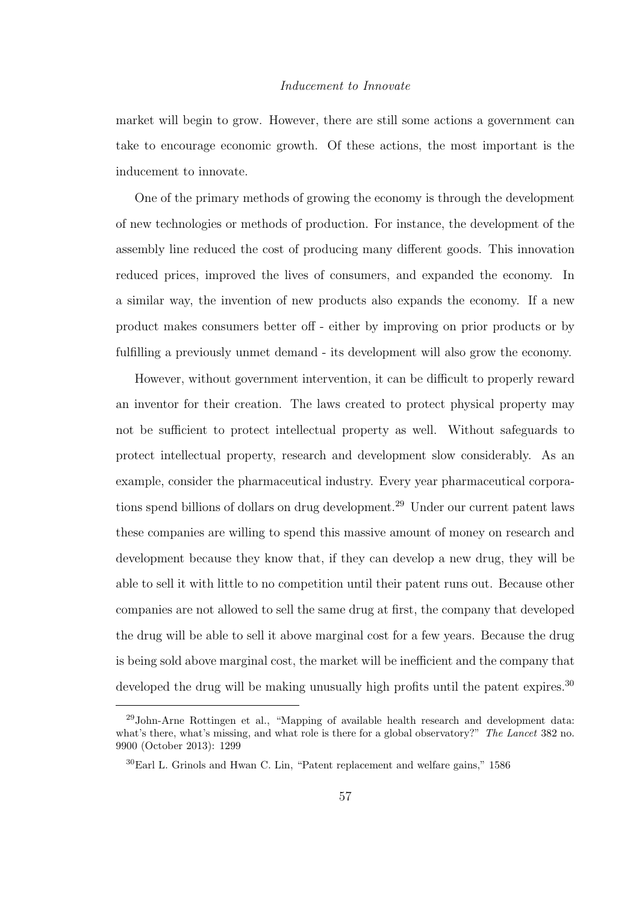market will begin to grow. However, there are still some actions a government can take to encourage economic growth. Of these actions, the most important is the inducement to innovate.

One of the primary methods of growing the economy is through the development of new technologies or methods of production. For instance, the development of the assembly line reduced the cost of producing many different goods. This innovation reduced prices, improved the lives of consumers, and expanded the economy. In a similar way, the invention of new products also expands the economy. If a new product makes consumers better off - either by improving on prior products or by fulfilling a previously unmet demand - its development will also grow the economy.

However, without government intervention, it can be difficult to properly reward an inventor for their creation. The laws created to protect physical property may not be sufficient to protect intellectual property as well. Without safeguards to protect intellectual property, research and development slow considerably. As an example, consider the pharmaceutical industry. Every year pharmaceutical corporations spend billions of dollars on drug development.[29] Under our current patent laws these companies are willing to spend this massive amount of money on research and development because they know that, if they can develop a new drug, they will be able to sell it with little to no competition until their patent runs out. Because other companies are not allowed to sell the same drug at first, the company that developed the drug will be able to sell it above marginal cost for a few years. Because the drug is being sold above marginal cost, the market will be inefficient and the company that developed the drug will be making unusually high profits until the patent expires.[30]

---

[29] John-Arne Rottingen et al., "Mapping of available health research and development data: what's there, what's missing, and what role is there for a global observatory?" *The Lancet* 382 no. 9900 (October 2013): 1299

[30] Earl L. Grinols and Hwan C. Lin, "Patent replacement and welfare gains," 1586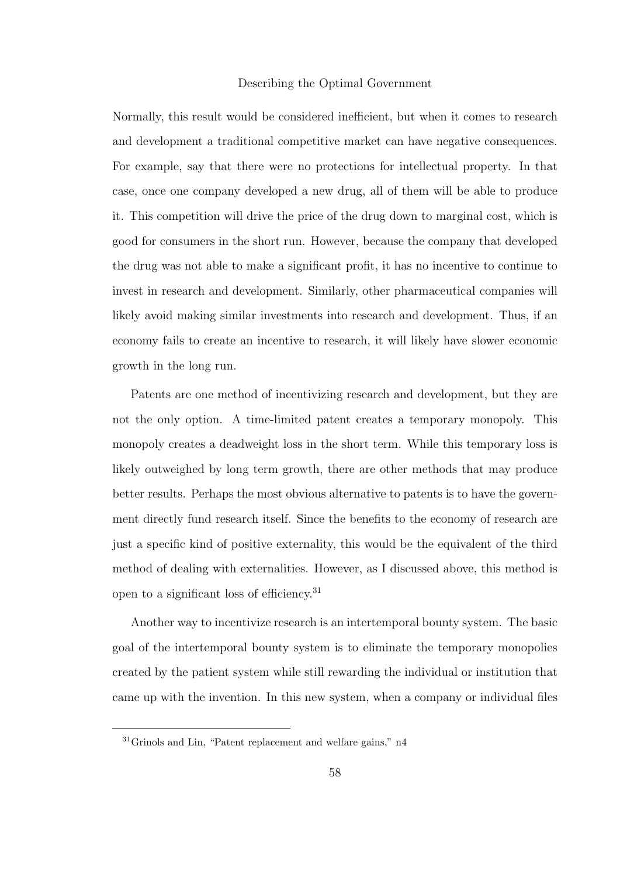Normally, this result would be considered inefficient, but when it comes to research and development a traditional competitive market can have negative consequences. For example, say that there were no protections for intellectual property. In that case, once one company developed a new drug, all of them will be able to produce it. This competition will drive the price of the drug down to marginal cost, which is good for consumers in the short run. However, because the company that developed the drug was not able to make a significant profit, it has no incentive to continue to invest in research and development. Similarly, other pharmaceutical companies will likely avoid making similar investments into research and development. Thus, if an economy fails to create an incentive to research, it will likely have slower economic growth in the long run.

Patents are one method of incentivizing research and development, but they are not the only option. A time-limited patent creates a temporary monopoly. This monopoly creates a deadweight loss in the short term. While this temporary loss is likely outweighed by long term growth, there are other methods that may produce better results. Perhaps the most obvious alternative to patents is to have the government directly fund research itself. Since the benefits to the economy of research are just a specific kind of positive externality, this would be the equivalent of the third method of dealing with externalities. However, as I discussed above, this method is open to a significant loss of efficiency.[31]

Another way to incentivize research is an intertemporal bounty system. The basic goal of the intertemporal bounty system is to eliminate the temporary monopolies created by the patient system while still rewarding the individual or institution that came up with the invention. In this new system, when a company or individual files

[31] Grinols and Lin, "Patent replacement and welfare gains," n4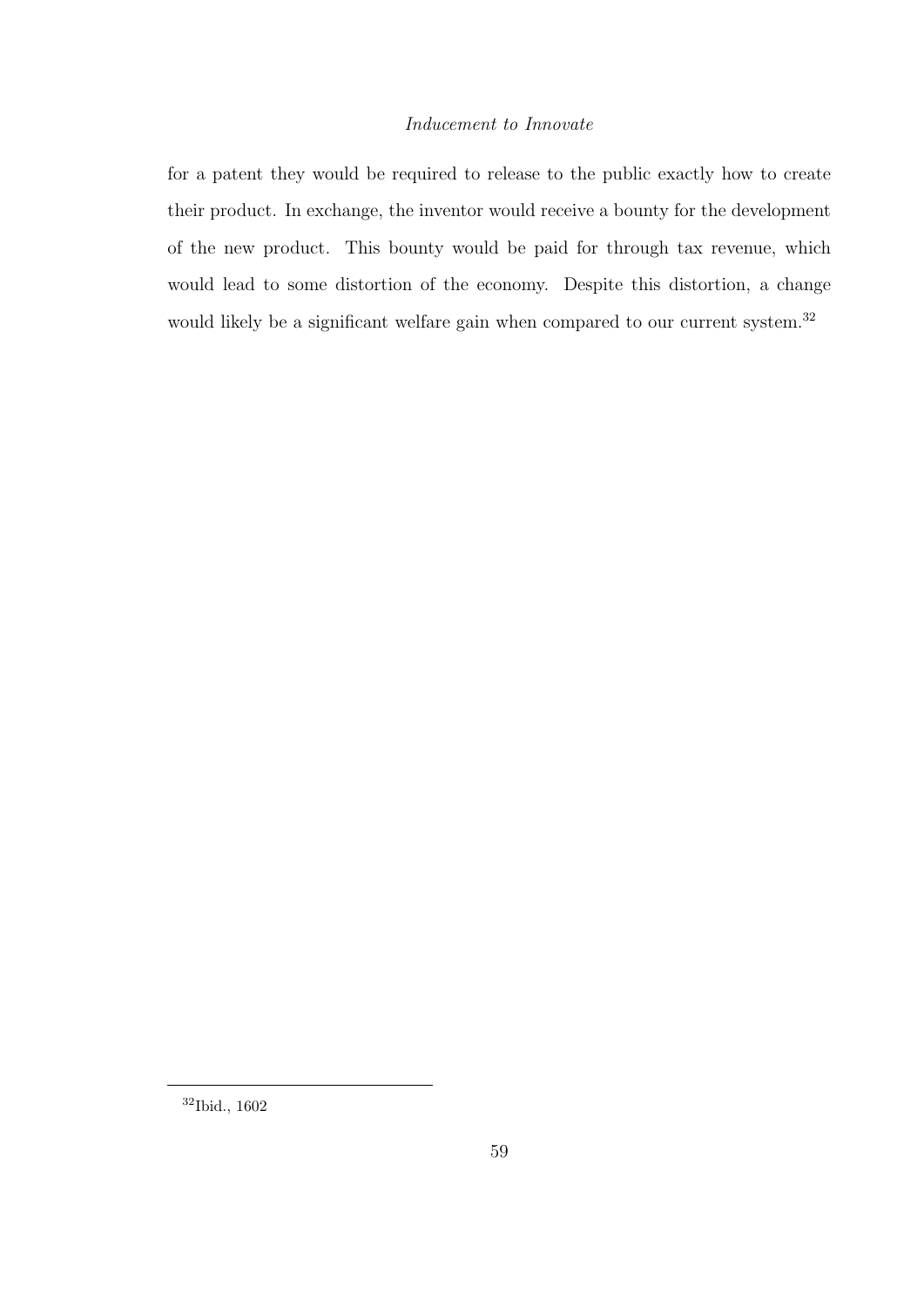for a patent they would be required to release to the public exactly how to create their product. In exchange, the inventor would receive a bounty for the development of the new product. This bounty would be paid for through tax revenue, which would lead to some distortion of the economy. Despite this distortion, a change would likely be a significant welfare gain when compared to our current system.[32]

---

[32] Ibid., 1602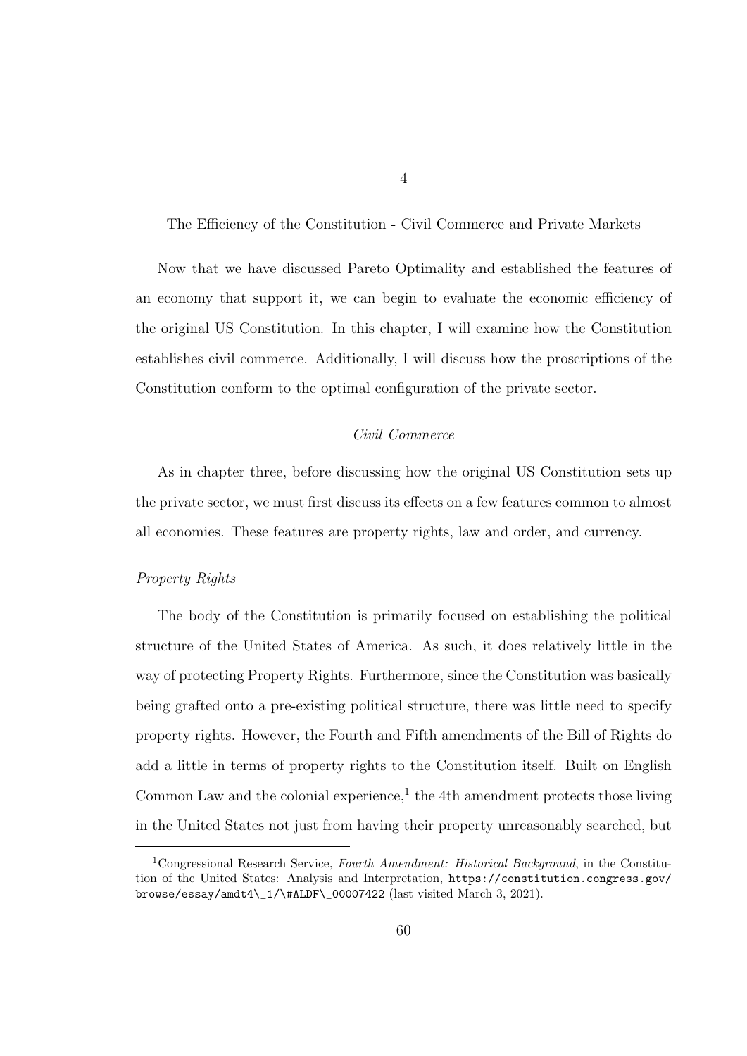# 4

# The Efficiency of the Constitution - Civil Commerce and Private Markets

Now that we have discussed Pareto Optimality and established the features of an economy that support it, we can begin to evaluate the economic efficiency of the original US Constitution. In this chapter, I will examine how the Constitution establishes civil commerce. Additionally, I will discuss how the proscriptions of the Constitution conform to the optimal configuration of the private sector.

## *Civil Commerce*

As in chapter three, before discussing how the original US Constitution sets up the private sector, we must first discuss its effects on a few features common to almost all economies. These features are property rights, law and order, and currency.

### *Property Rights*

The body of the Constitution is primarily focused on establishing the political structure of the United States of America. As such, it does relatively little in the way of protecting Property Rights. Furthermore, since the Constitution was basically being grafted onto a pre-existing political structure, there was little need to specify property rights. However, the Fourth and Fifth amendments of the Bill of Rights do add a little in terms of property rights to the Constitution itself. Built on English Common Law and the colonial experience,[1] the 4th amendment protects those living in the United States not just from having their property unreasonably searched, but

---

[1] Congressional Research Service, *Fourth Amendment: Historical Background*, in the Constitution of the United States: Analysis and Interpretation, `https://constitution.congress.gov/browse/essay/amdt4\_1/\#ALDF\_00007422` (last visited March 3, 2021).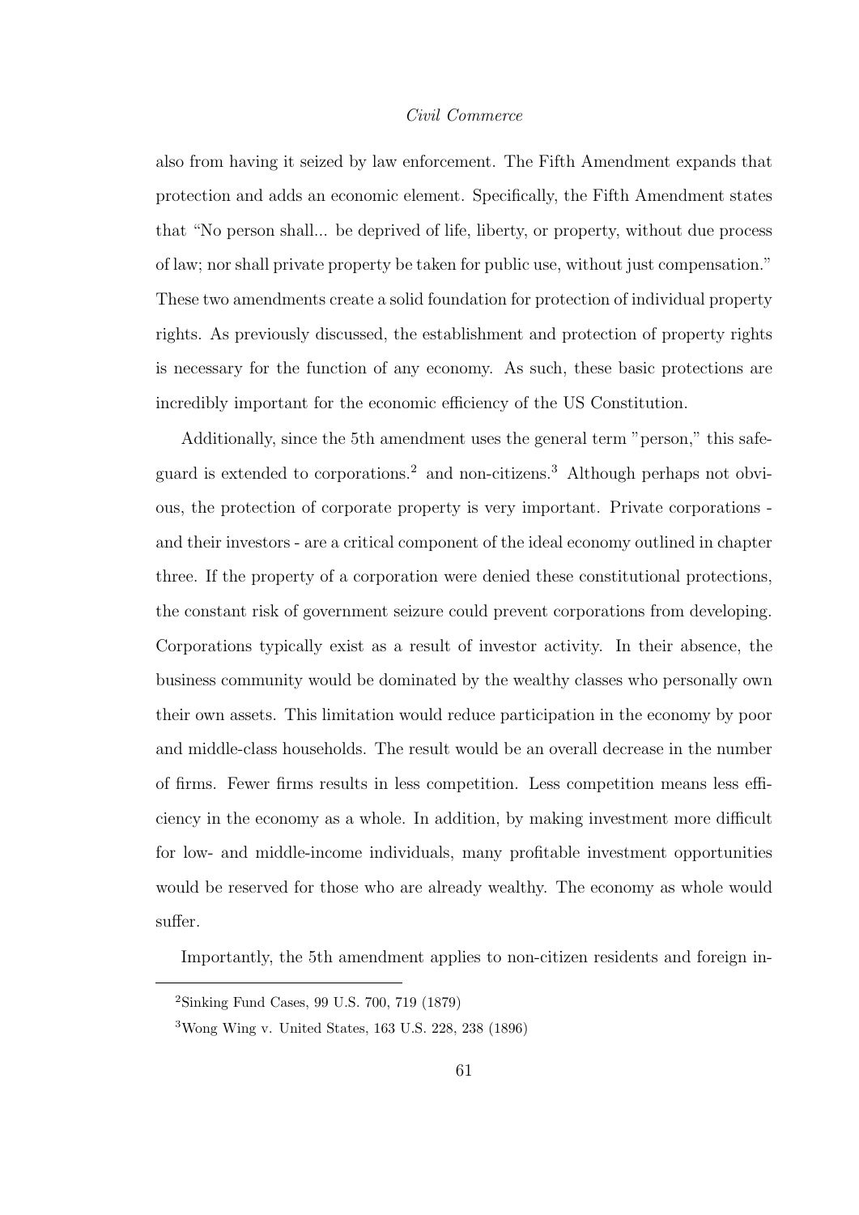also from having it seized by law enforcement. The Fifth Amendment expands that protection and adds an economic element. Specifically, the Fifth Amendment states that "No person shall... be deprived of life, liberty, or property, without due process of law; nor shall private property be taken for public use, without just compensation." These two amendments create a solid foundation for protection of individual property rights. As previously discussed, the establishment and protection of property rights is necessary for the function of any economy. As such, these basic protections are incredibly important for the economic efficiency of the US Constitution.

Additionally, since the 5th amendment uses the general term "person," this safeguard is extended to corporations.[2] and non-citizens.[3] Although perhaps not obvious, the protection of corporate property is very important. Private corporations - and their investors - are a critical component of the ideal economy outlined in chapter three. If the property of a corporation were denied these constitutional protections, the constant risk of government seizure could prevent corporations from developing. Corporations typically exist as a result of investor activity. In their absence, the business community would be dominated by the wealthy classes who personally own their own assets. This limitation would reduce participation in the economy by poor and middle-class households. The result would be an overall decrease in the number of firms. Fewer firms results in less competition. Less competition means less efficiency in the economy as a whole. In addition, by making investment more difficult for low- and middle-income individuals, many profitable investment opportunities would be reserved for those who are already wealthy. The economy as whole would suffer.

Importantly, the 5th amendment applies to non-citizen residents and foreign in-

[2] Sinking Fund Cases, 99 U.S. 700, 719 (1879)

[3] Wong Wing v. United States, 163 U.S. 228, 238 (1896)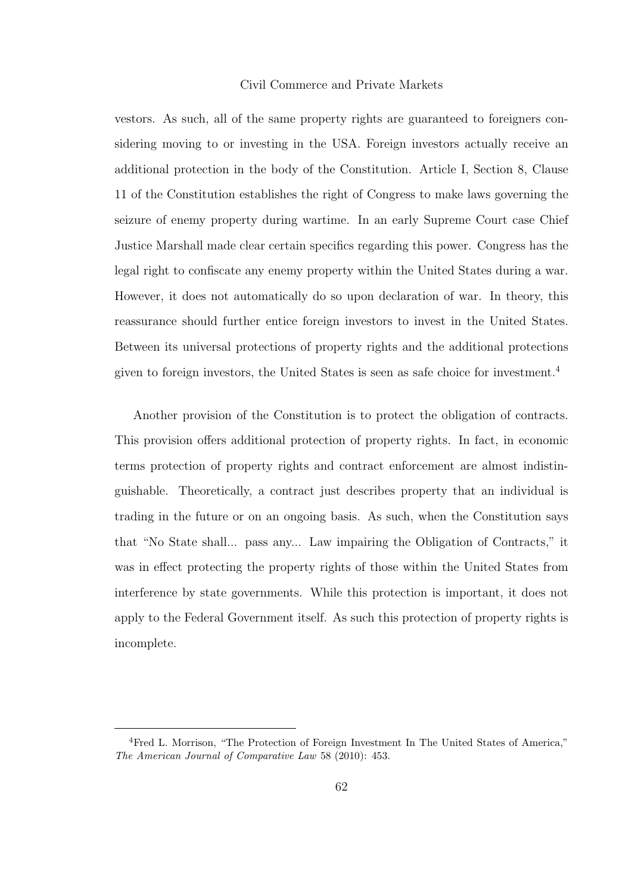vestors. As such, all of the same property rights are guaranteed to foreigners considering moving to or investing in the USA. Foreign investors actually receive an additional protection in the body of the Constitution. Article I, Section 8, Clause 11 of the Constitution establishes the right of Congress to make laws governing the seizure of enemy property during wartime. In an early Supreme Court case Chief Justice Marshall made clear certain specifics regarding this power. Congress has the legal right to confiscate any enemy property within the United States during a war. However, it does not automatically do so upon declaration of war. In theory, this reassurance should further entice foreign investors to invest in the United States. Between its universal protections of property rights and the additional protections given to foreign investors, the United States is seen as safe choice for investment.[4]

Another provision of the Constitution is to protect the obligation of contracts. This provision offers additional protection of property rights. In fact, in economic terms protection of property rights and contract enforcement are almost indistinguishable. Theoretically, a contract just describes property that an individual is trading in the future or on an ongoing basis. As such, when the Constitution says that "No State shall... pass any... Law impairing the Obligation of Contracts," it was in effect protecting the property rights of those within the United States from interference by state governments. While this protection is important, it does not apply to the Federal Government itself. As such this protection of property rights is incomplete.

---

[4] Fred L. Morrison, "The Protection of Foreign Investment In The United States of America," *The American Journal of Comparative Law* 58 (2010): 453.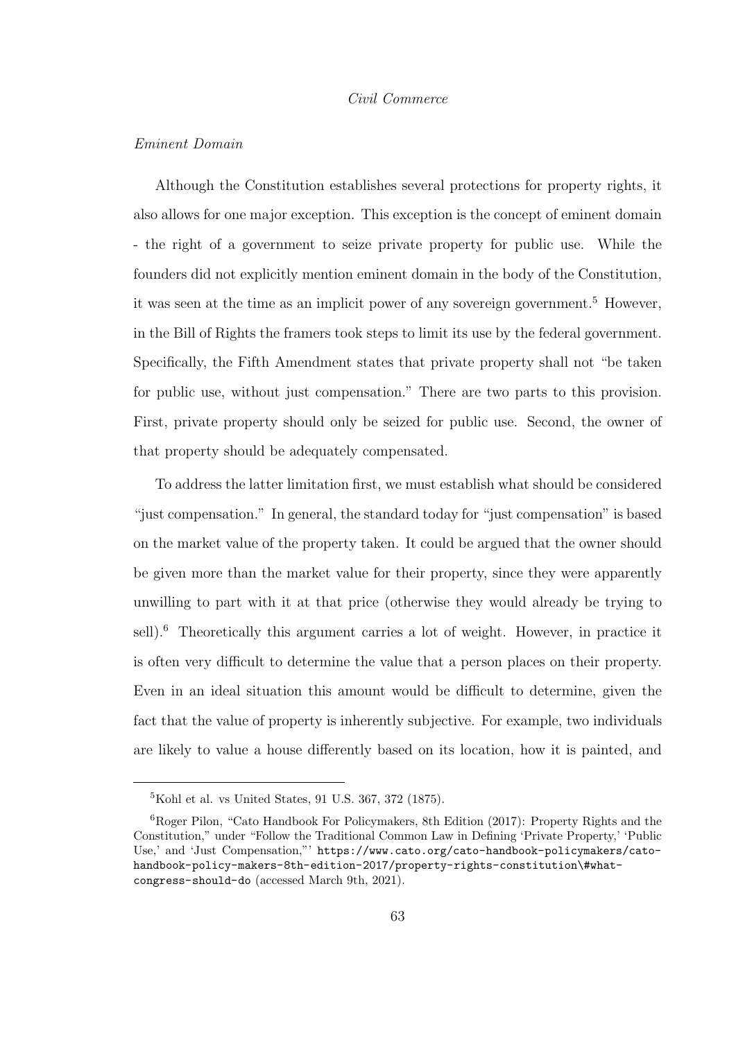*Eminent Domain*

Although the Constitution establishes several protections for property rights, it also allows for one major exception. This exception is the concept of eminent domain - the right of a government to seize private property for public use. While the founders did not explicitly mention eminent domain in the body of the Constitution, it was seen at the time as an implicit power of any sovereign government.[5] However, in the Bill of Rights the framers took steps to limit its use by the federal government. Specifically, the Fifth Amendment states that private property shall not "be taken for public use, without just compensation." There are two parts to this provision. First, private property should only be seized for public use. Second, the owner of that property should be adequately compensated.

To address the latter limitation first, we must establish what should be considered "just compensation." In general, the standard today for "just compensation" is based on the market value of the property taken. It could be argued that the owner should be given more than the market value for their property, since they were apparently unwilling to part with it at that price (otherwise they would already be trying to sell).[6] Theoretically this argument carries a lot of weight. However, in practice it is often very difficult to determine the value that a person places on their property. Even in an ideal situation this amount would be difficult to determine, given the fact that the value of property is inherently subjective. For example, two individuals are likely to value a house differently based on its location, how it is painted, and

---

[5] Kohl et al. vs United States, 91 U.S. 367, 372 (1875).

[6] Roger Pilon, "Cato Handbook For Policymakers, 8th Edition (2017): Property Rights and the Constitution," under "Follow the Traditional Common Law in Defining 'Private Property,' 'Public Use,' and 'Just Compensation,"' https://www.cato.org/cato-handbook-policymakers/cato-handbook-policy-makers-8th-edition-2017/property-rights-constitution\#what-congress-should-do (accessed March 9th, 2021).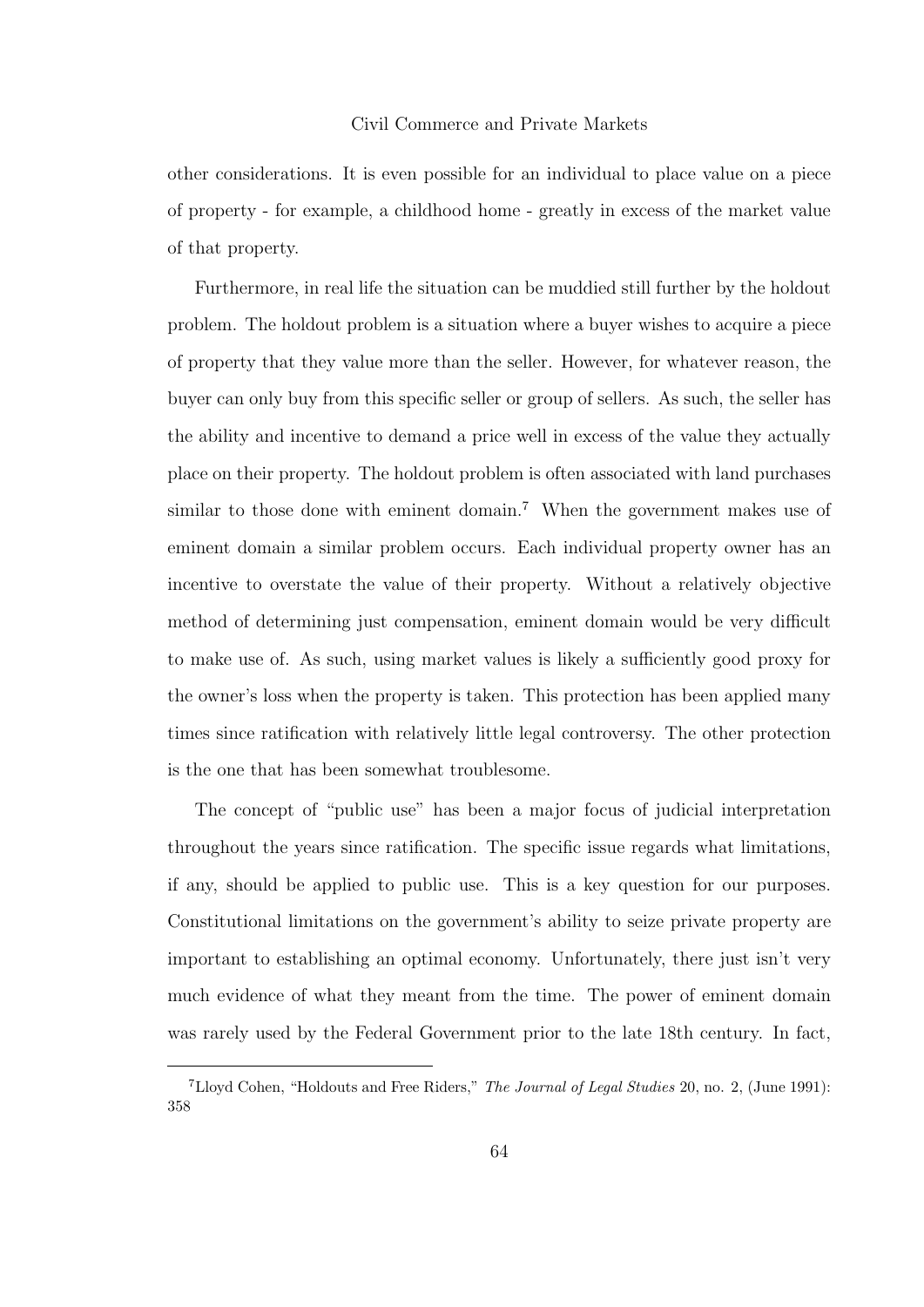other considerations. It is even possible for an individual to place value on a piece of property - for example, a childhood home - greatly in excess of the market value of that property.

Furthermore, in real life the situation can be muddied still further by the holdout problem. The holdout problem is a situation where a buyer wishes to acquire a piece of property that they value more than the seller. However, for whatever reason, the buyer can only buy from this specific seller or group of sellers. As such, the seller has the ability and incentive to demand a price well in excess of the value they actually place on their property. The holdout problem is often associated with land purchases similar to those done with eminent domain.[7] When the government makes use of eminent domain a similar problem occurs. Each individual property owner has an incentive to overstate the value of their property. Without a relatively objective method of determining just compensation, eminent domain would be very difficult to make use of. As such, using market values is likely a sufficiently good proxy for the owner's loss when the property is taken. This protection has been applied many times since ratification with relatively little legal controversy. The other protection is the one that has been somewhat troublesome.

The concept of "public use" has been a major focus of judicial interpretation throughout the years since ratification. The specific issue regards what limitations, if any, should be applied to public use. This is a key question for our purposes. Constitutional limitations on the government's ability to seize private property are important to establishing an optimal economy. Unfortunately, there just isn't very much evidence of what they meant from the time. The power of eminent domain was rarely used by the Federal Government prior to the late 18th century. In fact,

---

[7] Lloyd Cohen, "Holdouts and Free Riders," *The Journal of Legal Studies* 20, no. 2, (June 1991): 358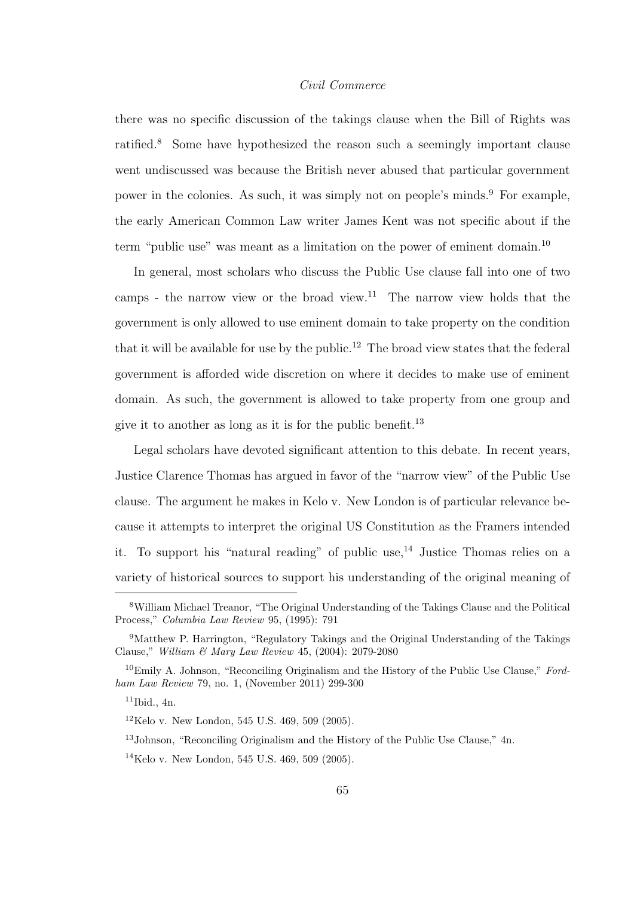there was no specific discussion of the takings clause when the Bill of Rights was ratified.[8] Some have hypothesized the reason such a seemingly important clause went undiscussed was because the British never abused that particular government power in the colonies. As such, it was simply not on people's minds.[9] For example, the early American Common Law writer James Kent was not specific about if the term "public use" was meant as a limitation on the power of eminent domain.[10]

In general, most scholars who discuss the Public Use clause fall into one of two camps - the narrow view or the broad view.[11] The narrow view holds that the government is only allowed to use eminent domain to take property on the condition that it will be available for use by the public.[12] The broad view states that the federal government is afforded wide discretion on where it decides to make use of eminent domain. As such, the government is allowed to take property from one group and give it to another as long as it is for the public benefit.[13]

Legal scholars have devoted significant attention to this debate. In recent years, Justice Clarence Thomas has argued in favor of the "narrow view" of the Public Use clause. The argument he makes in Kelo v. New London is of particular relevance because it attempts to interpret the original US Constitution as the Framers intended it. To support his "natural reading" of public use,[14] Justice Thomas relies on a variety of historical sources to support his understanding of the original meaning of

---

[8] William Michael Treanor, "The Original Understanding of the Takings Clause and the Political Process," *Columbia Law Review* 95, (1995): 791

[9] Matthew P. Harrington, "Regulatory Takings and the Original Understanding of the Takings Clause," *William & Mary Law Review* 45, (2004): 2079-2080

[10] Emily A. Johnson, "Reconciling Originalism and the History of the Public Use Clause," *Fordham Law Review* 79, no. 1, (November 2011) 299-300

[11] Ibid., 4n.

[12] Kelo v. New London, 545 U.S. 469, 509 (2005).

[13] Johnson, "Reconciling Originalism and the History of the Public Use Clause," 4n.

[14] Kelo v. New London, 545 U.S. 469, 509 (2005).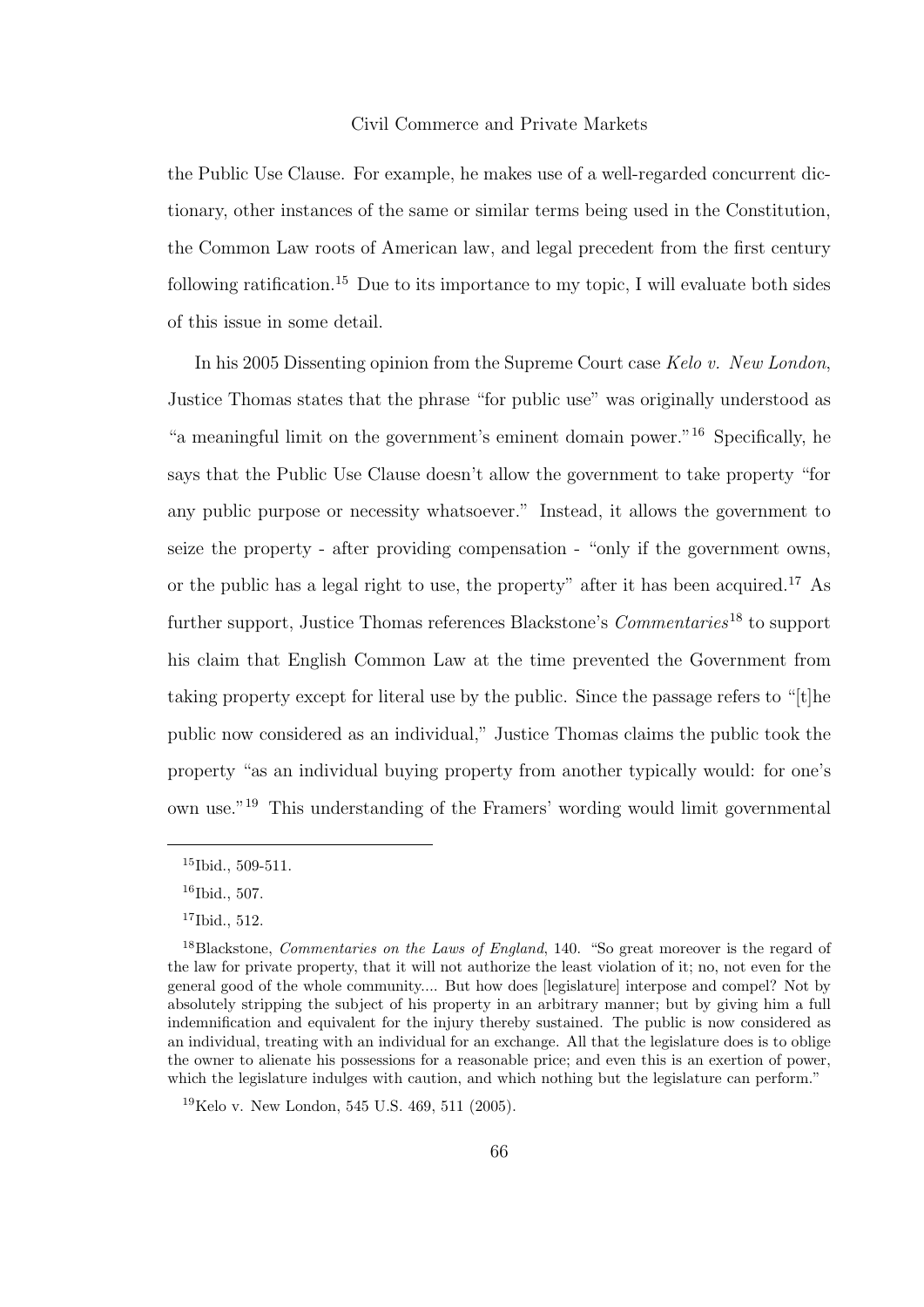the Public Use Clause. For example, he makes use of a well-regarded concurrent dictionary, other instances of the same or similar terms being used in the Constitution, the Common Law roots of American law, and legal precedent from the first century following ratification.[15] Due to its importance to my topic, I will evaluate both sides of this issue in some detail.

In his 2005 Dissenting opinion from the Supreme Court case *Kelo v. New London*, Justice Thomas states that the phrase "for public use" was originally understood as "a meaningful limit on the government's eminent domain power."[16] Specifically, he says that the Public Use Clause doesn't allow the government to take property "for any public purpose or necessity whatsoever." Instead, it allows the government to seize the property - after providing compensation - "only if the government owns, or the public has a legal right to use, the property" after it has been acquired.[17] As further support, Justice Thomas references Blackstone's *Commentaries*[18] to support his claim that English Common Law at the time prevented the Government from taking property except for literal use by the public. Since the passage refers to "[t]he public now considered as an individual," Justice Thomas claims the public took the property "as an individual buying property from another typically would: for one's own use."[19] This understanding of the Framers' wording would limit governmental

---

[15] Ibid., 509-511.

[16] Ibid., 507.

[17] Ibid., 512.

[18] Blackstone, *Commentaries on the Laws of England*, 140. "So great moreover is the regard of the law for private property, that it will not authorize the least violation of it; no, not even for the general good of the whole community.... But how does [legislature] interpose and compel? Not by absolutely stripping the subject of his property in an arbitrary manner; but by giving him a full indemnification and equivalent for the injury thereby sustained. The public is now considered as an individual, treating with an individual for an exchange. All that the legislature does is to oblige the owner to alienate his possessions for a reasonable price; and even this is an exertion of power, which the legislature indulges with caution, and which nothing but the legislature can perform."

[19] Kelo v. New London, 545 U.S. 469, 511 (2005).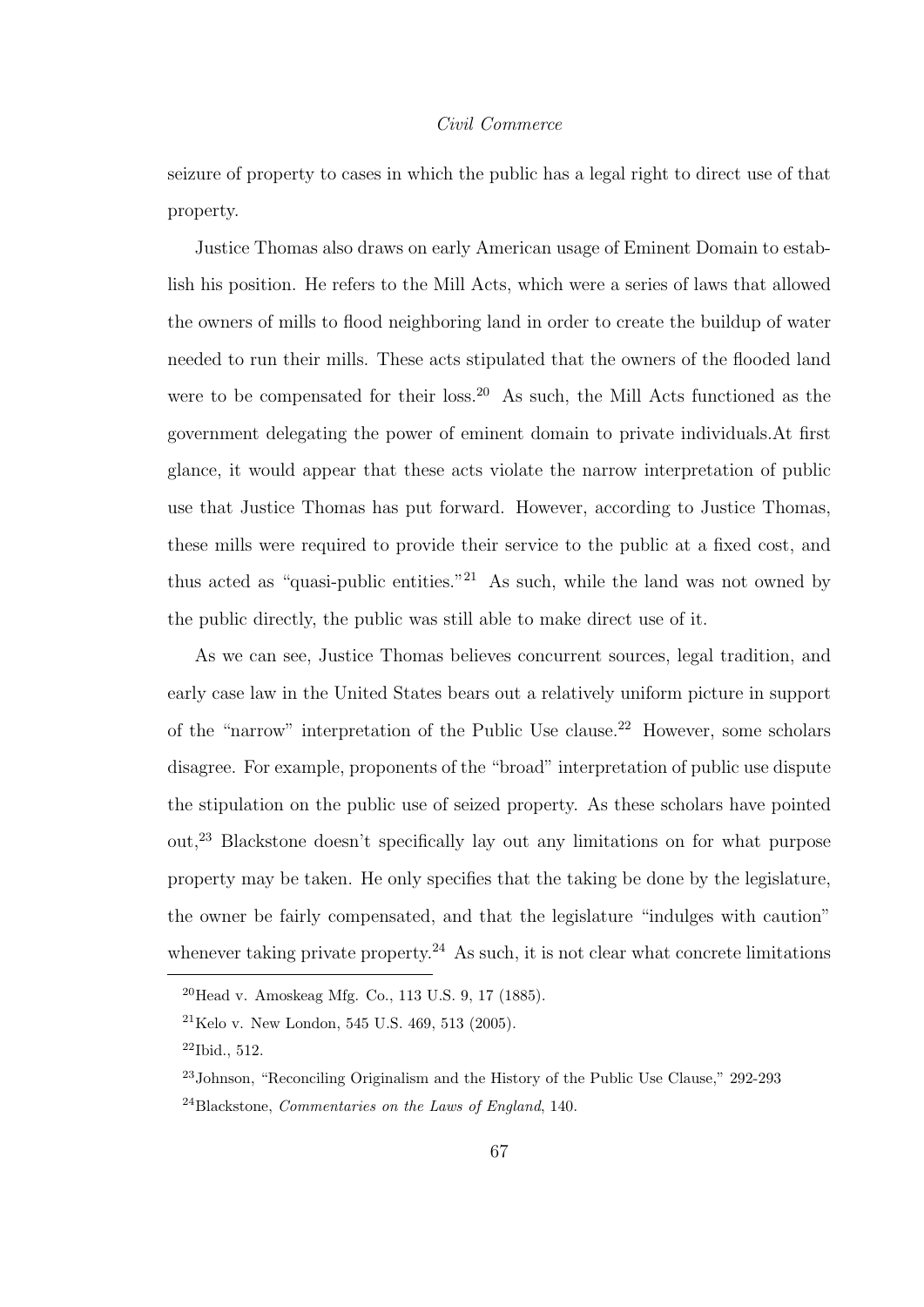seizure of property to cases in which the public has a legal right to direct use of that property.

Justice Thomas also draws on early American usage of Eminent Domain to establish his position. He refers to the Mill Acts, which were a series of laws that allowed the owners of mills to flood neighboring land in order to create the buildup of water needed to run their mills. These acts stipulated that the owners of the flooded land were to be compensated for their loss.[20] As such, the Mill Acts functioned as the government delegating the power of eminent domain to private individuals.At first glance, it would appear that these acts violate the narrow interpretation of public use that Justice Thomas has put forward. However, according to Justice Thomas, these mills were required to provide their service to the public at a fixed cost, and thus acted as "quasi-public entities."[21] As such, while the land was not owned by the public directly, the public was still able to make direct use of it.

As we can see, Justice Thomas believes concurrent sources, legal tradition, and early case law in the United States bears out a relatively uniform picture in support of the "narrow" interpretation of the Public Use clause.[22] However, some scholars disagree. For example, proponents of the "broad" interpretation of public use dispute the stipulation on the public use of seized property. As these scholars have pointed out,[23] Blackstone doesn't specifically lay out any limitations on for what purpose property may be taken. He only specifies that the taking be done by the legislature, the owner be fairly compensated, and that the legislature "indulges with caution" whenever taking private property.[24] As such, it is not clear what concrete limitations

---

[20] Head v. Amoskeag Mfg. Co., 113 U.S. 9, 17 (1885).

[21] Kelo v. New London, 545 U.S. 469, 513 (2005).

[22] Ibid., 512.

[23] Johnson, "Reconciling Originalism and the History of the Public Use Clause," 292-293

[24] Blackstone, *Commentaries on the Laws of England*, 140.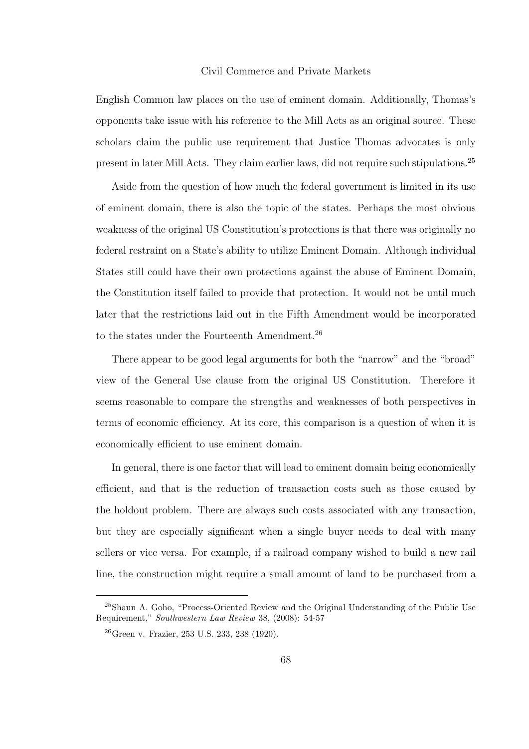English Common law places on the use of eminent domain. Additionally, Thomas's opponents take issue with his reference to the Mill Acts as an original source. These scholars claim the public use requirement that Justice Thomas advocates is only present in later Mill Acts. They claim earlier laws, did not require such stipulations.[25]

Aside from the question of how much the federal government is limited in its use of eminent domain, there is also the topic of the states. Perhaps the most obvious weakness of the original US Constitution's protections is that there was originally no federal restraint on a State's ability to utilize Eminent Domain. Although individual States still could have their own protections against the abuse of Eminent Domain, the Constitution itself failed to provide that protection. It would not be until much later that the restrictions laid out in the Fifth Amendment would be incorporated to the states under the Fourteenth Amendment.[26]

There appear to be good legal arguments for both the "narrow" and the "broad" view of the General Use clause from the original US Constitution. Therefore it seems reasonable to compare the strengths and weaknesses of both perspectives in terms of economic efficiency. At its core, this comparison is a question of when it is economically efficient to use eminent domain.

In general, there is one factor that will lead to eminent domain being economically efficient, and that is the reduction of transaction costs such as those caused by the holdout problem. There are always such costs associated with any transaction, but they are especially significant when a single buyer needs to deal with many sellers or vice versa. For example, if a railroad company wished to build a new rail line, the construction might require a small amount of land to be purchased from a

---

[25] Shaun A. Goho, "Process-Oriented Review and the Original Understanding of the Public Use Requirement," *Southwestern Law Review* 38, (2008): 54-57

[26] Green v. Frazier, 253 U.S. 233, 238 (1920).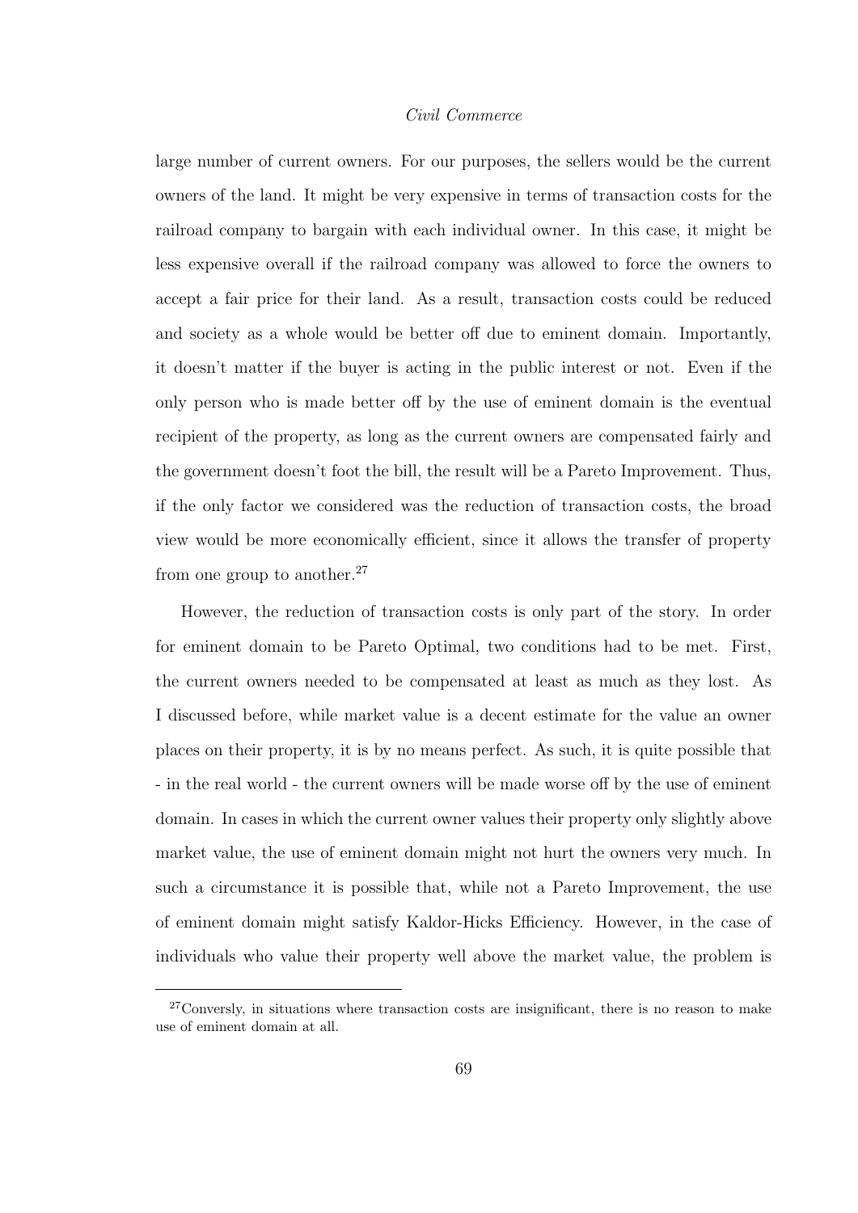large number of current owners. For our purposes, the sellers would be the current owners of the land. It might be very expensive in terms of transaction costs for the railroad company to bargain with each individual owner. In this case, it might be less expensive overall if the railroad company was allowed to force the owners to accept a fair price for their land. As a result, transaction costs could be reduced and society as a whole would be better off due to eminent domain. Importantly, it doesn't matter if the buyer is acting in the public interest or not. Even if the only person who is made better off by the use of eminent domain is the eventual recipient of the property, as long as the current owners are compensated fairly and the government doesn't foot the bill, the result will be a Pareto Improvement. Thus, if the only factor we considered was the reduction of transaction costs, the broad view would be more economically efficient, since it allows the transfer of property from one group to another.[27]

However, the reduction of transaction costs is only part of the story. In order for eminent domain to be Pareto Optimal, two conditions had to be met. First, the current owners needed to be compensated at least as much as they lost. As I discussed before, while market value is a decent estimate for the value an owner places on their property, it is by no means perfect. As such, it is quite possible that - in the real world - the current owners will be made worse off by the use of eminent domain. In cases in which the current owner values their property only slightly above market value, the use of eminent domain might not hurt the owners very much. In such a circumstance it is possible that, while not a Pareto Improvement, the use of eminent domain might satisfy Kaldor-Hicks Efficiency. However, in the case of individuals who value their property well above the market value, the problem is

[27] Conversely, in situations where transaction costs are insignificant, there is no reason to make use of eminent domain at all.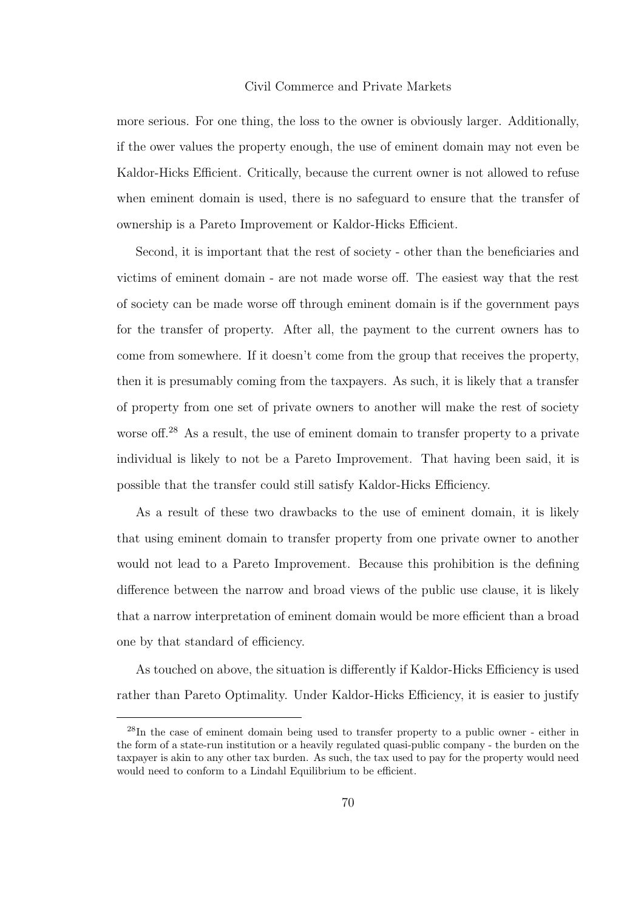more serious. For one thing, the loss to the owner is obviously larger. Additionally, if the ower values the property enough, the use of eminent domain may not even be Kaldor-Hicks Efficient. Critically, because the current owner is not allowed to refuse when eminent domain is used, there is no safeguard to ensure that the transfer of ownership is a Pareto Improvement or Kaldor-Hicks Efficient.

Second, it is important that the rest of society - other than the beneficiaries and victims of eminent domain - are not made worse off. The easiest way that the rest of society can be made worse off through eminent domain is if the government pays for the transfer of property. After all, the payment to the current owners has to come from somewhere. If it doesn't come from the group that receives the property, then it is presumably coming from the taxpayers. As such, it is likely that a transfer of property from one set of private owners to another will make the rest of society worse off.[28] As a result, the use of eminent domain to transfer property to a private individual is likely to not be a Pareto Improvement. That having been said, it is possible that the transfer could still satisfy Kaldor-Hicks Efficiency.

As a result of these two drawbacks to the use of eminent domain, it is likely that using eminent domain to transfer property from one private owner to another would not lead to a Pareto Improvement. Because this prohibition is the defining difference between the narrow and broad views of the public use clause, it is likely that a narrow interpretation of eminent domain would be more efficient than a broad one by that standard of efficiency.

As touched on above, the situation is differently if Kaldor-Hicks Efficiency is used rather than Pareto Optimality. Under Kaldor-Hicks Efficiency, it is easier to justify

---

[28] In the case of eminent domain being used to transfer property to a public owner - either in the form of a state-run institution or a heavily regulated quasi-public company - the burden on the taxpayer is akin to any other tax burden. As such, the tax used to pay for the property would need would need to conform to a Lindahl Equilibrium to be efficient.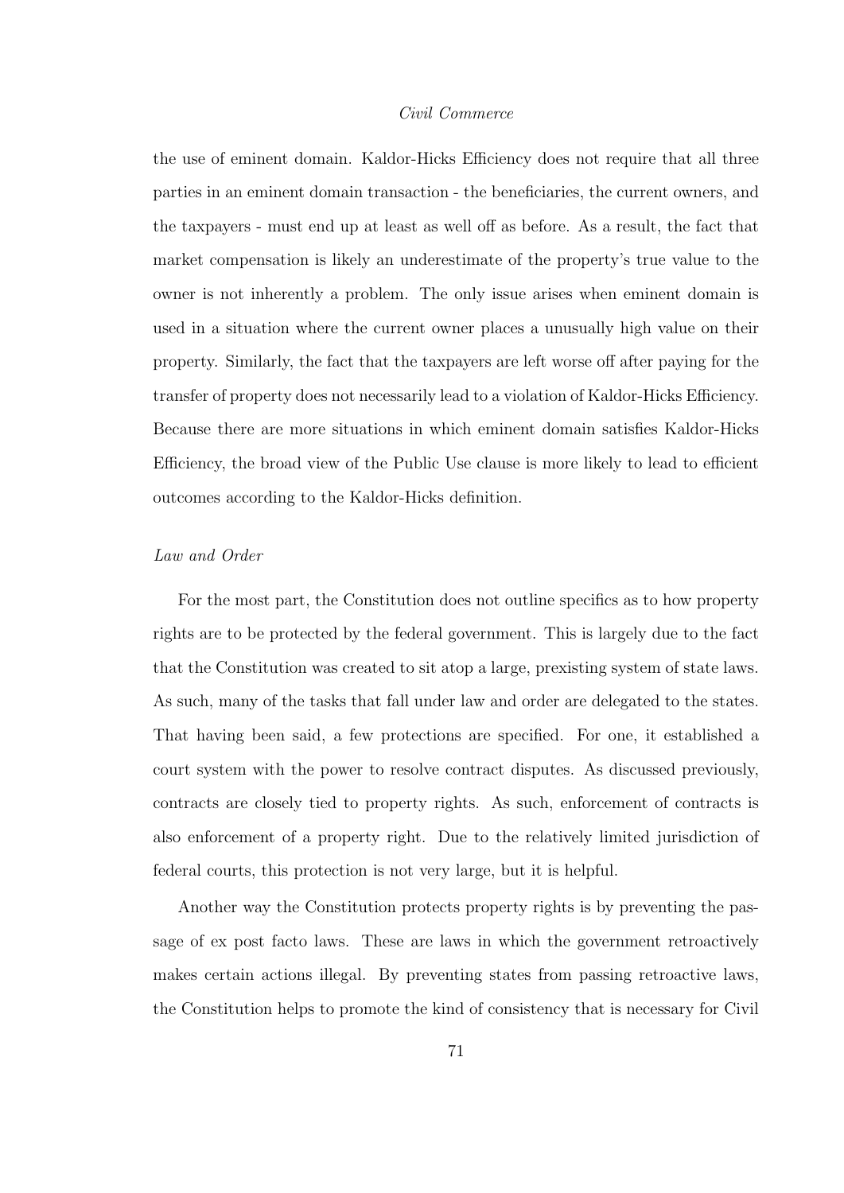the use of eminent domain. Kaldor-Hicks Efficiency does not require that all three parties in an eminent domain transaction - the beneficiaries, the current owners, and the taxpayers - must end up at least as well off as before. As a result, the fact that market compensation is likely an underestimate of the property's true value to the owner is not inherently a problem. The only issue arises when eminent domain is used in a situation where the current owner places a unusually high value on their property. Similarly, the fact that the taxpayers are left worse off after paying for the transfer of property does not necessarily lead to a violation of Kaldor-Hicks Efficiency. Because there are more situations in which eminent domain satisfies Kaldor-Hicks Efficiency, the broad view of the Public Use clause is more likely to lead to efficient outcomes according to the Kaldor-Hicks definition.

*Law and Order*

For the most part, the Constitution does not outline specifics as to how property rights are to be protected by the federal government. This is largely due to the fact that the Constitution was created to sit atop a large, prexisting system of state laws. As such, many of the tasks that fall under law and order are delegated to the states. That having been said, a few protections are specified. For one, it established a court system with the power to resolve contract disputes. As discussed previously, contracts are closely tied to property rights. As such, enforcement of contracts is also enforcement of a property right. Due to the relatively limited jurisdiction of federal courts, this protection is not very large, but it is helpful.

Another way the Constitution protects property rights is by preventing the passage of ex post facto laws. These are laws in which the government retroactively makes certain actions illegal. By preventing states from passing retroactive laws, the Constitution helps to promote the kind of consistency that is necessary for Civil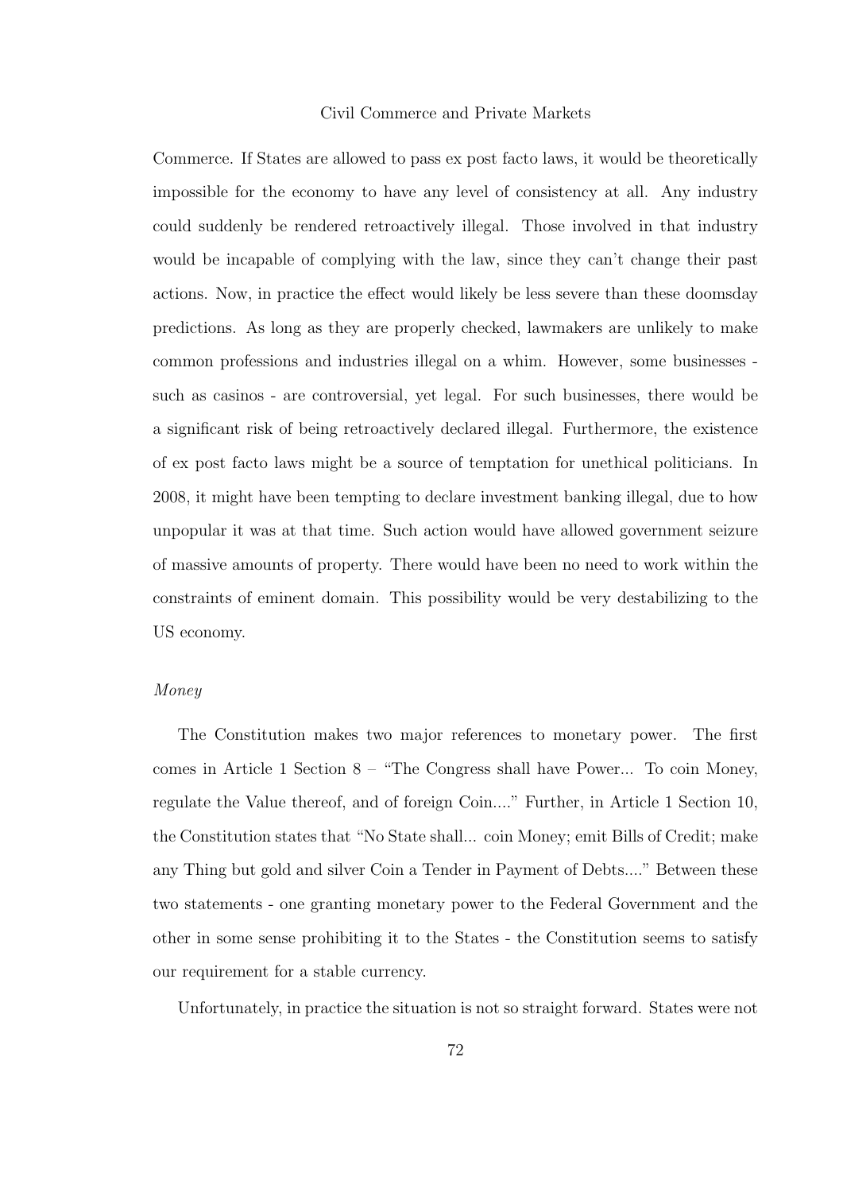Commerce. If States are allowed to pass ex post facto laws, it would be theoretically impossible for the economy to have any level of consistency at all. Any industry could suddenly be rendered retroactively illegal. Those involved in that industry would be incapable of complying with the law, since they can't change their past actions. Now, in practice the effect would likely be less severe than these doomsday predictions. As long as they are properly checked, lawmakers are unlikely to make common professions and industries illegal on a whim. However, some businesses - such as casinos - are controversial, yet legal. For such businesses, there would be a significant risk of being retroactively declared illegal. Furthermore, the existence of ex post facto laws might be a source of temptation for unethical politicians. In 2008, it might have been tempting to declare investment banking illegal, due to how unpopular it was at that time. Such action would have allowed government seizure of massive amounts of property. There would have been no need to work within the constraints of eminent domain. This possibility would be very destabilizing to the US economy.

*Money*

The Constitution makes two major references to monetary power. The first comes in Article 1 Section 8 – "The Congress shall have Power... To coin Money, regulate the Value thereof, and of foreign Coin...." Further, in Article 1 Section 10, the Constitution states that "No State shall... coin Money; emit Bills of Credit; make any Thing but gold and silver Coin a Tender in Payment of Debts...." Between these two statements - one granting monetary power to the Federal Government and the other in some sense prohibiting it to the States - the Constitution seems to satisfy our requirement for a stable currency.

Unfortunately, in practice the situation is not so straight forward. States were not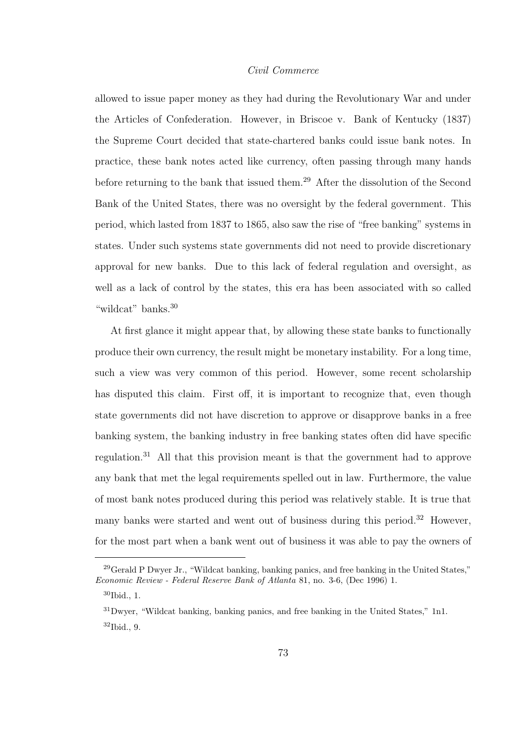allowed to issue paper money as they had during the Revolutionary War and under the Articles of Confederation. However, in Briscoe v. Bank of Kentucky (1837) the Supreme Court decided that state-chartered banks could issue bank notes. In practice, these bank notes acted like currency, often passing through many hands before returning to the bank that issued them.[29] After the dissolution of the Second Bank of the United States, there was no oversight by the federal government. This period, which lasted from 1837 to 1865, also saw the rise of "free banking" systems in states. Under such systems state governments did not need to provide discretionary approval for new banks. Due to this lack of federal regulation and oversight, as well as a lack of control by the states, this era has been associated with so called "wildcat" banks.[30]

At first glance it might appear that, by allowing these state banks to functionally produce their own currency, the result might be monetary instability. For a long time, such a view was very common of this period. However, some recent scholarship has disputed this claim. First off, it is important to recognize that, even though state governments did not have discretion to approve or disapprove banks in a free banking system, the banking industry in free banking states often did have specific regulation.[31] All that this provision meant is that the government had to approve any bank that met the legal requirements spelled out in law. Furthermore, the value of most bank notes produced during this period was relatively stable. It is true that many banks were started and went out of business during this period.[32] However, for the most part when a bank went out of business it was able to pay the owners of

---

[29] Gerald P Dwyer Jr., "Wildcat banking, banking panics, and free banking in the United States," *Economic Review - Federal Reserve Bank of Atlanta* 81, no. 3-6, (Dec 1996) 1.

[30] Ibid., 1.

[31] Dwyer, "Wildcat banking, banking panics, and free banking in the United States," 1n1.

[32] Ibid., 9.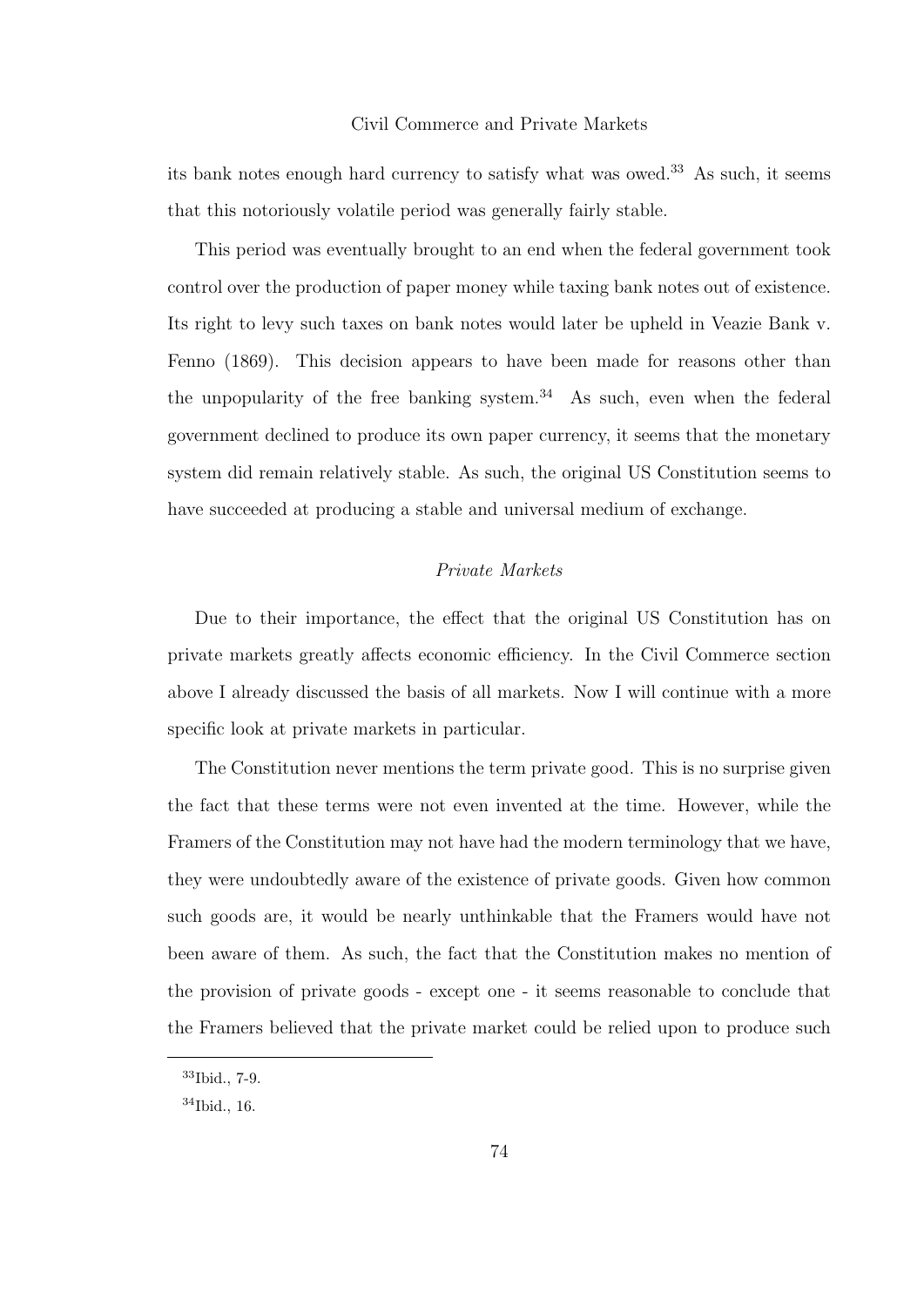its bank notes enough hard currency to satisfy what was owed.[33] As such, it seems that this notoriously volatile period was generally fairly stable.

This period was eventually brought to an end when the federal government took control over the production of paper money while taxing bank notes out of existence. Its right to levy such taxes on bank notes would later be upheld in Veazie Bank v. Fenno (1869). This decision appears to have been made for reasons other than the unpopularity of the free banking system.[34] As such, even when the federal government declined to produce its own paper currency, it seems that the monetary system did remain relatively stable. As such, the original US Constitution seems to have succeeded at producing a stable and universal medium of exchange.

### *Private Markets*

Due to their importance, the effect that the original US Constitution has on private markets greatly affects economic efficiency. In the Civil Commerce section above I already discussed the basis of all markets. Now I will continue with a more specific look at private markets in particular.

The Constitution never mentions the term private good. This is no surprise given the fact that these terms were not even invented at the time. However, while the Framers of the Constitution may not have had the modern terminology that we have, they were undoubtedly aware of the existence of private goods. Given how common such goods are, it would be nearly unthinkable that the Framers would have not been aware of them. As such, the fact that the Constitution makes no mention of the provision of private goods - except one - it seems reasonable to conclude that the Framers believed that the private market could be relied upon to produce such

[33] Ibid., 7-9.

[34] Ibid., 16.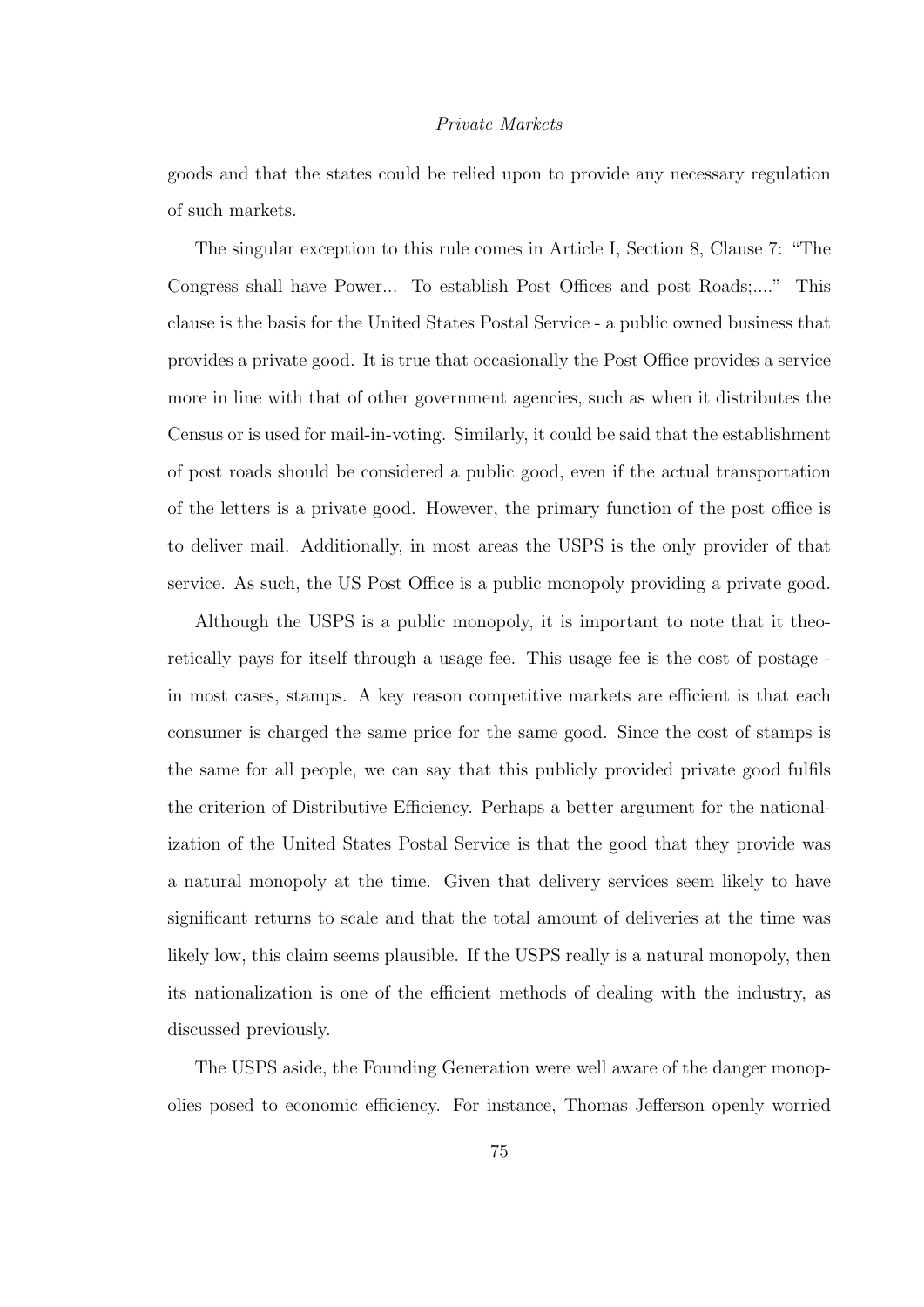goods and that the states could be relied upon to provide any necessary regulation of such markets.

The singular exception to this rule comes in Article I, Section 8, Clause 7: "The Congress shall have Power... To establish Post Offices and post Roads;...." This clause is the basis for the United States Postal Service - a public owned business that provides a private good. It is true that occasionally the Post Office provides a service more in line with that of other government agencies, such as when it distributes the Census or is used for mail-in-voting. Similarly, it could be said that the establishment of post roads should be considered a public good, even if the actual transportation of the letters is a private good. However, the primary function of the post office is to deliver mail. Additionally, in most areas the USPS is the only provider of that service. As such, the US Post Office is a public monopoly providing a private good.

Although the USPS is a public monopoly, it is important to note that it theoretically pays for itself through a usage fee. This usage fee is the cost of postage - in most cases, stamps. A key reason competitive markets are efficient is that each consumer is charged the same price for the same good. Since the cost of stamps is the same for all people, we can say that this publicly provided private good fulfils the criterion of Distributive Efficiency. Perhaps a better argument for the nationalization of the United States Postal Service is that the good that they provide was a natural monopoly at the time. Given that delivery services seem likely to have significant returns to scale and that the total amount of deliveries at the time was likely low, this claim seems plausible. If the USPS really is a natural monopoly, then its nationalization is one of the efficient methods of dealing with the industry, as discussed previously.

The USPS aside, the Founding Generation were well aware of the danger monopolies posed to economic efficiency. For instance, Thomas Jefferson openly worried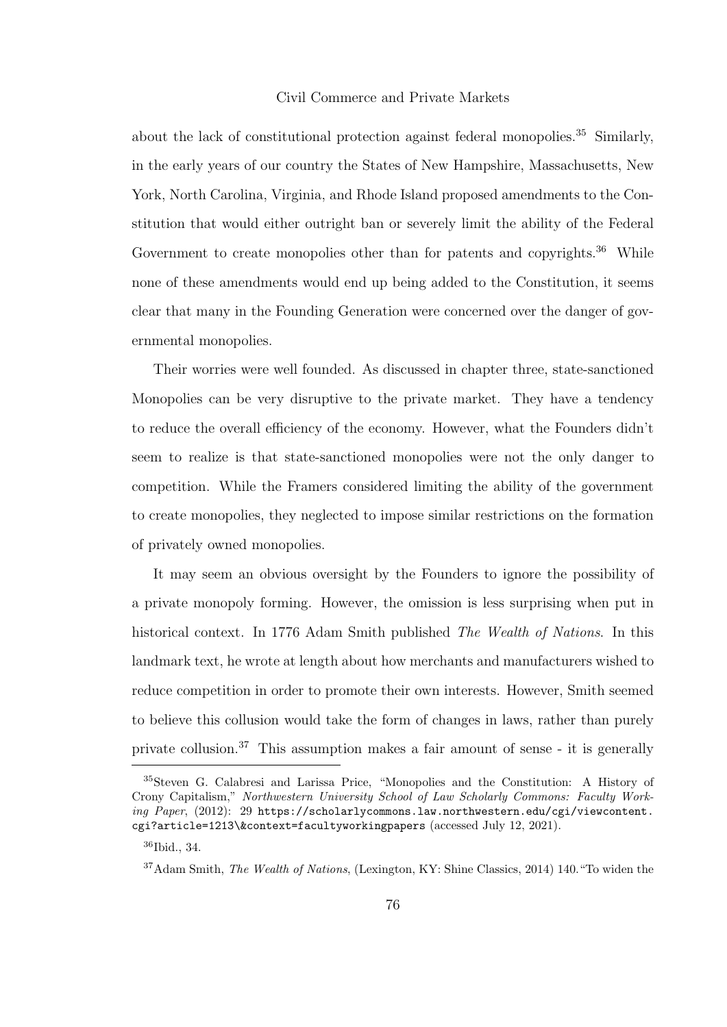about the lack of constitutional protection against federal monopolies.[35] Similarly, in the early years of our country the States of New Hampshire, Massachusetts, New York, North Carolina, Virginia, and Rhode Island proposed amendments to the Constitution that would either outright ban or severely limit the ability of the Federal Government to create monopolies other than for patents and copyrights.[36] While none of these amendments would end up being added to the Constitution, it seems clear that many in the Founding Generation were concerned over the danger of governmental monopolies.

Their worries were well founded. As discussed in chapter three, state-sanctioned Monopolies can be very disruptive to the private market. They have a tendency to reduce the overall efficiency of the economy. However, what the Founders didn't seem to realize is that state-sanctioned monopolies were not the only danger to competition. While the Framers considered limiting the ability of the government to create monopolies, they neglected to impose similar restrictions on the formation of privately owned monopolies.

It may seem an obvious oversight by the Founders to ignore the possibility of a private monopoly forming. However, the omission is less surprising when put in historical context. In 1776 Adam Smith published *The Wealth of Nations*. In this landmark text, he wrote at length about how merchants and manufacturers wished to reduce competition in order to promote their own interests. However, Smith seemed to believe this collusion would take the form of changes in laws, rather than purely private collusion.[37] This assumption makes a fair amount of sense - it is generally

---

[35] Steven G. Calabresi and Larissa Price, "Monopolies and the Constitution: A History of Crony Capitalism," *Northwestern University School of Law Scholarly Commons: Faculty Working Paper*, (2012): 29 https://scholarlycommons.law.northwestern.edu/cgi/viewcontent.cgi?article=1213\&context=facultyworkingpapers (accessed July 12, 2021).

[36] Ibid., 34.

[37] Adam Smith, *The Wealth of Nations*, (Lexington, KY: Shine Classics, 2014) 140."To widen the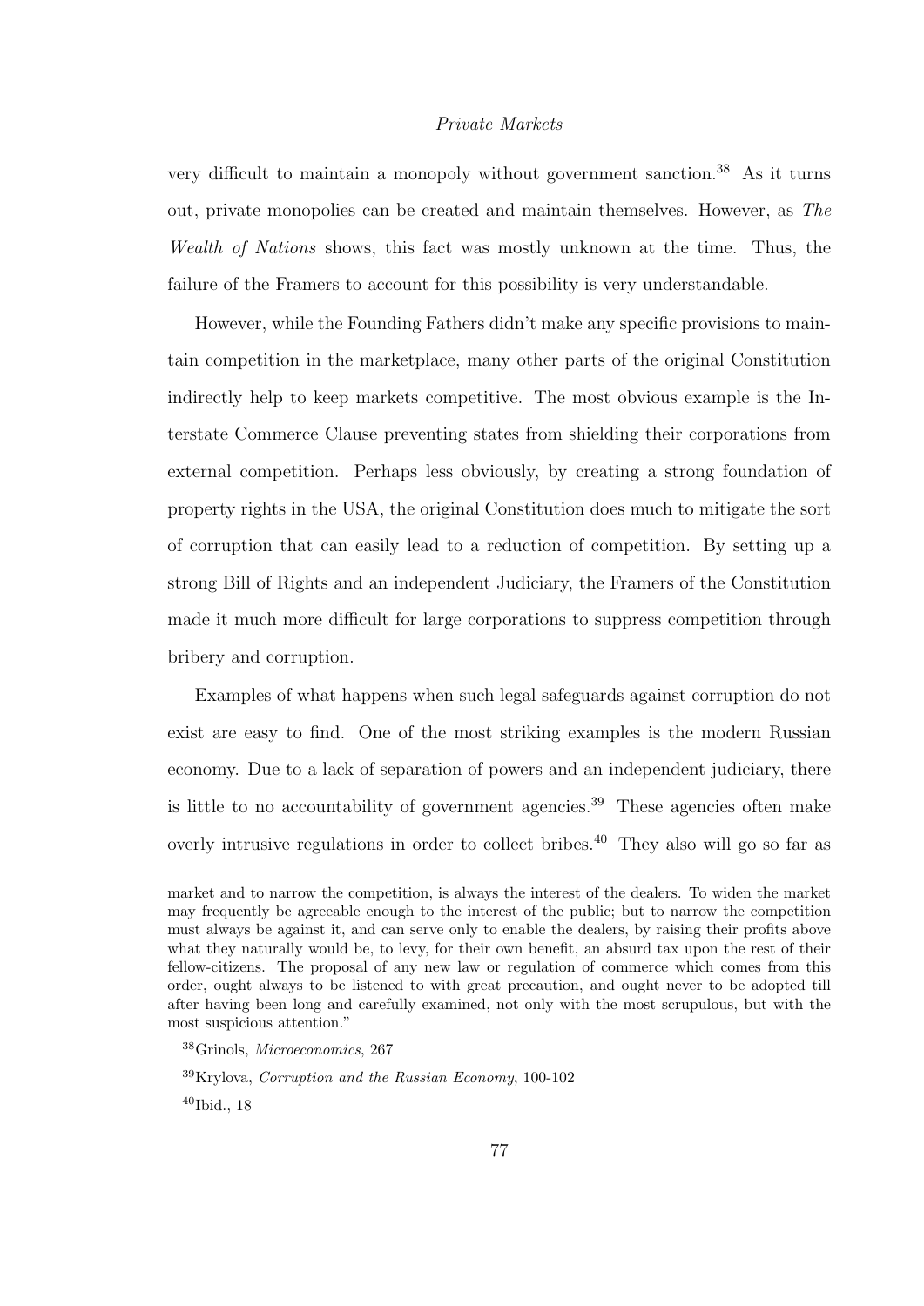very difficult to maintain a monopoly without government sanction.[38] As it turns out, private monopolies can be created and maintain themselves. However, as *The Wealth of Nations* shows, this fact was mostly unknown at the time. Thus, the failure of the Framers to account for this possibility is very understandable.

However, while the Founding Fathers didn't make any specific provisions to maintain competition in the marketplace, many other parts of the original Constitution indirectly help to keep markets competitive. The most obvious example is the Interstate Commerce Clause preventing states from shielding their corporations from external competition. Perhaps less obviously, by creating a strong foundation of property rights in the USA, the original Constitution does much to mitigate the sort of corruption that can easily lead to a reduction of competition. By setting up a strong Bill of Rights and an independent Judiciary, the Framers of the Constitution made it much more difficult for large corporations to suppress competition through bribery and corruption.

Examples of what happens when such legal safeguards against corruption do not exist are easy to find. One of the most striking examples is the modern Russian economy. Due to a lack of separation of powers and an independent judiciary, there is little to no accountability of government agencies.[39] These agencies often make overly intrusive regulations in order to collect bribes.[40] They also will go so far as

---

market and to narrow the competition, is always the interest of the dealers. To widen the market may frequently be agreeable enough to the interest of the public; but to narrow the competition must always be against it, and can serve only to enable the dealers, by raising their profits above what they naturally would be, to levy, for their own benefit, an absurd tax upon the rest of their fellow-citizens. The proposal of any new law or regulation of commerce which comes from this order, ought always to be listened to with great precaution, and ought never to be adopted till after having been long and carefully examined, not only with the most scrupulous, but with the most suspicious attention."

[38] Grinols, *Microeconomics*, 267

[39] Krylova, *Corruption and the Russian Economy*, 100-102

[40] Ibid., 18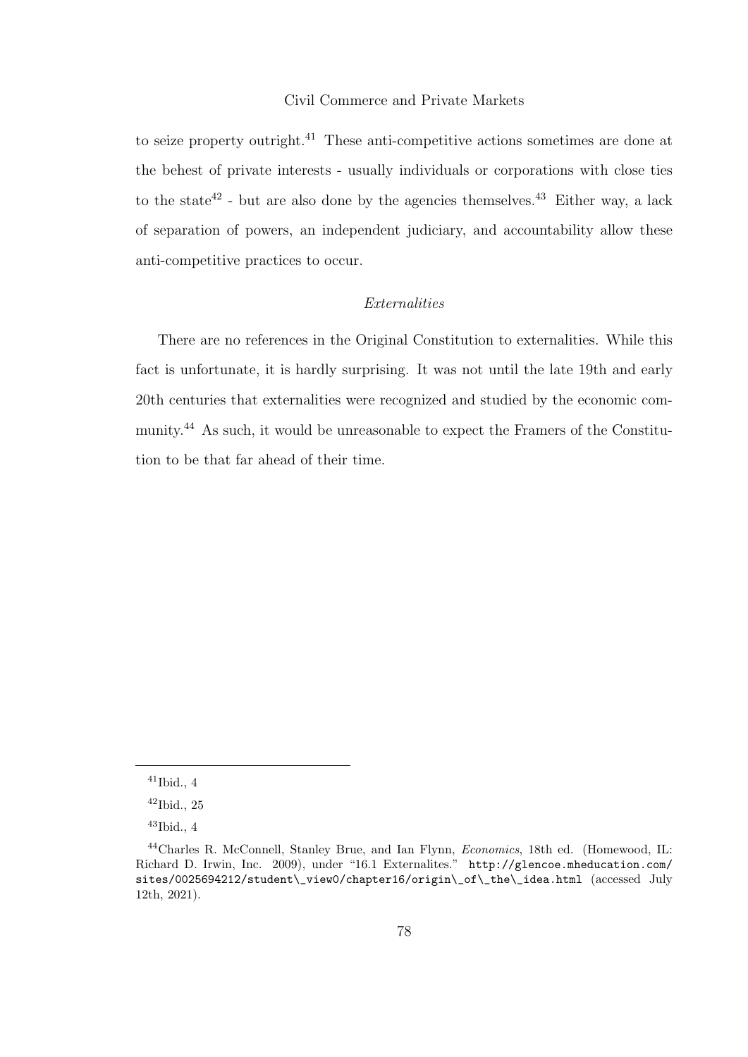to seize property outright.[41] These anti-competitive actions sometimes are done at the behest of private interests - usually individuals or corporations with close ties to the state[42] - but are also done by the agencies themselves.[43] Either way, a lack of separation of powers, an independent judiciary, and accountability allow these anti-competitive practices to occur.

### *Externalities*

There are no references in the Original Constitution to externalities. While this fact is unfortunate, it is hardly surprising. It was not until the late 19th and early 20th centuries that externalities were recognized and studied by the economic community.[44] As such, it would be unreasonable to expect the Framers of the Constitution to be that far ahead of their time.

---

[41] Ibid., 4

[42] Ibid., 25

[43] Ibid., 4

[44] Charles R. McConnell, Stanley Brue, and Ian Flynn, *Economics*, 18th ed. (Homewood, IL: Richard D. Irwin, Inc. 2009), under "16.1 Externalites." `http://glencoe.mheducation.com/sites/0025694212/student\_view0/chapter16/origin\_of\_the\_idea.html` (accessed July 12th, 2021).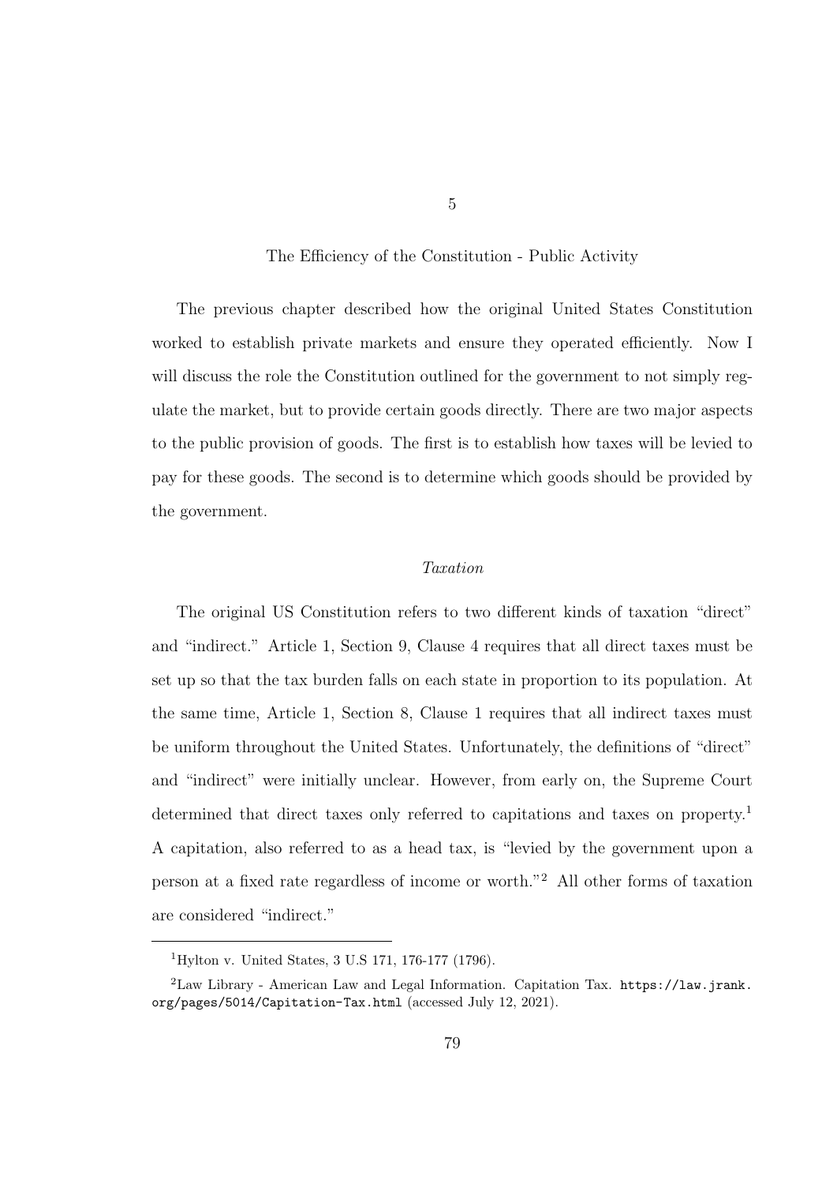# 5

## The Efficiency of the Constitution - Public Activity

The previous chapter described how the original United States Constitution worked to establish private markets and ensure they operated efficiently. Now I will discuss the role the Constitution outlined for the government to not simply regulate the market, but to provide certain goods directly. There are two major aspects to the public provision of goods. The first is to establish how taxes will be levied to pay for these goods. The second is to determine which goods should be provided by the government.

### *Taxation*

The original US Constitution refers to two different kinds of taxation "direct" and "indirect." Article 1, Section 9, Clause 4 requires that all direct taxes must be set up so that the tax burden falls on each state in proportion to its population. At the same time, Article 1, Section 8, Clause 1 requires that all indirect taxes must be uniform throughout the United States. Unfortunately, the definitions of "direct" and "indirect" were initially unclear. However, from early on, the Supreme Court determined that direct taxes only referred to capitations and taxes on property.[1] A capitation, also referred to as a head tax, is "levied by the government upon a person at a fixed rate regardless of income or worth."[2] All other forms of taxation are considered "indirect."

---

[1] Hylton v. United States, 3 U.S 171, 176-177 (1796).

[2] Law Library - American Law and Legal Information. Capitation Tax. https://law.jrank.org/pages/5014/Capitation-Tax.html (accessed July 12, 2021).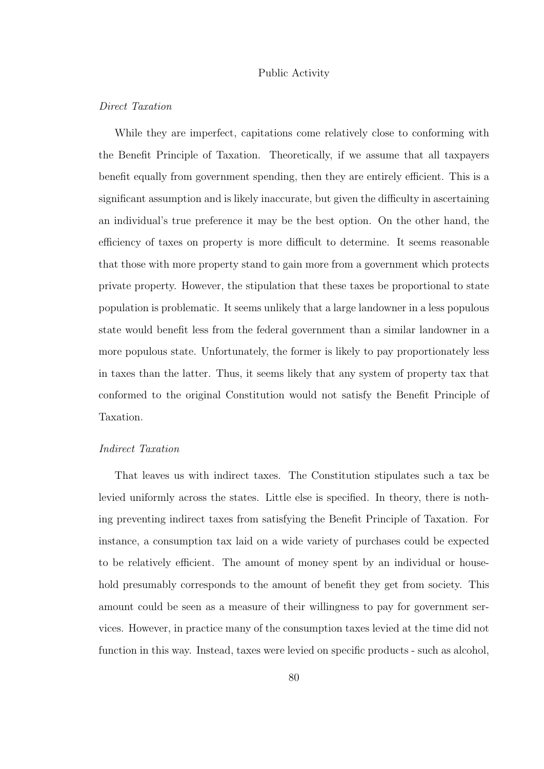## Public Activity

*Direct Taxation*

While they are imperfect, capitations come relatively close to conforming with the Benefit Principle of Taxation. Theoretically, if we assume that all taxpayers benefit equally from government spending, then they are entirely efficient. This is a significant assumption and is likely inaccurate, but given the difficulty in ascertaining an individual's true preference it may be the best option. On the other hand, the efficiency of taxes on property is more difficult to determine. It seems reasonable that those with more property stand to gain more from a government which protects private property. However, the stipulation that these taxes be proportional to state population is problematic. It seems unlikely that a large landowner in a less populous state would benefit less from the federal government than a similar landowner in a more populous state. Unfortunately, the former is likely to pay proportionately less in taxes than the latter. Thus, it seems likely that any system of property tax that conformed to the original Constitution would not satisfy the Benefit Principle of Taxation.

*Indirect Taxation*

That leaves us with indirect taxes. The Constitution stipulates such a tax be levied uniformly across the states. Little else is specified. In theory, there is nothing preventing indirect taxes from satisfying the Benefit Principle of Taxation. For instance, a consumption tax laid on a wide variety of purchases could be expected to be relatively efficient. The amount of money spent by an individual or household presumably corresponds to the amount of benefit they get from society. This amount could be seen as a measure of their willingness to pay for government services. However, in practice many of the consumption taxes levied at the time did not function in this way. Instead, taxes were levied on specific products - such as alcohol,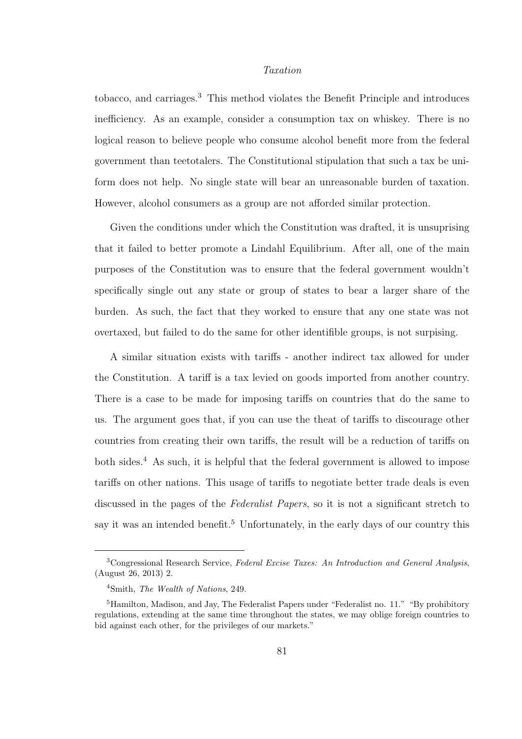tobacco, and carriages.[3] This method violates the Benefit Principle and introduces inefficiency. As an example, consider a consumption tax on whiskey. There is no logical reason to believe people who consume alcohol benefit more from the federal government than teetotalers. The Constitutional stipulation that such a tax be uniform does not help. No single state will bear an unreasonable burden of taxation. However, alcohol consumers as a group are not afforded similar protection.

Given the conditions under which the Constitution was drafted, it is unsuprising that it failed to better promote a Lindahl Equilibrium. After all, one of the main purposes of the Constitution was to ensure that the federal government wouldn't specifically single out any state or group of states to bear a larger share of the burden. As such, the fact that they worked to ensure that any one state was not overtaxed, but failed to do the same for other identifible groups, is not surpising.

A similar situation exists with tariffs - another indirect tax allowed for under the Constitution. A tariff is a tax levied on goods imported from another country. There is a case to be made for imposing tariffs on countries that do the same to us. The argument goes that, if you can use the theat of tariffs to discourage other countries from creating their own tariffs, the result will be a reduction of tariffs on both sides.[4] As such, it is helpful that the federal government is allowed to impose tariffs on other nations. This usage of tariffs to negotiate better trade deals is even discussed in the pages of the *Federalist Papers*, so it is not a significant stretch to say it was an intended benefit.[5] Unfortunately, in the early days of our country this

---

[3] Congressional Research Service, *Federal Excise Taxes: An Introduction and General Analysis*, (August 26, 2013) 2.

[4] Smith, *The Wealth of Nations*, 249.

[5] Hamilton, Madison, and Jay, The Federalist Papers under "Federalist no. 11." "By prohibitory regulations, extending at the same time throughout the states, we may oblige foreign countries to bid against each other, for the privileges of our markets."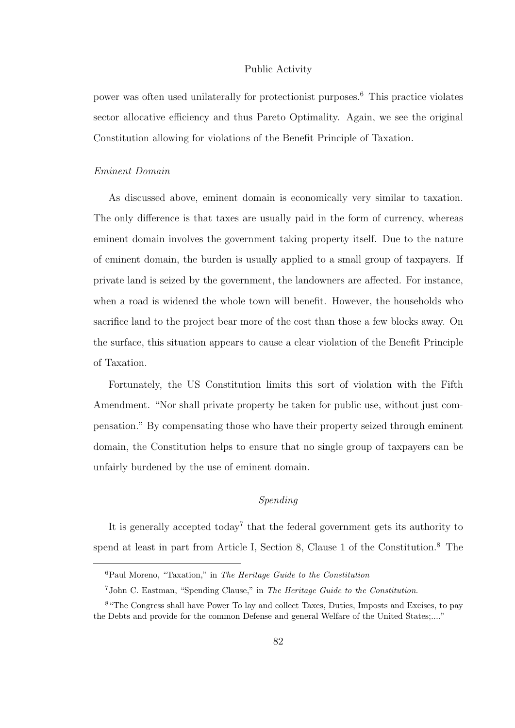power was often used unilaterally for protectionist purposes.[6] This practice violates sector allocative efficiency and thus Pareto Optimality. Again, we see the original Constitution allowing for violations of the Benefit Principle of Taxation.

*Eminent Domain*

As discussed above, eminent domain is economically very similar to taxation. The only difference is that taxes are usually paid in the form of currency, whereas eminent domain involves the government taking property itself. Due to the nature of eminent domain, the burden is usually applied to a small group of taxpayers. If private land is seized by the government, the landowners are affected. For instance, when a road is widened the whole town will benefit. However, the households who sacrifice land to the project bear more of the cost than those a few blocks away. On the surface, this situation appears to cause a clear violation of the Benefit Principle of Taxation.

Fortunately, the US Constitution limits this sort of violation with the Fifth Amendment. "Nor shall private property be taken for public use, without just compensation." By compensating those who have their property seized through eminent domain, the Constitution helps to ensure that no single group of taxpayers can be unfairly burdened by the use of eminent domain.

### *Spending*

It is generally accepted today[7] that the federal government gets its authority to spend at least in part from Article I, Section 8, Clause 1 of the Constitution.[8] The

[6] Paul Moreno, "Taxation," in *The Heritage Guide to the Constitution*

[7] John C. Eastman, "Spending Clause," in *The Heritage Guide to the Constitution*.

[8] "The Congress shall have Power To lay and collect Taxes, Duties, Imposts and Excises, to pay the Debts and provide for the common Defense and general Welfare of the United States;...."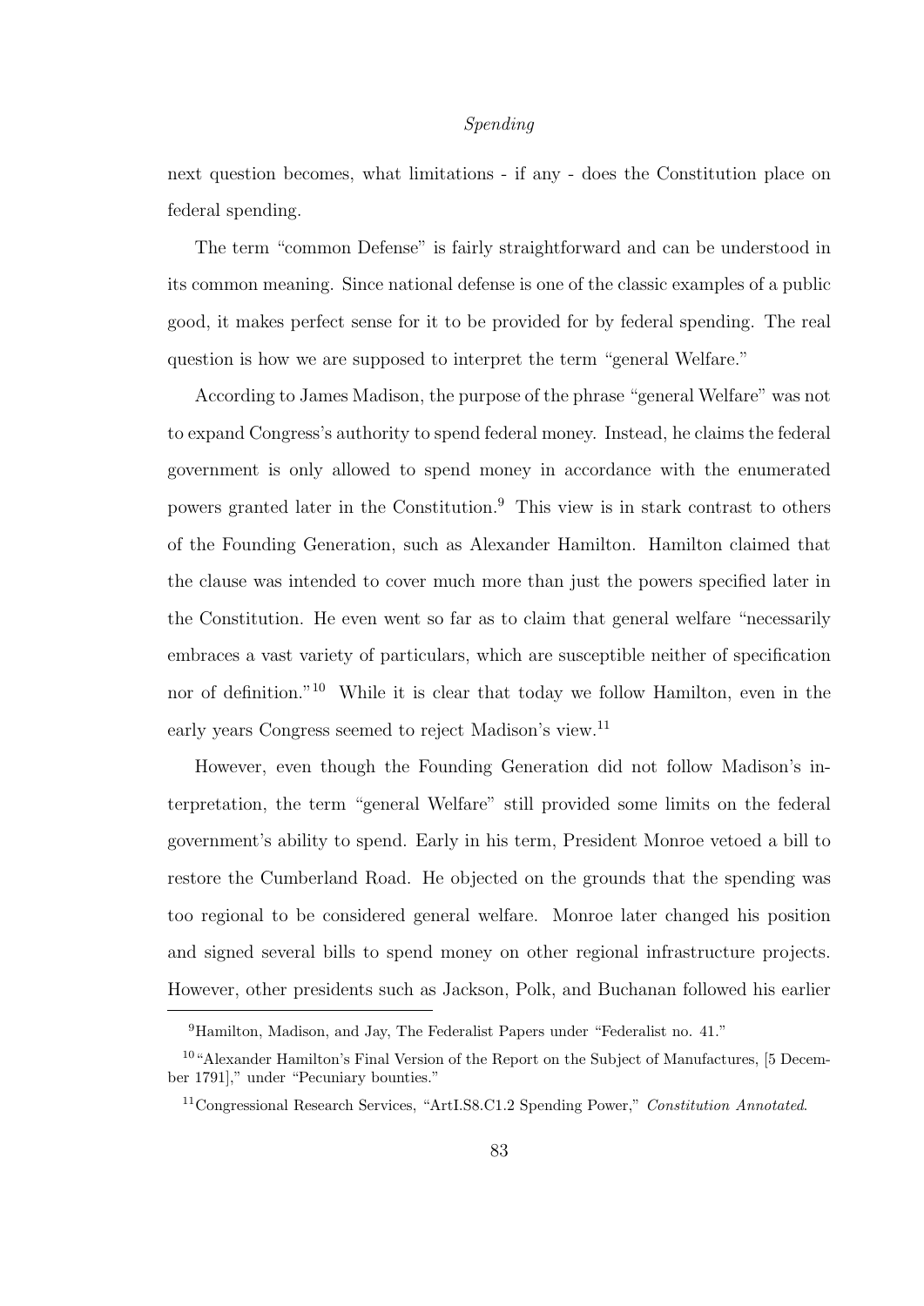next question becomes, what limitations - if any - does the Constitution place on federal spending.

The term "common Defense" is fairly straightforward and can be understood in its common meaning. Since national defense is one of the classic examples of a public good, it makes perfect sense for it to be provided for by federal spending. The real question is how we are supposed to interpret the term "general Welfare."

According to James Madison, the purpose of the phrase "general Welfare" was not to expand Congress's authority to spend federal money. Instead, he claims the federal government is only allowed to spend money in accordance with the enumerated powers granted later in the Constitution.[9] This view is in stark contrast to others of the Founding Generation, such as Alexander Hamilton. Hamilton claimed that the clause was intended to cover much more than just the powers specified later in the Constitution. He even went so far as to claim that general welfare "necessarily embraces a vast variety of particulars, which are susceptible neither of specification nor of definition."[10] While it is clear that today we follow Hamilton, even in the early years Congress seemed to reject Madison's view.[11]

However, even though the Founding Generation did not follow Madison's interpretation, the term "general Welfare" still provided some limits on the federal government's ability to spend. Early in his term, President Monroe vetoed a bill to restore the Cumberland Road. He objected on the grounds that the spending was too regional to be considered general welfare. Monroe later changed his position and signed several bills to spend money on other regional infrastructure projects. However, other presidents such as Jackson, Polk, and Buchanan followed his earlier

---

[9] Hamilton, Madison, and Jay, The Federalist Papers under "Federalist no. 41."

[10] "Alexander Hamilton's Final Version of the Report on the Subject of Manufactures, [5 December 1791]," under "Pecuniary bounties."

[11] Congressional Research Services, "ArtI.S8.C1.2 Spending Power," *Constitution Annotated*.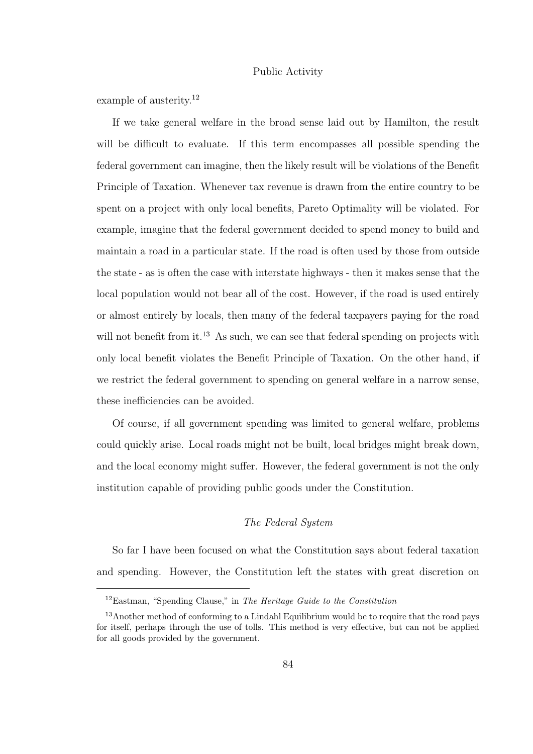example of austerity.[12]

If we take general welfare in the broad sense laid out by Hamilton, the result will be difficult to evaluate. If this term encompasses all possible spending the federal government can imagine, then the likely result will be violations of the Benefit Principle of Taxation. Whenever tax revenue is drawn from the entire country to be spent on a project with only local benefits, Pareto Optimality will be violated. For example, imagine that the federal government decided to spend money to build and maintain a road in a particular state. If the road is often used by those from outside the state - as is often the case with interstate highways - then it makes sense that the local population would not bear all of the cost. However, if the road is used entirely or almost entirely by locals, then many of the federal taxpayers paying for the road will not benefit from it.[13] As such, we can see that federal spending on projects with only local benefit violates the Benefit Principle of Taxation. On the other hand, if we restrict the federal government to spending on general welfare in a narrow sense, these inefficiencies can be avoided.

Of course, if all government spending was limited to general welfare, problems could quickly arise. Local roads might not be built, local bridges might break down, and the local economy might suffer. However, the federal government is not the only institution capable of providing public goods under the Constitution.

### *The Federal System*

So far I have been focused on what the Constitution says about federal taxation and spending. However, the Constitution left the states with great discretion on

---

[12] Eastman, "Spending Clause," in *The Heritage Guide to the Constitution*

[13] Another method of conforming to a Lindahl Equilibrium would be to require that the road pays for itself, perhaps through the use of tolls. This method is very effective, but can not be applied for all goods provided by the government.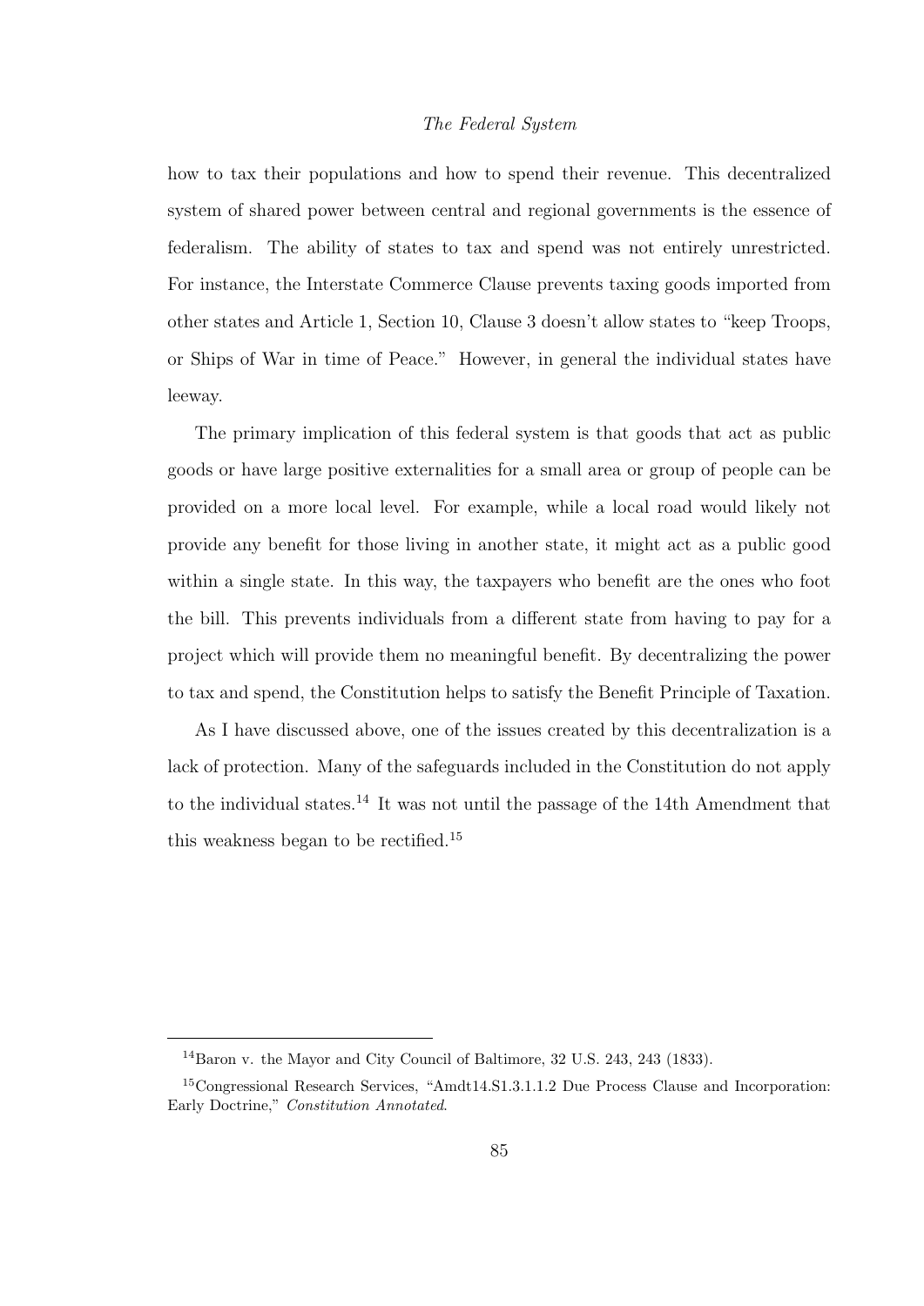how to tax their populations and how to spend their revenue. This decentralized system of shared power between central and regional governments is the essence of federalism. The ability of states to tax and spend was not entirely unrestricted. For instance, the Interstate Commerce Clause prevents taxing goods imported from other states and Article 1, Section 10, Clause 3 doesn't allow states to "keep Troops, or Ships of War in time of Peace." However, in general the individual states have leeway.

The primary implication of this federal system is that goods that act as public goods or have large positive externalities for a small area or group of people can be provided on a more local level. For example, while a local road would likely not provide any benefit for those living in another state, it might act as a public good within a single state. In this way, the taxpayers who benefit are the ones who foot the bill. This prevents individuals from a different state from having to pay for a project which will provide them no meaningful benefit. By decentralizing the power to tax and spend, the Constitution helps to satisfy the Benefit Principle of Taxation.

As I have discussed above, one of the issues created by this decentralization is a lack of protection. Many of the safeguards included in the Constitution do not apply to the individual states.[14] It was not until the passage of the 14th Amendment that this weakness began to be rectified.[15]

---

[14] Baron v. the Mayor and City Council of Baltimore, 32 U.S. 243, 243 (1833).

[15] Congressional Research Services, "Amdt14.S1.3.1.1.2 Due Process Clause and Incorporation: Early Doctrine," *Constitution Annotated*.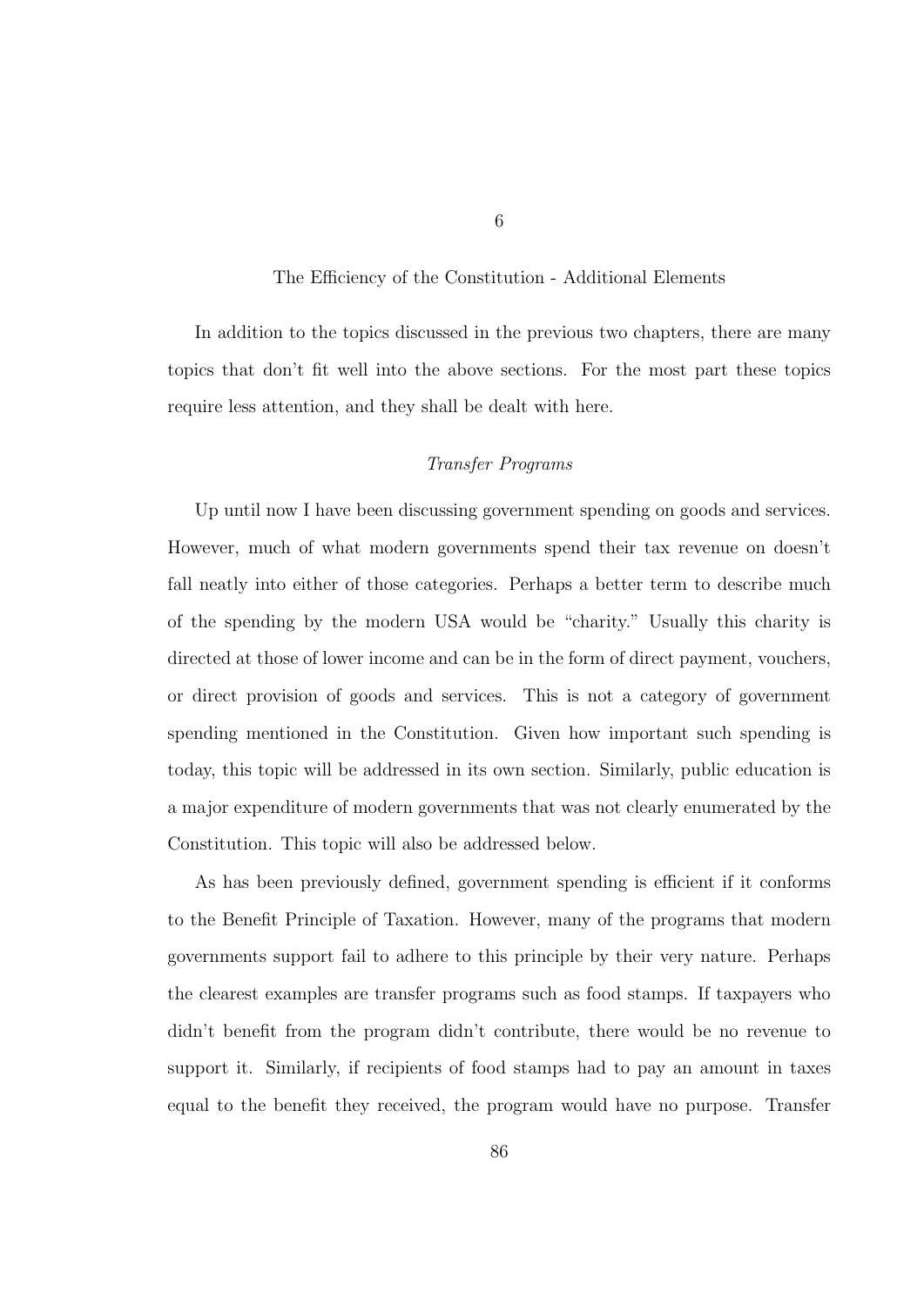# 6

# The Efficiency of the Constitution - Additional Elements

In addition to the topics discussed in the previous two chapters, there are many topics that don't fit well into the above sections. For the most part these topics require less attention, and they shall be dealt with here.

## *Transfer Programs*

Up until now I have been discussing government spending on goods and services. However, much of what modern governments spend their tax revenue on doesn't fall neatly into either of those categories. Perhaps a better term to describe much of the spending by the modern USA would be "charity." Usually this charity is directed at those of lower income and can be in the form of direct payment, vouchers, or direct provision of goods and services. This is not a category of government spending mentioned in the Constitution. Given how important such spending is today, this topic will be addressed in its own section. Similarly, public education is a major expenditure of modern governments that was not clearly enumerated by the Constitution. This topic will also be addressed below.

As has been previously defined, government spending is efficient if it conforms to the Benefit Principle of Taxation. However, many of the programs that modern governments support fail to adhere to this principle by their very nature. Perhaps the clearest examples are transfer programs such as food stamps. If taxpayers who didn't benefit from the program didn't contribute, there would be no revenue to support it. Similarly, if recipients of food stamps had to pay an amount in taxes equal to the benefit they received, the program would have no purpose. Transfer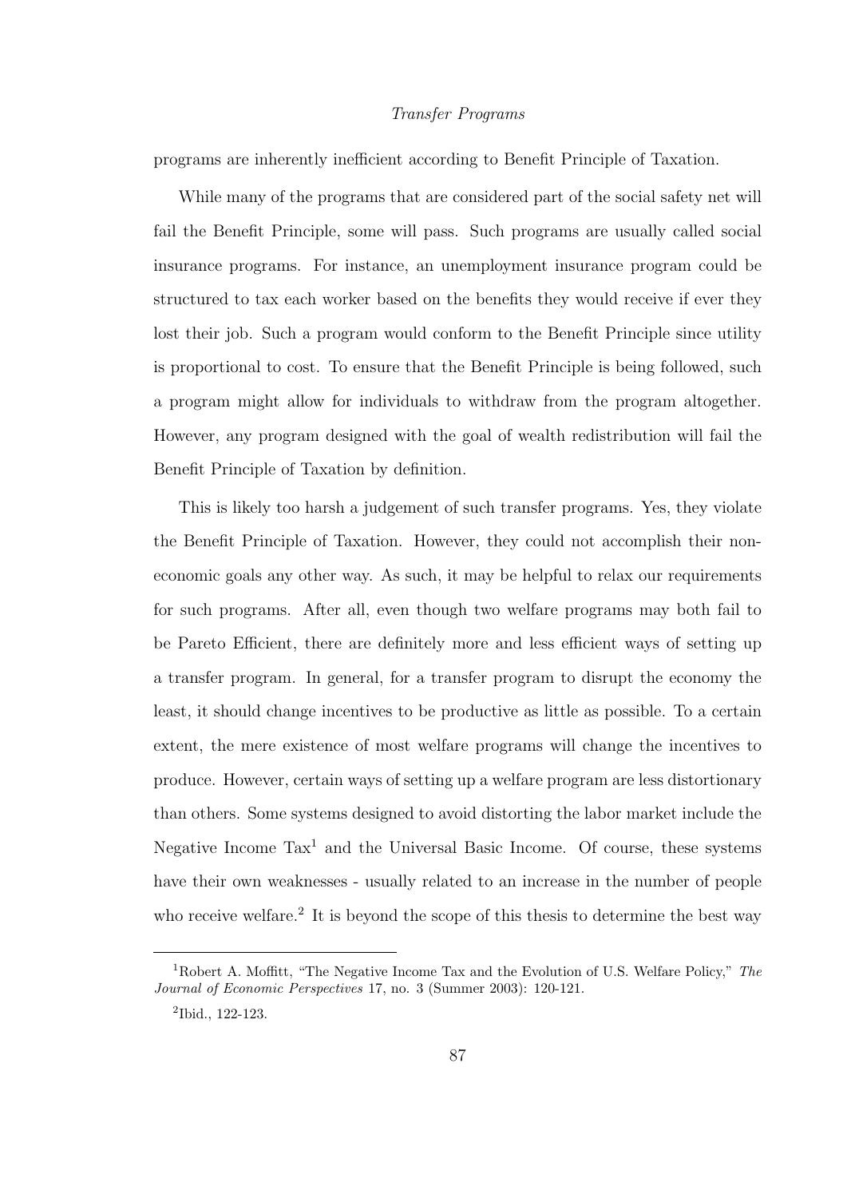programs are inherently inefficient according to Benefit Principle of Taxation.

While many of the programs that are considered part of the social safety net will fail the Benefit Principle, some will pass. Such programs are usually called social insurance programs. For instance, an unemployment insurance program could be structured to tax each worker based on the benefits they would receive if ever they lost their job. Such a program would conform to the Benefit Principle since utility is proportional to cost. To ensure that the Benefit Principle is being followed, such a program might allow for individuals to withdraw from the program altogether. However, any program designed with the goal of wealth redistribution will fail the Benefit Principle of Taxation by definition.

This is likely too harsh a judgement of such transfer programs. Yes, they violate the Benefit Principle of Taxation. However, they could not accomplish their non-economic goals any other way. As such, it may be helpful to relax our requirements for such programs. After all, even though two welfare programs may both fail to be Pareto Efficient, there are definitely more and less efficient ways of setting up a transfer program. In general, for a transfer program to disrupt the economy the least, it should change incentives to be productive as little as possible. To a certain extent, the mere existence of most welfare programs will change the incentives to produce. However, certain ways of setting up a welfare program are less distortionary than others. Some systems designed to avoid distorting the labor market include the Negative Income Tax[1] and the Universal Basic Income. Of course, these systems have their own weaknesses - usually related to an increase in the number of people who receive welfare.[2] It is beyond the scope of this thesis to determine the best way

---

[1] Robert A. Moffitt, "The Negative Income Tax and the Evolution of U.S. Welfare Policy," *The Journal of Economic Perspectives* 17, no. 3 (Summer 2003): 120-121.

[2] Ibid., 122-123.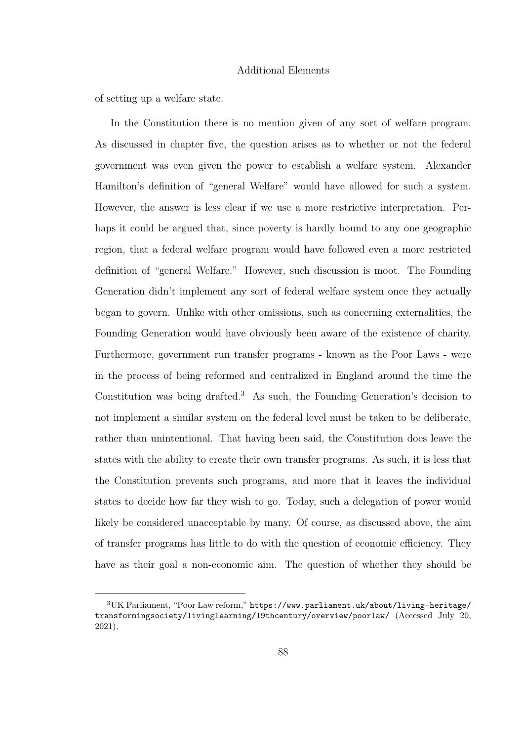of setting up a welfare state.

In the Constitution there is no mention given of any sort of welfare program. As discussed in chapter five, the question arises as to whether or not the federal government was even given the power to establish a welfare system. Alexander Hamilton's definition of "general Welfare" would have allowed for such a system. However, the answer is less clear if we use a more restrictive interpretation. Perhaps it could be argued that, since poverty is hardly bound to any one geographic region, that a federal welfare program would have followed even a more restricted definition of "general Welfare." However, such discussion is moot. The Founding Generation didn't implement any sort of federal welfare system once they actually began to govern. Unlike with other omissions, such as concerning externalities, the Founding Generation would have obviously been aware of the existence of charity. Furthermore, government run transfer programs - known as the Poor Laws - were in the process of being reformed and centralized in England around the time the Constitution was being drafted.[3] As such, the Founding Generation's decision to not implement a similar system on the federal level must be taken to be deliberate, rather than unintentional. That having been said, the Constitution does leave the states with the ability to create their own transfer programs. As such, it is less that the Constitution prevents such programs, and more that it leaves the individual states to decide how far they wish to go. Today, such a delegation of power would likely be considered unacceptable by many. Of course, as discussed above, the aim of transfer programs has little to do with the question of economic efficiency. They have as their goal a non-economic aim. The question of whether they should be

---

[3]UK Parliament, "Poor Law reform," https://www.parliament.uk/about/living-heritage/transformingsociety/livinglearning/19thcentury/overview/poorlaw/ (Accessed July 20, 2021).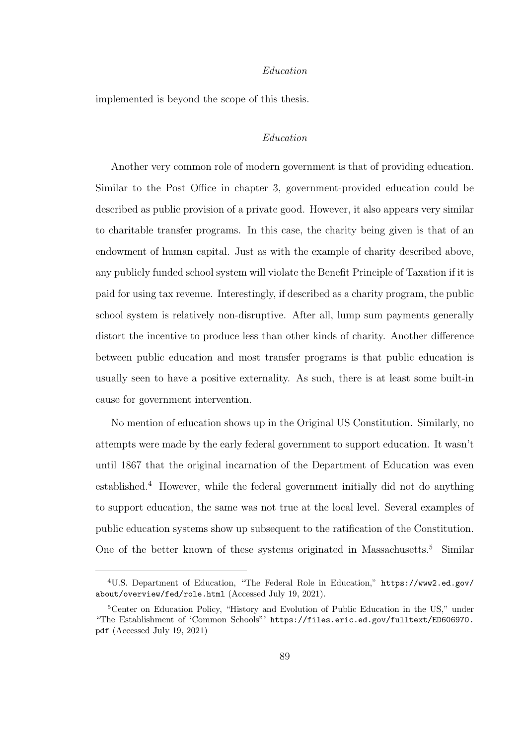implemented is beyond the scope of this thesis.

### *Education*

Another very common role of modern government is that of providing education. Similar to the Post Office in chapter 3, government-provided education could be described as public provision of a private good. However, it also appears very similar to charitable transfer programs. In this case, the charity being given is that of an endowment of human capital. Just as with the example of charity described above, any publicly funded school system will violate the Benefit Principle of Taxation if it is paid for using tax revenue. Interestingly, if described as a charity program, the public school system is relatively non-disruptive. After all, lump sum payments generally distort the incentive to produce less than other kinds of charity. Another difference between public education and most transfer programs is that public education is usually seen to have a positive externality. As such, there is at least some built-in cause for government intervention.

No mention of education shows up in the Original US Constitution. Similarly, no attempts were made by the early federal government to support education. It wasn't until 1867 that the original incarnation of the Department of Education was even established.[4] However, while the federal government initially did not do anything to support education, the same was not true at the local level. Several examples of public education systems show up subsequent to the ratification of the Constitution. One of the better known of these systems originated in Massachusetts.[5] Similar

---

[4] U.S. Department of Education, "The Federal Role in Education," https://www2.ed.gov/about/overview/fed/role.html (Accessed July 19, 2021).

[5] Center on Education Policy, "History and Evolution of Public Education in the US," under "The Establishment of 'Common Schools"' https://files.eric.ed.gov/fulltext/ED606970.pdf (Accessed July 19, 2021)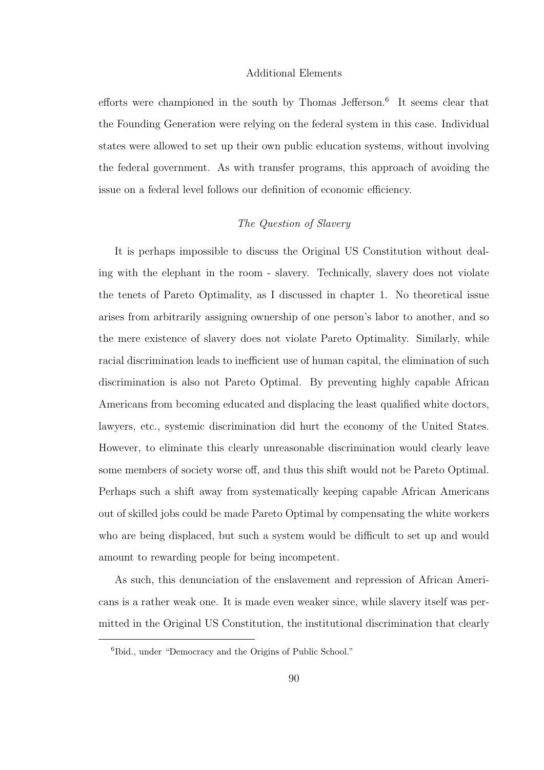efforts were championed in the south by Thomas Jefferson.[6] It seems clear that the Founding Generation were relying on the federal system in this case. Individual states were allowed to set up their own public education systems, without involving the federal government. As with transfer programs, this approach of avoiding the issue on a federal level follows our definition of economic efficiency.

### *The Question of Slavery*

It is perhaps impossible to discuss the Original US Constitution without dealing with the elephant in the room - slavery. Technically, slavery does not violate the tenets of Pareto Optimality, as I discussed in chapter 1. No theoretical issue arises from arbitrarily assigning ownership of one person's labor to another, and so the mere existence of slavery does not violate Pareto Optimality. Similarly, while racial discrimination leads to inefficient use of human capital, the elimination of such discrimination is also not Pareto Optimal. By preventing highly capable African Americans from becoming educated and displacing the least qualified white doctors, lawyers, etc., systemic discrimination did hurt the economy of the United States. However, to eliminate this clearly unreasonable discrimination would clearly leave some members of society worse off, and thus this shift would not be Pareto Optimal. Perhaps such a shift away from systematically keeping capable African Americans out of skilled jobs could be made Pareto Optimal by compensating the white workers who are being displaced, but such a system would be difficult to set up and would amount to rewarding people for being incompetent.

As such, this denunciation of the enslavement and repression of African Americans is a rather weak one. It is made even weaker since, while slavery itself was permitted in the Original US Constitution, the institutional discrimination that clearly

[6] Ibid., under "Democracy and the Origins of Public School."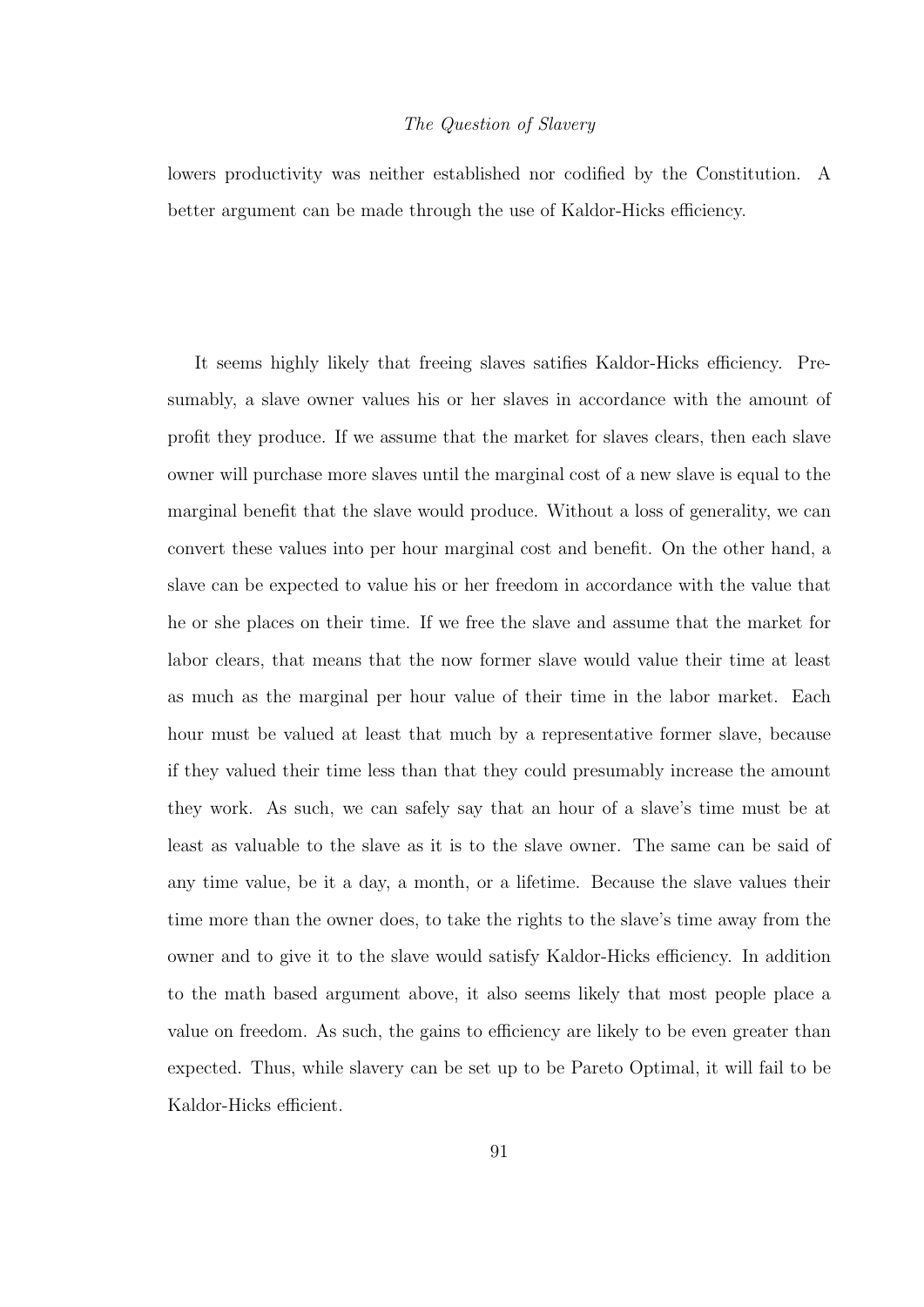lowers productivity was neither established nor codified by the Constitution. A better argument can be made through the use of Kaldor-Hicks efficiency.

It seems highly likely that freeing slaves satifies Kaldor-Hicks efficiency. Presumably, a slave owner values his or her slaves in accordance with the amount of profit they produce. If we assume that the market for slaves clears, then each slave owner will purchase more slaves until the marginal cost of a new slave is equal to the marginal benefit that the slave would produce. Without a loss of generality, we can convert these values into per hour marginal cost and benefit. On the other hand, a slave can be expected to value his or her freedom in accordance with the value that he or she places on their time. If we free the slave and assume that the market for labor clears, that means that the now former slave would value their time at least as much as the marginal per hour value of their time in the labor market. Each hour must be valued at least that much by a representative former slave, because if they valued their time less than that they could presumably increase the amount they work. As such, we can safely say that an hour of a slave's time must be at least as valuable to the slave as it is to the slave owner. The same can be said of any time value, be it a day, a month, or a lifetime. Because the slave values their time more than the owner does, to take the rights to the slave's time away from the owner and to give it to the slave would satisfy Kaldor-Hicks efficiency. In addition to the math based argument above, it also seems likely that most people place a value on freedom. As such, the gains to efficiency are likely to be even greater than expected. Thus, while slavery can be set up to be Pareto Optimal, it will fail to be Kaldor-Hicks efficient.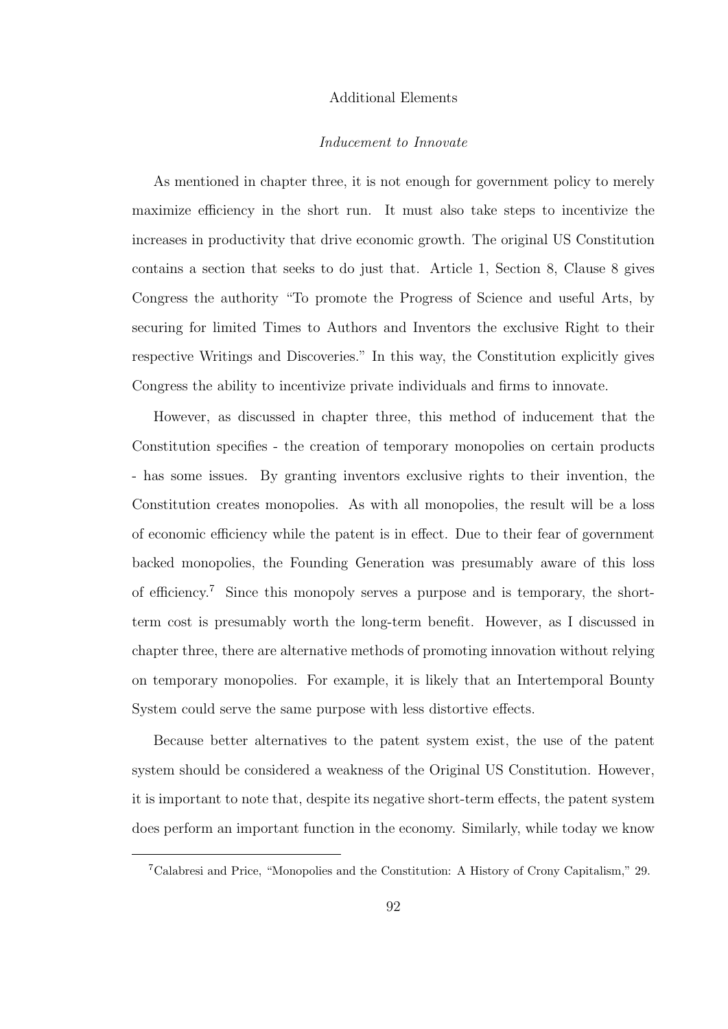## Additional Elements

### *Inducement to Innovate*

As mentioned in chapter three, it is not enough for government policy to merely maximize efficiency in the short run. It must also take steps to incentivize the increases in productivity that drive economic growth. The original US Constitution contains a section that seeks to do just that. Article 1, Section 8, Clause 8 gives Congress the authority "To promote the Progress of Science and useful Arts, by securing for limited Times to Authors and Inventors the exclusive Right to their respective Writings and Discoveries." In this way, the Constitution explicitly gives Congress the ability to incentivize private individuals and firms to innovate.

However, as discussed in chapter three, this method of inducement that the Constitution specifies - the creation of temporary monopolies on certain products - has some issues. By granting inventors exclusive rights to their invention, the Constitution creates monopolies. As with all monopolies, the result will be a loss of economic efficiency while the patent is in effect. Due to their fear of government backed monopolies, the Founding Generation was presumably aware of this loss of efficiency.[7] Since this monopoly serves a purpose and is temporary, the short-term cost is presumably worth the long-term benefit. However, as I discussed in chapter three, there are alternative methods of promoting innovation without relying on temporary monopolies. For example, it is likely that an Intertemporal Bounty System could serve the same purpose with less distortive effects.

Because better alternatives to the patent system exist, the use of the patent system should be considered a weakness of the Original US Constitution. However, it is important to note that, despite its negative short-term effects, the patent system does perform an important function in the economy. Similarly, while today we know

[7] Calabresi and Price, "Monopolies and the Constitution: A History of Crony Capitalism," 29.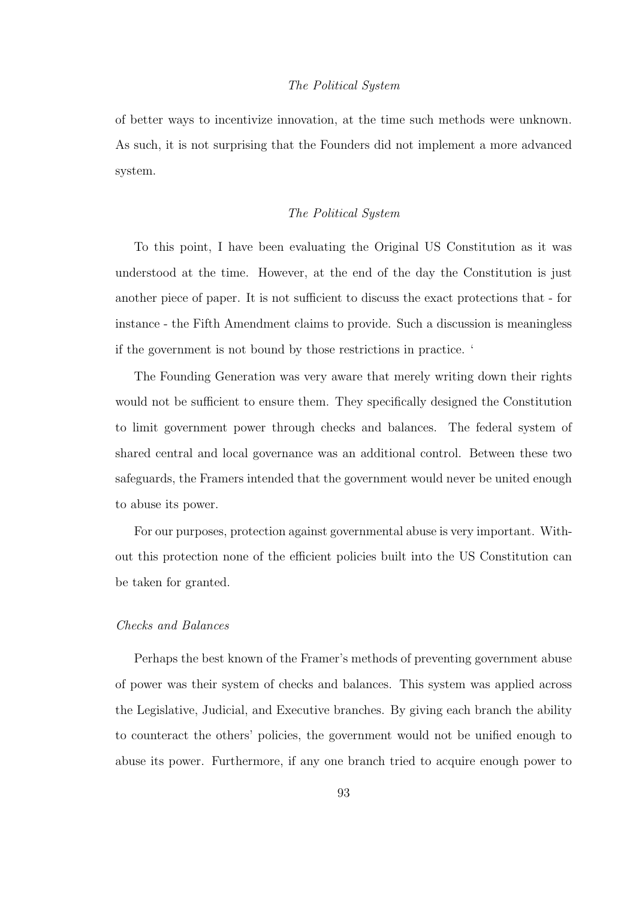of better ways to incentivize innovation, at the time such methods were unknown. As such, it is not surprising that the Founders did not implement a more advanced system.

## *The Political System*

To this point, I have been evaluating the Original US Constitution as it was understood at the time. However, at the end of the day the Constitution is just another piece of paper. It is not sufficient to discuss the exact protections that - for instance - the Fifth Amendment claims to provide. Such a discussion is meaningless if the government is not bound by those restrictions in practice. '

The Founding Generation was very aware that merely writing down their rights would not be sufficient to ensure them. They specifically designed the Constitution to limit government power through checks and balances. The federal system of shared central and local governance was an additional control. Between these two safeguards, the Framers intended that the government would never be united enough to abuse its power.

For our purposes, protection against governmental abuse is very important. Without this protection none of the efficient policies built into the US Constitution can be taken for granted.

### *Checks and Balances*

Perhaps the best known of the Framer's methods of preventing government abuse of power was their system of checks and balances. This system was applied across the Legislative, Judicial, and Executive branches. By giving each branch the ability to counteract the others' policies, the government would not be unified enough to abuse its power. Furthermore, if any one branch tried to acquire enough power to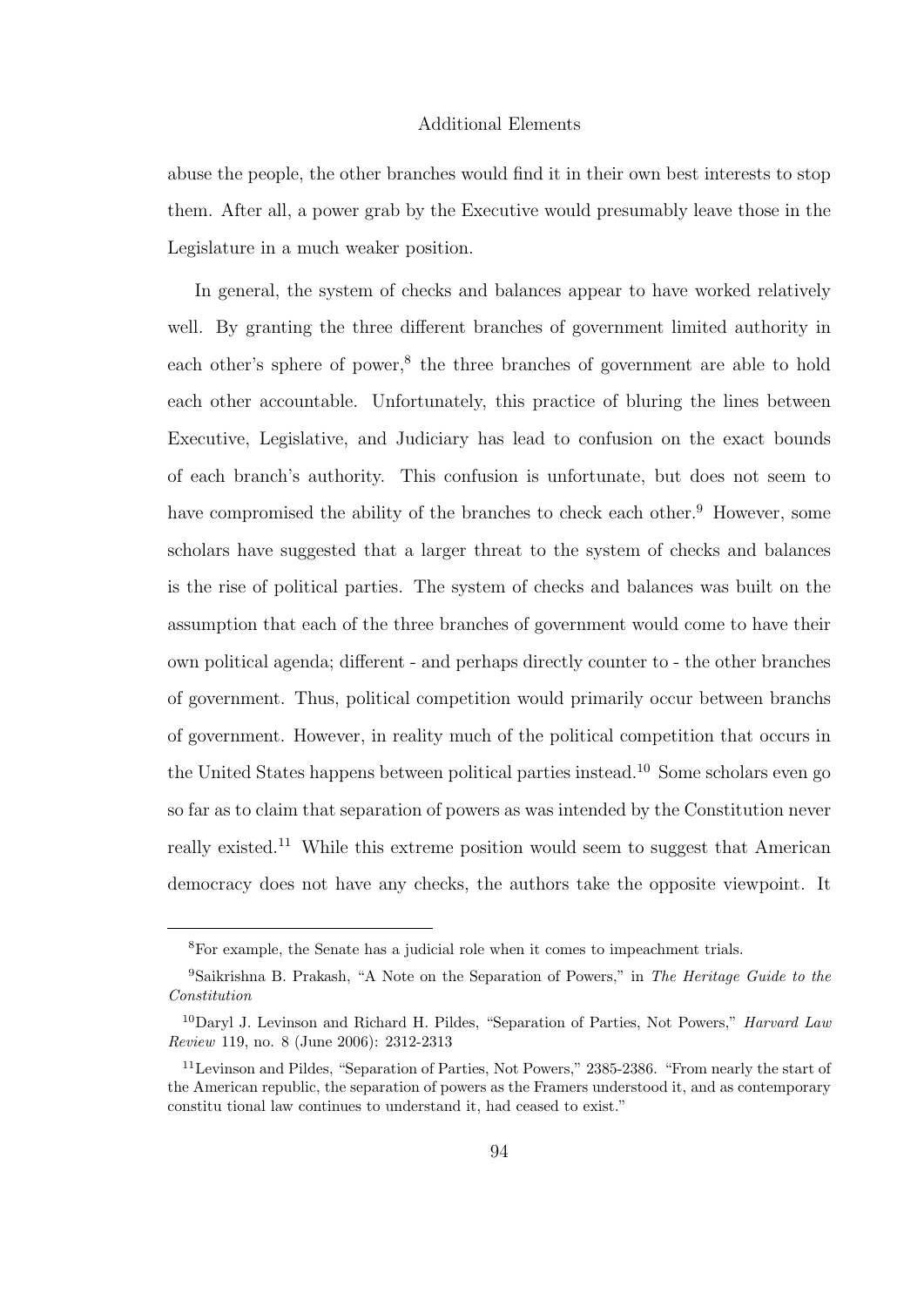abuse the people, the other branches would find it in their own best interests to stop them. After all, a power grab by the Executive would presumably leave those in the Legislature in a much weaker position.

In general, the system of checks and balances appear to have worked relatively well. By granting the three different branches of government limited authority in each other's sphere of power,[8] the three branches of government are able to hold each other accountable. Unfortunately, this practice of bluring the lines between Executive, Legislative, and Judiciary has lead to confusion on the exact bounds of each branch's authority. This confusion is unfortunate, but does not seem to have compromised the ability of the branches to check each other.[9] However, some scholars have suggested that a larger threat to the system of checks and balances is the rise of political parties. The system of checks and balances was built on the assumption that each of the three branches of government would come to have their own political agenda; different - and perhaps directly counter to - the other branches of government. Thus, political competition would primarily occur between branchs of government. However, in reality much of the political competition that occurs in the United States happens between political parties instead.[10] Some scholars even go so far as to claim that separation of powers as was intended by the Constitution never really existed.[11] While this extreme position would seem to suggest that American democracy does not have any checks, the authors take the opposite viewpoint. It

[8] For example, the Senate has a judicial role when it comes to impeachment trials.

[9] Saikrishna B. Prakash, "A Note on the Separation of Powers," in *The Heritage Guide to the Constitution*

[10] Daryl J. Levinson and Richard H. Pildes, "Separation of Parties, Not Powers," *Harvard Law Review* 119, no. 8 (June 2006): 2312-2313

[11] Levinson and Pildes, "Separation of Parties, Not Powers," 2385-2386. "From nearly the start of the American republic, the separation of powers as the Framers understood it, and as contemporary constitu tional law continues to understand it, had ceased to exist."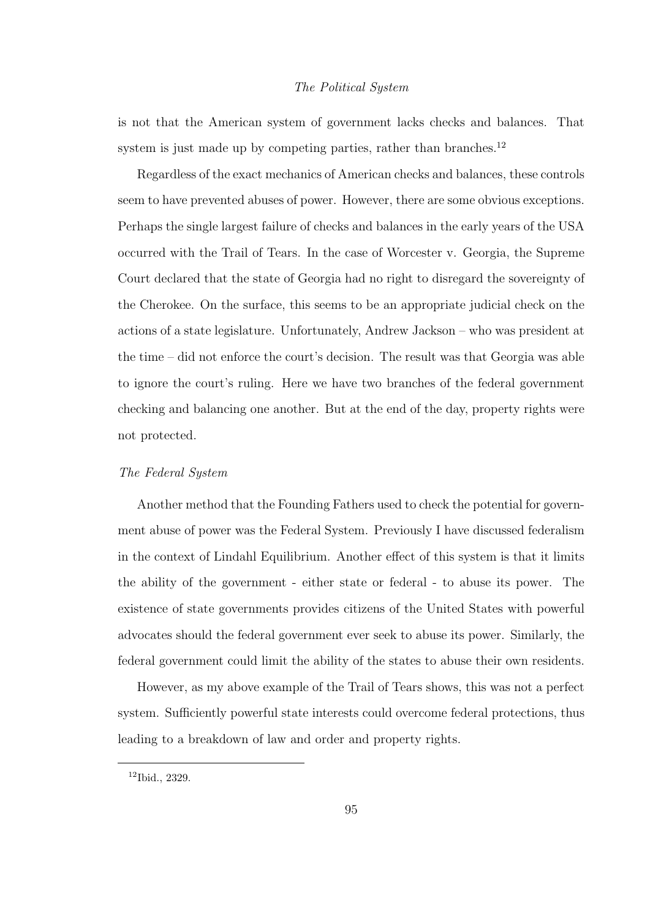is not that the American system of government lacks checks and balances. That system is just made up by competing parties, rather than branches.[12]

Regardless of the exact mechanics of American checks and balances, these controls seem to have prevented abuses of power. However, there are some obvious exceptions. Perhaps the single largest failure of checks and balances in the early years of the USA occurred with the Trail of Tears. In the case of Worcester v. Georgia, the Supreme Court declared that the state of Georgia had no right to disregard the sovereignty of the Cherokee. On the surface, this seems to be an appropriate judicial check on the actions of a state legislature. Unfortunately, Andrew Jackson – who was president at the time – did not enforce the court's decision. The result was that Georgia was able to ignore the court's ruling. Here we have two branches of the federal government checking and balancing one another. But at the end of the day, property rights were not protected.

### *The Federal System*

Another method that the Founding Fathers used to check the potential for government abuse of power was the Federal System. Previously I have discussed federalism in the context of Lindahl Equilibrium. Another effect of this system is that it limits the ability of the government - either state or federal - to abuse its power. The existence of state governments provides citizens of the United States with powerful advocates should the federal government ever seek to abuse its power. Similarly, the federal government could limit the ability of the states to abuse their own residents.

However, as my above example of the Trail of Tears shows, this was not a perfect system. Sufficiently powerful state interests could overcome federal protections, thus leading to a breakdown of law and order and property rights.

---

[12] Ibid., 2329.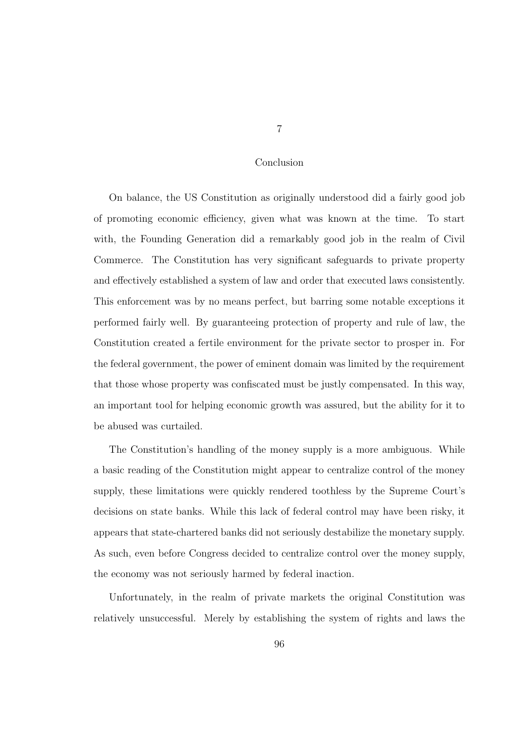# 7

# Conclusion

On balance, the US Constitution as originally understood did a fairly good job of promoting economic efficiency, given what was known at the time. To start with, the Founding Generation did a remarkably good job in the realm of Civil Commerce. The Constitution has very significant safeguards to private property and effectively established a system of law and order that executed laws consistently. This enforcement was by no means perfect, but barring some notable exceptions it performed fairly well. By guaranteeing protection of property and rule of law, the Constitution created a fertile environment for the private sector to prosper in. For the federal government, the power of eminent domain was limited by the requirement that those whose property was confiscated must be justly compensated. In this way, an important tool for helping economic growth was assured, but the ability for it to be abused was curtailed.

The Constitution's handling of the money supply is a more ambiguous. While a basic reading of the Constitution might appear to centralize control of the money supply, these limitations were quickly rendered toothless by the Supreme Court's decisions on state banks. While this lack of federal control may have been risky, it appears that state-chartered banks did not seriously destabilize the monetary supply. As such, even before Congress decided to centralize control over the money supply, the economy was not seriously harmed by federal inaction.

Unfortunately, in the realm of private markets the original Constitution was relatively unsuccessful. Merely by establishing the system of rights and laws the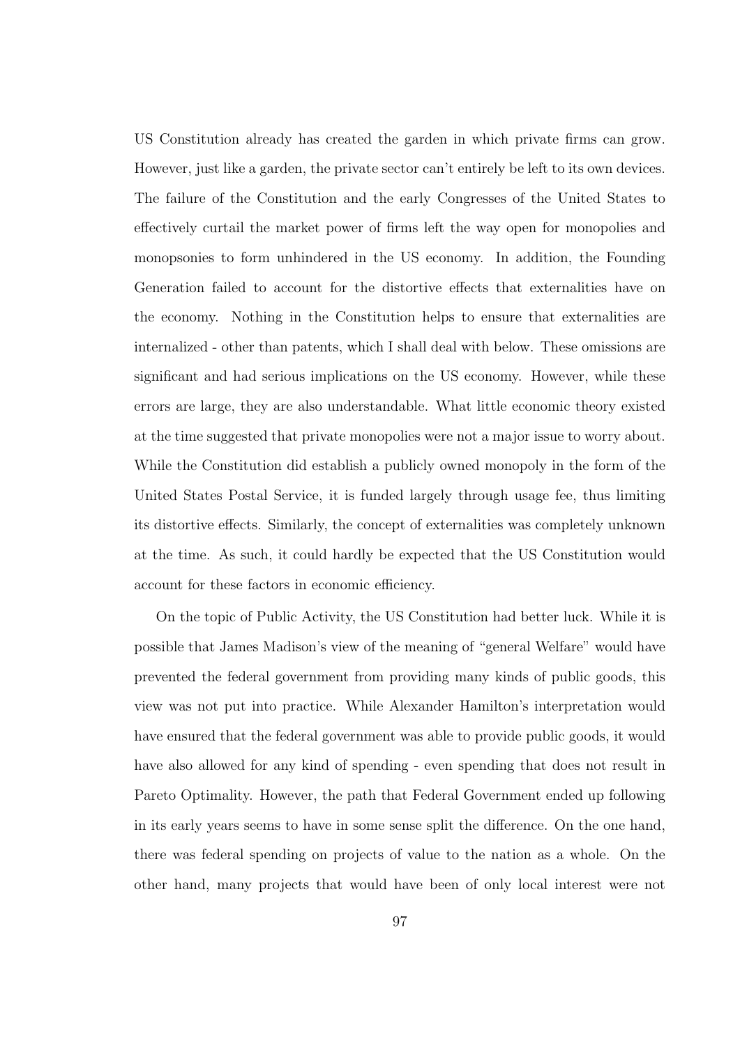US Constitution already has created the garden in which private firms can grow. However, just like a garden, the private sector can't entirely be left to its own devices. The failure of the Constitution and the early Congresses of the United States to effectively curtail the market power of firms left the way open for monopolies and monopsonies to form unhindered in the US economy. In addition, the Founding Generation failed to account for the distortive effects that externalities have on the economy. Nothing in the Constitution helps to ensure that externalities are internalized - other than patents, which I shall deal with below. These omissions are significant and had serious implications on the US economy. However, while these errors are large, they are also understandable. What little economic theory existed at the time suggested that private monopolies were not a major issue to worry about. While the Constitution did establish a publicly owned monopoly in the form of the United States Postal Service, it is funded largely through usage fee, thus limiting its distortive effects. Similarly, the concept of externalities was completely unknown at the time. As such, it could hardly be expected that the US Constitution would account for these factors in economic efficiency.

On the topic of Public Activity, the US Constitution had better luck. While it is possible that James Madison's view of the meaning of "general Welfare" would have prevented the federal government from providing many kinds of public goods, this view was not put into practice. While Alexander Hamilton's interpretation would have ensured that the federal government was able to provide public goods, it would have also allowed for any kind of spending - even spending that does not result in Pareto Optimality. However, the path that Federal Government ended up following in its early years seems to have in some sense split the difference. On the one hand, there was federal spending on projects of value to the nation as a whole. On the other hand, many projects that would have been of only local interest were not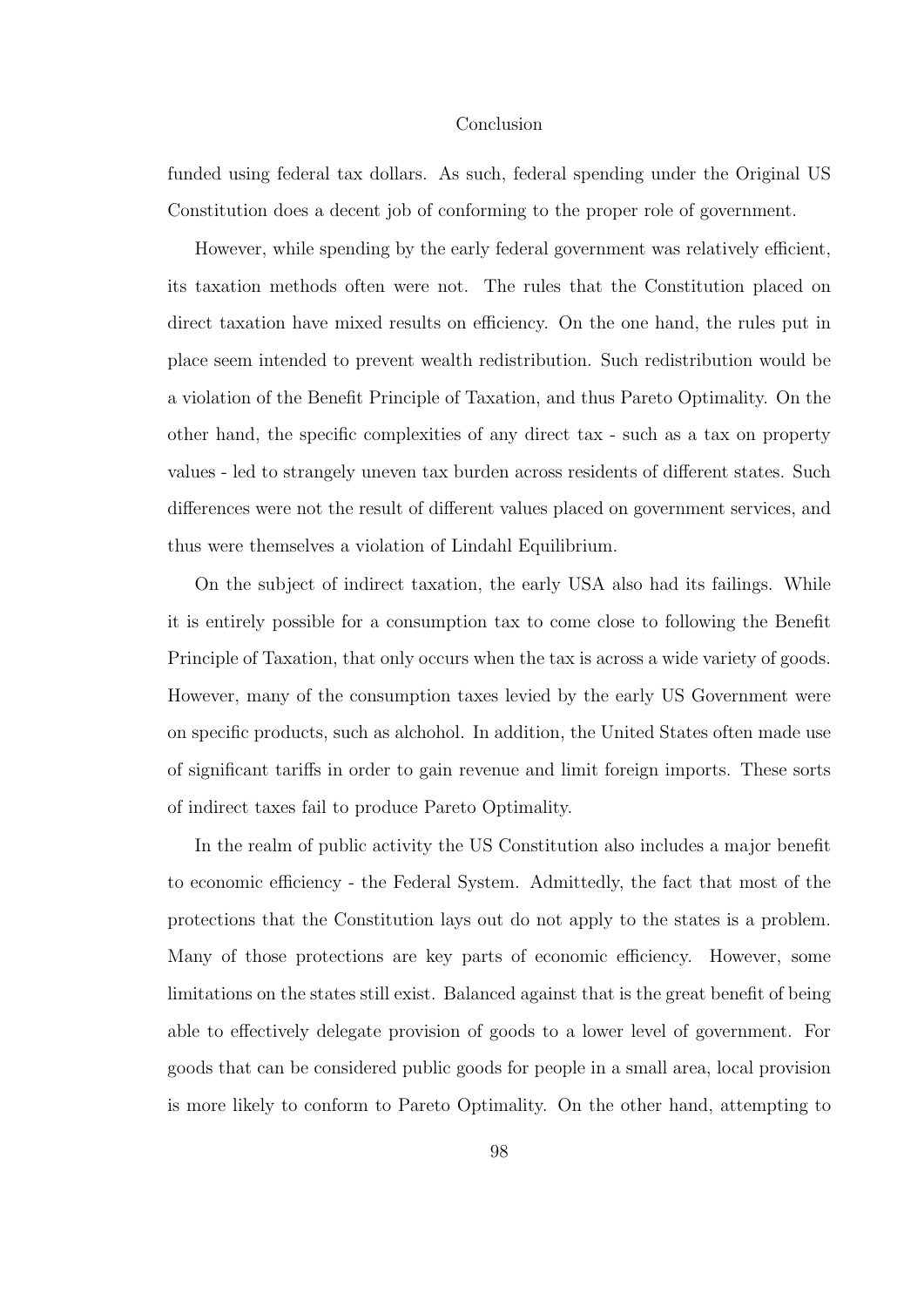funded using federal tax dollars. As such, federal spending under the Original US Constitution does a decent job of conforming to the proper role of government.

However, while spending by the early federal government was relatively efficient, its taxation methods often were not. The rules that the Constitution placed on direct taxation have mixed results on efficiency. On the one hand, the rules put in place seem intended to prevent wealth redistribution. Such redistribution would be a violation of the Benefit Principle of Taxation, and thus Pareto Optimality. On the other hand, the specific complexities of any direct tax - such as a tax on property values - led to strangely uneven tax burden across residents of different states. Such differences were not the result of different values placed on government services, and thus were themselves a violation of Lindahl Equilibrium.

On the subject of indirect taxation, the early USA also had its failings. While it is entirely possible for a consumption tax to come close to following the Benefit Principle of Taxation, that only occurs when the tax is across a wide variety of goods. However, many of the consumption taxes levied by the early US Government were on specific products, such as alchohol. In addition, the United States often made use of significant tariffs in order to gain revenue and limit foreign imports. These sorts of indirect taxes fail to produce Pareto Optimality.

In the realm of public activity the US Constitution also includes a major benefit to economic efficiency - the Federal System. Admittedly, the fact that most of the protections that the Constitution lays out do not apply to the states is a problem. Many of those protections are key parts of economic efficiency. However, some limitations on the states still exist. Balanced against that is the great benefit of being able to effectively delegate provision of goods to a lower level of government. For goods that can be considered public goods for people in a small area, local provision is more likely to conform to Pareto Optimality. On the other hand, attempting to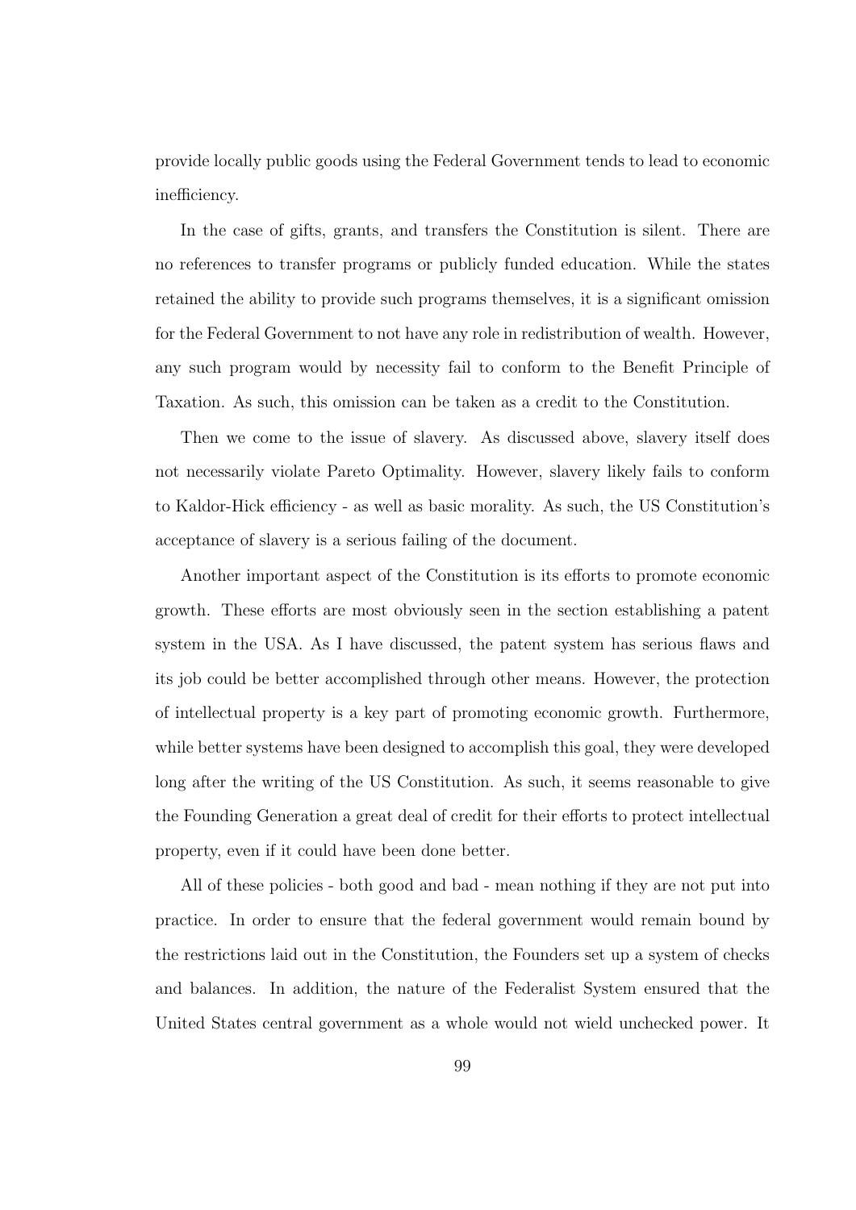provide locally public goods using the Federal Government tends to lead to economic inefficiency.

In the case of gifts, grants, and transfers the Constitution is silent. There are no references to transfer programs or publicly funded education. While the states retained the ability to provide such programs themselves, it is a significant omission for the Federal Government to not have any role in redistribution of wealth. However, any such program would by necessity fail to conform to the Benefit Principle of Taxation. As such, this omission can be taken as a credit to the Constitution.

Then we come to the issue of slavery. As discussed above, slavery itself does not necessarily violate Pareto Optimality. However, slavery likely fails to conform to Kaldor-Hick efficiency - as well as basic morality. As such, the US Constitution's acceptance of slavery is a serious failing of the document.

Another important aspect of the Constitution is its efforts to promote economic growth. These efforts are most obviously seen in the section establishing a patent system in the USA. As I have discussed, the patent system has serious flaws and its job could be better accomplished through other means. However, the protection of intellectual property is a key part of promoting economic growth. Furthermore, while better systems have been designed to accomplish this goal, they were developed long after the writing of the US Constitution. As such, it seems reasonable to give the Founding Generation a great deal of credit for their efforts to protect intellectual property, even if it could have been done better.

All of these policies - both good and bad - mean nothing if they are not put into practice. In order to ensure that the federal government would remain bound by the restrictions laid out in the Constitution, the Founders set up a system of checks and balances. In addition, the nature of the Federalist System ensured that the United States central government as a whole would not wield unchecked power. It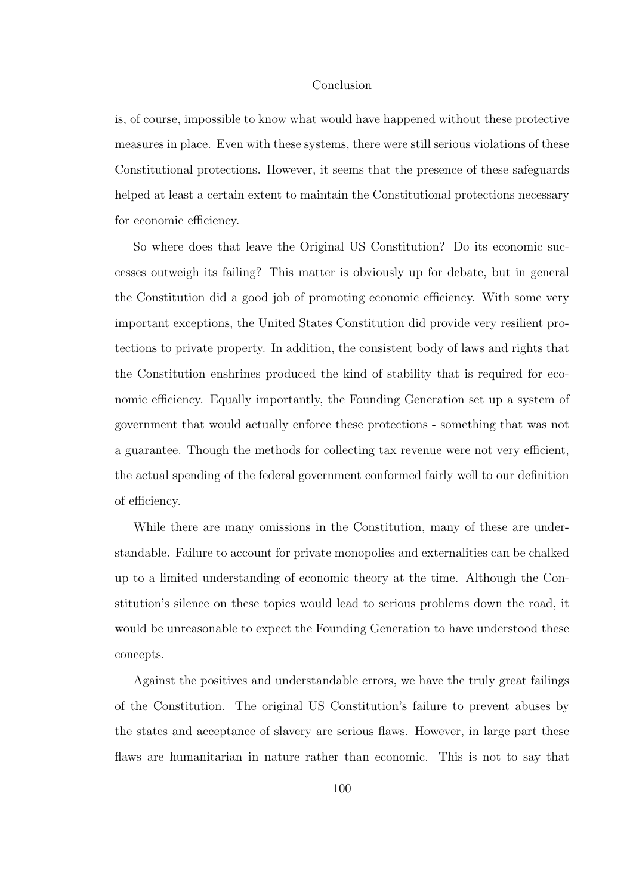is, of course, impossible to know what would have happened without these protective measures in place. Even with these systems, there were still serious violations of these Constitutional protections. However, it seems that the presence of these safeguards helped at least a certain extent to maintain the Constitutional protections necessary for economic efficiency.

So where does that leave the Original US Constitution? Do its economic successes outweigh its failing? This matter is obviously up for debate, but in general the Constitution did a good job of promoting economic efficiency. With some very important exceptions, the United States Constitution did provide very resilient protections to private property. In addition, the consistent body of laws and rights that the Constitution enshrines produced the kind of stability that is required for economic efficiency. Equally importantly, the Founding Generation set up a system of government that would actually enforce these protections - something that was not a guarantee. Though the methods for collecting tax revenue were not very efficient, the actual spending of the federal government conformed fairly well to our definition of efficiency.

While there are many omissions in the Constitution, many of these are understandable. Failure to account for private monopolies and externalities can be chalked up to a limited understanding of economic theory at the time. Although the Constitution's silence on these topics would lead to serious problems down the road, it would be unreasonable to expect the Founding Generation to have understood these concepts.

Against the positives and understandable errors, we have the truly great failings of the Constitution. The original US Constitution's failure to prevent abuses by the states and acceptance of slavery are serious flaws. However, in large part these flaws are humanitarian in nature rather than economic. This is not to say that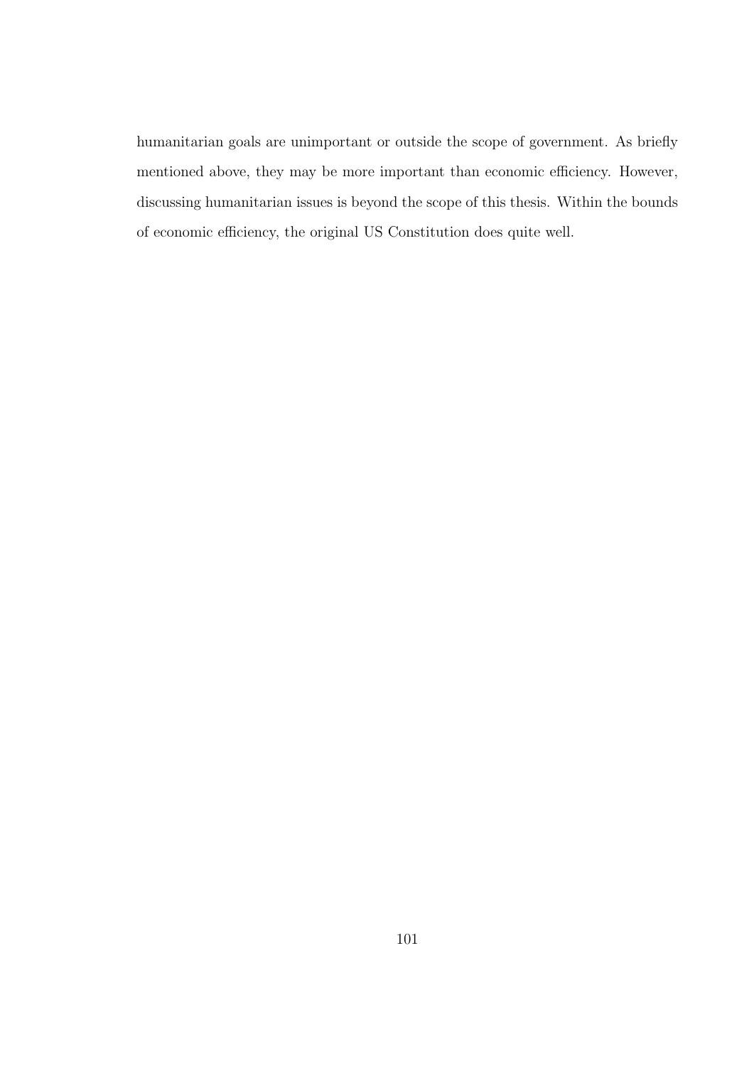humanitarian goals are unimportant or outside the scope of government. As briefly mentioned above, they may be more important than economic efficiency. However, discussing humanitarian issues is beyond the scope of this thesis. Within the bounds of economic efficiency, the original US Constitution does quite well.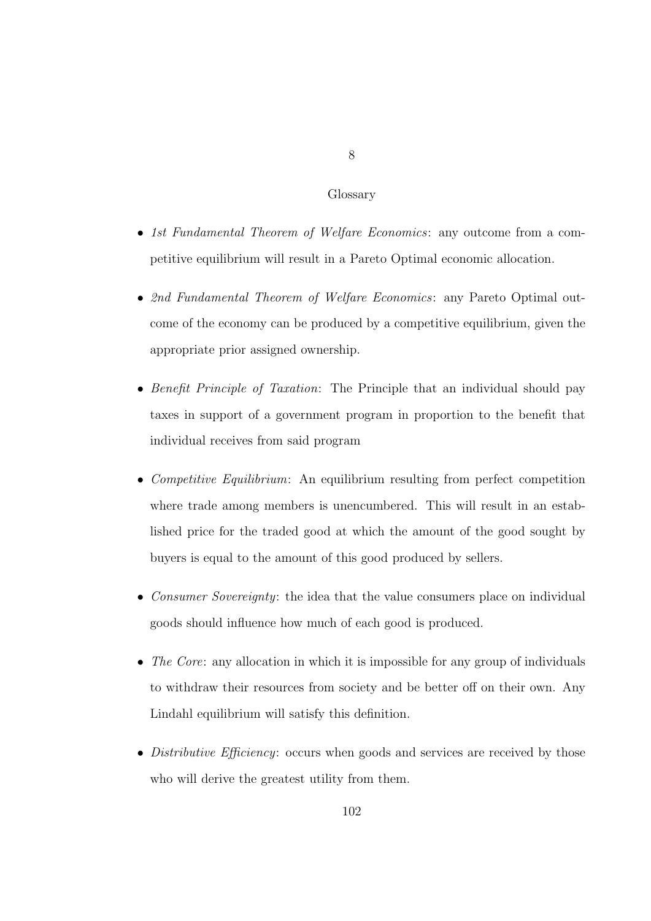# 8

## Glossary

- *1st Fundamental Theorem of Welfare Economics*: any outcome from a competitive equilibrium will result in a Pareto Optimal economic allocation.

- *2nd Fundamental Theorem of Welfare Economics*: any Pareto Optimal outcome of the economy can be produced by a competitive equilibrium, given the appropriate prior assigned ownership.

- *Benefit Principle of Taxation*: The Principle that an individual should pay taxes in support of a government program in proportion to the benefit that individual receives from said program

- *Competitive Equilibrium*: An equilibrium resulting from perfect competition where trade among members is unencumbered. This will result in an established price for the traded good at which the amount of the good sought by buyers is equal to the amount of this good produced by sellers.

- *Consumer Sovereignty*: the idea that the value consumers place on individual goods should influence how much of each good is produced.

- *The Core*: any allocation in which it is impossible for any group of individuals to withdraw their resources from society and be better off on their own. Any Lindahl equilibrium will satisfy this definition.

- *Distributive Efficiency*: occurs when goods and services are received by those who will derive the greatest utility from them.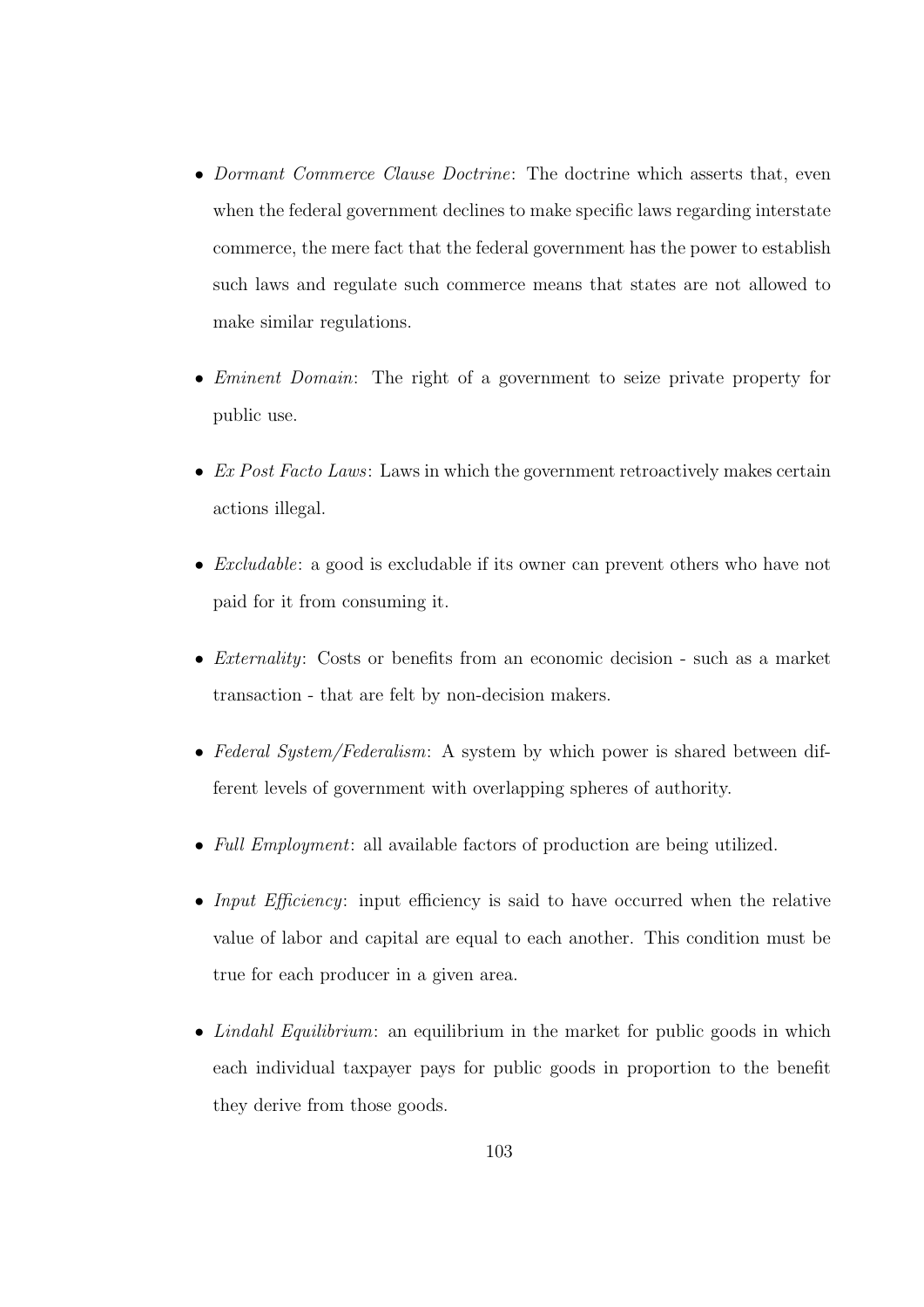- *Dormant Commerce Clause Doctrine*: The doctrine which asserts that, even when the federal government declines to make specific laws regarding interstate commerce, the mere fact that the federal government has the power to establish such laws and regulate such commerce means that states are not allowed to make similar regulations.

- *Eminent Domain*: The right of a government to seize private property for public use.

- *Ex Post Facto Laws*: Laws in which the government retroactively makes certain actions illegal.

- *Excludable*: a good is excludable if its owner can prevent others who have not paid for it from consuming it.

- *Externality*: Costs or benefits from an economic decision - such as a market transaction - that are felt by non-decision makers.

- *Federal System/Federalism*: A system by which power is shared between different levels of government with overlapping spheres of authority.

- *Full Employment*: all available factors of production are being utilized.

- *Input Efficiency*: input efficiency is said to have occurred when the relative value of labor and capital are equal to each another. This condition must be true for each producer in a given area.

- *Lindahl Equilibrium*: an equilibrium in the market for public goods in which each individual taxpayer pays for public goods in proportion to the benefit they derive from those goods.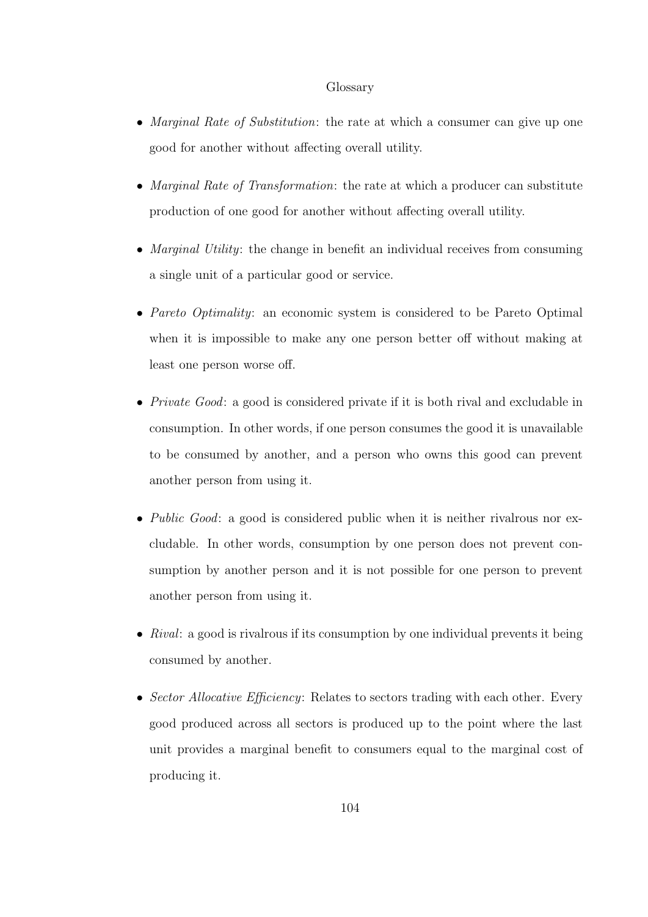Glossary

- *Marginal Rate of Substitution*: the rate at which a consumer can give up one good for another without affecting overall utility.

- *Marginal Rate of Transformation*: the rate at which a producer can substitute production of one good for another without affecting overall utility.

- *Marginal Utility*: the change in benefit an individual receives from consuming a single unit of a particular good or service.

- *Pareto Optimality*: an economic system is considered to be Pareto Optimal when it is impossible to make any one person better off without making at least one person worse off.

- *Private Good*: a good is considered private if it is both rival and excludable in consumption. In other words, if one person consumes the good it is unavailable to be consumed by another, and a person who owns this good can prevent another person from using it.

- *Public Good*: a good is considered public when it is neither rivalrous nor excludable. In other words, consumption by one person does not prevent consumption by another person and it is not possible for one person to prevent another person from using it.

- *Rival*: a good is rivalrous if its consumption by one individual prevents it being consumed by another.

- *Sector Allocative Efficiency*: Relates to sectors trading with each other. Every good produced across all sectors is produced up to the point where the last unit provides a marginal benefit to consumers equal to the marginal cost of producing it.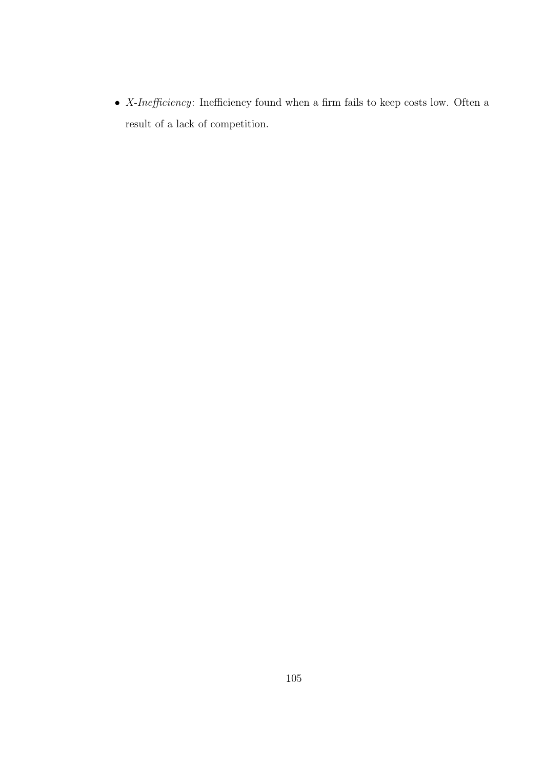- *X-Inefficiency*: Inefficiency found when a firm fails to keep costs low. Often a result of a lack of competition.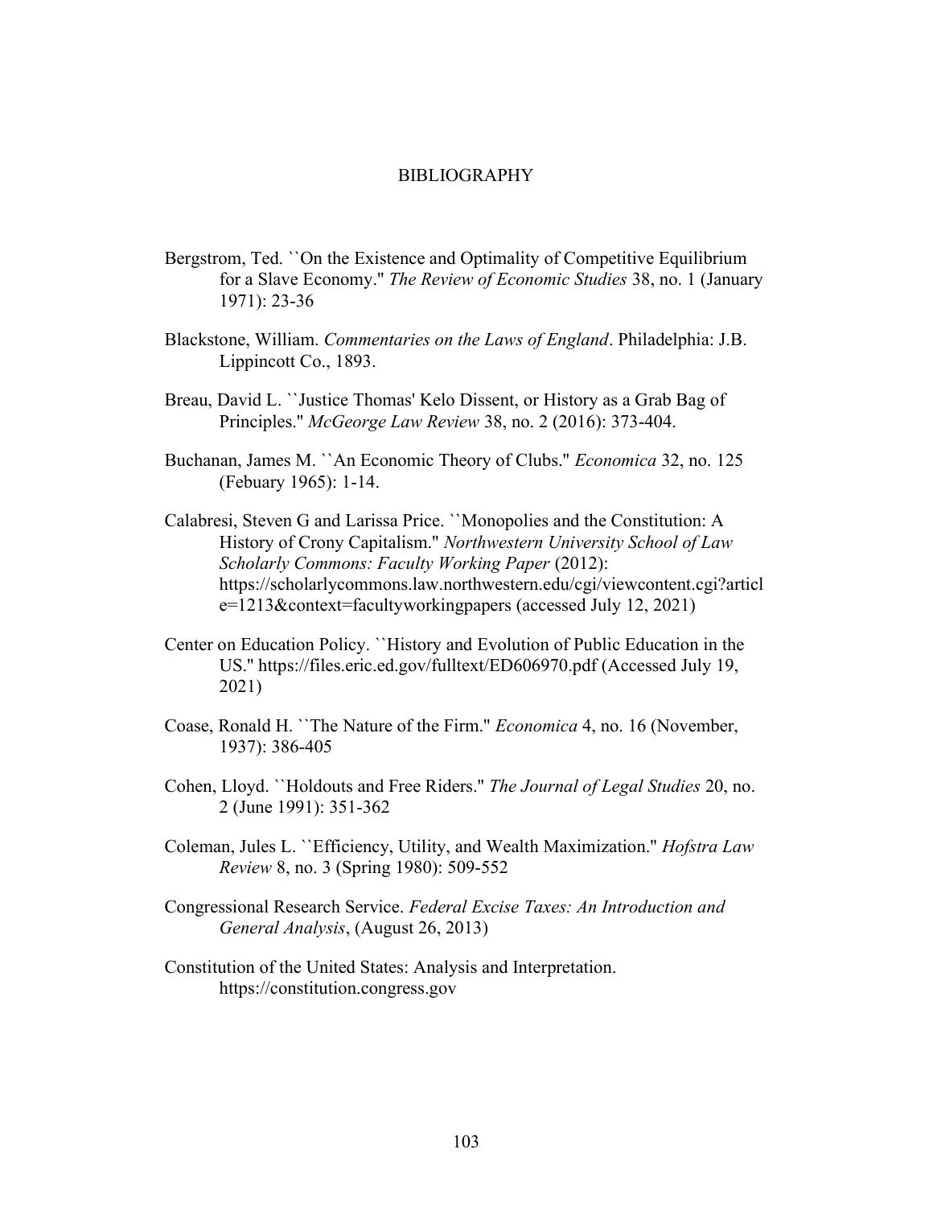# BIBLIOGRAPHY

Bergstrom, Ted. ``On the Existence and Optimality of Competitive Equilibrium for a Slave Economy.'' *The Review of Economic Studies* 38, no. 1 (January 1971): 23-36

Blackstone, William. *Commentaries on the Laws of England*. Philadelphia: J.B. Lippincott Co., 1893.

Breau, David L. ``Justice Thomas' Kelo Dissent, or History as a Grab Bag of Principles.'' *McGeorge Law Review* 38, no. 2 (2016): 373-404.

Buchanan, James M. ``An Economic Theory of Clubs.'' *Economica* 32, no. 125 (Febuary 1965): 1-14.

Calabresi, Steven G and Larissa Price. ``Monopolies and the Constitution: A History of Crony Capitalism.'' *Northwestern University School of Law Scholarly Commons: Faculty Working Paper* (2012): https://scholarlycommons.law.northwestern.edu/cgi/viewcontent.cgi?article=1213&context=facultyworkingpapers (accessed July 12, 2021)

Center on Education Policy. ``History and Evolution of Public Education in the US.'' https://files.eric.ed.gov/fulltext/ED606970.pdf (Accessed July 19, 2021)

Coase, Ronald H. ``The Nature of the Firm.'' *Economica* 4, no. 16 (November, 1937): 386-405

Cohen, Lloyd. ``Holdouts and Free Riders.'' *The Journal of Legal Studies* 20, no. 2 (June 1991): 351-362

Coleman, Jules L. ``Efficiency, Utility, and Wealth Maximization.'' *Hofstra Law Review* 8, no. 3 (Spring 1980): 509-552

Congressional Research Service. *Federal Excise Taxes: An Introduction and General Analysis*, (August 26, 2013)

Constitution of the United States: Analysis and Interpretation. https://constitution.congress.gov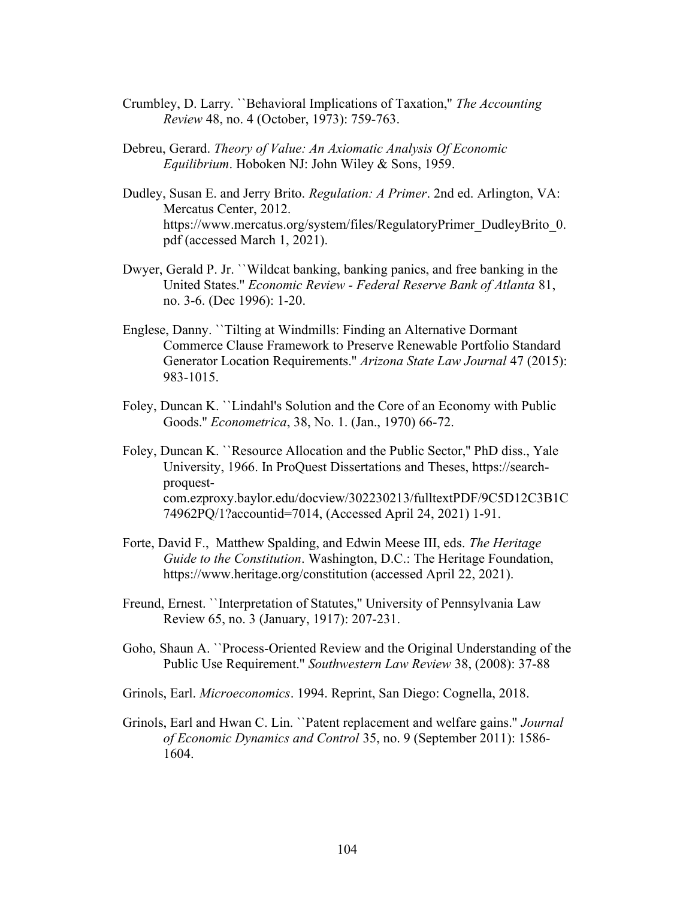Crumbley, D. Larry. ``Behavioral Implications of Taxation,'' *The Accounting Review* 48, no. 4 (October, 1973): 759-763.

Debreu, Gerard. *Theory of Value: An Axiomatic Analysis Of Economic Equilibrium*. Hoboken NJ: John Wiley & Sons, 1959.

Dudley, Susan E. and Jerry Brito. *Regulation: A Primer*. 2nd ed. Arlington, VA: Mercatus Center, 2012. https://www.mercatus.org/system/files/RegulatoryPrimer_DudleyBrito_0.pdf (accessed March 1, 2021).

Dwyer, Gerald P. Jr. ``Wildcat banking, banking panics, and free banking in the United States.'' *Economic Review - Federal Reserve Bank of Atlanta* 81, no. 3-6. (Dec 1996): 1-20.

Englese, Danny. ``Tilting at Windmills: Finding an Alternative Dormant Commerce Clause Framework to Preserve Renewable Portfolio Standard Generator Location Requirements.'' *Arizona State Law Journal* 47 (2015): 983-1015.

Foley, Duncan K. ``Lindahl's Solution and the Core of an Economy with Public Goods.'' *Econometrica*, 38, No. 1. (Jan., 1970) 66-72.

Foley, Duncan K. ``Resource Allocation and the Public Sector,'' PhD diss., Yale University, 1966. In ProQuest Dissertations and Theses, https://search-proquest-com.ezproxy.baylor.edu/docview/302230213/fulltextPDF/9C5D12C3B1C74962PQ/1?accountid=7014, (Accessed April 24, 2021) 1-91.

Forte, David F., Matthew Spalding, and Edwin Meese III, eds. *The Heritage Guide to the Constitution*. Washington, D.C.: The Heritage Foundation, https://www.heritage.org/constitution (accessed April 22, 2021).

Freund, Ernest. ``Interpretation of Statutes,'' University of Pennsylvania Law Review 65, no. 3 (January, 1917): 207-231.

Goho, Shaun A. ``Process-Oriented Review and the Original Understanding of the Public Use Requirement.'' *Southwestern Law Review* 38, (2008): 37-88

Grinols, Earl. *Microeconomics*. 1994. Reprint, San Diego: Cognella, 2018.

Grinols, Earl and Hwan C. Lin. ``Patent replacement and welfare gains.'' *Journal of Economic Dynamics and Control* 35, no. 9 (September 2011): 1586-1604.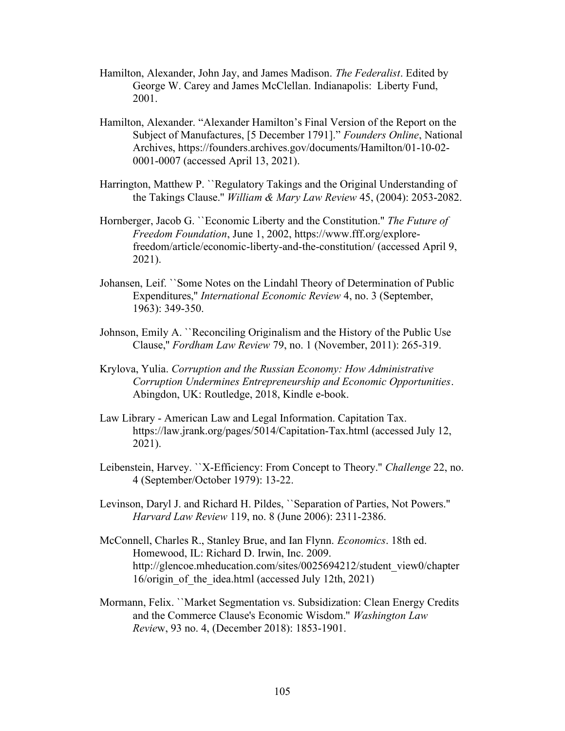Hamilton, Alexander, John Jay, and James Madison. *The Federalist*. Edited by George W. Carey and James McClellan. Indianapolis: Liberty Fund, 2001.

Hamilton, Alexander. "Alexander Hamilton's Final Version of the Report on the Subject of Manufactures, [5 December 1791]." *Founders Online*, National Archives, https://founders.archives.gov/documents/Hamilton/01-10-02-0001-0007 (accessed April 13, 2021).

Harrington, Matthew P. ``Regulatory Takings and the Original Understanding of the Takings Clause.'' *William & Mary Law Review* 45, (2004): 2053-2082.

Hornberger, Jacob G. ``Economic Liberty and the Constitution.'' *The Future of Freedom Foundation*, June 1, 2002, https://www.fff.org/explore-freedom/article/economic-liberty-and-the-constitution/ (accessed April 9, 2021).

Johansen, Leif. ``Some Notes on the Lindahl Theory of Determination of Public Expenditures,'' *International Economic Review* 4, no. 3 (September, 1963): 349-350.

Johnson, Emily A. ``Reconciling Originalism and the History of the Public Use Clause,'' *Fordham Law Review* 79, no. 1 (November, 2011): 265-319.

Krylova, Yulia. *Corruption and the Russian Economy: How Administrative Corruption Undermines Entrepreneurship and Economic Opportunities*. Abingdon, UK: Routledge, 2018, Kindle e-book.

Law Library - American Law and Legal Information. Capitation Tax. https://law.jrank.org/pages/5014/Capitation-Tax.html (accessed July 12, 2021).

Leibenstein, Harvey. ``X-Efficiency: From Concept to Theory.'' *Challenge* 22, no. 4 (September/October 1979): 13-22.

Levinson, Daryl J. and Richard H. Pildes, ``Separation of Parties, Not Powers.'' *Harvard Law Review* 119, no. 8 (June 2006): 2311-2386.

McConnell, Charles R., Stanley Brue, and Ian Flynn. *Economics*. 18th ed. Homewood, IL: Richard D. Irwin, Inc. 2009. http://glencoe.mheducation.com/sites/0025694212/student_view0/chapter16/origin_of_the_idea.html (accessed July 12th, 2021)

Mormann, Felix. ``Market Segmentation vs. Subsidization: Clean Energy Credits and the Commerce Clause's Economic Wisdom.'' *Washington Law Review*, 93 no. 4, (December 2018): 1853-1901.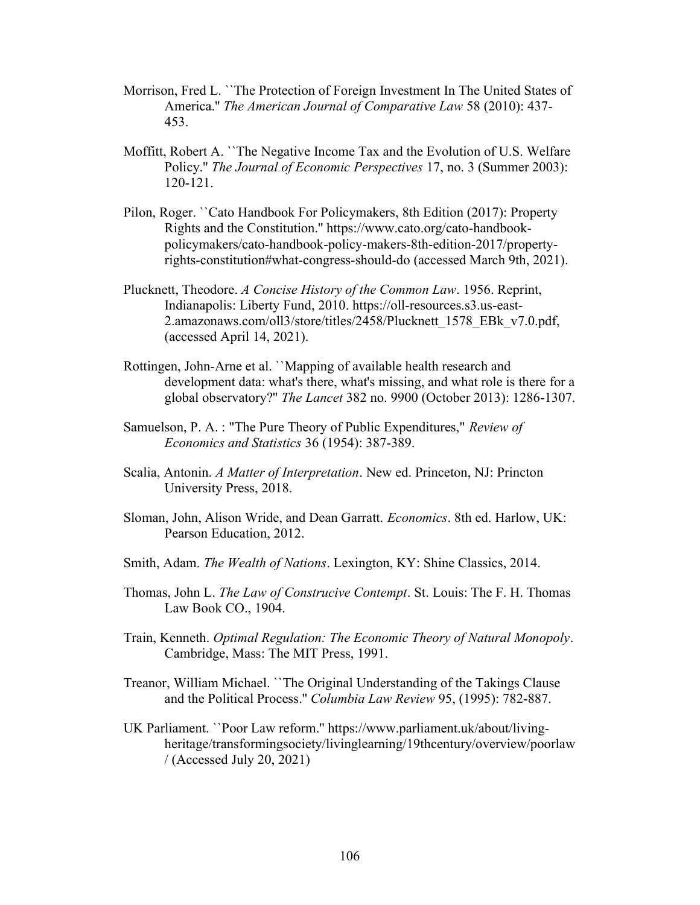Morrison, Fred L. ``The Protection of Foreign Investment In The United States of America." *The American Journal of Comparative Law* 58 (2010): 437-453.

Moffitt, Robert A. ``The Negative Income Tax and the Evolution of U.S. Welfare Policy." *The Journal of Economic Perspectives* 17, no. 3 (Summer 2003): 120-121.

Pilon, Roger. ``Cato Handbook For Policymakers, 8th Edition (2017): Property Rights and the Constitution." https://www.cato.org/cato-handbook-policymakers/cato-handbook-policy-makers-8th-edition-2017/property-rights-constitution#what-congress-should-do (accessed March 9th, 2021).

Plucknett, Theodore. *A Concise History of the Common Law*. 1956. Reprint, Indianapolis: Liberty Fund, 2010. https://oll-resources.s3.us-east-2.amazonaws.com/oll3/store/titles/2458/Plucknett_1578_EBk_v7.0.pdf, (accessed April 14, 2021).

Rottingen, John-Arne et al. ``Mapping of available health research and development data: what's there, what's missing, and what role is there for a global observatory?" *The Lancet* 382 no. 9900 (October 2013): 1286-1307.

Samuelson, P. A. : "The Pure Theory of Public Expenditures," *Review of Economics and Statistics* 36 (1954): 387-389.

Scalia, Antonin. *A Matter of Interpretation*. New ed. Princeton, NJ: Princton University Press, 2018.

Sloman, John, Alison Wride, and Dean Garratt. *Economics*. 8th ed. Harlow, UK: Pearson Education, 2012.

Smith, Adam. *The Wealth of Nations*. Lexington, KY: Shine Classics, 2014.

Thomas, John L. *The Law of Construcive Contempt*. St. Louis: The F. H. Thomas Law Book CO., 1904.

Train, Kenneth. *Optimal Regulation: The Economic Theory of Natural Monopoly*. Cambridge, Mass: The MIT Press, 1991.

Treanor, William Michael. ``The Original Understanding of the Takings Clause and the Political Process." *Columbia Law Review* 95, (1995): 782-887.

UK Parliament. ``Poor Law reform." https://www.parliament.uk/about/living-heritage/transformingsociety/livinglearning/19thcentury/overview/poorlaw/ (Accessed July 20, 2021)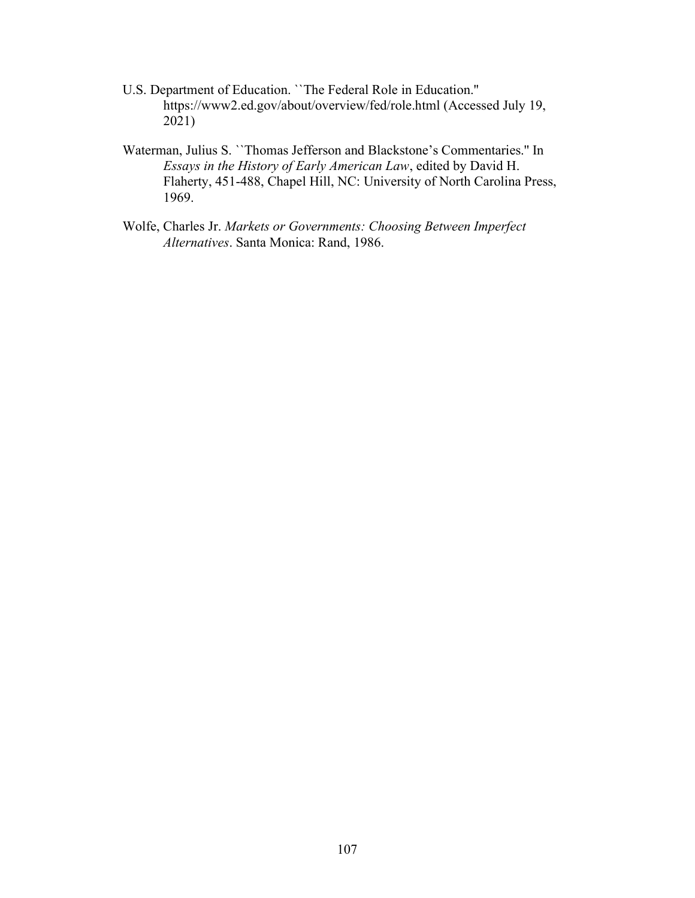U.S. Department of Education. ``The Federal Role in Education.'' https://www2.ed.gov/about/overview/fed/role.html (Accessed July 19, 2021)

Waterman, Julius S. ``Thomas Jefferson and Blackstone's Commentaries.'' In *Essays in the History of Early American Law*, edited by David H. Flaherty, 451-488, Chapel Hill, NC: University of North Carolina Press, 1969.

Wolfe, Charles Jr. *Markets or Governments: Choosing Between Imperfect Alternatives*. Santa Monica: Rand, 1986.